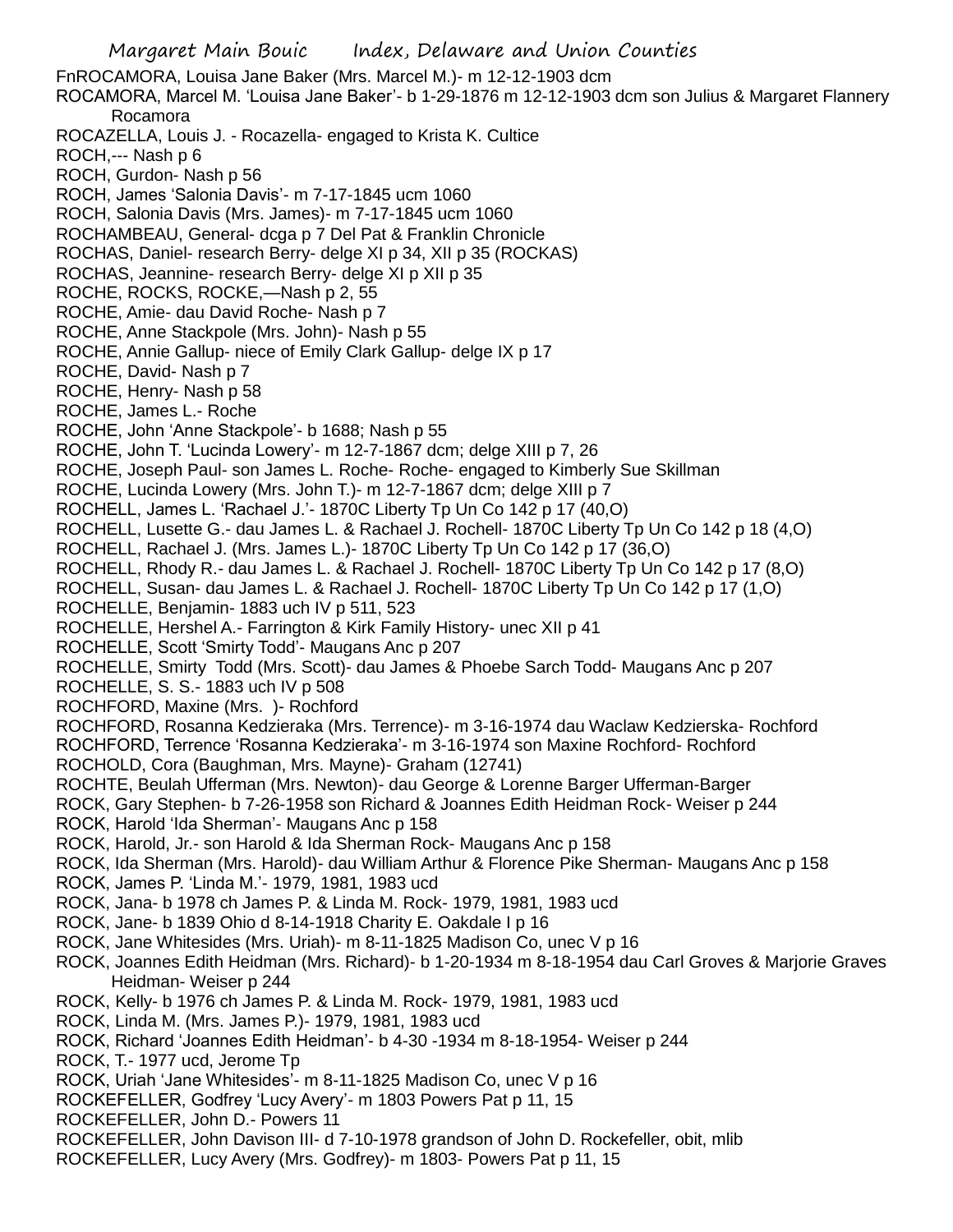FnROCAMORA, Louisa Jane Baker (Mrs. Marcel M.)- m 12-12-1903 dcm

ROCAMORA, Marcel M. 'Louisa Jane Baker'- b 1-29-1876 m 12-12-1903 dcm son Julius & Margaret Flannery Rocamora

ROCAZELLA, Louis J. - Rocazella- engaged to Krista K. Cultice

ROCH,--- Nash p 6

ROCH, Gurdon- Nash p 56

ROCH, James 'Salonia Davis'- m 7-17-1845 ucm 1060

ROCH, Salonia Davis (Mrs. James)- m 7-17-1845 ucm 1060

ROCHAMBEAU, General- dcga p 7 Del Pat & Franklin Chronicle

ROCHAS, Daniel- research Berry- delge XI p 34, XII p 35 (ROCKAS)

ROCHAS, Jeannine- research Berry- delge XI p XII p 35

ROCHE, ROCKS, ROCKE,—Nash p 2, 55

ROCHE, Amie- dau David Roche- Nash p 7

ROCHE, Anne Stackpole (Mrs. John)- Nash p 55

ROCHE, Annie Gallup- niece of Emily Clark Gallup- delge IX p 17

ROCHE, David- Nash p 7

ROCHE, Henry- Nash p 58

ROCHE, James L.- Roche

ROCHE, John 'Anne Stackpole'- b 1688; Nash p 55

ROCHE, John T. 'Lucinda Lowery'- m 12-7-1867 dcm; delge XIII p 7, 26

ROCHE, Joseph Paul- son James L. Roche- Roche- engaged to Kimberly Sue Skillman

ROCHE, Lucinda Lowery (Mrs. John T.)- m 12-7-1867 dcm; delge XIII p 7

ROCHELL, James L. 'Rachael J.'- 1870C Liberty Tp Un Co 142 p 17 (40,O)

ROCHELL, Lusette G.- dau James L. & Rachael J. Rochell- 1870C Liberty Tp Un Co 142 p 18 (4,O)

ROCHELL, Rachael J. (Mrs. James L.)- 1870C Liberty Tp Un Co 142 p 17 (36,O)

ROCHELL, Rhody R.- dau James L. & Rachael J. Rochell- 1870C Liberty Tp Un Co 142 p 17 (8,O)

ROCHELL, Susan- dau James L. & Rachael J. Rochell- 1870C Liberty Tp Un Co 142 p 17 (1,O)

ROCHELLE, Benjamin- 1883 uch IV p 511, 523

ROCHELLE, Hershel A.- Farrington & Kirk Family History- unec XII p 41

ROCHELLE, Scott 'Smirty Todd'- Maugans Anc p 207

ROCHELLE, Smirty Todd (Mrs. Scott)- dau James & Phoebe Sarch Todd- Maugans Anc p 207

ROCHELLE, S. S.- 1883 uch IV p 508

ROCHFORD, Maxine (Mrs. )- Rochford

ROCHFORD, Rosanna Kedzieraka (Mrs. Terrence)- m 3-16-1974 dau Waclaw Kedzierska- Rochford

ROCHFORD, Terrence 'Rosanna Kedzieraka'- m 3-16-1974 son Maxine Rochford- Rochford

ROCHOLD, Cora (Baughman, Mrs. Mayne)- Graham (12741)

ROCHTE, Beulah Ufferman (Mrs. Newton)- dau George & Lorenne Barger Ufferman-Barger

ROCK, Gary Stephen- b 7-26-1958 son Richard & Joannes Edith Heidman Rock- Weiser p 244

ROCK, Harold 'Ida Sherman'- Maugans Anc p 158

ROCK, Harold, Jr.- son Harold & Ida Sherman Rock- Maugans Anc p 158

ROCK, Ida Sherman (Mrs. Harold)- dau William Arthur & Florence Pike Sherman- Maugans Anc p 158

ROCK, James P. 'Linda M.'- 1979, 1981, 1983 ucd

ROCK, Jana- b 1978 ch James P. & Linda M. Rock- 1979, 1981, 1983 ucd

ROCK, Jane- b 1839 Ohio d 8-14-1918 Charity E. Oakdale I p 16

ROCK, Jane Whitesides (Mrs. Uriah)- m 8-11-1825 Madison Co, unec V p 16

ROCK, Joannes Edith Heidman (Mrs. Richard)- b 1-20-1934 m 8-18-1954 dau Carl Groves & Marjorie Graves Heidman- Weiser p 244

ROCK, Kelly- b 1976 ch James P. & Linda M. Rock- 1979, 1981, 1983 ucd

ROCK, Linda M. (Mrs. James P.)- 1979, 1981, 1983 ucd

ROCK, Richard 'Joannes Edith Heidman'- b 4-30 -1934 m 8-18-1954- Weiser p 244

ROCK, T.- 1977 ucd, Jerome Tp

ROCK, Uriah 'Jane Whitesides'- m 8-11-1825 Madison Co, unec V p 16

ROCKEFELLER, Godfrey 'Lucy Avery'- m 1803 Powers Pat p 11, 15

ROCKEFELLER, John D.- Powers 11

ROCKEFELLER, John Davison III- d 7-10-1978 grandson of John D. Rockefeller, obit, mlib

ROCKEFELLER, Lucy Avery (Mrs. Godfrey)- m 1803- Powers Pat p 11, 15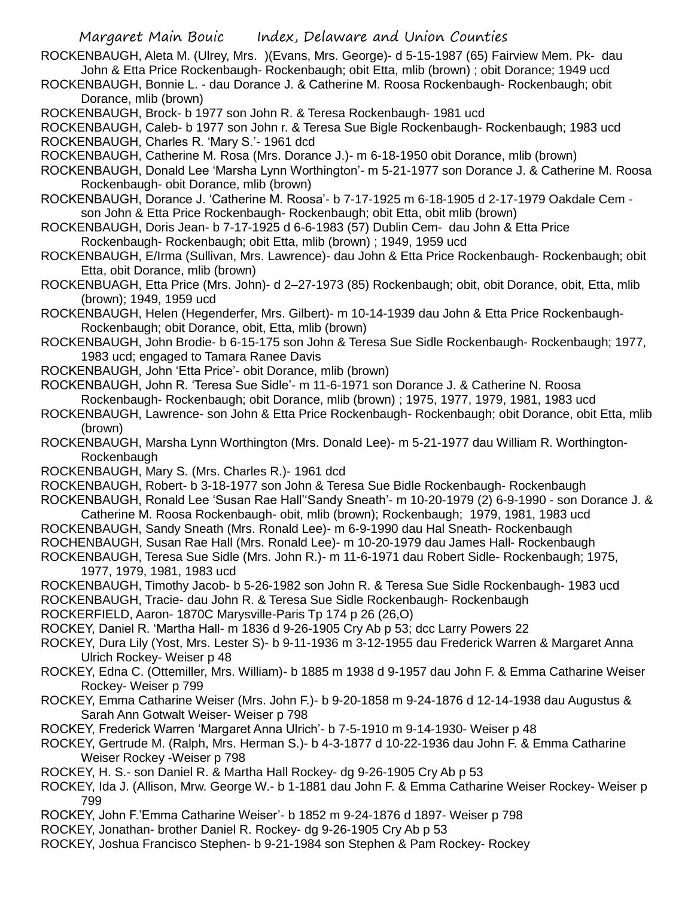ROCKENBAUGH, Aleta M. (Ulrey, Mrs. )(Evans, Mrs. George)- d 5-15-1987 (65) Fairview Mem. Pk- dau John & Etta Price Rockenbaugh- Rockenbaugh; obit Etta, mlib (brown) ; obit Dorance; 1949 ucd

ROCKENBAUGH, Bonnie L. - dau Dorance J. & Catherine M. Roosa Rockenbaugh- Rockenbaugh; obit Dorance, mlib (brown)

ROCKENBAUGH, Brock- b 1977 son John R. & Teresa Rockenbaugh- 1981 ucd

ROCKENBAUGH, Caleb- b 1977 son John r. & Teresa Sue Bigle Rockenbaugh- Rockenbaugh; 1983 ucd

ROCKENBAUGH, Charles R. 'Mary S.'- 1961 dcd

ROCKENBAUGH, Catherine M. Rosa (Mrs. Dorance J.)- m 6-18-1950 obit Dorance, mlib (brown)

ROCKENBAUGH, Donald Lee 'Marsha Lynn Worthington'- m 5-21-1977 son Dorance J. & Catherine M. Roosa Rockenbaugh- obit Dorance, mlib (brown)

ROCKENBAUGH, Dorance J. 'Catherine M. Roosa'- b 7-17-1925 m 6-18-1905 d 2-17-1979 Oakdale Cem - son John & Etta Price Rockenbaugh- Rockenbaugh; obit Etta, obit mlib (brown)

ROCKENBAUGH, Doris Jean- b 7-17-1925 d 6-6-1983 (57) Dublin Cem- dau John & Etta Price Rockenbaugh- Rockenbaugh; obit Etta, mlib (brown) ; 1949, 1959 ucd

ROCKENBAUGH, E/Irma (Sullivan, Mrs. Lawrence)- dau John & Etta Price Rockenbaugh- Rockenbaugh; obit Etta, obit Dorance, mlib (brown)

ROCKENBUAGH, Etta Price (Mrs. John)- d 2–27-1973 (85) Rockenbaugh; obit, obit Dorance, obit, Etta, mlib (brown); 1949, 1959 ucd

ROCKENBAUGH, Helen (Hegenderfer, Mrs. Gilbert)- m 10-14-1939 dau John & Etta Price Rockenbaugh- Rockenbaugh; obit Dorance, obit, Etta, mlib (brown)

ROCKENBAUGH, John Brodie- b 6-15-175 son John & Teresa Sue Sidle Rockenbaugh- Rockenbaugh; 1977, 1983 ucd; engaged to Tamara Ranee Davis

ROCKENBAUGH, John 'Etta Price'- obit Dorance, mlib (brown)

ROCKENBAUGH, John R. 'Teresa Sue Sidle'- m 11-6-1971 son Dorance J. & Catherine N. Roosa Rockenbaugh- Rockenbaugh; obit Dorance, mlib (brown) ; 1975, 1977, 1979, 1981, 1983 ucd

ROCKENBAUGH, Lawrence- son John & Etta Price Rockenbaugh- Rockenbaugh; obit Dorance, obit Etta, mlib (brown)

ROCKENBAUGH, Marsha Lynn Worthington (Mrs. Donald Lee)- m 5-21-1977 dau William R. Worthington- Rockenbaugh

ROCKENBAUGH, Mary S. (Mrs. Charles R.)- 1961 dcd

ROCKENBAUGH, Robert- b 3-18-1977 son John & Teresa Sue Bidle Rockenbaugh- Rockenbaugh

ROCKENBAUGH, Ronald Lee 'Susan Rae Hall''Sandy Sneath'- m 10-20-1979 (2) 6-9-1990 - son Dorance J. & Catherine M. Roosa Rockenbaugh- obit, mlib (brown); Rockenbaugh; 1979, 1981, 1983 ucd

ROCKENBAUGH, Sandy Sneath (Mrs. Ronald Lee)- m 6-9-1990 dau Hal Sneath- Rockenbaugh

ROCHENBAUGH, Susan Rae Hall (Mrs. Ronald Lee)- m 10-20-1979 dau James Hall- Rockenbaugh

ROCKENBAUGH, Teresa Sue Sidle (Mrs. John R.)- m 11-6-1971 dau Robert Sidle- Rockenbaugh; 1975, 1977, 1979, 1981, 1983 ucd

ROCKENBAUGH, Timothy Jacob- b 5-26-1982 son John R. & Teresa Sue Sidle Rockenbaugh- 1983 ucd

ROCKENBAUGH, Tracie- dau John R. & Teresa Sue Sidle Rockenbaugh- Rockenbaugh

ROCKERFIELD, Aaron- 1870C Marysville-Paris Tp 174 p 26 (26,O)

ROCKEY, Daniel R. 'Martha Hall- m 1836 d 9-26-1905 Cry Ab p 53; dcc Larry Powers 22

ROCKEY, Dura Lily (Yost, Mrs. Lester S)- b 9-11-1936 m 3-12-1955 dau Frederick Warren & Margaret Anna Ulrich Rockey- Weiser p 48

ROCKEY, Edna C. (Ottemiller, Mrs. William)- b 1885 m 1938 d 9-1957 dau John F. & Emma Catharine Weiser Rockey- Weiser p 799

ROCKEY, Emma Catharine Weiser (Mrs. John F.)- b 9-20-1858 m 9-24-1876 d 12-14-1938 dau Augustus & Sarah Ann Gotwalt Weiser- Weiser p 798

ROCKEY, Frederick Warren 'Margaret Anna Ulrich'- b 7-5-1910 m 9-14-1930- Weiser p 48

ROCKEY, Gertrude M. (Ralph, Mrs. Herman S.)- b 4-3-1877 d 10-22-1936 dau John F. & Emma Catharine Weiser Rockey -Weiser p 798

ROCKEY, H. S.- son Daniel R. & Martha Hall Rockey- dg 9-26-1905 Cry Ab p 53

ROCKEY, Ida J. (Allison, Mrw. George W.- b 1-1881 dau John F. & Emma Catharine Weiser Rockey- Weiser p 799

ROCKEY, John F.'Emma Catharine Weiser'- b 1852 m 9-24-1876 d 1897- Weiser p 798

ROCKEY, Jonathan- brother Daniel R. Rockey- dg 9-26-1905 Cry Ab p 53

ROCKEY, Joshua Francisco Stephen- b 9-21-1984 son Stephen & Pam Rockey- Rockey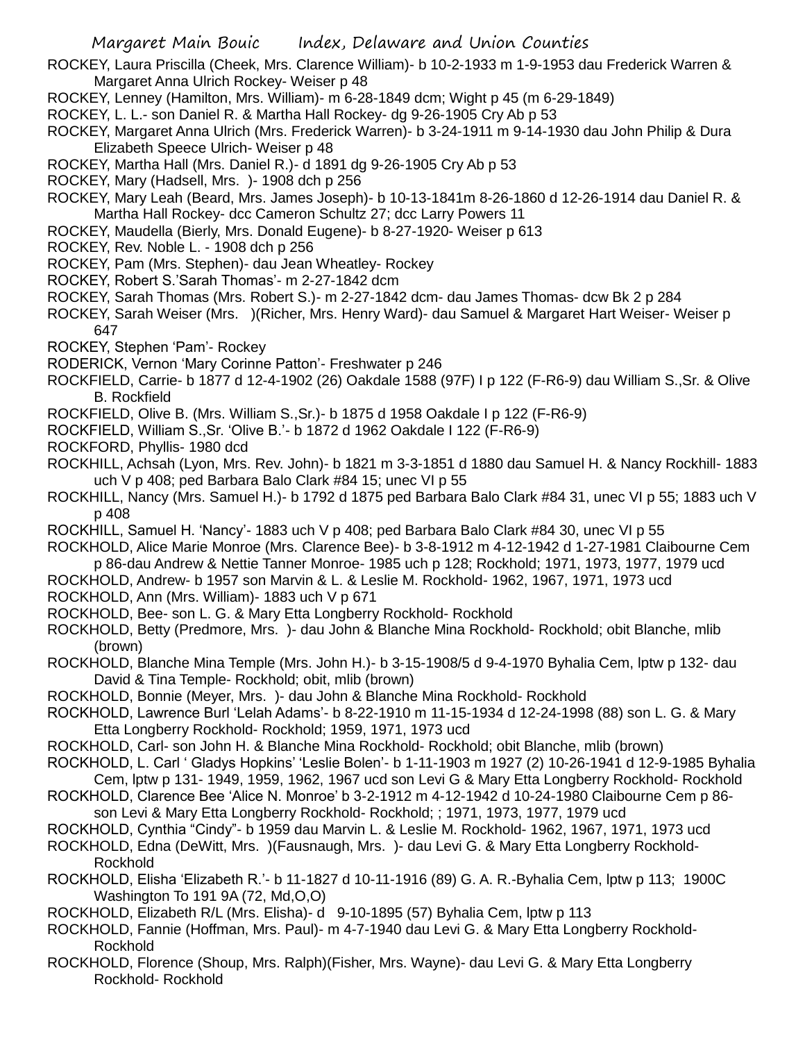ROCKEY, Laura Priscilla (Cheek, Mrs. Clarence William)- b 10-2-1933 m 1-9-1953 dau Frederick Warren & Margaret Anna Ulrich Rockey- Weiser p 48

ROCKEY, Lenney (Hamilton, Mrs. William)- m 6-28-1849 dcm; Wight p 45 (m 6-29-1849)

ROCKEY, L. L.- son Daniel R. & Martha Hall Rockey- dg 9-26-1905 Cry Ab p 53

ROCKEY, Margaret Anna Ulrich (Mrs. Frederick Warren)- b 3-24-1911 m 9-14-1930 dau John Philip & Dura Elizabeth Speece Ulrich- Weiser p 48

ROCKEY, Martha Hall (Mrs. Daniel R.)- d 1891 dg 9-26-1905 Cry Ab p 53

ROCKEY, Mary (Hadsell, Mrs. )- 1908 dch p 256

ROCKEY, Mary Leah (Beard, Mrs. James Joseph)- b 10-13-1841m 8-26-1860 d 12-26-1914 dau Daniel R. & Martha Hall Rockey- dcc Cameron Schultz 27; dcc Larry Powers 11

ROCKEY, Maudella (Bierly, Mrs. Donald Eugene)- b 8-27-1920- Weiser p 613

ROCKEY, Rev. Noble L. - 1908 dch p 256

ROCKEY, Pam (Mrs. Stephen)- dau Jean Wheatley- Rockey

ROCKEY, Robert S.'Sarah Thomas'- m 2-27-1842 dcm

ROCKEY, Sarah Thomas (Mrs. Robert S.)- m 2-27-1842 dcm- dau James Thomas- dcw Bk 2 p 284

ROCKEY, Sarah Weiser (Mrs. )(Richer, Mrs. Henry Ward)- dau Samuel & Margaret Hart Weiser- Weiser p 647

ROCKEY, Stephen 'Pam'- Rockey

RODERICK, Vernon 'Mary Corinne Patton'- Freshwater p 246

ROCKFIELD, Carrie- b 1877 d 12-4-1902 (26) Oakdale 1588 (97F) I p 122 (F-R6-9) dau William S.,Sr. & Olive B. Rockfield

ROCKFIELD, Olive B. (Mrs. William S.,Sr.)- b 1875 d 1958 Oakdale I p 122 (F-R6-9)

ROCKFIELD, William S.,Sr. 'Olive B.'- b 1872 d 1962 Oakdale I 122 (F-R6-9)

ROCKFORD, Phyllis- 1980 dcd

ROCKHILL, Achsah (Lyon, Mrs. Rev. John)- b 1821 m 3-3-1851 d 1880 dau Samuel H. & Nancy Rockhill- 1883 uch V p 408; ped Barbara Balo Clark #84 15; unec VI p 55

ROCKHILL, Nancy (Mrs. Samuel H.)- b 1792 d 1875 ped Barbara Balo Clark #84 31, unec VI p 55; 1883 uch V p 408

ROCKHILL, Samuel H. 'Nancy'- 1883 uch V p 408; ped Barbara Balo Clark #84 30, unec VI p 55

ROCKHOLD, Alice Marie Monroe (Mrs. Clarence Bee)- b 3-8-1912 m 4-12-1942 d 1-27-1981 Claibourne Cem p 86-dau Andrew & Nettie Tanner Monroe- 1985 uch p 128; Rockhold; 1971, 1973, 1977, 1979 ucd

ROCKHOLD, Andrew- b 1957 son Marvin & L. & Leslie M. Rockhold- 1962, 1967, 1971, 1973 ucd

ROCKHOLD, Ann (Mrs. William)- 1883 uch V p 671

ROCKHOLD, Bee- son L. G. & Mary Etta Longberry Rockhold- Rockhold

ROCKHOLD, Betty (Predmore, Mrs. )- dau John & Blanche Mina Rockhold- Rockhold; obit Blanche, mlib (brown)

ROCKHOLD, Blanche Mina Temple (Mrs. John H.)- b 3-15-1908/5 d 9-4-1970 Byhalia Cem, lptw p 132- dau David & Tina Temple- Rockhold; obit, mlib (brown)

ROCKHOLD, Bonnie (Meyer, Mrs. )- dau John & Blanche Mina Rockhold- Rockhold

ROCKHOLD, Lawrence Burl 'Lelah Adams'- b 8-22-1910 m 11-15-1934 d 12-24-1998 (88) son L. G. & Mary Etta Longberry Rockhold- Rockhold; 1959, 1971, 1973 ucd

ROCKHOLD, Carl- son John H. & Blanche Mina Rockhold- Rockhold; obit Blanche, mlib (brown)

ROCKHOLD, L. Carl ' Gladys Hopkins' 'Leslie Bolen'- b 1-11-1903 m 1927 (2) 10-26-1941 d 12-9-1985 Byhalia Cem, lptw p 131- 1949, 1959, 1962, 1967 ucd son Levi G & Mary Etta Longberry Rockhold- Rockhold

ROCKHOLD, Clarence Bee 'Alice N. Monroe' b 3-2-1912 m 4-12-1942 d 10-24-1980 Claibourne Cem p 86- son Levi & Mary Etta Longberry Rockhold- Rockhold; ; 1971, 1973, 1977, 1979 ucd

ROCKHOLD, Cynthia "Cindy"- b 1959 dau Marvin L. & Leslie M. Rockhold- 1962, 1967, 1971, 1973 ucd

ROCKHOLD, Edna (DeWitt, Mrs. )(Fausnaugh, Mrs. )- dau Levi G. & Mary Etta Longberry Rockhold- Rockhold

ROCKHOLD, Elisha 'Elizabeth R.'- b 11-1827 d 10-11-1916 (89) G. A. R.-Byhalia Cem, lptw p 113; 1900C Washington To 191 9A (72, Md,O,O)

ROCKHOLD, Elizabeth R/L (Mrs. Elisha)- d 9-10-1895 (57) Byhalia Cem, lptw p 113

ROCKHOLD, Fannie (Hoffman, Mrs. Paul)- m 4-7-1940 dau Levi G. & Mary Etta Longberry Rockhold- Rockhold

ROCKHOLD, Florence (Shoup, Mrs. Ralph)(Fisher, Mrs. Wayne)- dau Levi G. & Mary Etta Longberry Rockhold- Rockhold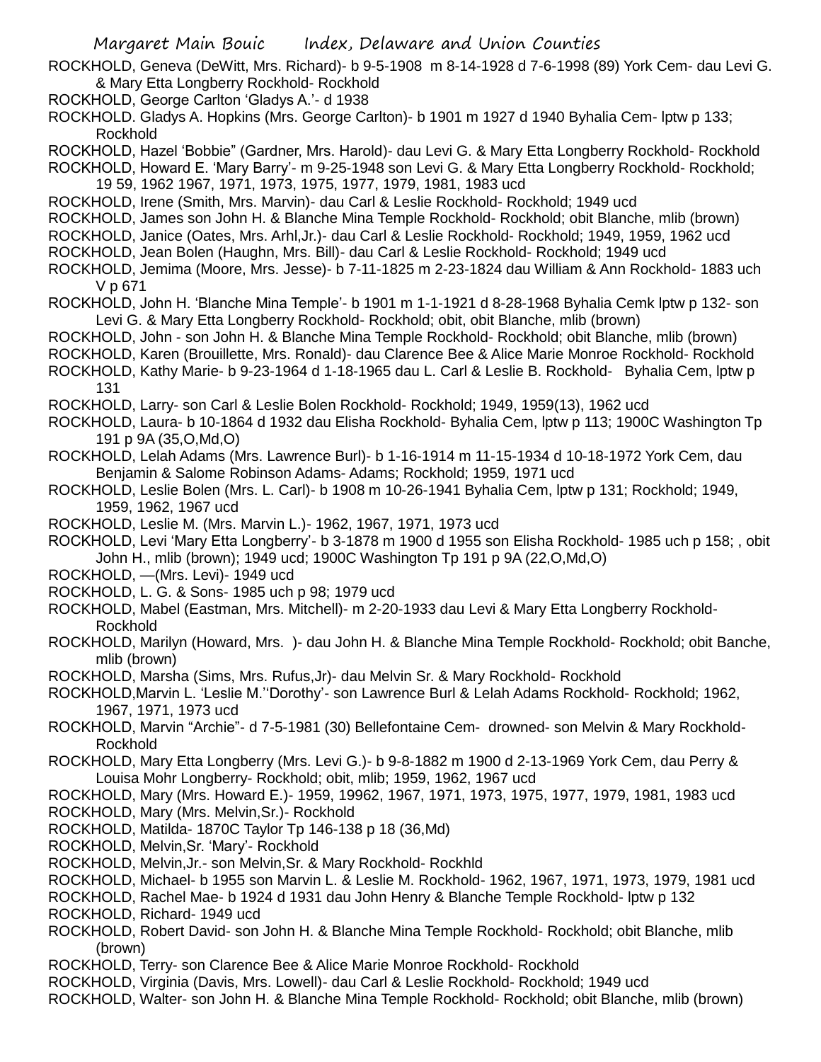ROCKHOLD, Geneva (DeWitt, Mrs. Richard)- b 9-5-1908 m 8-14-1928 d 7-6-1998 (89) York Cem- dau Levi G. & Mary Etta Longberry Rockhold- Rockhold

ROCKHOLD, George Carlton 'Gladys A.'- d 1938

ROCKHOLD. Gladys A. Hopkins (Mrs. George Carlton)- b 1901 m 1927 d 1940 Byhalia Cem- lptw p 133; Rockhold

ROCKHOLD, Hazel 'Bobbie" (Gardner, Mrs. Harold)- dau Levi G. & Mary Etta Longberry Rockhold- Rockhold

ROCKHOLD, Howard E. 'Mary Barry'- m 9-25-1948 son Levi G. & Mary Etta Longberry Rockhold- Rockhold; 19 59, 1962 1967, 1971, 1973, 1975, 1977, 1979, 1981, 1983 ucd

ROCKHOLD, Irene (Smith, Mrs. Marvin)- dau Carl & Leslie Rockhold- Rockhold; 1949 ucd

ROCKHOLD, James son John H. & Blanche Mina Temple Rockhold- Rockhold; obit Blanche, mlib (brown)

ROCKHOLD, Janice (Oates, Mrs. Arhl,Jr.)- dau Carl & Leslie Rockhold- Rockhold; 1949, 1959, 1962 ucd

ROCKHOLD, Jean Bolen (Haughn, Mrs. Bill)- dau Carl & Leslie Rockhold- Rockhold; 1949 ucd

ROCKHOLD, Jemima (Moore, Mrs. Jesse)- b 7-11-1825 m 2-23-1824 dau William & Ann Rockhold- 1883 uch V p 671

ROCKHOLD, John H. 'Blanche Mina Temple'- b 1901 m 1-1-1921 d 8-28-1968 Byhalia Cemk lptw p 132- son Levi G. & Mary Etta Longberry Rockhold- Rockhold; obit, obit Blanche, mlib (brown)

ROCKHOLD, John - son John H. & Blanche Mina Temple Rockhold- Rockhold; obit Blanche, mlib (brown)

ROCKHOLD, Karen (Brouillette, Mrs. Ronald)- dau Clarence Bee & Alice Marie Monroe Rockhold- Rockhold

ROCKHOLD, Kathy Marie- b 9-23-1964 d 1-18-1965 dau L. Carl & Leslie B. Rockhold- Byhalia Cem, lptw p 131

ROCKHOLD, Larry- son Carl & Leslie Bolen Rockhold- Rockhold; 1949, 1959(13), 1962 ucd

ROCKHOLD, Laura- b 10-1864 d 1932 dau Elisha Rockhold- Byhalia Cem, lptw p 113; 1900C Washington Tp 191 p 9A (35,O,Md,O)

ROCKHOLD, Lelah Adams (Mrs. Lawrence Burl)- b 1-16-1914 m 11-15-1934 d 10-18-1972 York Cem, dau Benjamin & Salome Robinson Adams- Adams; Rockhold; 1959, 1971 ucd

ROCKHOLD, Leslie Bolen (Mrs. L. Carl)- b 1908 m 10-26-1941 Byhalia Cem, lptw p 131; Rockhold; 1949, 1959, 1962, 1967 ucd

ROCKHOLD, Leslie M. (Mrs. Marvin L.)- 1962, 1967, 1971, 1973 ucd

ROCKHOLD, Levi 'Mary Etta Longberry'- b 3-1878 m 1900 d 1955 son Elisha Rockhold- 1985 uch p 158; , obit John H., mlib (brown); 1949 ucd; 1900C Washington Tp 191 p 9A (22,O,Md,O)

ROCKHOLD, —(Mrs. Levi)- 1949 ucd

ROCKHOLD, L. G. & Sons- 1985 uch p 98; 1979 ucd

ROCKHOLD, Mabel (Eastman, Mrs. Mitchell)- m 2-20-1933 dau Levi & Mary Etta Longberry Rockhold- Rockhold

ROCKHOLD, Marilyn (Howard, Mrs. )- dau John H. & Blanche Mina Temple Rockhold- Rockhold; obit Banche, mlib (brown)

ROCKHOLD, Marsha (Sims, Mrs. Rufus,Jr)- dau Melvin Sr. & Mary Rockhold- Rockhold

ROCKHOLD,Marvin L. 'Leslie M.''Dorothy'- son Lawrence Burl & Lelah Adams Rockhold- Rockhold; 1962, 1967, 1971, 1973 ucd

ROCKHOLD, Marvin "Archie"- d 7-5-1981 (30) Bellefontaine Cem- drowned- son Melvin & Mary Rockhold- Rockhold

ROCKHOLD, Mary Etta Longberry (Mrs. Levi G.)- b 9-8-1882 m 1900 d 2-13-1969 York Cem, dau Perry & Louisa Mohr Longberry- Rockhold; obit, mlib; 1959, 1962, 1967 ucd

ROCKHOLD, Mary (Mrs. Howard E.)- 1959, 19962, 1967, 1971, 1973, 1975, 1977, 1979, 1981, 1983 ucd

ROCKHOLD, Mary (Mrs. Melvin,Sr.)- Rockhold

ROCKHOLD, Matilda- 1870C Taylor Tp 146-138 p 18 (36,Md)

ROCKHOLD, Melvin,Sr. 'Mary'- Rockhold

ROCKHOLD, Melvin,Jr.- son Melvin,Sr. & Mary Rockhold- Rockhld

ROCKHOLD, Michael- b 1955 son Marvin L. & Leslie M. Rockhold- 1962, 1967, 1971, 1973, 1979, 1981 ucd

ROCKHOLD, Rachel Mae- b 1924 d 1931 dau John Henry & Blanche Temple Rockhold- lptw p 132

ROCKHOLD, Richard- 1949 ucd

ROCKHOLD, Robert David- son John H. & Blanche Mina Temple Rockhold- Rockhold; obit Blanche, mlib (brown)

ROCKHOLD, Terry- son Clarence Bee & Alice Marie Monroe Rockhold- Rockhold

ROCKHOLD, Virginia (Davis, Mrs. Lowell)- dau Carl & Leslie Rockhold- Rockhold; 1949 ucd

ROCKHOLD, Walter- son John H. & Blanche Mina Temple Rockhold- Rockhold; obit Blanche, mlib (brown)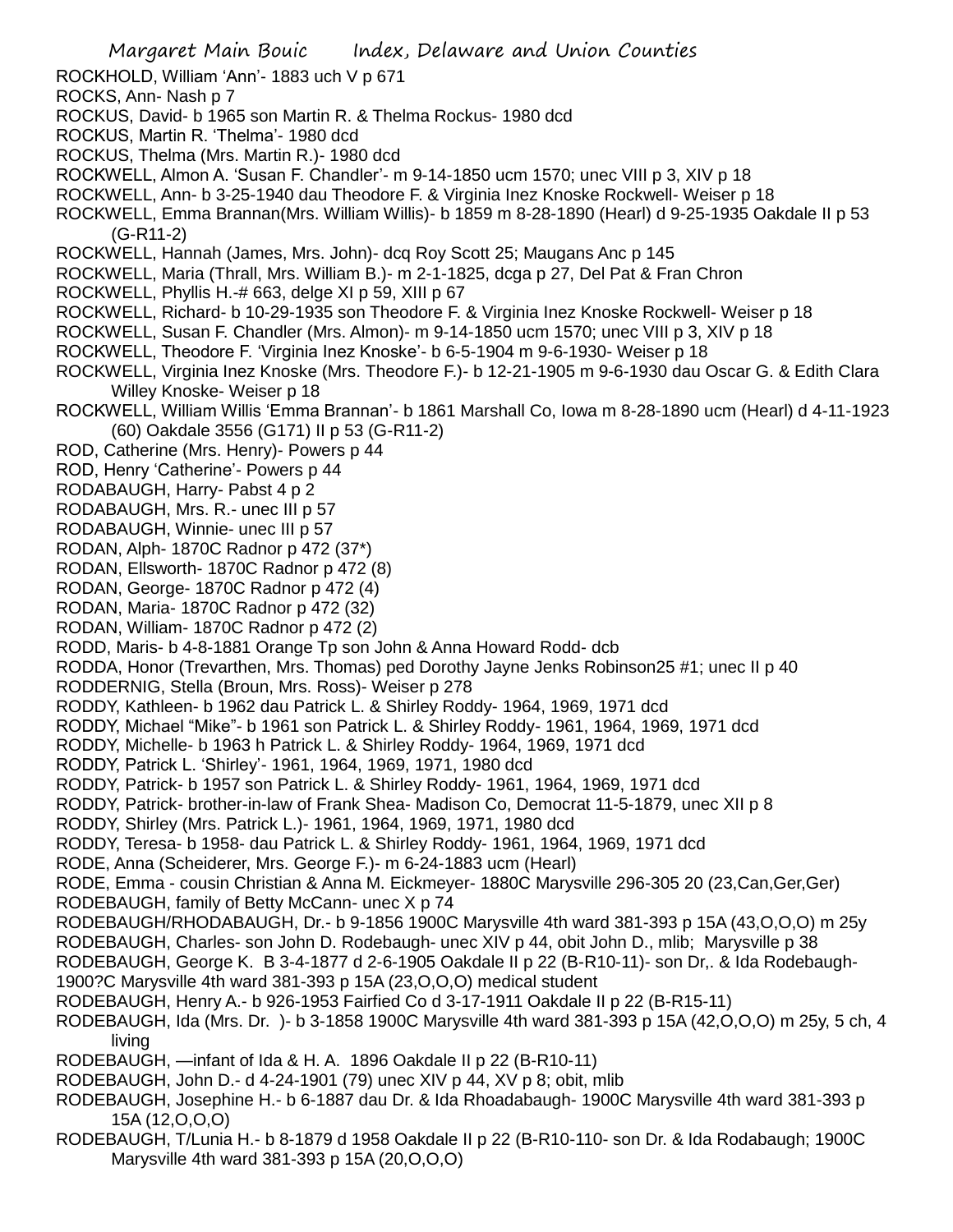ROCKHOLD, William 'Ann'- 1883 uch V p 671

ROCKS, Ann- Nash p 7

ROCKUS, David- b 1965 son Martin R. & Thelma Rockus- 1980 dcd

ROCKUS, Martin R. 'Thelma'- 1980 dcd

ROCKUS, Thelma (Mrs. Martin R.)- 1980 dcd

ROCKWELL, Almon A. 'Susan F. Chandler'- m 9-14-1850 ucm 1570; unec VIII p 3, XIV p 18

ROCKWELL, Ann- b 3-25-1940 dau Theodore F. & Virginia Inez Knoske Rockwell- Weiser p 18

ROCKWELL, Emma Brannan(Mrs. William Willis)- b 1859 m 8-28-1890 (Hearl) d 9-25-1935 Oakdale II p 53 (G-R11-2)

ROCKWELL, Hannah (James, Mrs. John)- dcq Roy Scott 25; Maugans Anc p 145

ROCKWELL, Maria (Thrall, Mrs. William B.)- m 2-1-1825, dcga p 27, Del Pat & Fran Chron

ROCKWELL, Phyllis H.-# 663, delge XI p 59, XIII p 67

ROCKWELL, Richard- b 10-29-1935 son Theodore F. & Virginia Inez Knoske Rockwell- Weiser p 18

ROCKWELL, Susan F. Chandler (Mrs. Almon)- m 9-14-1850 ucm 1570; unec VIII p 3, XIV p 18

ROCKWELL, Theodore F. 'Virginia Inez Knoske'- b 6-5-1904 m 9-6-1930- Weiser p 18

ROCKWELL, Virginia Inez Knoske (Mrs. Theodore F.)- b 12-21-1905 m 9-6-1930 dau Oscar G. & Edith Clara Willey Knoske- Weiser p 18

ROCKWELL, William Willis 'Emma Brannan'- b 1861 Marshall Co, Iowa m 8-28-1890 ucm (Hearl) d 4-11-1923 (60) Oakdale 3556 (G171) II p 53 (G-R11-2)

ROD, Catherine (Mrs. Henry)- Powers p 44

ROD, Henry 'Catherine'- Powers p 44

RODABAUGH, Harry- Pabst 4 p 2

RODABAUGH, Mrs. R.- unec III p 57

RODABAUGH, Winnie- unec III p 57

RODAN, Alph- 1870C Radnor p 472 (37*)

RODAN, Ellsworth- 1870C Radnor p 472 (8)

RODAN, George- 1870C Radnor p 472 (4)

RODAN, Maria- 1870C Radnor p 472 (32)

RODAN, William- 1870C Radnor p 472 (2)

RODD, Maris- b 4-8-1881 Orange Tp son John & Anna Howard Rodd- dcb

RODDA, Honor (Trevarthen, Mrs. Thomas) ped Dorothy Jayne Jenks Robinson25 #1; unec II p 40

RODDERNIG, Stella (Broun, Mrs. Ross)- Weiser p 278

RODDY, Kathleen- b 1962 dau Patrick L. & Shirley Roddy- 1964, 1969, 1971 dcd

RODDY, Michael "Mike"- b 1961 son Patrick L. & Shirley Roddy- 1961, 1964, 1969, 1971 dcd

RODDY, Michelle- b 1963 h Patrick L. & Shirley Roddy- 1964, 1969, 1971 dcd

RODDY, Patrick L. 'Shirley'- 1961, 1964, 1969, 1971, 1980 dcd

RODDY, Patrick- b 1957 son Patrick L. & Shirley Roddy- 1961, 1964, 1969, 1971 dcd

RODDY, Patrick- brother-in-law of Frank Shea- Madison Co, Democrat 11-5-1879, unec XII p 8

RODDY, Shirley (Mrs. Patrick L.)- 1961, 1964, 1969, 1971, 1980 dcd

RODDY, Teresa- b 1958- dau Patrick L. & Shirley Roddy- 1961, 1964, 1969, 1971 dcd

RODE, Anna (Scheiderer, Mrs. George F.)- m 6-24-1883 ucm (Hearl)

RODE, Emma - cousin Christian & Anna M. Eickmeyer- 1880C Marysville 296-305 20 (23,Can,Ger,Ger)

RODEBAUGH, family of Betty McCann- unec X p 74

RODEBAUGH/RHODABAUGH, Dr.- b 9-1856 1900C Marysville 4th ward 381-393 p 15A (43,O,O,O) m 25y

RODEBAUGH, Charles- son John D. Rodebaugh- unec XIV p 44, obit John D., mlib; Marysville p 38

RODEBAUGH, George K. B 3-4-1877 d 2-6-1905 Oakdale II p 22 (B-R10-11)- son Dr,. & Ida Rodebaugh- 1900?C Marysville 4th ward 381-393 p 15A (23,O,O,O) medical student

RODEBAUGH, Henry A.- b 926-1953 Fairfied Co d 3-17-1911 Oakdale II p 22 (B-R15-11)

RODEBAUGH, Ida (Mrs. Dr. )- b 3-1858 1900C Marysville 4th ward 381-393 p 15A (42,O,O,O) m 25y, 5 ch, 4 living

RODEBAUGH, —infant of Ida & H. A. 1896 Oakdale II p 22 (B-R10-11)

RODEBAUGH, John D.- d 4-24-1901 (79) unec XIV p 44, XV p 8; obit, mlib

RODEBAUGH, Josephine H.- b 6-1887 dau Dr. & Ida Rhoadabaugh- 1900C Marysville 4th ward 381-393 p 15A (12,O,O,O)

RODEBAUGH, T/Lunia H.- b 8-1879 d 1958 Oakdale II p 22 (B-R10-110- son Dr. & Ida Rodabaugh; 1900C Marysville 4th ward 381-393 p 15A (20,O,O,O)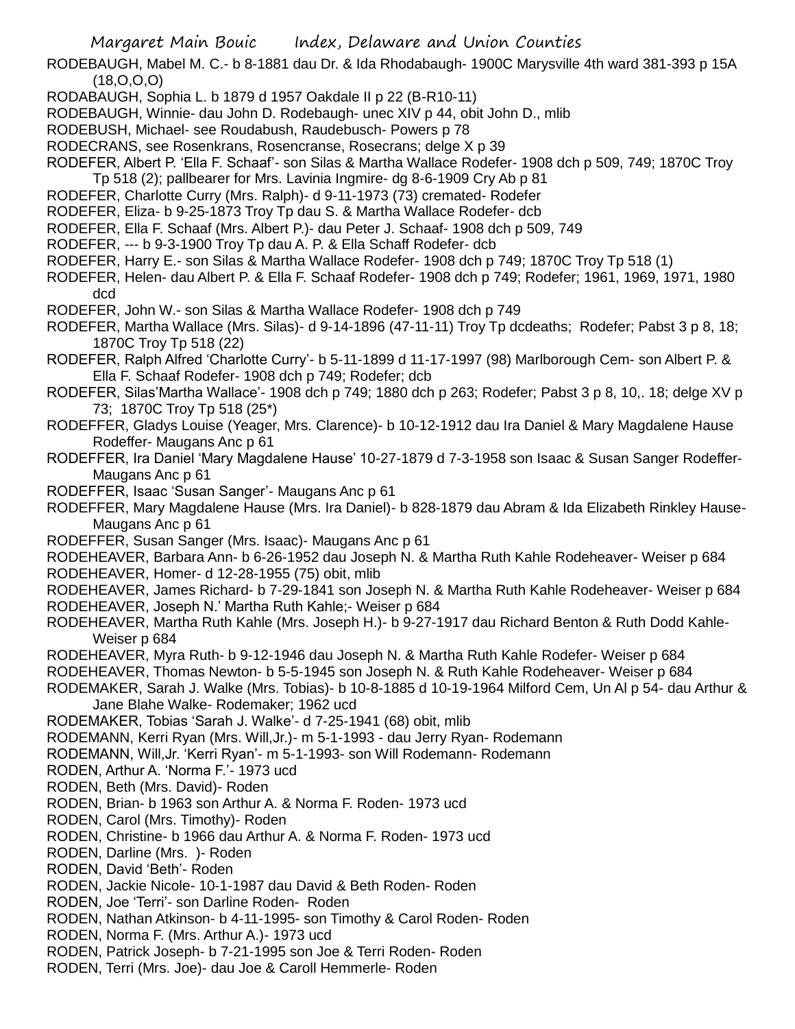RODEBAUGH, Mabel M. C.- b 8-1881 dau Dr. & Ida Rhodabaugh- 1900C Marysville 4th ward 381-393 p 15A (18,O,O,O)

RODABAUGH, Sophia L. b 1879 d 1957 Oakdale II p 22 (B-R10-11)

RODEBAUGH, Winnie- dau John D. Rodebaugh- unec XIV p 44, obit John D., mlib

RODEBUSH, Michael- see Roudabush, Raudebusch- Powers p 78

RODECRANS, see Rosenkrans, Rosencranse, Rosecrans; delge X p 39

RODEFER, Albert P. 'Ella F. Schaaf'- son Silas & Martha Wallace Rodefer- 1908 dch p 509, 749; 1870C Troy Tp 518 (2); pallbearer for Mrs. Lavinia Ingmire- dg 8-6-1909 Cry Ab p 81

RODEFER, Charlotte Curry (Mrs. Ralph)- d 9-11-1973 (73) cremated- Rodefer

RODEFER, Eliza- b 9-25-1873 Troy Tp dau S. & Martha Wallace Rodefer- dcb

RODEFER, Ella F. Schaaf (Mrs. Albert P.)- dau Peter J. Schaaf- 1908 dch p 509, 749

RODEFER, --- b 9-3-1900 Troy Tp dau A. P. & Ella Schaff Rodefer- dcb

RODEFER, Harry E.- son Silas & Martha Wallace Rodefer- 1908 dch p 749; 1870C Troy Tp 518 (1)

RODEFER, Helen- dau Albert P. & Ella F. Schaaf Rodefer- 1908 dch p 749; Rodefer; 1961, 1969, 1971, 1980 dcd

RODEFER, John W.- son Silas & Martha Wallace Rodefer- 1908 dch p 749

RODEFER, Martha Wallace (Mrs. Silas)- d 9-14-1896 (47-11-11) Troy Tp dcdeaths; Rodefer; Pabst 3 p 8, 18; 1870C Troy Tp 518 (22)

RODEFER, Ralph Alfred 'Charlotte Curry'- b 5-11-1899 d 11-17-1997 (98) Marlborough Cem- son Albert P. & Ella F. Schaaf Rodefer- 1908 dch p 749; Rodefer; dcb

RODEFER, Silas'Martha Wallace'- 1908 dch p 749; 1880 dch p 263; Rodefer; Pabst 3 p 8, 10,. 18; delge XV p 73; 1870C Troy Tp 518 (25*)

RODEFFER, Gladys Louise (Yeager, Mrs. Clarence)- b 10-12-1912 dau Ira Daniel & Mary Magdalene Hause Rodeffer- Maugans Anc p 61

RODEFFER, Ira Daniel 'Mary Magdalene Hause' 10-27-1879 d 7-3-1958 son Isaac & Susan Sanger Rodeffer- Maugans Anc p 61

RODEFFER, Isaac 'Susan Sanger'- Maugans Anc p 61

RODEFFER, Mary Magdalene Hause (Mrs. Ira Daniel)- b 828-1879 dau Abram & Ida Elizabeth Rinkley Hause- Maugans Anc p 61

RODEFFER, Susan Sanger (Mrs. Isaac)- Maugans Anc p 61

RODEHEAVER, Barbara Ann- b 6-26-1952 dau Joseph N. & Martha Ruth Kahle Rodeheaver- Weiser p 684

RODEHEAVER, Homer- d 12-28-1955 (75) obit, mlib

RODEHEAVER, James Richard- b 7-29-1841 son Joseph N. & Martha Ruth Kahle Rodeheaver- Weiser p 684

RODEHEAVER, Joseph N.' Martha Ruth Kahle;- Weiser p 684

RODEHEAVER, Martha Ruth Kahle (Mrs. Joseph H.)- b 9-27-1917 dau Richard Benton & Ruth Dodd Kahle- Weiser p 684

RODEHEAVER, Myra Ruth- b 9-12-1946 dau Joseph N. & Martha Ruth Kahle Rodefer- Weiser p 684

RODEHEAVER, Thomas Newton- b 5-5-1945 son Joseph N. & Ruth Kahle Rodeheaver- Weiser p 684

RODEMAKER, Sarah J. Walke (Mrs. Tobias)- b 10-8-1885 d 10-19-1964 Milford Cem, Un Al p 54- dau Arthur & Jane Blahe Walke- Rodemaker; 1962 ucd

RODEMAKER, Tobias 'Sarah J. Walke'- d 7-25-1941 (68) obit, mlib

RODEMANN, Kerri Ryan (Mrs. Will,Jr.)- m 5-1-1993 - dau Jerry Ryan- Rodemann

RODEMANN, Will,Jr. 'Kerri Ryan'- m 5-1-1993- son Will Rodemann- Rodemann

RODEN, Arthur A. 'Norma F.'- 1973 ucd

RODEN, Beth (Mrs. David)- Roden

RODEN, Brian- b 1963 son Arthur A. & Norma F. Roden- 1973 ucd

RODEN, Carol (Mrs. Timothy)- Roden

RODEN, Christine- b 1966 dau Arthur A. & Norma F. Roden- 1973 ucd

RODEN, Darline (Mrs. )- Roden

RODEN, David 'Beth'- Roden

RODEN, Jackie Nicole- 10-1-1987 dau David & Beth Roden- Roden

RODEN, Joe 'Terri'- son Darline Roden- Roden

RODEN, Nathan Atkinson- b 4-11-1995- son Timothy & Carol Roden- Roden

RODEN, Norma F. (Mrs. Arthur A.)- 1973 ucd

RODEN, Patrick Joseph- b 7-21-1995 son Joe & Terri Roden- Roden

RODEN, Terri (Mrs. Joe)- dau Joe & Caroll Hemmerle- Roden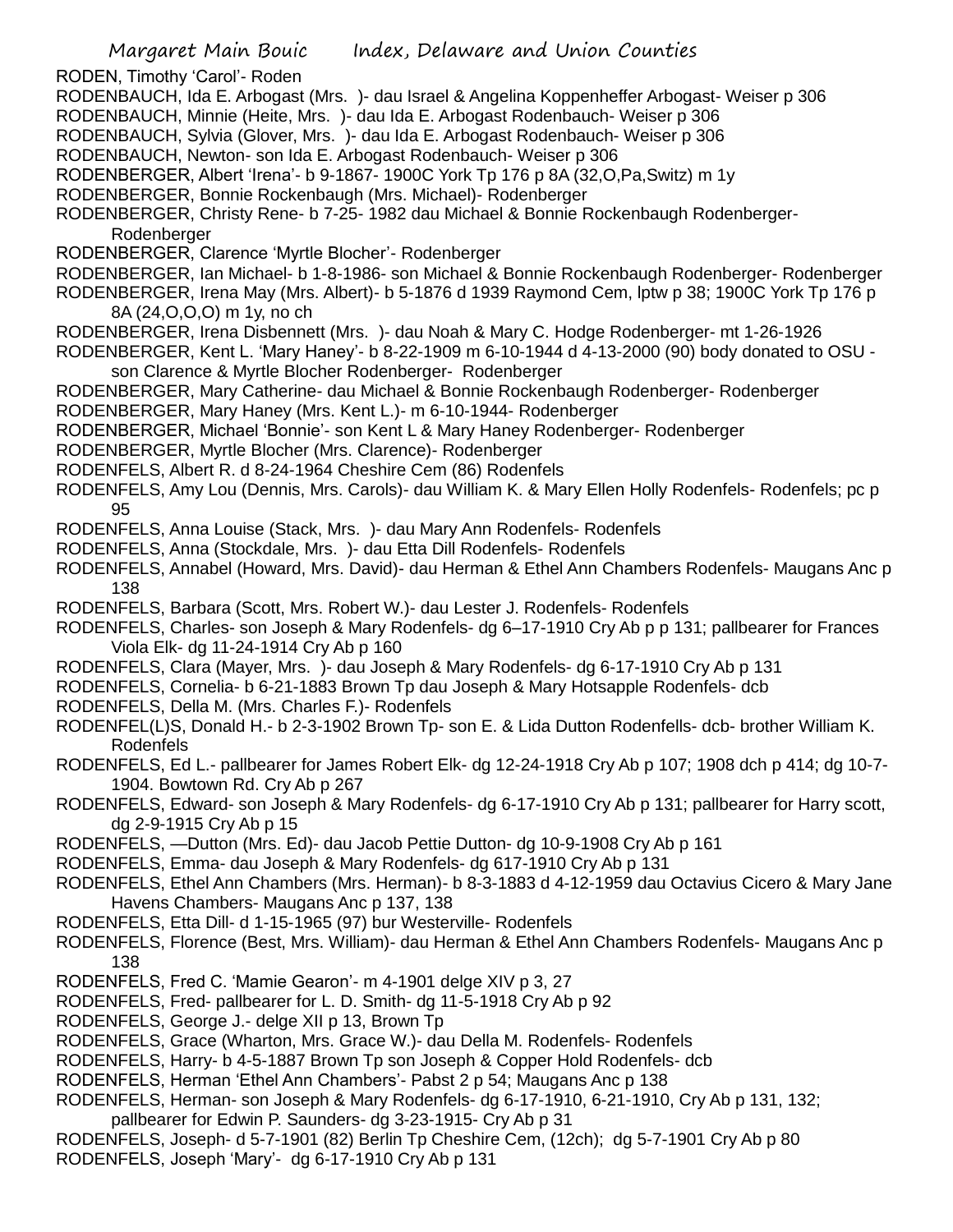RODEN, Timothy 'Carol'- Roden

RODENBAUCH, Ida E. Arbogast (Mrs. )- dau Israel & Angelina Koppenheffer Arbogast- Weiser p 306

RODENBAUCH, Minnie (Heite, Mrs. )- dau Ida E. Arbogast Rodenbauch- Weiser p 306

RODENBAUCH, Sylvia (Glover, Mrs. )- dau Ida E. Arbogast Rodenbauch- Weiser p 306

RODENBAUCH, Newton- son Ida E. Arbogast Rodenbauch- Weiser p 306

RODENBERGER, Albert 'Irena'- b 9-1867- 1900C York Tp 176 p 8A (32,O,Pa,Switz) m 1y

RODENBERGER, Bonnie Rockenbaugh (Mrs. Michael)- Rodenberger

RODENBERGER, Christy Rene- b 7-25- 1982 dau Michael & Bonnie Rockenbaugh Rodenberger- Rodenberger

RODENBERGER, Clarence 'Myrtle Blocher'- Rodenberger

RODENBERGER, Ian Michael- b 1-8-1986- son Michael & Bonnie Rockenbaugh Rodenberger- Rodenberger

RODENBERGER, Irena May (Mrs. Albert)- b 5-1876 d 1939 Raymond Cem, lptw p 38; 1900C York Tp 176 p 8A (24,O,O,O) m 1y, no ch

RODENBERGER, Irena Disbennett (Mrs. )- dau Noah & Mary C. Hodge Rodenberger- mt 1-26-1926

RODENBERGER, Kent L. 'Mary Haney'- b 8-22-1909 m 6-10-1944 d 4-13-2000 (90) body donated to OSU - son Clarence & Myrtle Blocher Rodenberger- Rodenberger

RODENBERGER, Mary Catherine- dau Michael & Bonnie Rockenbaugh Rodenberger- Rodenberger

RODENBERGER, Mary Haney (Mrs. Kent L.)- m 6-10-1944- Rodenberger

RODENBERGER, Michael 'Bonnie'- son Kent L & Mary Haney Rodenberger- Rodenberger

RODENBERGER, Myrtle Blocher (Mrs. Clarence)- Rodenberger

RODENFELS, Albert R. d 8-24-1964 Cheshire Cem (86) Rodenfels

RODENFELS, Amy Lou (Dennis, Mrs. Carols)- dau William K. & Mary Ellen Holly Rodenfels- Rodenfels; pc p 95

RODENFELS, Anna Louise (Stack, Mrs. )- dau Mary Ann Rodenfels- Rodenfels

RODENFELS, Anna (Stockdale, Mrs. )- dau Etta Dill Rodenfels- Rodenfels

RODENFELS, Annabel (Howard, Mrs. David)- dau Herman & Ethel Ann Chambers Rodenfels- Maugans Anc p 138

RODENFELS, Barbara (Scott, Mrs. Robert W.)- dau Lester J. Rodenfels- Rodenfels

RODENFELS, Charles- son Joseph & Mary Rodenfels- dg 6–17-1910 Cry Ab p p 131; pallbearer for Frances Viola Elk- dg 11-24-1914 Cry Ab p 160

RODENFELS, Clara (Mayer, Mrs. )- dau Joseph & Mary Rodenfels- dg 6-17-1910 Cry Ab p 131

RODENFELS, Cornelia- b 6-21-1883 Brown Tp dau Joseph & Mary Hotsapple Rodenfels- dcb

RODENFELS, Della M. (Mrs. Charles F.)- Rodenfels

RODENFEL(L)S, Donald H.- b 2-3-1902 Brown Tp- son E. & Lida Dutton Rodenfells- dcb- brother William K. Rodenfels

RODENFELS, Ed L.- pallbearer for James Robert Elk- dg 12-24-1918 Cry Ab p 107; 1908 dch p 414; dg 10-7-1904. Bowtown Rd. Cry Ab p 267

RODENFELS, Edward- son Joseph & Mary Rodenfels- dg 6-17-1910 Cry Ab p 131; pallbearer for Harry scott, dg 2-9-1915 Cry Ab p 15

RODENFELS, —Dutton (Mrs. Ed)- dau Jacob Pettie Dutton- dg 10-9-1908 Cry Ab p 161

RODENFELS, Emma- dau Joseph & Mary Rodenfels- dg 617-1910 Cry Ab p 131

RODENFELS, Ethel Ann Chambers (Mrs. Herman)- b 8-3-1883 d 4-12-1959 dau Octavius Cicero & Mary Jane Havens Chambers- Maugans Anc p 137, 138

RODENFELS, Etta Dill- d 1-15-1965 (97) bur Westerville- Rodenfels

RODENFELS, Florence (Best, Mrs. William)- dau Herman & Ethel Ann Chambers Rodenfels- Maugans Anc p 138

RODENFELS, Fred C. 'Mamie Gearon'- m 4-1901 delge XIV p 3, 27

RODENFELS, Fred- pallbearer for L. D. Smith- dg 11-5-1918 Cry Ab p 92

RODENFELS, George J.- delge XII p 13, Brown Tp

RODENFELS, Grace (Wharton, Mrs. Grace W.)- dau Della M. Rodenfels- Rodenfels

RODENFELS, Harry- b 4-5-1887 Brown Tp son Joseph & Copper Hold Rodenfels- dcb

RODENFELS, Herman 'Ethel Ann Chambers'- Pabst 2 p 54; Maugans Anc p 138

RODENFELS, Herman- son Joseph & Mary Rodenfels- dg 6-17-1910, 6-21-1910, Cry Ab p 131, 132; pallbearer for Edwin P. Saunders- dg 3-23-1915- Cry Ab p 31

RODENFELS, Joseph- d 5-7-1901 (82) Berlin Tp Cheshire Cem, (12ch); dg 5-7-1901 Cry Ab p 80

RODENFELS, Joseph 'Mary'- dg 6-17-1910 Cry Ab p 131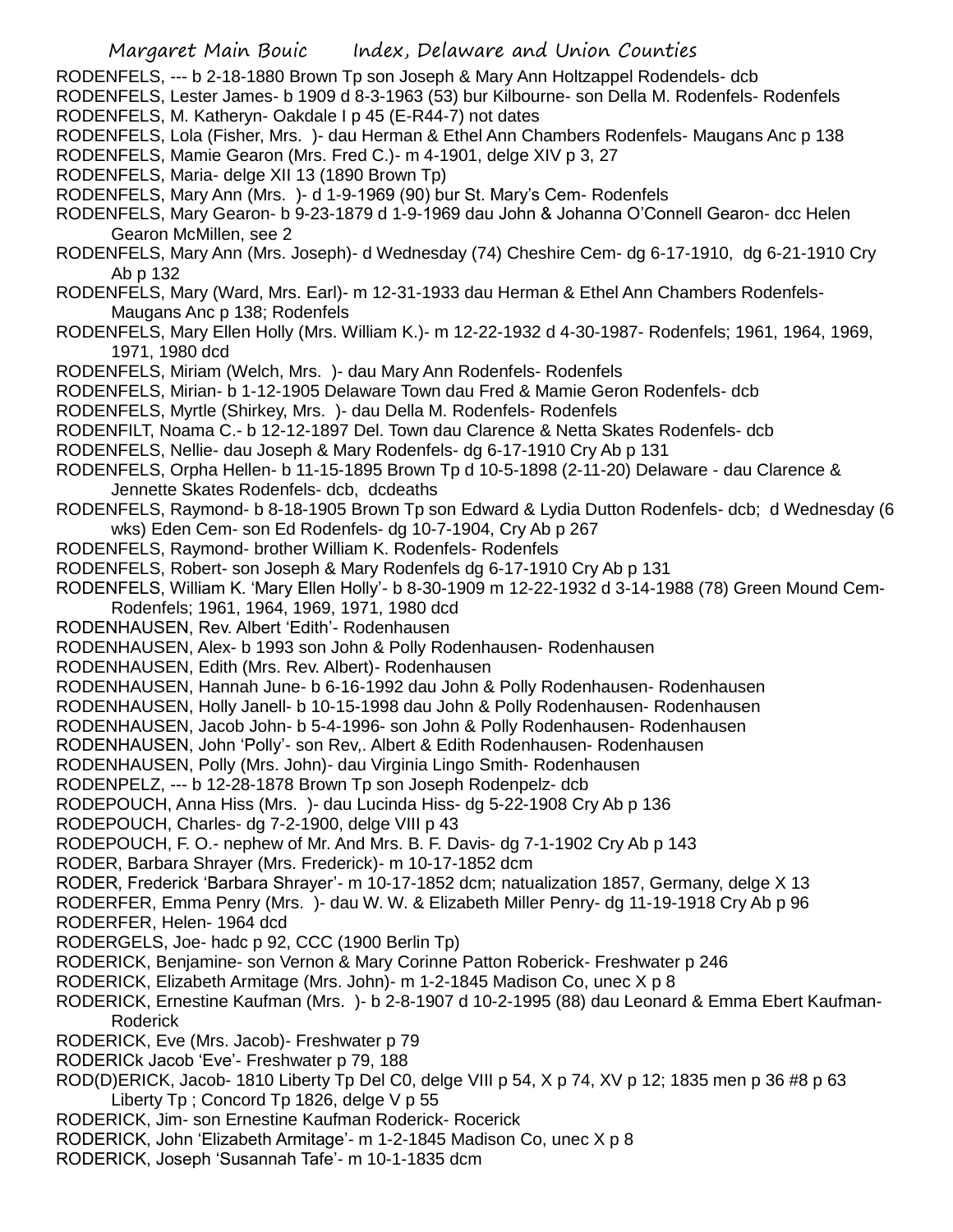RODENFELS, --- b 2-18-1880 Brown Tp son Joseph & Mary Ann Holtzappel Rodendels- dcb
RODENFELS, Lester James- b 1909 d 8-3-1963 (53) bur Kilbourne- son Della M. Rodenfels- Rodenfels
RODENFELS, M. Katheryn- Oakdale I p 45 (E-R44-7) not dates
RODENFELS, Lola (Fisher, Mrs. )- dau Herman & Ethel Ann Chambers Rodenfels- Maugans Anc p 138
RODENFELS, Mamie Gearon (Mrs. Fred C.)- m 4-1901, delge XIV p 3, 27
RODENFELS, Maria- delge XII 13 (1890 Brown Tp)
RODENFELS, Mary Ann (Mrs. )- d 1-9-1969 (90) bur St. Mary's Cem- Rodenfels
RODENFELS, Mary Gearon- b 9-23-1879 d 1-9-1969 dau John & Johanna O'Connell Gearon- dcc Helen Gearon McMillen, see 2
RODENFELS, Mary Ann (Mrs. Joseph)- d Wednesday (74) Cheshire Cem- dg 6-17-1910, dg 6-21-1910 Cry Ab p 132
RODENFELS, Mary (Ward, Mrs. Earl)- m 12-31-1933 dau Herman & Ethel Ann Chambers Rodenfels- Maugans Anc p 138; Rodenfels
RODENFELS, Mary Ellen Holly (Mrs. William K.)- m 12-22-1932 d 4-30-1987- Rodenfels; 1961, 1964, 1969, 1971, 1980 dcd
RODENFELS, Miriam (Welch, Mrs. )- dau Mary Ann Rodenfels- Rodenfels
RODENFELS, Mirian- b 1-12-1905 Delaware Town dau Fred & Mamie Geron Rodenfels- dcb
RODENFELS, Myrtle (Shirkey, Mrs. )- dau Della M. Rodenfels- Rodenfels
RODENFILT, Noama C.- b 12-12-1897 Del. Town dau Clarence & Netta Skates Rodenfels- dcb
RODENFELS, Nellie- dau Joseph & Mary Rodenfels- dg 6-17-1910 Cry Ab p 131
RODENFELS, Orpha Hellen- b 11-15-1895 Brown Tp d 10-5-1898 (2-11-20) Delaware - dau Clarence & Jennette Skates Rodenfels- dcb, dcdeaths
RODENFELS, Raymond- b 8-18-1905 Brown Tp son Edward & Lydia Dutton Rodenfels- dcb; d Wednesday (6 wks) Eden Cem- son Ed Rodenfels- dg 10-7-1904, Cry Ab p 267
RODENFELS, Raymond- brother William K. Rodenfels- Rodenfels
RODENFELS, Robert- son Joseph & Mary Rodenfels dg 6-17-1910 Cry Ab p 131
RODENFELS, William K. 'Mary Ellen Holly'- b 8-30-1909 m 12-22-1932 d 3-14-1988 (78) Green Mound Cem- Rodenfels; 1961, 1964, 1969, 1971, 1980 dcd
RODENHAUSEN, Rev. Albert 'Edith'- Rodenhausen
RODENHAUSEN, Alex- b 1993 son John & Polly Rodenhausen- Rodenhausen
RODENHAUSEN, Edith (Mrs. Rev. Albert)- Rodenhausen
RODENHAUSEN, Hannah June- b 6-16-1992 dau John & Polly Rodenhausen- Rodenhausen
RODENHAUSEN, Holly Janell- b 10-15-1998 dau John & Polly Rodenhausen- Rodenhausen
RODENHAUSEN, Jacob John- b 5-4-1996- son John & Polly Rodenhausen- Rodenhausen
RODENHAUSEN, John 'Polly'- son Rev,. Albert & Edith Rodenhausen- Rodenhausen
RODENHAUSEN, Polly (Mrs. John)- dau Virginia Lingo Smith- Rodenhausen
RODENPELZ, --- b 12-28-1878 Brown Tp son Joseph Rodenpelz- dcb
RODEPOUCH, Anna Hiss (Mrs. )- dau Lucinda Hiss- dg 5-22-1908 Cry Ab p 136
RODEPOUCH, Charles- dg 7-2-1900, delge VIII p 43
RODEPOUCH, F. O.- nephew of Mr. And Mrs. B. F. Davis- dg 7-1-1902 Cry Ab p 143
RODER, Barbara Shrayer (Mrs. Frederick)- m 10-17-1852 dcm
RODER, Frederick 'Barbara Shrayer'- m 10-17-1852 dcm; natualization 1857, Germany, delge X 13
RODERFER, Emma Penry (Mrs. )- dau W. W. & Elizabeth Miller Penry- dg 11-19-1918 Cry Ab p 96
RODERFER, Helen- 1964 dcd
RODERGELS, Joe- hadc p 92, CCC (1900 Berlin Tp)
RODERICK, Benjamine- son Vernon & Mary Corinne Patton Roberick- Freshwater p 246
RODERICK, Elizabeth Armitage (Mrs. John)- m 1-2-1845 Madison Co, unec X p 8
RODERICK, Ernestine Kaufman (Mrs. )- b 2-8-1907 d 10-2-1995 (88) dau Leonard & Emma Ebert Kaufman- Roderick
RODERICK, Eve (Mrs. Jacob)- Freshwater p 79
RODERICk Jacob 'Eve'- Freshwater p 79, 188
ROD(D)ERICK, Jacob- 1810 Liberty Tp Del C0, delge VIII p 54, X p 74, XV p 12; 1835 men p 36 #8 p 63 Liberty Tp ; Concord Tp 1826, delge V p 55
RODERICK, Jim- son Ernestine Kaufman Roderick- Rocerick
RODERICK, John 'Elizabeth Armitage'- m 1-2-1845 Madison Co, unec X p 8
RODERICK, Joseph 'Susannah Tafe'- m 10-1-1835 dcm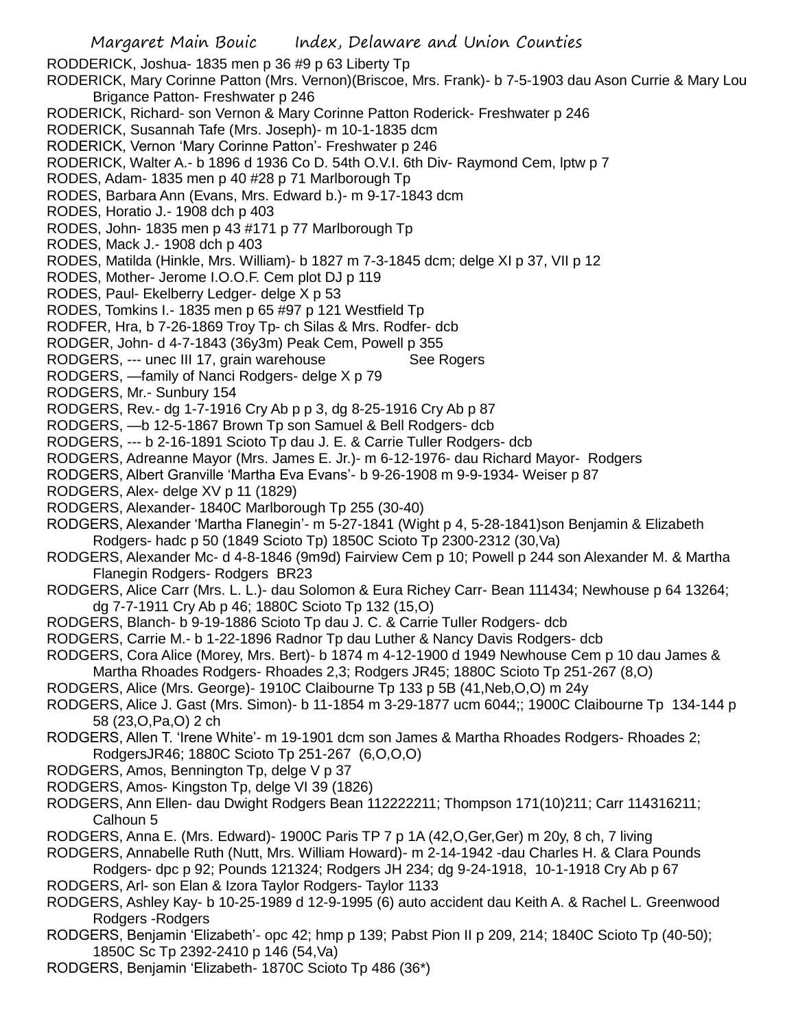RODDERICK, Joshua- 1835 men p 36 #9 p 63 Liberty Tp

RODERICK, Mary Corinne Patton (Mrs. Vernon)(Briscoe, Mrs. Frank)- b 7-5-1903 dau Ason Currie & Mary Lou Brigance Patton- Freshwater p 246

RODERICK, Richard- son Vernon & Mary Corinne Patton Roderick- Freshwater p 246

RODERICK, Susannah Tafe (Mrs. Joseph)- m 10-1-1835 dcm

RODERICK, Vernon 'Mary Corinne Patton'- Freshwater p 246

RODERICK, Walter A.- b 1896 d 1936 Co D. 54th O.V.I. 6th Div- Raymond Cem, lptw p 7

RODES, Adam- 1835 men p 40 #28 p 71 Marlborough Tp

RODES, Barbara Ann (Evans, Mrs. Edward b.)- m 9-17-1843 dcm

RODES, Horatio J.- 1908 dch p 403

RODES, John- 1835 men p 43 #171 p 77 Marlborough Tp

RODES, Mack J.- 1908 dch p 403

RODES, Matilda (Hinkle, Mrs. William)- b 1827 m 7-3-1845 dcm; delge XI p 37, VII p 12

RODES, Mother- Jerome I.O.O.F. Cem plot DJ p 119

RODES, Paul- Ekelberry Ledger- delge X p 53

RODES, Tomkins I.- 1835 men p 65 #97 p 121 Westfield Tp

RODFER, Hra, b 7-26-1869 Troy Tp- ch Silas & Mrs. Rodfer- dcb

RODGER, John- d 4-7-1843 (36y3m) Peak Cem, Powell p 355

RODGERS, --- unec III 17, grain warehouse See Rogers

RODGERS, —family of Nanci Rodgers- delge X p 79

RODGERS, Mr.- Sunbury 154

RODGERS, Rev.- dg 1-7-1916 Cry Ab p p 3, dg 8-25-1916 Cry Ab p 87

RODGERS, —b 12-5-1867 Brown Tp son Samuel & Bell Rodgers- dcb

RODGERS, --- b 2-16-1891 Scioto Tp dau J. E. & Carrie Tuller Rodgers- dcb

RODGERS, Adreanne Mayor (Mrs. James E. Jr.)- m 6-12-1976- dau Richard Mayor- Rodgers

RODGERS, Albert Granville 'Martha Eva Evans'- b 9-26-1908 m 9-9-1934- Weiser p 87

RODGERS, Alex- delge XV p 11 (1829)

RODGERS, Alexander- 1840C Marlborough Tp 255 (30-40)

RODGERS, Alexander 'Martha Flanegin'- m 5-27-1841 (Wight p 4, 5-28-1841)son Benjamin & Elizabeth Rodgers- hadc p 50 (1849 Scioto Tp) 1850C Scioto Tp 2300-2312 (30,Va)

RODGERS, Alexander Mc- d 4-8-1846 (9m9d) Fairview Cem p 10; Powell p 244 son Alexander M. & Martha Flanegin Rodgers- Rodgers BR23

RODGERS, Alice Carr (Mrs. L. L.)- dau Solomon & Eura Richey Carr- Bean 111434; Newhouse p 64 13264; dg 7-7-1911 Cry Ab p 46; 1880C Scioto Tp 132 (15,O)

RODGERS, Blanch- b 9-19-1886 Scioto Tp dau J. C. & Carrie Tuller Rodgers- dcb

RODGERS, Carrie M.- b 1-22-1896 Radnor Tp dau Luther & Nancy Davis Rodgers- dcb

RODGERS, Cora Alice (Morey, Mrs. Bert)- b 1874 m 4-12-1900 d 1949 Newhouse Cem p 10 dau James & Martha Rhoades Rodgers- Rhoades 2,3; Rodgers JR45; 1880C Scioto Tp 251-267 (8,O)

RODGERS, Alice (Mrs. George)- 1910C Claibourne Tp 133 p 5B (41,Neb,O,O) m 24y

RODGERS, Alice J. Gast (Mrs. Simon)- b 11-1854 m 3-29-1877 ucm 6044;; 1900C Claibourne Tp 134-144 p 58 (23,O,Pa,O) 2 ch

RODGERS, Allen T. 'Irene White'- m 19-1901 dcm son James & Martha Rhoades Rodgers- Rhoades 2; RodgersJR46; 1880C Scioto Tp 251-267 (6,O,O,O)

RODGERS, Amos, Bennington Tp, delge V p 37

RODGERS, Amos- Kingston Tp, delge VI 39 (1826)

RODGERS, Ann Ellen- dau Dwight Rodgers Bean 112222211; Thompson 171(10)211; Carr 114316211; Calhoun 5

RODGERS, Anna E. (Mrs. Edward)- 1900C Paris TP 7 p 1A (42,O,Ger,Ger) m 20y, 8 ch, 7 living

RODGERS, Annabelle Ruth (Nutt, Mrs. William Howard)- m 2-14-1942 -dau Charles H. & Clara Pounds Rodgers- dpc p 92; Pounds 121324; Rodgers JH 234; dg 9-24-1918, 10-1-1918 Cry Ab p 67

RODGERS, Arl- son Elan & Izora Taylor Rodgers- Taylor 1133

RODGERS, Ashley Kay- b 10-25-1989 d 12-9-1995 (6) auto accident dau Keith A. & Rachel L. Greenwood Rodgers -Rodgers

RODGERS, Benjamin 'Elizabeth'- opc 42; hmp p 139; Pabst Pion II p 209, 214; 1840C Scioto Tp (40-50); 1850C Sc Tp 2392-2410 p 146 (54,Va)

RODGERS, Benjamin 'Elizabeth- 1870C Scioto Tp 486 (36*)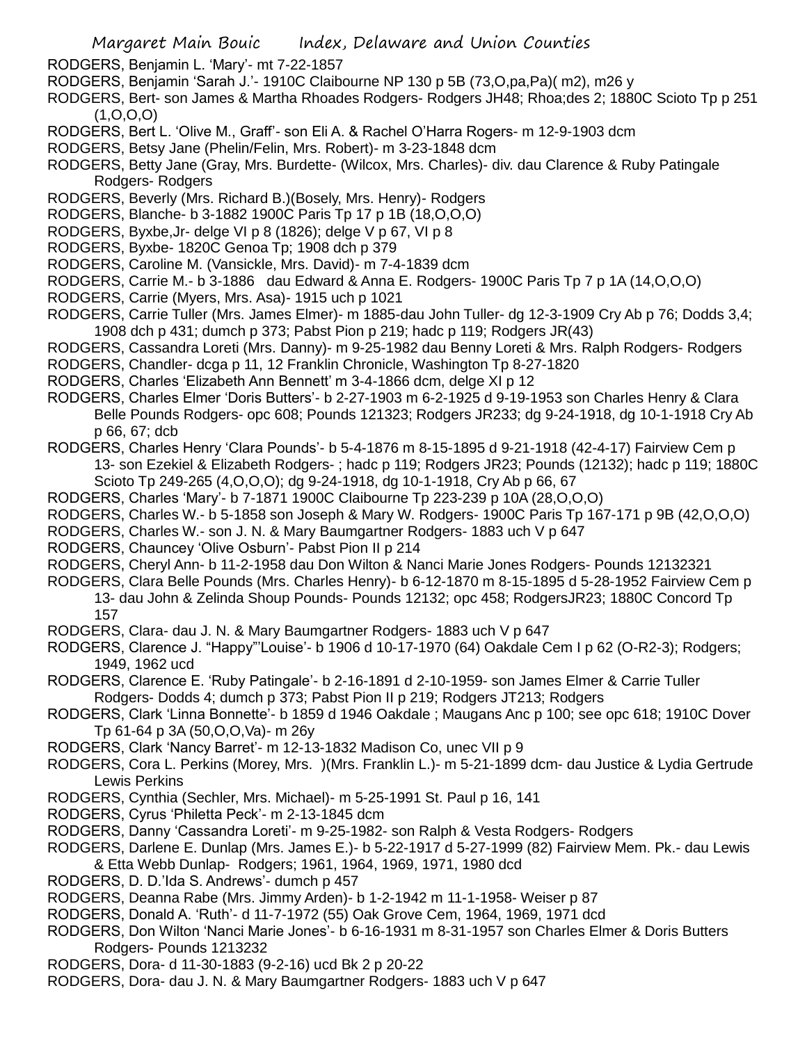RODGERS, Benjamin L. 'Mary'- mt 7-22-1857

RODGERS, Benjamin 'Sarah J.'- 1910C Claibourne NP 130 p 5B (73,O,pa,Pa)( m2), m26 y

RODGERS, Bert- son James & Martha Rhoades Rodgers- Rodgers JH48; Rhoa;des 2; 1880C Scioto Tp p 251 (1,O,O,O)

RODGERS, Bert L. 'Olive M., Graff'- son Eli A. & Rachel O'Harra Rogers- m 12-9-1903 dcm

RODGERS, Betsy Jane (Phelin/Felin, Mrs. Robert)- m 3-23-1848 dcm

RODGERS, Betty Jane (Gray, Mrs. Burdette- (Wilcox, Mrs. Charles)- div. dau Clarence & Ruby Patingale Rodgers- Rodgers

RODGERS, Beverly (Mrs. Richard B.)(Bosely, Mrs. Henry)- Rodgers

RODGERS, Blanche- b 3-1882 1900C Paris Tp 17 p 1B (18,O,O,O)

RODGERS, Byxbe,Jr- delge VI p 8 (1826); delge V p 67, VI p 8

RODGERS, Byxbe- 1820C Genoa Tp; 1908 dch p 379

RODGERS, Caroline M. (Vansickle, Mrs. David)- m 7-4-1839 dcm

RODGERS, Carrie M.- b 3-1886 dau Edward & Anna E. Rodgers- 1900C Paris Tp 7 p 1A (14,O,O,O)

RODGERS, Carrie (Myers, Mrs. Asa)- 1915 uch p 1021

RODGERS, Carrie Tuller (Mrs. James Elmer)- m 1885-dau John Tuller- dg 12-3-1909 Cry Ab p 76; Dodds 3,4; 1908 dch p 431; dumch p 373; Pabst Pion p 219; hadc p 119; Rodgers JR(43)

RODGERS, Cassandra Loreti (Mrs. Danny)- m 9-25-1982 dau Benny Loreti & Mrs. Ralph Rodgers- Rodgers

RODGERS, Chandler- dcga p 11, 12 Franklin Chronicle, Washington Tp 8-27-1820

RODGERS, Charles 'Elizabeth Ann Bennett' m 3-4-1866 dcm, delge XI p 12

RODGERS, Charles Elmer 'Doris Butters'- b 2-27-1903 m 6-2-1925 d 9-19-1953 son Charles Henry & Clara Belle Pounds Rodgers- opc 608; Pounds 121323; Rodgers JR233; dg 9-24-1918, dg 10-1-1918 Cry Ab p 66, 67; dcb

RODGERS, Charles Henry 'Clara Pounds'- b 5-4-1876 m 8-15-1895 d 9-21-1918 (42-4-17) Fairview Cem p 13- son Ezekiel & Elizabeth Rodgers- ; hadc p 119; Rodgers JR23; Pounds (12132); hadc p 119; 1880C Scioto Tp 249-265 (4,O,O,O); dg 9-24-1918, dg 10-1-1918, Cry Ab p 66, 67

RODGERS, Charles 'Mary'- b 7-1871 1900C Claibourne Tp 223-239 p 10A (28,O,O,O)

RODGERS, Charles W.- b 5-1858 son Joseph & Mary W. Rodgers- 1900C Paris Tp 167-171 p 9B (42,O,O,O)

RODGERS, Charles W.- son J. N. & Mary Baumgartner Rodgers- 1883 uch V p 647

RODGERS, Chauncey 'Olive Osburn'- Pabst Pion II p 214

RODGERS, Cheryl Ann- b 11-2-1958 dau Don Wilton & Nanci Marie Jones Rodgers- Pounds 12132321

RODGERS, Clara Belle Pounds (Mrs. Charles Henry)- b 6-12-1870 m 8-15-1895 d 5-28-1952 Fairview Cem p 13- dau John & Zelinda Shoup Pounds- Pounds 12132; opc 458; RodgersJR23; 1880C Concord Tp 157

RODGERS, Clara- dau J. N. & Mary Baumgartner Rodgers- 1883 uch V p 647

RODGERS, Clarence J. "Happy"'Louise'- b 1906 d 10-17-1970 (64) Oakdale Cem I p 62 (O-R2-3); Rodgers; 1949, 1962 ucd

RODGERS, Clarence E. 'Ruby Patingale'- b 2-16-1891 d 2-10-1959- son James Elmer & Carrie Tuller Rodgers- Dodds 4; dumch p 373; Pabst Pion II p 219; Rodgers JT213; Rodgers

RODGERS, Clark 'Linna Bonnette'- b 1859 d 1946 Oakdale ; Maugans Anc p 100; see opc 618; 1910C Dover Tp 61-64 p 3A (50,O,O,Va)- m 26y

RODGERS, Clark 'Nancy Barret'- m 12-13-1832 Madison Co, unec VII p 9

RODGERS, Cora L. Perkins (Morey, Mrs. )(Mrs. Franklin L.)- m 5-21-1899 dcm- dau Justice & Lydia Gertrude Lewis Perkins

RODGERS, Cynthia (Sechler, Mrs. Michael)- m 5-25-1991 St. Paul p 16, 141

RODGERS, Cyrus 'Philetta Peck'- m 2-13-1845 dcm

RODGERS, Danny 'Cassandra Loreti'- m 9-25-1982- son Ralph & Vesta Rodgers- Rodgers

RODGERS, Darlene E. Dunlap (Mrs. James E.)- b 5-22-1917 d 5-27-1999 (82) Fairview Mem. Pk.- dau Lewis & Etta Webb Dunlap- Rodgers; 1961, 1964, 1969, 1971, 1980 dcd

RODGERS, D. D.'Ida S. Andrews'- dumch p 457

RODGERS, Deanna Rabe (Mrs. Jimmy Arden)- b 1-2-1942 m 11-1-1958- Weiser p 87

RODGERS, Donald A. 'Ruth'- d 11-7-1972 (55) Oak Grove Cem, 1964, 1969, 1971 dcd

RODGERS, Don Wilton 'Nanci Marie Jones'- b 6-16-1931 m 8-31-1957 son Charles Elmer & Doris Butters Rodgers- Pounds 1213232

RODGERS, Dora- d 11-30-1883 (9-2-16) ucd Bk 2 p 20-22

RODGERS, Dora- dau J. N. & Mary Baumgartner Rodgers- 1883 uch V p 647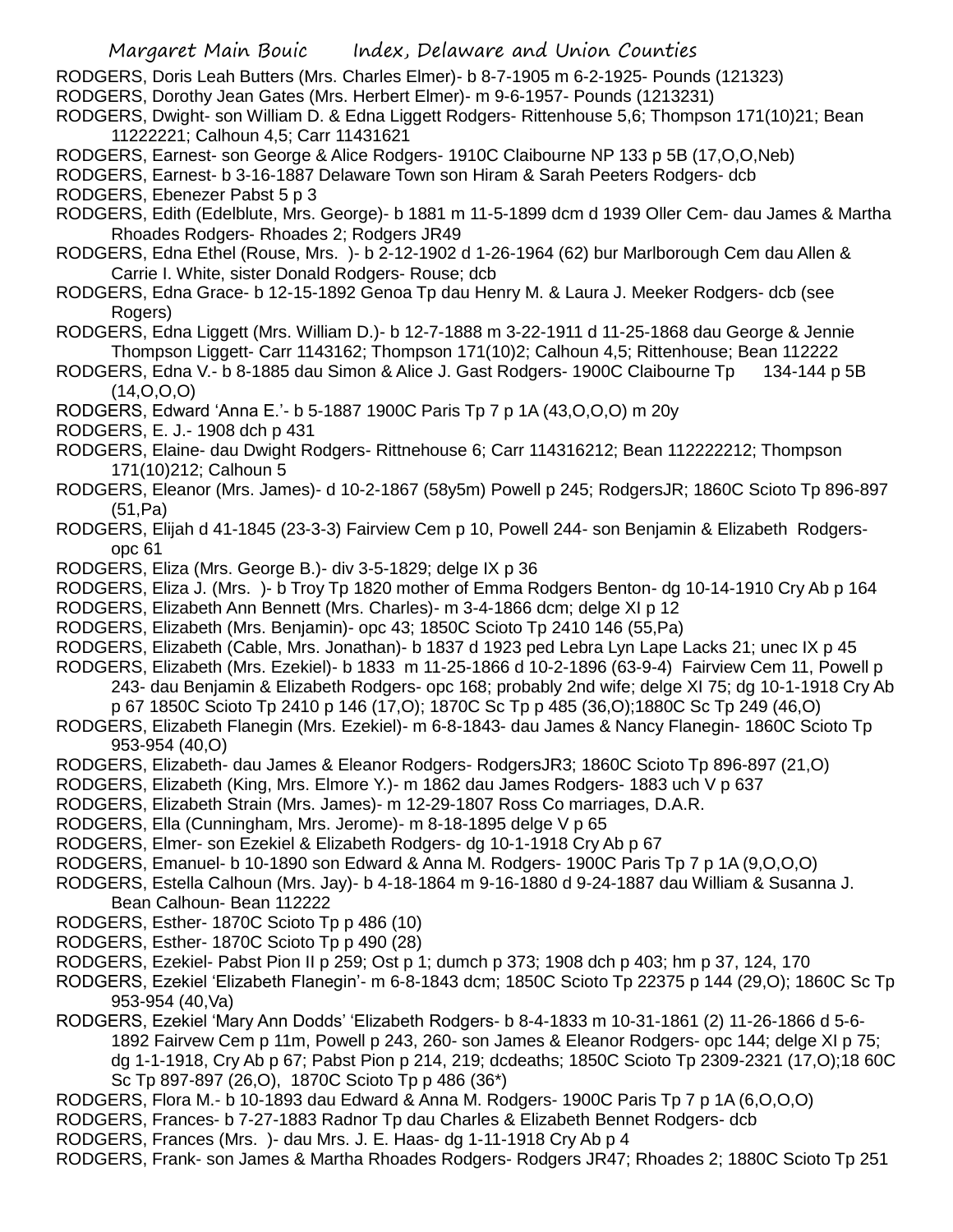RODGERS, Doris Leah Butters (Mrs. Charles Elmer)- b 8-7-1905 m 6-2-1925- Pounds (121323)

RODGERS, Dorothy Jean Gates (Mrs. Herbert Elmer)- m 9-6-1957- Pounds (1213231)

RODGERS, Dwight- son William D. & Edna Liggett Rodgers- Rittenhouse 5,6; Thompson 171(10)21; Bean 11222221; Calhoun 4,5; Carr 11431621

RODGERS, Earnest- son George & Alice Rodgers- 1910C Claibourne NP 133 p 5B (17,O,O,Neb)

RODGERS, Earnest- b 3-16-1887 Delaware Town son Hiram & Sarah Peeters Rodgers- dcb

RODGERS, Ebenezer Pabst 5 p 3

RODGERS, Edith (Edelblute, Mrs. George)- b 1881 m 11-5-1899 dcm d 1939 Oller Cem- dau James & Martha Rhoades Rodgers- Rhoades 2; Rodgers JR49

RODGERS, Edna Ethel (Rouse, Mrs. )- b 2-12-1902 d 1-26-1964 (62) bur Marlborough Cem dau Allen & Carrie I. White, sister Donald Rodgers- Rouse; dcb

RODGERS, Edna Grace- b 12-15-1892 Genoa Tp dau Henry M. & Laura J. Meeker Rodgers- dcb (see Rogers)

RODGERS, Edna Liggett (Mrs. William D.)- b 12-7-1888 m 3-22-1911 d 11-25-1868 dau George & Jennie Thompson Liggett- Carr 1143162; Thompson 171(10)2; Calhoun 4,5; Rittenhouse; Bean 112222

RODGERS, Edna V.- b 8-1885 dau Simon & Alice J. Gast Rodgers- 1900C Claibourne Tp 134-144 p 5B (14,O,O,O)

RODGERS, Edward 'Anna E.'- b 5-1887 1900C Paris Tp 7 p 1A (43,O,O,O) m 20y

RODGERS, E. J.- 1908 dch p 431

RODGERS, Elaine- dau Dwight Rodgers- Rittnehouse 6; Carr 114316212; Bean 112222212; Thompson 171(10)212; Calhoun 5

RODGERS, Eleanor (Mrs. James)- d 10-2-1867 (58y5m) Powell p 245; RodgersJR; 1860C Scioto Tp 896-897 (51,Pa)

RODGERS, Elijah d 41-1845 (23-3-3) Fairview Cem p 10, Powell 244- son Benjamin & Elizabeth Rodgers- opc 61

RODGERS, Eliza (Mrs. George B.)- div 3-5-1829; delge IX p 36

RODGERS, Eliza J. (Mrs. )- b Troy Tp 1820 mother of Emma Rodgers Benton- dg 10-14-1910 Cry Ab p 164

RODGERS, Elizabeth Ann Bennett (Mrs. Charles)- m 3-4-1866 dcm; delge XI p 12

RODGERS, Elizabeth (Mrs. Benjamin)- opc 43; 1850C Scioto Tp 2410 146 (55,Pa)

RODGERS, Elizabeth (Cable, Mrs. Jonathan)- b 1837 d 1923 ped Lebra Lyn Lape Lacks 21; unec IX p 45

RODGERS, Elizabeth (Mrs. Ezekiel)- b 1833 m 11-25-1866 d 10-2-1896 (63-9-4) Fairview Cem 11, Powell p 243- dau Benjamin & Elizabeth Rodgers- opc 168; probably 2nd wife; delge XI 75; dg 10-1-1918 Cry Ab p 67 1850C Scioto Tp 2410 p 146 (17,O); 1870C Sc Tp p 485 (36,O);1880C Sc Tp 249 (46,O)

RODGERS, Elizabeth Flanegin (Mrs. Ezekiel)- m 6-8-1843- dau James & Nancy Flanegin- 1860C Scioto Tp 953-954 (40,O)

RODGERS, Elizabeth- dau James & Eleanor Rodgers- RodgersJR3; 1860C Scioto Tp 896-897 (21,O)

RODGERS, Elizabeth (King, Mrs. Elmore Y.)- m 1862 dau James Rodgers- 1883 uch V p 637

RODGERS, Elizabeth Strain (Mrs. James)- m 12-29-1807 Ross Co marriages, D.A.R.

RODGERS, Ella (Cunningham, Mrs. Jerome)- m 8-18-1895 delge V p 65

RODGERS, Elmer- son Ezekiel & Elizabeth Rodgers- dg 10-1-1918 Cry Ab p 67

RODGERS, Emanuel- b 10-1890 son Edward & Anna M. Rodgers- 1900C Paris Tp 7 p 1A (9,O,O,O)

RODGERS, Estella Calhoun (Mrs. Jay)- b 4-18-1864 m 9-16-1880 d 9-24-1887 dau William & Susanna J. Bean Calhoun- Bean 112222

RODGERS, Esther- 1870C Scioto Tp p 486 (10)

RODGERS, Esther- 1870C Scioto Tp p 490 (28)

RODGERS, Ezekiel- Pabst Pion II p 259; Ost p 1; dumch p 373; 1908 dch p 403; hm p 37, 124, 170

RODGERS, Ezekiel 'Elizabeth Flanegin'- m 6-8-1843 dcm; 1850C Scioto Tp 22375 p 144 (29,O); 1860C Sc Tp 953-954 (40,Va)

RODGERS, Ezekiel 'Mary Ann Dodds' 'Elizabeth Rodgers- b 8-4-1833 m 10-31-1861 (2) 11-26-1866 d 5-6-1892 Fairvew Cem p 11m, Powell p 243, 260- son James & Eleanor Rodgers- opc 144; delge XI p 75; dg 1-1-1918, Cry Ab p 67; Pabst Pion p 214, 219; dcdeaths; 1850C Scioto Tp 2309-2321 (17,O);18 60C Sc Tp 897-897 (26,O), 1870C Scioto Tp p 486 (36*)

RODGERS, Flora M.- b 10-1893 dau Edward & Anna M. Rodgers- 1900C Paris Tp 7 p 1A (6,O,O,O)

RODGERS, Frances- b 7-27-1883 Radnor Tp dau Charles & Elizabeth Bennet Rodgers- dcb

RODGERS, Frances (Mrs. )- dau Mrs. J. E. Haas- dg 1-11-1918 Cry Ab p 4

RODGERS, Frank- son James & Martha Rhoades Rodgers- Rodgers JR47; Rhoades 2; 1880C Scioto Tp 251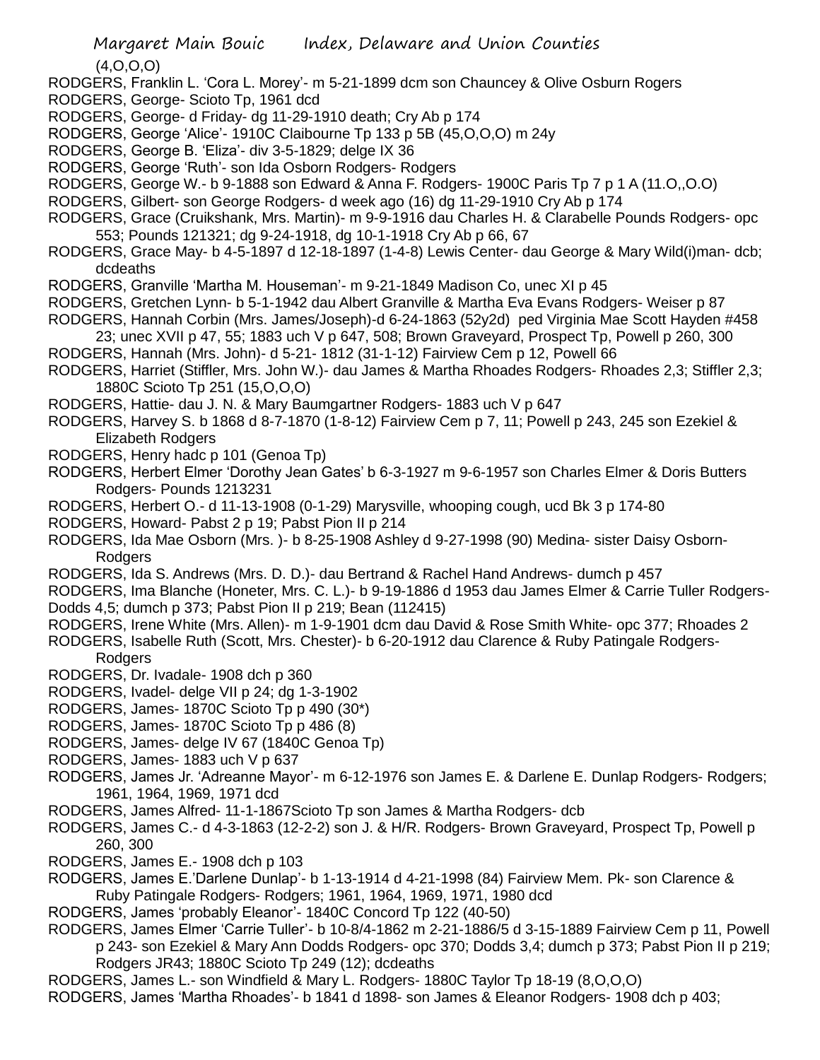(4,O,O,O)

RODGERS, Franklin L. 'Cora L. Morey'- m 5-21-1899 dcm son Chauncey & Olive Osburn Rogers

RODGERS, George- Scioto Tp, 1961 dcd

RODGERS, George- d Friday- dg 11-29-1910 death; Cry Ab p 174

RODGERS, George 'Alice'- 1910C Claibourne Tp 133 p 5B (45,O,O,O) m 24y

RODGERS, George B. 'Eliza'- div 3-5-1829; delge IX 36

RODGERS, George 'Ruth'- son Ida Osborn Rodgers- Rodgers

RODGERS, George W.- b 9-1888 son Edward & Anna F. Rodgers- 1900C Paris Tp 7 p 1 A (11.O,,O.O)

RODGERS, Gilbert- son George Rodgers- d week ago (16) dg 11-29-1910 Cry Ab p 174

RODGERS, Grace (Cruikshank, Mrs. Martin)- m 9-9-1916 dau Charles H. & Clarabelle Pounds Rodgers- opc 553; Pounds 121321; dg 9-24-1918, dg 10-1-1918 Cry Ab p 66, 67

RODGERS, Grace May- b 4-5-1897 d 12-18-1897 (1-4-8) Lewis Center- dau George & Mary Wild(i)man- dcb; dcdeaths

RODGERS, Granville 'Martha M. Houseman'- m 9-21-1849 Madison Co, unec XI p 45

RODGERS, Gretchen Lynn- b 5-1-1942 dau Albert Granville & Martha Eva Evans Rodgers- Weiser p 87

RODGERS, Hannah Corbin (Mrs. James/Joseph)-d 6-24-1863 (52y2d) ped Virginia Mae Scott Hayden #458 23; unec XVII p 47, 55; 1883 uch V p 647, 508; Brown Graveyard, Prospect Tp, Powell p 260, 300

RODGERS, Hannah (Mrs. John)- d 5-21- 1812 (31-1-12) Fairview Cem p 12, Powell 66

RODGERS, Harriet (Stiffler, Mrs. John W.)- dau James & Martha Rhoades Rodgers- Rhoades 2,3; Stiffler 2,3; 1880C Scioto Tp 251 (15,O,O,O)

RODGERS, Hattie- dau J. N. & Mary Baumgartner Rodgers- 1883 uch V p 647

RODGERS, Harvey S. b 1868 d 8-7-1870 (1-8-12) Fairview Cem p 7, 11; Powell p 243, 245 son Ezekiel & Elizabeth Rodgers

RODGERS, Henry hadc p 101 (Genoa Tp)

RODGERS, Herbert Elmer 'Dorothy Jean Gates' b 6-3-1927 m 9-6-1957 son Charles Elmer & Doris Butters Rodgers- Pounds 1213231

RODGERS, Herbert O.- d 11-13-1908 (0-1-29) Marysville, whooping cough, ucd Bk 3 p 174-80

RODGERS, Howard- Pabst 2 p 19; Pabst Pion II p 214

RODGERS, Ida Mae Osborn (Mrs. )- b 8-25-1908 Ashley d 9-27-1998 (90) Medina- sister Daisy Osborn- Rodgers

RODGERS, Ida S. Andrews (Mrs. D. D.)- dau Bertrand & Rachel Hand Andrews- dumch p 457

RODGERS, Ima Blanche (Honeter, Mrs. C. L.)- b 9-19-1886 d 1953 dau James Elmer & Carrie Tuller Rodgers- Dodds 4,5; dumch p 373; Pabst Pion II p 219; Bean (112415)

RODGERS, Irene White (Mrs. Allen)- m 1-9-1901 dcm dau David & Rose Smith White- opc 377; Rhoades 2

RODGERS, Isabelle Ruth (Scott, Mrs. Chester)- b 6-20-1912 dau Clarence & Ruby Patingale Rodgers- Rodgers

RODGERS, Dr. Ivadale- 1908 dch p 360

RODGERS, Ivadel- delge VII p 24; dg 1-3-1902

RODGERS, James- 1870C Scioto Tp p 490 (30*)

RODGERS, James- 1870C Scioto Tp p 486 (8)

RODGERS, James- delge IV 67 (1840C Genoa Tp)

RODGERS, James- 1883 uch V p 637

RODGERS, James Jr. 'Adreanne Mayor'- m 6-12-1976 son James E. & Darlene E. Dunlap Rodgers- Rodgers; 1961, 1964, 1969, 1971 dcd

RODGERS, James Alfred- 11-1-1867Scioto Tp son James & Martha Rodgers- dcb

RODGERS, James C.- d 4-3-1863 (12-2-2) son J. & H/R. Rodgers- Brown Graveyard, Prospect Tp, Powell p 260, 300

RODGERS, James E.- 1908 dch p 103

RODGERS, James E.'Darlene Dunlap'- b 1-13-1914 d 4-21-1998 (84) Fairview Mem. Pk- son Clarence & Ruby Patingale Rodgers- Rodgers; 1961, 1964, 1969, 1971, 1980 dcd

RODGERS, James 'probably Eleanor'- 1840C Concord Tp 122 (40-50)

RODGERS, James Elmer 'Carrie Tuller'- b 10-8/4-1862 m 2-21-1886/5 d 3-15-1889 Fairview Cem p 11, Powell p 243- son Ezekiel & Mary Ann Dodds Rodgers- opc 370; Dodds 3,4; dumch p 373; Pabst Pion II p 219; Rodgers JR43; 1880C Scioto Tp 249 (12); dcdeaths

RODGERS, James L.- son Windfield & Mary L. Rodgers- 1880C Taylor Tp 18-19 (8,O,O,O)

RODGERS, James 'Martha Rhoades'- b 1841 d 1898- son James & Eleanor Rodgers- 1908 dch p 403;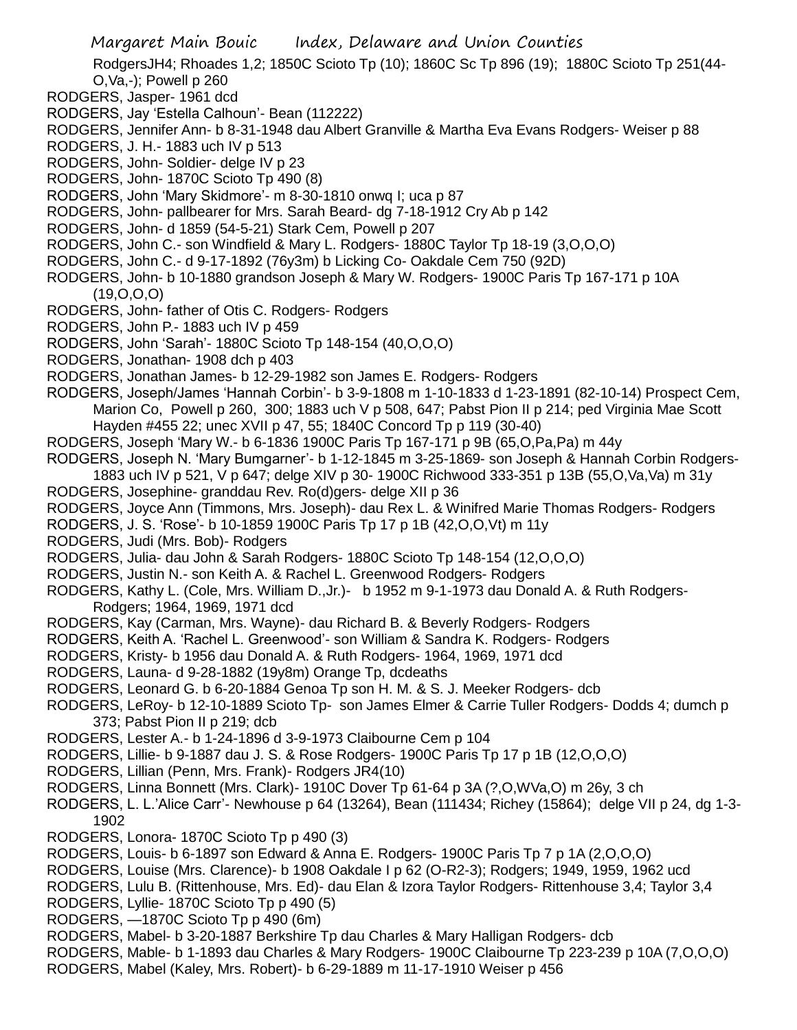RodgersJH4; Rhoades 1,2; 1850C Scioto Tp (10); 1860C Sc Tp 896 (19); 1880C Scioto Tp 251(44-O,Va,-); Powell p 260

RODGERS, Jasper- 1961 dcd

RODGERS, Jay 'Estella Calhoun'- Bean (112222)

RODGERS, Jennifer Ann- b 8-31-1948 dau Albert Granville & Martha Eva Evans Rodgers- Weiser p 88

RODGERS, J. H.- 1883 uch IV p 513

RODGERS, John- Soldier- delge IV p 23

RODGERS, John- 1870C Scioto Tp 490 (8)

RODGERS, John 'Mary Skidmore'- m 8-30-1810 onwq I; uca p 87

RODGERS, John- pallbearer for Mrs. Sarah Beard- dg 7-18-1912 Cry Ab p 142

RODGERS, John- d 1859 (54-5-21) Stark Cem, Powell p 207

RODGERS, John C.- son Windfield & Mary L. Rodgers- 1880C Taylor Tp 18-19 (3,O,O,O)

RODGERS, John C.- d 9-17-1892 (76y3m) b Licking Co- Oakdale Cem 750 (92D)

RODGERS, John- b 10-1880 grandson Joseph & Mary W. Rodgers- 1900C Paris Tp 167-171 p 10A (19,O,O,O)

RODGERS, John- father of Otis C. Rodgers- Rodgers

RODGERS, John P.- 1883 uch IV p 459

RODGERS, John 'Sarah'- 1880C Scioto Tp 148-154 (40,O,O,O)

RODGERS, Jonathan- 1908 dch p 403

RODGERS, Jonathan James- b 12-29-1982 son James E. Rodgers- Rodgers

RODGERS, Joseph/James 'Hannah Corbin'- b 3-9-1808 m 1-10-1833 d 1-23-1891 (82-10-14) Prospect Cem, Marion Co, Powell p 260, 300; 1883 uch V p 508, 647; Pabst Pion II p 214; ped Virginia Mae Scott Hayden #455 22; unec XVII p 47, 55; 1840C Concord Tp p 119 (30-40)

RODGERS, Joseph 'Mary W.- b 6-1836 1900C Paris Tp 167-171 p 9B (65,O,Pa,Pa) m 44y

RODGERS, Joseph N. 'Mary Bumgarner'- b 1-12-1845 m 3-25-1869- son Joseph & Hannah Corbin Rodgers- 1883 uch IV p 521, V p 647; delge XIV p 30- 1900C Richwood 333-351 p 13B (55,O,Va,Va) m 31y

RODGERS, Josephine- granddau Rev. Ro(d)gers- delge XII p 36

RODGERS, Joyce Ann (Timmons, Mrs. Joseph)- dau Rex L. & Winifred Marie Thomas Rodgers- Rodgers

RODGERS, J. S. 'Rose'- b 10-1859 1900C Paris Tp 17 p 1B (42,O,O,Vt) m 11y

RODGERS, Judi (Mrs. Bob)- Rodgers

RODGERS, Julia- dau John & Sarah Rodgers- 1880C Scioto Tp 148-154 (12,O,O,O)

RODGERS, Justin N.- son Keith A. & Rachel L. Greenwood Rodgers- Rodgers

RODGERS, Kathy L. (Cole, Mrs. William D.,Jr.)- b 1952 m 9-1-1973 dau Donald A. & Ruth Rodgers- Rodgers; 1964, 1969, 1971 dcd

RODGERS, Kay (Carman, Mrs. Wayne)- dau Richard B. & Beverly Rodgers- Rodgers

RODGERS, Keith A. 'Rachel L. Greenwood'- son William & Sandra K. Rodgers- Rodgers

RODGERS, Kristy- b 1956 dau Donald A. & Ruth Rodgers- 1964, 1969, 1971 dcd

RODGERS, Launa- d 9-28-1882 (19y8m) Orange Tp, dcdeaths

RODGERS, Leonard G. b 6-20-1884 Genoa Tp son H. M. & S. J. Meeker Rodgers- dcb

RODGERS, LeRoy- b 12-10-1889 Scioto Tp- son James Elmer & Carrie Tuller Rodgers- Dodds 4; dumch p 373; Pabst Pion II p 219; dcb

RODGERS, Lester A.- b 1-24-1896 d 3-9-1973 Claibourne Cem p 104

RODGERS, Lillie- b 9-1887 dau J. S. & Rose Rodgers- 1900C Paris Tp 17 p 1B (12,O,O,O)

RODGERS, Lillian (Penn, Mrs. Frank)- Rodgers JR4(10)

RODGERS, Linna Bonnett (Mrs. Clark)- 1910C Dover Tp 61-64 p 3A (?,O,WVa,O) m 26y, 3 ch

RODGERS, L. L.'Alice Carr'- Newhouse p 64 (13264), Bean (111434; Richey (15864); delge VII p 24, dg 1-3-1902

RODGERS, Lonora- 1870C Scioto Tp p 490 (3)

RODGERS, Louis- b 6-1897 son Edward & Anna E. Rodgers- 1900C Paris Tp 7 p 1A (2,O,O,O)

RODGERS, Louise (Mrs. Clarence)- b 1908 Oakdale I p 62 (O-R2-3); Rodgers; 1949, 1959, 1962 ucd

RODGERS, Lulu B. (Rittenhouse, Mrs. Ed)- dau Elan & Izora Taylor Rodgers- Rittenhouse 3,4; Taylor 3,4

RODGERS, Lyllie- 1870C Scioto Tp p 490 (5)

RODGERS, —1870C Scioto Tp p 490 (6m)

RODGERS, Mabel- b 3-20-1887 Berkshire Tp dau Charles & Mary Halligan Rodgers- dcb

RODGERS, Mable- b 1-1893 dau Charles & Mary Rodgers- 1900C Claibourne Tp 223-239 p 10A (7,O,O,O)

RODGERS, Mabel (Kaley, Mrs. Robert)- b 6-29-1889 m 11-17-1910 Weiser p 456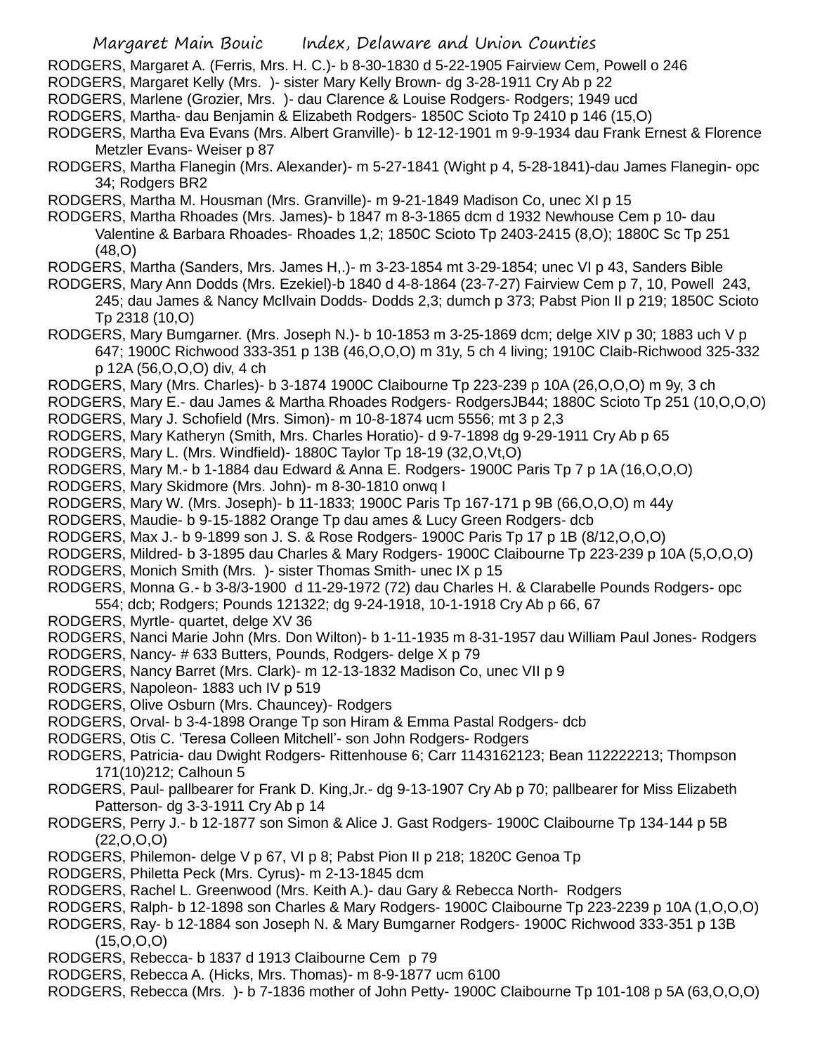RODGERS, Margaret A. (Ferris, Mrs. H. C.)- b 8-30-1830 d 5-22-1905 Fairview Cem, Powell o 246

RODGERS, Margaret Kelly (Mrs. )- sister Mary Kelly Brown- dg 3-28-1911 Cry Ab p 22

RODGERS, Marlene (Grozier, Mrs. )- dau Clarence & Louise Rodgers- Rodgers; 1949 ucd

RODGERS, Martha- dau Benjamin & Elizabeth Rodgers- 1850C Scioto Tp 2410 p 146 (15,O)

RODGERS, Martha Eva Evans (Mrs. Albert Granville)- b 12-12-1901 m 9-9-1934 dau Frank Ernest & Florence Metzler Evans- Weiser p 87

RODGERS, Martha Flanegin (Mrs. Alexander)- m 5-27-1841 (Wight p 4, 5-28-1841)-dau James Flanegin- opc 34; Rodgers BR2

RODGERS, Martha M. Housman (Mrs. Granville)- m 9-21-1849 Madison Co, unec XI p 15

RODGERS, Martha Rhoades (Mrs. James)- b 1847 m 8-3-1865 dcm d 1932 Newhouse Cem p 10- dau Valentine & Barbara Rhoades- Rhoades 1,2; 1850C Scioto Tp 2403-2415 (8,O); 1880C Sc Tp 251 (48,O)

RODGERS, Martha (Sanders, Mrs. James H,.)- m 3-23-1854 mt 3-29-1854; unec VI p 43, Sanders Bible

RODGERS, Mary Ann Dodds (Mrs. Ezekiel)-b 1840 d 4-8-1864 (23-7-27) Fairview Cem p 7, 10, Powell 243, 245; dau James & Nancy McIlvain Dodds- Dodds 2,3; dumch p 373; Pabst Pion II p 219; 1850C Scioto Tp 2318 (10,O)

RODGERS, Mary Bumgarner. (Mrs. Joseph N.)- b 10-1853 m 3-25-1869 dcm; delge XIV p 30; 1883 uch V p 647; 1900C Richwood 333-351 p 13B (46,O,O,O) m 31y, 5 ch 4 living; 1910C Claib-Richwood 325-332 p 12A (56,O,O,O) div, 4 ch

RODGERS, Mary (Mrs. Charles)- b 3-1874 1900C Claibourne Tp 223-239 p 10A (26,O,O,O) m 9y, 3 ch

RODGERS, Mary E.- dau James & Martha Rhoades Rodgers- RodgersJB44; 1880C Scioto Tp 251 (10,O,O,O)

RODGERS, Mary J. Schofield (Mrs. Simon)- m 10-8-1874 ucm 5556; mt 3 p 2,3

RODGERS, Mary Katheryn (Smith, Mrs. Charles Horatio)- d 9-7-1898 dg 9-29-1911 Cry Ab p 65

RODGERS, Mary L. (Mrs. Windfield)- 1880C Taylor Tp 18-19 (32,O,Vt,O)

RODGERS, Mary M.- b 1-1884 dau Edward & Anna E. Rodgers- 1900C Paris Tp 7 p 1A (16,O,O,O)

RODGERS, Mary Skidmore (Mrs. John)- m 8-30-1810 onwq I

RODGERS, Mary W. (Mrs. Joseph)- b 11-1833; 1900C Paris Tp 167-171 p 9B (66,O,O,O) m 44y

RODGERS, Maudie- b 9-15-1882 Orange Tp dau ames & Lucy Green Rodgers- dcb

RODGERS, Max J.- b 9-1899 son J. S. & Rose Rodgers- 1900C Paris Tp 17 p 1B (8/12,O,O,O)

RODGERS, Mildred- b 3-1895 dau Charles & Mary Rodgers- 1900C Claibourne Tp 223-239 p 10A (5,O,O,O)

RODGERS, Monich Smith (Mrs. )- sister Thomas Smith- unec IX p 15

RODGERS, Monna G.- b 3-8/3-1900 d 11-29-1972 (72) dau Charles H. & Clarabelle Pounds Rodgers- opc 554; dcb; Rodgers; Pounds 121322; dg 9-24-1918, 10-1-1918 Cry Ab p 66, 67

RODGERS, Myrtle- quartet, delge XV 36

RODGERS, Nanci Marie John (Mrs. Don Wilton)- b 1-11-1935 m 8-31-1957 dau William Paul Jones- Rodgers

RODGERS, Nancy- # 633 Butters, Pounds, Rodgers- delge X p 79

RODGERS, Nancy Barret (Mrs. Clark)- m 12-13-1832 Madison Co, unec VII p 9

RODGERS, Napoleon- 1883 uch IV p 519

RODGERS, Olive Osburn (Mrs. Chauncey)- Rodgers

RODGERS, Orval- b 3-4-1898 Orange Tp son Hiram & Emma Pastal Rodgers- dcb

RODGERS, Otis C. 'Teresa Colleen Mitchell'- son John Rodgers- Rodgers

RODGERS, Patricia- dau Dwight Rodgers- Rittenhouse 6; Carr 1143162123; Bean 112222213; Thompson 171(10)212; Calhoun 5

RODGERS, Paul- pallbearer for Frank D. King,Jr.- dg 9-13-1907 Cry Ab p 70; pallbearer for Miss Elizabeth Patterson- dg 3-3-1911 Cry Ab p 14

RODGERS, Perry J.- b 12-1877 son Simon & Alice J. Gast Rodgers- 1900C Claibourne Tp 134-144 p 5B (22,O,O,O)

RODGERS, Philemon- delge V p 67, VI p 8; Pabst Pion II p 218; 1820C Genoa Tp

RODGERS, Philetta Peck (Mrs. Cyrus)- m 2-13-1845 dcm

RODGERS, Rachel L. Greenwood (Mrs. Keith A.)- dau Gary & Rebecca North- Rodgers

RODGERS, Ralph- b 12-1898 son Charles & Mary Rodgers- 1900C Claibourne Tp 223-2239 p 10A (1,O,O,O)

RODGERS, Ray- b 12-1884 son Joseph N. & Mary Bumgarner Rodgers- 1900C Richwood 333-351 p 13B (15,O,O,O)

RODGERS, Rebecca- b 1837 d 1913 Claibourne Cem p 79

RODGERS, Rebecca A. (Hicks, Mrs. Thomas)- m 8-9-1877 ucm 6100

RODGERS, Rebecca (Mrs. )- b 7-1836 mother of John Petty- 1900C Claibourne Tp 101-108 p 5A (63,O,O,O)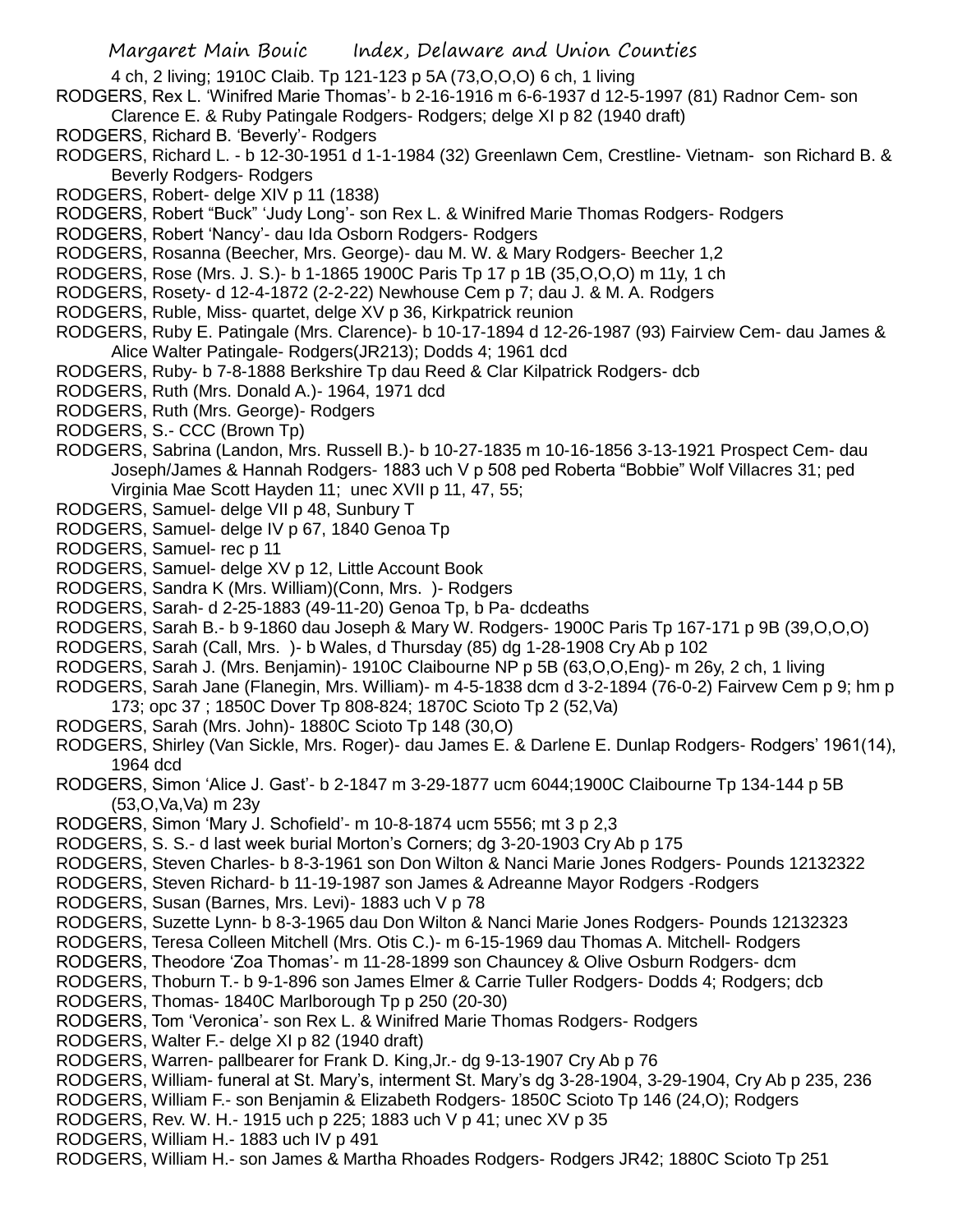4 ch, 2 living; 1910C Claib. Tp 121-123 p 5A (73,O,O,O) 6 ch, 1 living

RODGERS, Rex L. 'Winifred Marie Thomas'- b 2-16-1916 m 6-6-1937 d 12-5-1997 (81) Radnor Cem- son Clarence E. & Ruby Patingale Rodgers- Rodgers; delge XI p 82 (1940 draft)

RODGERS, Richard B. 'Beverly'- Rodgers

RODGERS, Richard L. - b 12-30-1951 d 1-1-1984 (32) Greenlawn Cem, Crestline- Vietnam- son Richard B. & Beverly Rodgers- Rodgers

RODGERS, Robert- delge XIV p 11 (1838)

RODGERS, Robert "Buck" 'Judy Long'- son Rex L. & Winifred Marie Thomas Rodgers- Rodgers

RODGERS, Robert 'Nancy'- dau Ida Osborn Rodgers- Rodgers

RODGERS, Rosanna (Beecher, Mrs. George)- dau M. W. & Mary Rodgers- Beecher 1,2

RODGERS, Rose (Mrs. J. S.)- b 1-1865 1900C Paris Tp 17 p 1B (35,O,O,O) m 11y, 1 ch

RODGERS, Rosety- d 12-4-1872 (2-2-22) Newhouse Cem p 7; dau J. & M. A. Rodgers

RODGERS, Ruble, Miss- quartet, delge XV p 36, Kirkpatrick reunion

RODGERS, Ruby E. Patingale (Mrs. Clarence)- b 10-17-1894 d 12-26-1987 (93) Fairview Cem- dau James & Alice Walter Patingale- Rodgers(JR213); Dodds 4; 1961 dcd

RODGERS, Ruby- b 7-8-1888 Berkshire Tp dau Reed & Clar Kilpatrick Rodgers- dcb

RODGERS, Ruth (Mrs. Donald A.)- 1964, 1971 dcd

RODGERS, Ruth (Mrs. George)- Rodgers

RODGERS, S.- CCC (Brown Tp)

RODGERS, Sabrina (Landon, Mrs. Russell B.)- b 10-27-1835 m 10-16-1856 3-13-1921 Prospect Cem- dau Joseph/James & Hannah Rodgers- 1883 uch V p 508 ped Roberta "Bobbie" Wolf Villacres 31; ped Virginia Mae Scott Hayden 11; unec XVII p 11, 47, 55;

RODGERS, Samuel- delge VII p 48, Sunbury T

RODGERS, Samuel- delge IV p 67, 1840 Genoa Tp

RODGERS, Samuel- rec p 11

RODGERS, Samuel- delge XV p 12, Little Account Book

RODGERS, Sandra K (Mrs. William)(Conn, Mrs. )- Rodgers

RODGERS, Sarah- d 2-25-1883 (49-11-20) Genoa Tp, b Pa- dcdeaths

RODGERS, Sarah B.- b 9-1860 dau Joseph & Mary W. Rodgers- 1900C Paris Tp 167-171 p 9B (39,O,O,O)

RODGERS, Sarah (Call, Mrs. )- b Wales, d Thursday (85) dg 1-28-1908 Cry Ab p 102

RODGERS, Sarah J. (Mrs. Benjamin)- 1910C Claibourne NP p 5B (63,O,O,Eng)- m 26y, 2 ch, 1 living

RODGERS, Sarah Jane (Flanegin, Mrs. William)- m 4-5-1838 dcm d 3-2-1894 (76-0-2) Fairvew Cem p 9; hm p 173; opc 37 ; 1850C Dover Tp 808-824; 1870C Scioto Tp 2 (52,Va)

RODGERS, Sarah (Mrs. John)- 1880C Scioto Tp 148 (30,O)

RODGERS, Shirley (Van Sickle, Mrs. Roger)- dau James E. & Darlene E. Dunlap Rodgers- Rodgers' 1961(14), 1964 dcd

RODGERS, Simon 'Alice J. Gast'- b 2-1847 m 3-29-1877 ucm 6044;1900C Claibourne Tp 134-144 p 5B (53,O,Va,Va) m 23y

RODGERS, Simon 'Mary J. Schofield'- m 10-8-1874 ucm 5556; mt 3 p 2,3

RODGERS, S. S.- d last week burial Morton's Corners; dg 3-20-1903 Cry Ab p 175

RODGERS, Steven Charles- b 8-3-1961 son Don Wilton & Nanci Marie Jones Rodgers- Pounds 12132322

RODGERS, Steven Richard- b 11-19-1987 son James & Adreanne Mayor Rodgers -Rodgers

RODGERS, Susan (Barnes, Mrs. Levi)- 1883 uch V p 78

RODGERS, Suzette Lynn- b 8-3-1965 dau Don Wilton & Nanci Marie Jones Rodgers- Pounds 12132323

RODGERS, Teresa Colleen Mitchell (Mrs. Otis C.)- m 6-15-1969 dau Thomas A. Mitchell- Rodgers

RODGERS, Theodore 'Zoa Thomas'- m 11-28-1899 son Chauncey & Olive Osburn Rodgers- dcm

RODGERS, Thoburn T.- b 9-1-896 son James Elmer & Carrie Tuller Rodgers- Dodds 4; Rodgers; dcb

RODGERS, Thomas- 1840C Marlborough Tp p 250 (20-30)

RODGERS, Tom 'Veronica'- son Rex L. & Winifred Marie Thomas Rodgers- Rodgers

RODGERS, Walter F.- delge XI p 82 (1940 draft)

RODGERS, Warren- pallbearer for Frank D. King,Jr.- dg 9-13-1907 Cry Ab p 76

RODGERS, William- funeral at St. Mary's, interment St. Mary's dg 3-28-1904, 3-29-1904, Cry Ab p 235, 236

RODGERS, William F.- son Benjamin & Elizabeth Rodgers- 1850C Scioto Tp 146 (24,O); Rodgers

RODGERS, Rev. W. H.- 1915 uch p 225; 1883 uch V p 41; unec XV p 35

RODGERS, William H.- 1883 uch IV p 491

RODGERS, William H.- son James & Martha Rhoades Rodgers- Rodgers JR42; 1880C Scioto Tp 251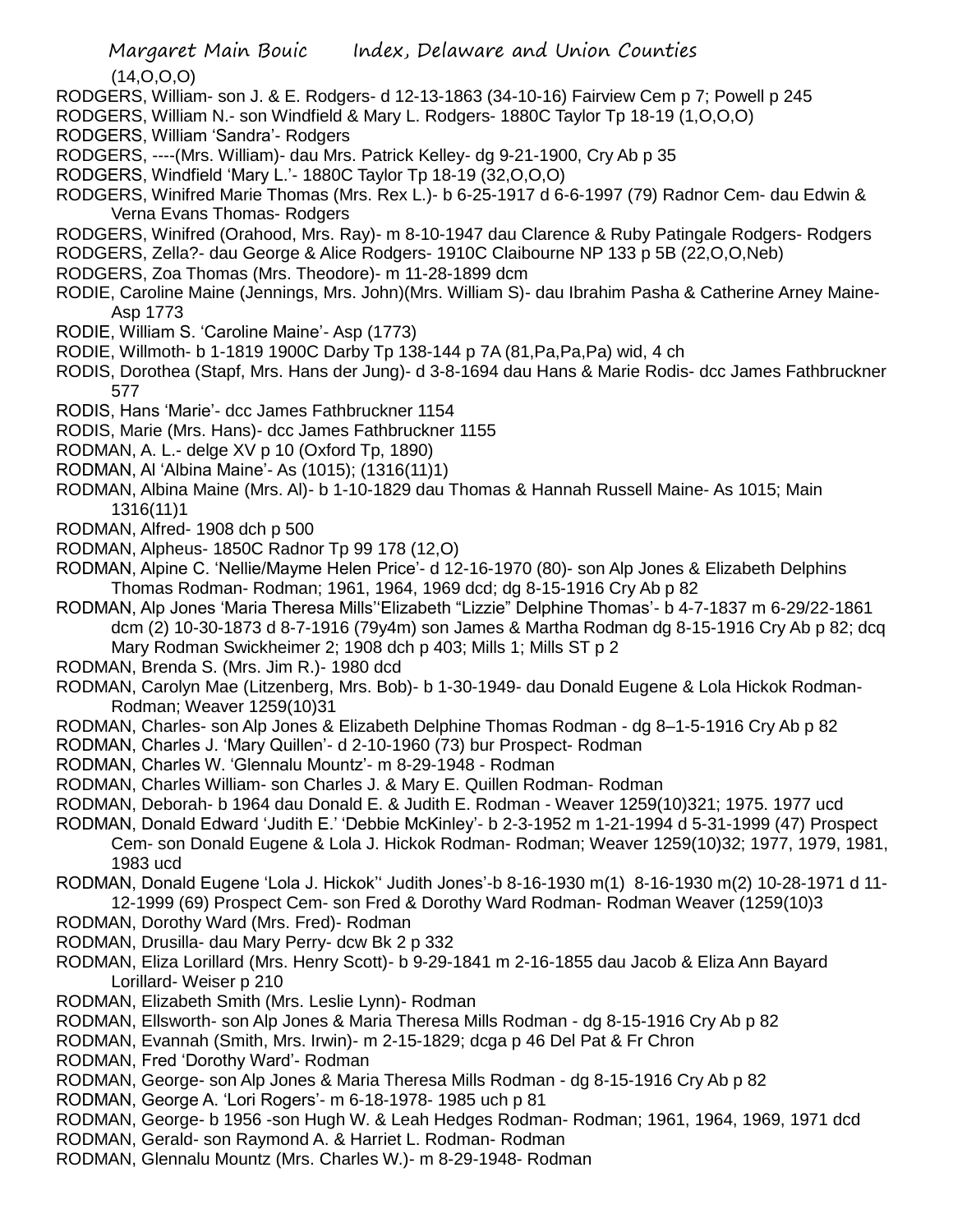(14,O,O,O)

RODGERS, William- son J. & E. Rodgers- d 12-13-1863 (34-10-16) Fairview Cem p 7; Powell p 245

RODGERS, William N.- son Windfield & Mary L. Rodgers- 1880C Taylor Tp 18-19 (1,O,O,O)

RODGERS, William 'Sandra'- Rodgers

RODGERS, ----(Mrs. William)- dau Mrs. Patrick Kelley- dg 9-21-1900, Cry Ab p 35

RODGERS, Windfield 'Mary L.'- 1880C Taylor Tp 18-19 (32,O,O,O)

RODGERS, Winifred Marie Thomas (Mrs. Rex L.)- b 6-25-1917 d 6-6-1997 (79) Radnor Cem- dau Edwin & Verna Evans Thomas- Rodgers

RODGERS, Winifred (Orahood, Mrs. Ray)- m 8-10-1947 dau Clarence & Ruby Patingale Rodgers- Rodgers

RODGERS, Zella?- dau George & Alice Rodgers- 1910C Claibourne NP 133 p 5B (22,O,O,Neb)

RODGERS, Zoa Thomas (Mrs. Theodore)- m 11-28-1899 dcm

RODIE, Caroline Maine (Jennings, Mrs. John)(Mrs. William S)- dau Ibrahim Pasha & Catherine Arney Maine- Asp 1773

RODIE, William S. 'Caroline Maine'- Asp (1773)

RODIE, Willmoth- b 1-1819 1900C Darby Tp 138-144 p 7A (81,Pa,Pa,Pa) wid, 4 ch

RODIS, Dorothea (Stapf, Mrs. Hans der Jung)- d 3-8-1694 dau Hans & Marie Rodis- dcc James Fathbruckner 577

RODIS, Hans 'Marie'- dcc James Fathbruckner 1154

RODIS, Marie (Mrs. Hans)- dcc James Fathbruckner 1155

RODMAN, A. L.- delge XV p 10 (Oxford Tp, 1890)

RODMAN, Al 'Albina Maine'- As (1015); (1316(11)1)

RODMAN, Albina Maine (Mrs. Al)- b 1-10-1829 dau Thomas & Hannah Russell Maine- As 1015; Main 1316(11)1

RODMAN, Alfred- 1908 dch p 500

RODMAN, Alpheus- 1850C Radnor Tp 99 178 (12,O)

RODMAN, Alpine C. 'Nellie/Mayme Helen Price'- d 12-16-1970 (80)- son Alp Jones & Elizabeth Delphins Thomas Rodman- Rodman; 1961, 1964, 1969 dcd; dg 8-15-1916 Cry Ab p 82

RODMAN, Alp Jones 'Maria Theresa Mills''Elizabeth "Lizzie" Delphine Thomas'- b 4-7-1837 m 6-29/22-1861 dcm (2) 10-30-1873 d 8-7-1916 (79y4m) son James & Martha Rodman dg 8-15-1916 Cry Ab p 82; dcq Mary Rodman Swickheimer 2; 1908 dch p 403; Mills 1; Mills ST p 2

RODMAN, Brenda S. (Mrs. Jim R.)- 1980 dcd

RODMAN, Carolyn Mae (Litzenberg, Mrs. Bob)- b 1-30-1949- dau Donald Eugene & Lola Hickok Rodman- Rodman; Weaver 1259(10)31

RODMAN, Charles- son Alp Jones & Elizabeth Delphine Thomas Rodman - dg 8–1-5-1916 Cry Ab p 82

RODMAN, Charles J. 'Mary Quillen'- d 2-10-1960 (73) bur Prospect- Rodman

RODMAN, Charles W. 'Glennalu Mountz'- m 8-29-1948 - Rodman

RODMAN, Charles William- son Charles J. & Mary E. Quillen Rodman- Rodman

RODMAN, Deborah- b 1964 dau Donald E. & Judith E. Rodman - Weaver 1259(10)321; 1975. 1977 ucd

RODMAN, Donald Edward 'Judith E.' 'Debbie McKinley'- b 2-3-1952 m 1-21-1994 d 5-31-1999 (47) Prospect Cem- son Donald Eugene & Lola J. Hickok Rodman- Rodman; Weaver 1259(10)32; 1977, 1979, 1981, 1983 ucd

RODMAN, Donald Eugene 'Lola J. Hickok'' Judith Jones'-b 8-16-1930 m(1) 8-16-1930 m(2) 10-28-1971 d 11-12-1999 (69) Prospect Cem- son Fred & Dorothy Ward Rodman- Rodman Weaver (1259(10)3

RODMAN, Dorothy Ward (Mrs. Fred)- Rodman

RODMAN, Drusilla- dau Mary Perry- dcw Bk 2 p 332

RODMAN, Eliza Lorillard (Mrs. Henry Scott)- b 9-29-1841 m 2-16-1855 dau Jacob & Eliza Ann Bayard Lorillard- Weiser p 210

RODMAN, Elizabeth Smith (Mrs. Leslie Lynn)- Rodman

RODMAN, Ellsworth- son Alp Jones & Maria Theresa Mills Rodman - dg 8-15-1916 Cry Ab p 82

RODMAN, Evannah (Smith, Mrs. Irwin)- m 2-15-1829; dcga p 46 Del Pat & Fr Chron

RODMAN, Fred 'Dorothy Ward'- Rodman

RODMAN, George- son Alp Jones & Maria Theresa Mills Rodman - dg 8-15-1916 Cry Ab p 82

RODMAN, George A. 'Lori Rogers'- m 6-18-1978- 1985 uch p 81

RODMAN, George- b 1956 -son Hugh W. & Leah Hedges Rodman- Rodman; 1961, 1964, 1969, 1971 dcd

RODMAN, Gerald- son Raymond A. & Harriet L. Rodman- Rodman

RODMAN, Glennalu Mountz (Mrs. Charles W.)- m 8-29-1948- Rodman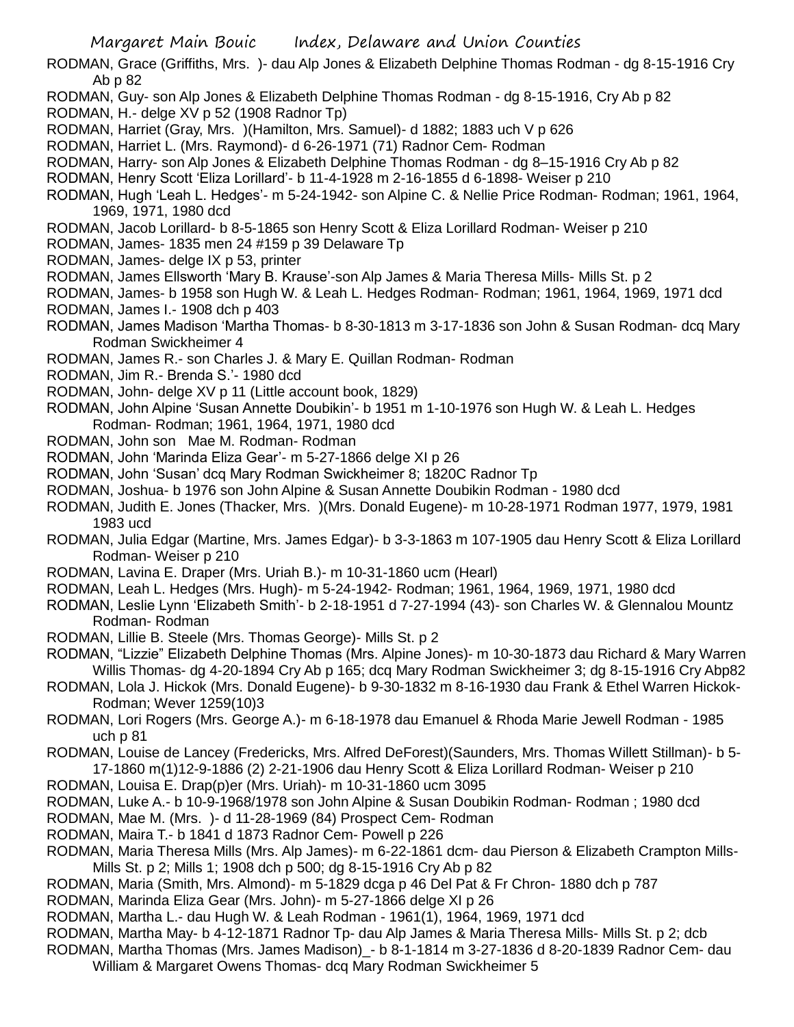RODMAN, Grace (Griffiths, Mrs. )- dau Alp Jones & Elizabeth Delphine Thomas Rodman - dg 8-15-1916 Cry Ab p 82

RODMAN, Guy- son Alp Jones & Elizabeth Delphine Thomas Rodman - dg 8-15-1916, Cry Ab p 82

RODMAN, H.- delge XV p 52 (1908 Radnor Tp)

RODMAN, Harriet (Gray, Mrs. )(Hamilton, Mrs. Samuel)- d 1882; 1883 uch V p 626

RODMAN, Harriet L. (Mrs. Raymond)- d 6-26-1971 (71) Radnor Cem- Rodman

RODMAN, Harry- son Alp Jones & Elizabeth Delphine Thomas Rodman - dg 8–15-1916 Cry Ab p 82

RODMAN, Henry Scott 'Eliza Lorillard'- b 11-4-1928 m 2-16-1855 d 6-1898- Weiser p 210

RODMAN, Hugh 'Leah L. Hedges'- m 5-24-1942- son Alpine C. & Nellie Price Rodman- Rodman; 1961, 1964, 1969, 1971, 1980 dcd

RODMAN, Jacob Lorillard- b 8-5-1865 son Henry Scott & Eliza Lorillard Rodman- Weiser p 210

RODMAN, James- 1835 men 24 #159 p 39 Delaware Tp

RODMAN, James- delge IX p 53, printer

RODMAN, James Ellsworth 'Mary B. Krause'-son Alp James & Maria Theresa Mills- Mills St. p 2

RODMAN, James- b 1958 son Hugh W. & Leah L. Hedges Rodman- Rodman; 1961, 1964, 1969, 1971 dcd

RODMAN, James I.- 1908 dch p 403

RODMAN, James Madison 'Martha Thomas- b 8-30-1813 m 3-17-1836 son John & Susan Rodman- dcq Mary Rodman Swickheimer 4

RODMAN, James R.- son Charles J. & Mary E. Quillan Rodman- Rodman

RODMAN, Jim R.- Brenda S.'- 1980 dcd

RODMAN, John- delge XV p 11 (Little account book, 1829)

RODMAN, John Alpine 'Susan Annette Doubikin'- b 1951 m 1-10-1976 son Hugh W. & Leah L. Hedges Rodman- Rodman; 1961, 1964, 1971, 1980 dcd

RODMAN, John son Mae M. Rodman- Rodman

RODMAN, John 'Marinda Eliza Gear'- m 5-27-1866 delge XI p 26

RODMAN, John 'Susan' dcq Mary Rodman Swickheimer 8; 1820C Radnor Tp

RODMAN, Joshua- b 1976 son John Alpine & Susan Annette Doubikin Rodman - 1980 dcd

RODMAN, Judith E. Jones (Thacker, Mrs. )(Mrs. Donald Eugene)- m 10-28-1971 Rodman 1977, 1979, 1981 1983 ucd

RODMAN, Julia Edgar (Martine, Mrs. James Edgar)- b 3-3-1863 m 107-1905 dau Henry Scott & Eliza Lorillard Rodman- Weiser p 210

RODMAN, Lavina E. Draper (Mrs. Uriah B.)- m 10-31-1860 ucm (Hearl)

RODMAN, Leah L. Hedges (Mrs. Hugh)- m 5-24-1942- Rodman; 1961, 1964, 1969, 1971, 1980 dcd

RODMAN, Leslie Lynn 'Elizabeth Smith'- b 2-18-1951 d 7-27-1994 (43)- son Charles W. & Glennalou Mountz Rodman- Rodman

RODMAN, Lillie B. Steele (Mrs. Thomas George)- Mills St. p 2

RODMAN, "Lizzie" Elizabeth Delphine Thomas (Mrs. Alpine Jones)- m 10-30-1873 dau Richard & Mary Warren Willis Thomas- dg 4-20-1894 Cry Ab p 165; dcq Mary Rodman Swickheimer 3; dg 8-15-1916 Cry Abp82

RODMAN, Lola J. Hickok (Mrs. Donald Eugene)- b 9-30-1832 m 8-16-1930 dau Frank & Ethel Warren Hickok- Rodman; Wever 1259(10)3

RODMAN, Lori Rogers (Mrs. George A.)- m 6-18-1978 dau Emanuel & Rhoda Marie Jewell Rodman - 1985 uch p 81

RODMAN, Louise de Lancey (Fredericks, Mrs. Alfred DeForest)(Saunders, Mrs. Thomas Willett Stillman)- b 5-17-1860 m(1)12-9-1886 (2) 2-21-1906 dau Henry Scott & Eliza Lorillard Rodman- Weiser p 210

RODMAN, Louisa E. Drap(p)er (Mrs. Uriah)- m 10-31-1860 ucm 3095

RODMAN, Luke A.- b 10-9-1968/1978 son John Alpine & Susan Doubikin Rodman- Rodman ; 1980 dcd

RODMAN, Mae M. (Mrs. )- d 11-28-1969 (84) Prospect Cem- Rodman

RODMAN, Maira T.- b 1841 d 1873 Radnor Cem- Powell p 226

RODMAN, Maria Theresa Mills (Mrs. Alp James)- m 6-22-1861 dcm- dau Pierson & Elizabeth Crampton Mills- Mills St. p 2; Mills 1; 1908 dch p 500; dg 8-15-1916 Cry Ab p 82

RODMAN, Maria (Smith, Mrs. Almond)- m 5-1829 dcga p 46 Del Pat & Fr Chron- 1880 dch p 787

RODMAN, Marinda Eliza Gear (Mrs. John)- m 5-27-1866 delge XI p 26

RODMAN, Martha L.- dau Hugh W. & Leah Rodman - 1961(1), 1964, 1969, 1971 dcd

RODMAN, Martha May- b 4-12-1871 Radnor Tp- dau Alp James & Maria Theresa Mills- Mills St. p 2; dcb

RODMAN, Martha Thomas (Mrs. James Madison)_- b 8-1-1814 m 3-27-1836 d 8-20-1839 Radnor Cem- dau William & Margaret Owens Thomas- dcq Mary Rodman Swickheimer 5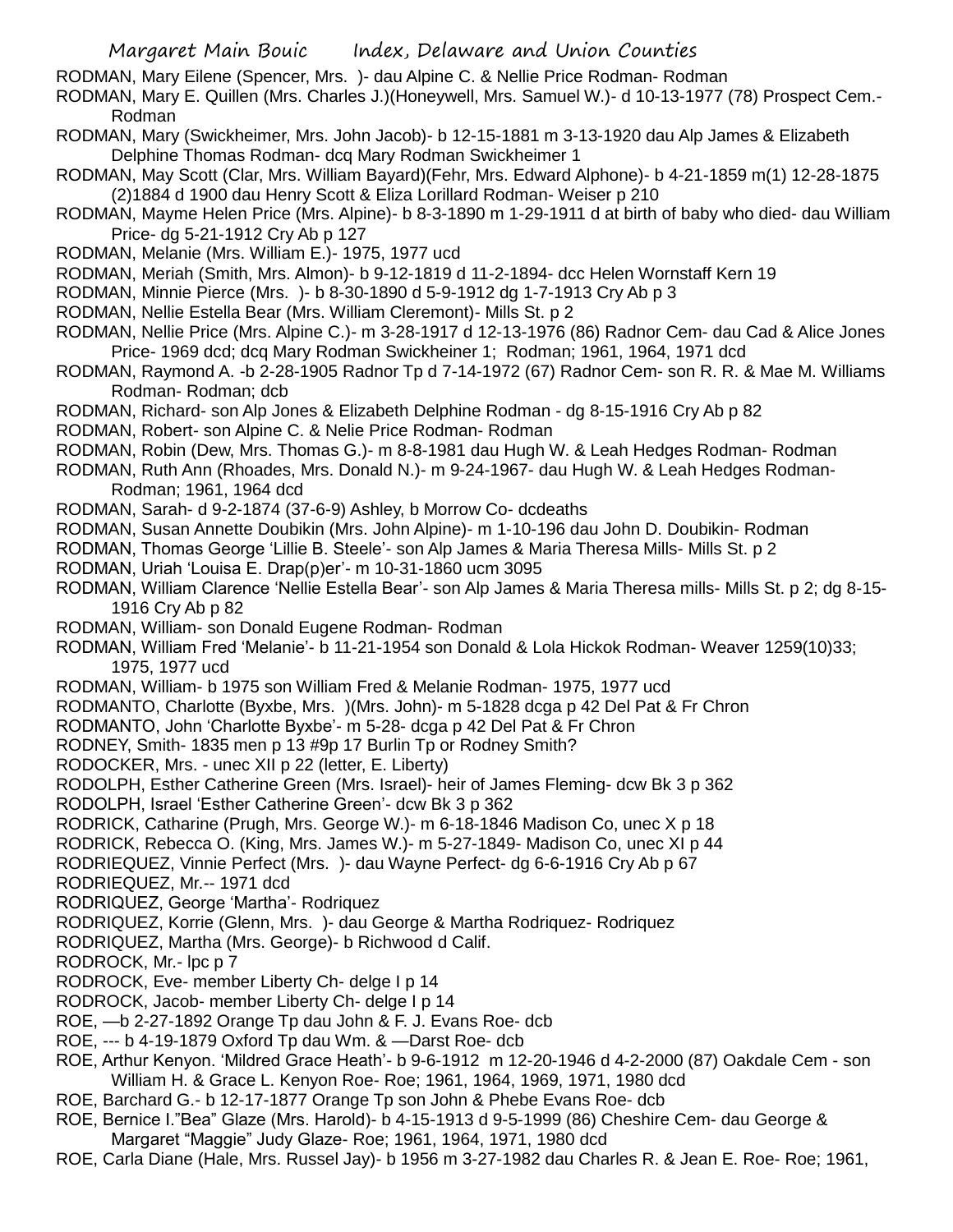RODMAN, Mary Eilene (Spencer, Mrs. )- dau Alpine C. & Nellie Price Rodman- Rodman

RODMAN, Mary E. Quillen (Mrs. Charles J.)(Honeywell, Mrs. Samuel W.)- d 10-13-1977 (78) Prospect Cem.- Rodman

RODMAN, Mary (Swickheimer, Mrs. John Jacob)- b 12-15-1881 m 3-13-1920 dau Alp James & Elizabeth Delphine Thomas Rodman- dcq Mary Rodman Swickheimer 1

RODMAN, May Scott (Clar, Mrs. William Bayard)(Fehr, Mrs. Edward Alphone)- b 4-21-1859 m(1) 12-28-1875 (2)1884 d 1900 dau Henry Scott & Eliza Lorillard Rodman- Weiser p 210

RODMAN, Mayme Helen Price (Mrs. Alpine)- b 8-3-1890 m 1-29-1911 d at birth of baby who died- dau William Price- dg 5-21-1912 Cry Ab p 127

RODMAN, Melanie (Mrs. William E.)- 1975, 1977 ucd

RODMAN, Meriah (Smith, Mrs. Almon)- b 9-12-1819 d 11-2-1894- dcc Helen Wornstaff Kern 19

RODMAN, Minnie Pierce (Mrs. )- b 8-30-1890 d 5-9-1912 dg 1-7-1913 Cry Ab p 3

RODMAN, Nellie Estella Bear (Mrs. William Cleremont)- Mills St. p 2

RODMAN, Nellie Price (Mrs. Alpine C.)- m 3-28-1917 d 12-13-1976 (86) Radnor Cem- dau Cad & Alice Jones Price- 1969 dcd; dcq Mary Rodman Swickheiner 1; Rodman; 1961, 1964, 1971 dcd

RODMAN, Raymond A. -b 2-28-1905 Radnor Tp d 7-14-1972 (67) Radnor Cem- son R. R. & Mae M. Williams Rodman- Rodman; dcb

RODMAN, Richard- son Alp Jones & Elizabeth Delphine Rodman - dg 8-15-1916 Cry Ab p 82

RODMAN, Robert- son Alpine C. & Nelie Price Rodman- Rodman

RODMAN, Robin (Dew, Mrs. Thomas G.)- m 8-8-1981 dau Hugh W. & Leah Hedges Rodman- Rodman

RODMAN, Ruth Ann (Rhoades, Mrs. Donald N.)- m 9-24-1967- dau Hugh W. & Leah Hedges Rodman- Rodman; 1961, 1964 dcd

RODMAN, Sarah- d 9-2-1874 (37-6-9) Ashley, b Morrow Co- dcdeaths

RODMAN, Susan Annette Doubikin (Mrs. John Alpine)- m 1-10-196 dau John D. Doubikin- Rodman

RODMAN, Thomas George 'Lillie B. Steele'- son Alp James & Maria Theresa Mills- Mills St. p 2

RODMAN, Uriah 'Louisa E. Drap(p)er'- m 10-31-1860 ucm 3095

RODMAN, William Clarence 'Nellie Estella Bear'- son Alp James & Maria Theresa mills- Mills St. p 2; dg 8-15-1916 Cry Ab p 82

RODMAN, William- son Donald Eugene Rodman- Rodman

RODMAN, William Fred 'Melanie'- b 11-21-1954 son Donald & Lola Hickok Rodman- Weaver 1259(10)33; 1975, 1977 ucd

RODMAN, William- b 1975 son William Fred & Melanie Rodman- 1975, 1977 ucd

RODMANTO, Charlotte (Byxbe, Mrs. )(Mrs. John)- m 5-1828 dcga p 42 Del Pat & Fr Chron

RODMANTO, John 'Charlotte Byxbe'- m 5-28- dcga p 42 Del Pat & Fr Chron

RODNEY, Smith- 1835 men p 13 #9p 17 Burlin Tp or Rodney Smith?

RODOCKER, Mrs. - unec XII p 22 (letter, E. Liberty)

RODOLPH, Esther Catherine Green (Mrs. Israel)- heir of James Fleming- dcw Bk 3 p 362

RODOLPH, Israel 'Esther Catherine Green'- dcw Bk 3 p 362

RODRICK, Catharine (Prugh, Mrs. George W.)- m 6-18-1846 Madison Co, unec X p 18

RODRICK, Rebecca O. (King, Mrs. James W.)- m 5-27-1849- Madison Co, unec XI p 44

RODRIEQUEZ, Vinnie Perfect (Mrs. )- dau Wayne Perfect- dg 6-6-1916 Cry Ab p 67

RODRIEQUEZ, Mr.-- 1971 dcd

RODRIQUEZ, George 'Martha'- Rodriquez

RODRIQUEZ, Korrie (Glenn, Mrs. )- dau George & Martha Rodriquez- Rodriquez

RODRIQUEZ, Martha (Mrs. George)- b Richwood d Calif.

RODROCK, Mr.- lpc p 7

RODROCK, Eve- member Liberty Ch- delge I p 14

RODROCK, Jacob- member Liberty Ch- delge I p 14

ROE, —b 2-27-1892 Orange Tp dau John & F. J. Evans Roe- dcb

ROE, --- b 4-19-1879 Oxford Tp dau Wm. & —Darst Roe- dcb

ROE, Arthur Kenyon. 'Mildred Grace Heath'- b 9-6-1912 m 12-20-1946 d 4-2-2000 (87) Oakdale Cem - son William H. & Grace L. Kenyon Roe- Roe; 1961, 1964, 1969, 1971, 1980 dcd

ROE, Barchard G.- b 12-17-1877 Orange Tp son John & Phebe Evans Roe- dcb

ROE, Bernice I."Bea" Glaze (Mrs. Harold)- b 4-15-1913 d 9-5-1999 (86) Cheshire Cem- dau George & Margaret "Maggie" Judy Glaze- Roe; 1961, 1964, 1971, 1980 dcd

ROE, Carla Diane (Hale, Mrs. Russel Jay)- b 1956 m 3-27-1982 dau Charles R. & Jean E. Roe- Roe; 1961,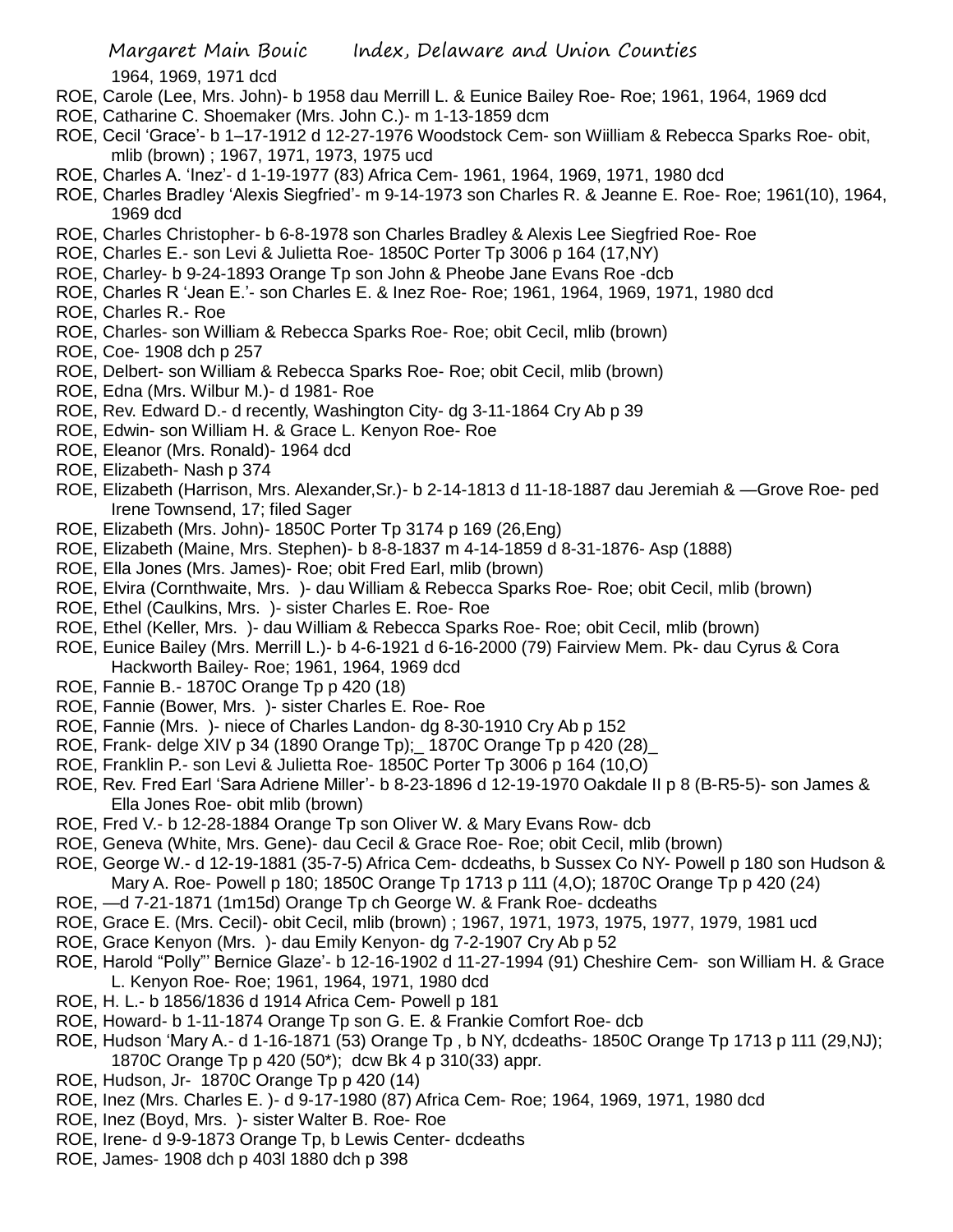1964, 1969, 1971 dcd

ROE, Carole (Lee, Mrs. John)- b 1958 dau Merrill L. & Eunice Bailey Roe- Roe; 1961, 1964, 1969 dcd

ROE, Catharine C. Shoemaker (Mrs. John C.)- m 1-13-1859 dcm

ROE, Cecil 'Grace'- b 1–17-1912 d 12-27-1976 Woodstock Cem- son Wiilliam & Rebecca Sparks Roe- obit, mlib (brown) ; 1967, 1971, 1973, 1975 ucd

ROE, Charles A. 'Inez'- d 1-19-1977 (83) Africa Cem- 1961, 1964, 1969, 1971, 1980 dcd

ROE, Charles Bradley 'Alexis Siegfried'- m 9-14-1973 son Charles R. & Jeanne E. Roe- Roe; 1961(10), 1964, 1969 dcd

ROE, Charles Christopher- b 6-8-1978 son Charles Bradley & Alexis Lee Siegfried Roe- Roe

ROE, Charles E.- son Levi & Julietta Roe- 1850C Porter Tp 3006 p 164 (17,NY)

ROE, Charley- b 9-24-1893 Orange Tp son John & Pheobe Jane Evans Roe -dcb

ROE, Charles R 'Jean E.'- son Charles E. & Inez Roe- Roe; 1961, 1964, 1969, 1971, 1980 dcd

ROE, Charles R.- Roe

ROE, Charles- son William & Rebecca Sparks Roe- Roe; obit Cecil, mlib (brown)

ROE, Coe- 1908 dch p 257

ROE, Delbert- son William & Rebecca Sparks Roe- Roe; obit Cecil, mlib (brown)

ROE, Edna (Mrs. Wilbur M.)- d 1981- Roe

ROE, Rev. Edward D.- d recently, Washington City- dg 3-11-1864 Cry Ab p 39

ROE, Edwin- son William H. & Grace L. Kenyon Roe- Roe

ROE, Eleanor (Mrs. Ronald)- 1964 dcd

ROE, Elizabeth- Nash p 374

ROE, Elizabeth (Harrison, Mrs. Alexander,Sr.)- b 2-14-1813 d 11-18-1887 dau Jeremiah & —Grove Roe- ped Irene Townsend, 17; filed Sager

ROE, Elizabeth (Mrs. John)- 1850C Porter Tp 3174 p 169 (26,Eng)

ROE, Elizabeth (Maine, Mrs. Stephen)- b 8-8-1837 m 4-14-1859 d 8-31-1876- Asp (1888)

ROE, Ella Jones (Mrs. James)- Roe; obit Fred Earl, mlib (brown)

ROE, Elvira (Cornthwaite, Mrs. )- dau William & Rebecca Sparks Roe- Roe; obit Cecil, mlib (brown)

ROE, Ethel (Caulkins, Mrs. )- sister Charles E. Roe- Roe

ROE, Ethel (Keller, Mrs. )- dau William & Rebecca Sparks Roe- Roe; obit Cecil, mlib (brown)

ROE, Eunice Bailey (Mrs. Merrill L.)- b 4-6-1921 d 6-16-2000 (79) Fairview Mem. Pk- dau Cyrus & Cora Hackworth Bailey- Roe; 1961, 1964, 1969 dcd

ROE, Fannie B.- 1870C Orange Tp p 420 (18)

ROE, Fannie (Bower, Mrs. )- sister Charles E. Roe- Roe

ROE, Fannie (Mrs. )- niece of Charles Landon- dg 8-30-1910 Cry Ab p 152

ROE, Frank- delge XIV p 34 (1890 Orange Tp);_ 1870C Orange Tp p 420 (28)_

ROE, Franklin P.- son Levi & Julietta Roe- 1850C Porter Tp 3006 p 164 (10,O)

ROE, Rev. Fred Earl 'Sara Adriene Miller'- b 8-23-1896 d 12-19-1970 Oakdale II p 8 (B-R5-5)- son James & Ella Jones Roe- obit mlib (brown)

ROE, Fred V.- b 12-28-1884 Orange Tp son Oliver W. & Mary Evans Row- dcb

ROE, Geneva (White, Mrs. Gene)- dau Cecil & Grace Roe- Roe; obit Cecil, mlib (brown)

ROE, George W.- d 12-19-1881 (35-7-5) Africa Cem- dcdeaths, b Sussex Co NY- Powell p 180 son Hudson & Mary A. Roe- Powell p 180; 1850C Orange Tp 1713 p 111 (4,O); 1870C Orange Tp p 420 (24)

ROE, —d 7-21-1871 (1m15d) Orange Tp ch George W. & Frank Roe- dcdeaths

ROE, Grace E. (Mrs. Cecil)- obit Cecil, mlib (brown) ; 1967, 1971, 1973, 1975, 1977, 1979, 1981 ucd

ROE, Grace Kenyon (Mrs. )- dau Emily Kenyon- dg 7-2-1907 Cry Ab p 52

ROE, Harold "Polly"' Bernice Glaze'- b 12-16-1902 d 11-27-1994 (91) Cheshire Cem- son William H. & Grace L. Kenyon Roe- Roe; 1961, 1964, 1971, 1980 dcd

ROE, H. L.- b 1856/1836 d 1914 Africa Cem- Powell p 181

ROE, Howard- b 1-11-1874 Orange Tp son G. E. & Frankie Comfort Roe- dcb

ROE, Hudson 'Mary A.- d 1-16-1871 (53) Orange Tp , b NY, dcdeaths- 1850C Orange Tp 1713 p 111 (29,NJ); 1870C Orange Tp p 420 (50*); dcw Bk 4 p 310(33) appr.

ROE, Hudson, Jr- 1870C Orange Tp p 420 (14)

ROE, Inez (Mrs. Charles E. )- d 9-17-1980 (87) Africa Cem- Roe; 1964, 1969, 1971, 1980 dcd

ROE, Inez (Boyd, Mrs. )- sister Walter B. Roe- Roe

ROE, Irene- d 9-9-1873 Orange Tp, b Lewis Center- dcdeaths

ROE, James- 1908 dch p 403l 1880 dch p 398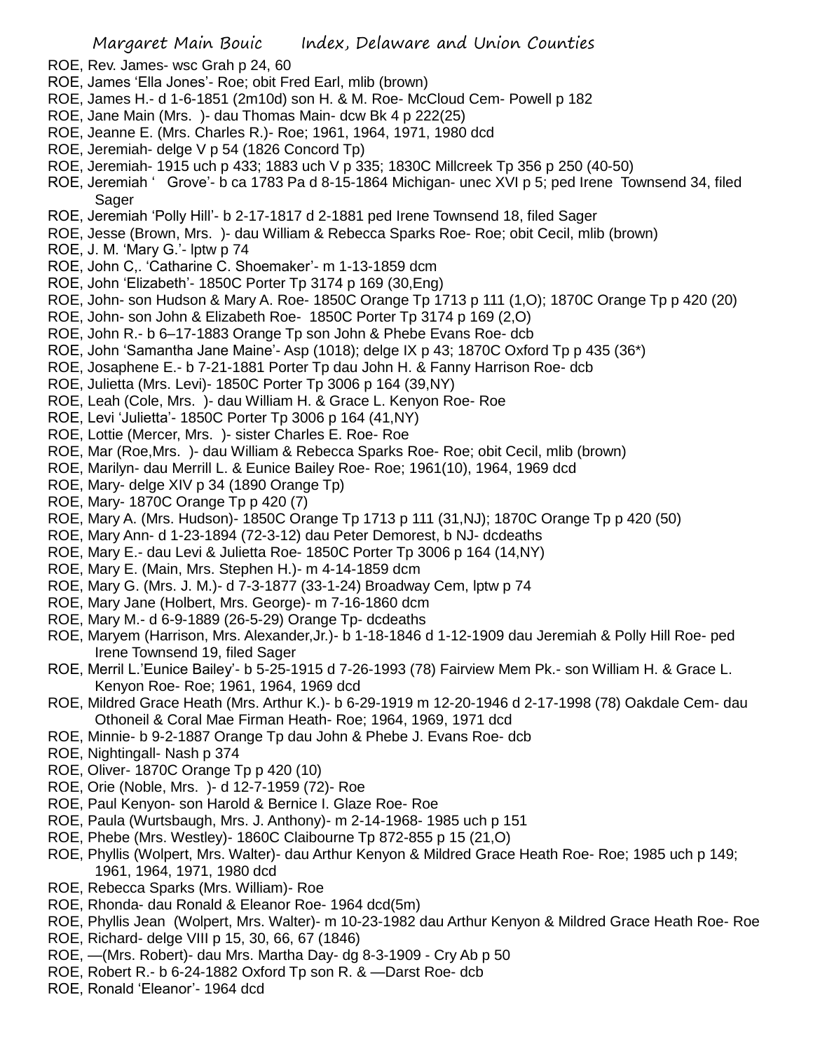ROE, Rev. James- wsc Grah p 24, 60

ROE, James 'Ella Jones'- Roe; obit Fred Earl, mlib (brown)

ROE, James H.- d 1-6-1851 (2m10d) son H. & M. Roe- McCloud Cem- Powell p 182

ROE, Jane Main (Mrs. )- dau Thomas Main- dcw Bk 4 p 222(25)

ROE, Jeanne E. (Mrs. Charles R.)- Roe; 1961, 1964, 1971, 1980 dcd

ROE, Jeremiah- delge V p 54 (1826 Concord Tp)

ROE, Jeremiah- 1915 uch p 433; 1883 uch V p 335; 1830C Millcreek Tp 356 p 250 (40-50)

ROE, Jeremiah ' Grove'- b ca 1783 Pa d 8-15-1864 Michigan- unec XVI p 5; ped Irene Townsend 34, filed Sager

ROE, Jeremiah 'Polly Hill'- b 2-17-1817 d 2-1881 ped Irene Townsend 18, filed Sager

ROE, Jesse (Brown, Mrs. )- dau William & Rebecca Sparks Roe- Roe; obit Cecil, mlib (brown)

ROE, J. M. 'Mary G.'- lptw p 74

ROE, John C,. 'Catharine C. Shoemaker'- m 1-13-1859 dcm

ROE, John 'Elizabeth'- 1850C Porter Tp 3174 p 169 (30,Eng)

ROE, John- son Hudson & Mary A. Roe- 1850C Orange Tp 1713 p 111 (1,O); 1870C Orange Tp p 420 (20)

ROE, John- son John & Elizabeth Roe- 1850C Porter Tp 3174 p 169 (2,O)

ROE, John R.- b 6–17-1883 Orange Tp son John & Phebe Evans Roe- dcb

ROE, John 'Samantha Jane Maine'- Asp (1018); delge IX p 43; 1870C Oxford Tp p 435 (36*)

ROE, Josaphene E.- b 7-21-1881 Porter Tp dau John H. & Fanny Harrison Roe- dcb

ROE, Julietta (Mrs. Levi)- 1850C Porter Tp 3006 p 164 (39,NY)

ROE, Leah (Cole, Mrs. )- dau William H. & Grace L. Kenyon Roe- Roe

ROE, Levi 'Julietta'- 1850C Porter Tp 3006 p 164 (41,NY)

ROE, Lottie (Mercer, Mrs. )- sister Charles E. Roe- Roe

ROE, Mar (Roe,Mrs. )- dau William & Rebecca Sparks Roe- Roe; obit Cecil, mlib (brown)

ROE, Marilyn- dau Merrill L. & Eunice Bailey Roe- Roe; 1961(10), 1964, 1969 dcd

ROE, Mary- delge XIV p 34 (1890 Orange Tp)

ROE, Mary- 1870C Orange Tp p 420 (7)

ROE, Mary A. (Mrs. Hudson)- 1850C Orange Tp 1713 p 111 (31,NJ); 1870C Orange Tp p 420 (50)

ROE, Mary Ann- d 1-23-1894 (72-3-12) dau Peter Demorest, b NJ- dcdeaths

ROE, Mary E.- dau Levi & Julietta Roe- 1850C Porter Tp 3006 p 164 (14,NY)

ROE, Mary E. (Main, Mrs. Stephen H.)- m 4-14-1859 dcm

ROE, Mary G. (Mrs. J. M.)- d 7-3-1877 (33-1-24) Broadway Cem, lptw p 74

ROE, Mary Jane (Holbert, Mrs. George)- m 7-16-1860 dcm

ROE, Mary M.- d 6-9-1889 (26-5-29) Orange Tp- dcdeaths

ROE, Maryem (Harrison, Mrs. Alexander,Jr.)- b 1-18-1846 d 1-12-1909 dau Jeremiah & Polly Hill Roe- ped Irene Townsend 19, filed Sager

ROE, Merril L.'Eunice Bailey'- b 5-25-1915 d 7-26-1993 (78) Fairview Mem Pk.- son William H. & Grace L. Kenyon Roe- Roe; 1961, 1964, 1969 dcd

ROE, Mildred Grace Heath (Mrs. Arthur K.)- b 6-29-1919 m 12-20-1946 d 2-17-1998 (78) Oakdale Cem- dau Othoneil & Coral Mae Firman Heath- Roe; 1964, 1969, 1971 dcd

ROE, Minnie- b 9-2-1887 Orange Tp dau John & Phebe J. Evans Roe- dcb

ROE, Nightingall- Nash p 374

ROE, Oliver- 1870C Orange Tp p 420 (10)

ROE, Orie (Noble, Mrs. )- d 12-7-1959 (72)- Roe

ROE, Paul Kenyon- son Harold & Bernice I. Glaze Roe- Roe

ROE, Paula (Wurtsbaugh, Mrs. J. Anthony)- m 2-14-1968- 1985 uch p 151

ROE, Phebe (Mrs. Westley)- 1860C Claibourne Tp 872-855 p 15 (21,O)

ROE, Phyllis (Wolpert, Mrs. Walter)- dau Arthur Kenyon & Mildred Grace Heath Roe- Roe; 1985 uch p 149; 1961, 1964, 1971, 1980 dcd

ROE, Rebecca Sparks (Mrs. William)- Roe

ROE, Rhonda- dau Ronald & Eleanor Roe- 1964 dcd(5m)

ROE, Phyllis Jean (Wolpert, Mrs. Walter)- m 10-23-1982 dau Arthur Kenyon & Mildred Grace Heath Roe- Roe

ROE, Richard- delge VIII p 15, 30, 66, 67 (1846)

ROE, —(Mrs. Robert)- dau Mrs. Martha Day- dg 8-3-1909 - Cry Ab p 50

ROE, Robert R.- b 6-24-1882 Oxford Tp son R. & —Darst Roe- dcb

ROE, Ronald 'Eleanor'- 1964 dcd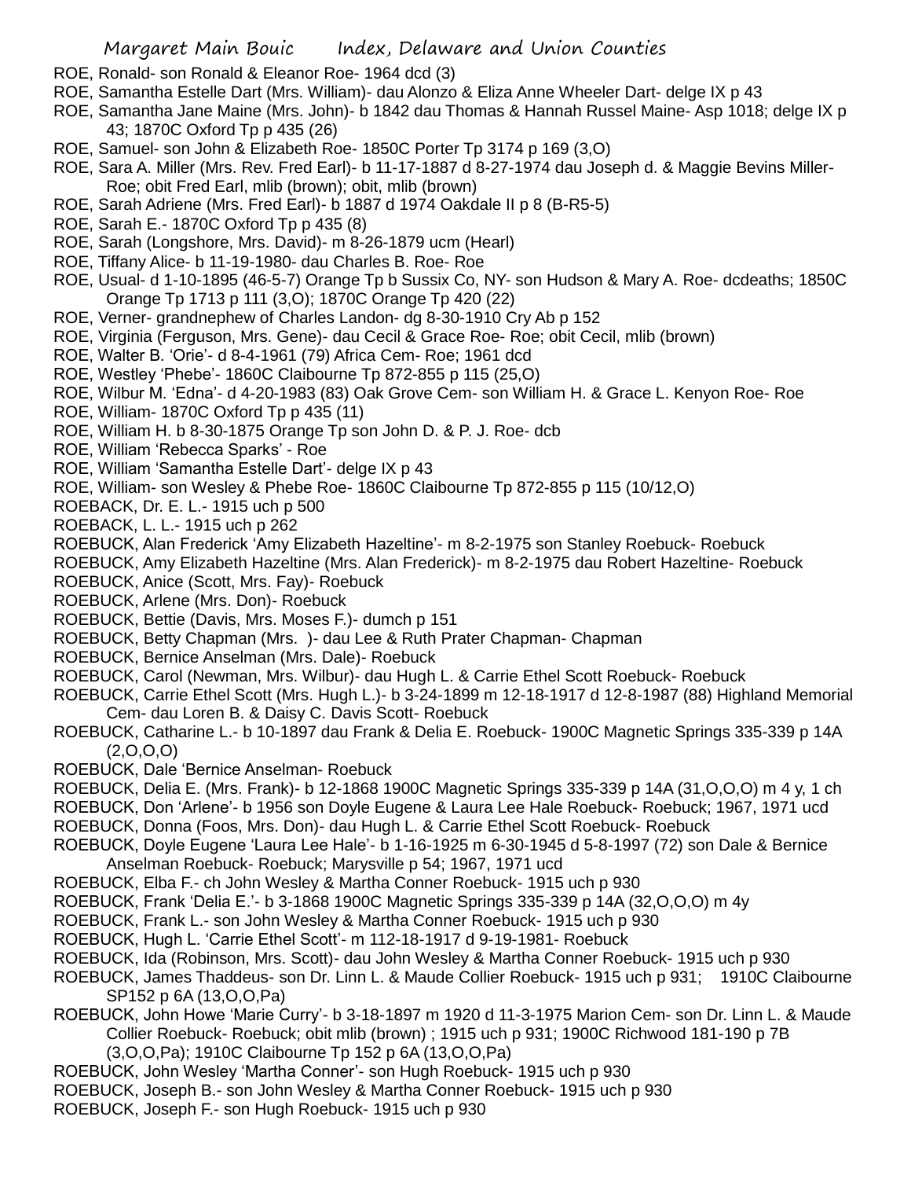ROE, Ronald- son Ronald & Eleanor Roe- 1964 dcd (3)

ROE, Samantha Estelle Dart (Mrs. William)- dau Alonzo & Eliza Anne Wheeler Dart- delge IX p 43

ROE, Samantha Jane Maine (Mrs. John)- b 1842 dau Thomas & Hannah Russel Maine- Asp 1018; delge IX p 43; 1870C Oxford Tp p 435 (26)

ROE, Samuel- son John & Elizabeth Roe- 1850C Porter Tp 3174 p 169 (3,O)

ROE, Sara A. Miller (Mrs. Rev. Fred Earl)- b 11-17-1887 d 8-27-1974 dau Joseph d. & Maggie Bevins Miller- Roe; obit Fred Earl, mlib (brown); obit, mlib (brown)

ROE, Sarah Adriene (Mrs. Fred Earl)- b 1887 d 1974 Oakdale II p 8 (B-R5-5)

ROE, Sarah E.- 1870C Oxford Tp p 435 (8)

ROE, Sarah (Longshore, Mrs. David)- m 8-26-1879 ucm (Hearl)

ROE, Tiffany Alice- b 11-19-1980- dau Charles B. Roe- Roe

ROE, Usual- d 1-10-1895 (46-5-7) Orange Tp b Sussix Co, NY- son Hudson & Mary A. Roe- dcdeaths; 1850C Orange Tp 1713 p 111 (3,O); 1870C Orange Tp 420 (22)

ROE, Verner- grandnephew of Charles Landon- dg 8-30-1910 Cry Ab p 152

ROE, Virginia (Ferguson, Mrs. Gene)- dau Cecil & Grace Roe- Roe; obit Cecil, mlib (brown)

ROE, Walter B. 'Orie'- d 8-4-1961 (79) Africa Cem- Roe; 1961 dcd

ROE, Westley 'Phebe'- 1860C Claibourne Tp 872-855 p 115 (25,O)

ROE, Wilbur M. 'Edna'- d 4-20-1983 (83) Oak Grove Cem- son William H. & Grace L. Kenyon Roe- Roe

ROE, William- 1870C Oxford Tp p 435 (11)

ROE, William H. b 8-30-1875 Orange Tp son John D. & P. J. Roe- dcb

ROE, William 'Rebecca Sparks' - Roe

ROE, William 'Samantha Estelle Dart'- delge IX p 43

ROE, William- son Wesley & Phebe Roe- 1860C Claibourne Tp 872-855 p 115 (10/12,O)

ROEBACK, Dr. E. L.- 1915 uch p 500

ROEBACK, L. L.- 1915 uch p 262

ROEBUCK, Alan Frederick 'Amy Elizabeth Hazeltine'- m 8-2-1975 son Stanley Roebuck- Roebuck

ROEBUCK, Amy Elizabeth Hazeltine (Mrs. Alan Frederick)- m 8-2-1975 dau Robert Hazeltine- Roebuck

ROEBUCK, Anice (Scott, Mrs. Fay)- Roebuck

ROEBUCK, Arlene (Mrs. Don)- Roebuck

ROEBUCK, Bettie (Davis, Mrs. Moses F.)- dumch p 151

ROEBUCK, Betty Chapman (Mrs. )- dau Lee & Ruth Prater Chapman- Chapman

ROEBUCK, Bernice Anselman (Mrs. Dale)- Roebuck

ROEBUCK, Carol (Newman, Mrs. Wilbur)- dau Hugh L. & Carrie Ethel Scott Roebuck- Roebuck

ROEBUCK, Carrie Ethel Scott (Mrs. Hugh L.)- b 3-24-1899 m 12-18-1917 d 12-8-1987 (88) Highland Memorial Cem- dau Loren B. & Daisy C. Davis Scott- Roebuck

ROEBUCK, Catharine L.- b 10-1897 dau Frank & Delia E. Roebuck- 1900C Magnetic Springs 335-339 p 14A (2,O,O,O)

ROEBUCK, Dale 'Bernice Anselman- Roebuck

ROEBUCK, Delia E. (Mrs. Frank)- b 12-1868 1900C Magnetic Springs 335-339 p 14A (31,O,O,O) m 4 y, 1 ch

ROEBUCK, Don 'Arlene'- b 1956 son Doyle Eugene & Laura Lee Hale Roebuck- Roebuck; 1967, 1971 ucd

ROEBUCK, Donna (Foos, Mrs. Don)- dau Hugh L. & Carrie Ethel Scott Roebuck- Roebuck

ROEBUCK, Doyle Eugene 'Laura Lee Hale'- b 1-16-1925 m 6-30-1945 d 5-8-1997 (72) son Dale & Bernice Anselman Roebuck- Roebuck; Marysville p 54; 1967, 1971 ucd

ROEBUCK, Elba F.- ch John Wesley & Martha Conner Roebuck- 1915 uch p 930

ROEBUCK, Frank 'Delia E.'- b 3-1868 1900C Magnetic Springs 335-339 p 14A (32,O,O,O) m 4y

ROEBUCK, Frank L.- son John Wesley & Martha Conner Roebuck- 1915 uch p 930

ROEBUCK, Hugh L. 'Carrie Ethel Scott'- m 112-18-1917 d 9-19-1981- Roebuck

ROEBUCK, Ida (Robinson, Mrs. Scott)- dau John Wesley & Martha Conner Roebuck- 1915 uch p 930

ROEBUCK, James Thaddeus- son Dr. Linn L. & Maude Collier Roebuck- 1915 uch p 931;   1910C Claibourne SP152 p 6A (13,O,O,Pa)

ROEBUCK, John Howe 'Marie Curry'- b 3-18-1897 m 1920 d 11-3-1975 Marion Cem- son Dr. Linn L. & Maude Collier Roebuck- Roebuck; obit mlib (brown) ; 1915 uch p 931; 1900C Richwood 181-190 p 7B (3,O,O,Pa); 1910C Claibourne Tp 152 p 6A (13,O,O,Pa)

ROEBUCK, John Wesley 'Martha Conner'- son Hugh Roebuck- 1915 uch p 930

ROEBUCK, Joseph B.- son John Wesley & Martha Conner Roebuck- 1915 uch p 930

ROEBUCK, Joseph F.- son Hugh Roebuck- 1915 uch p 930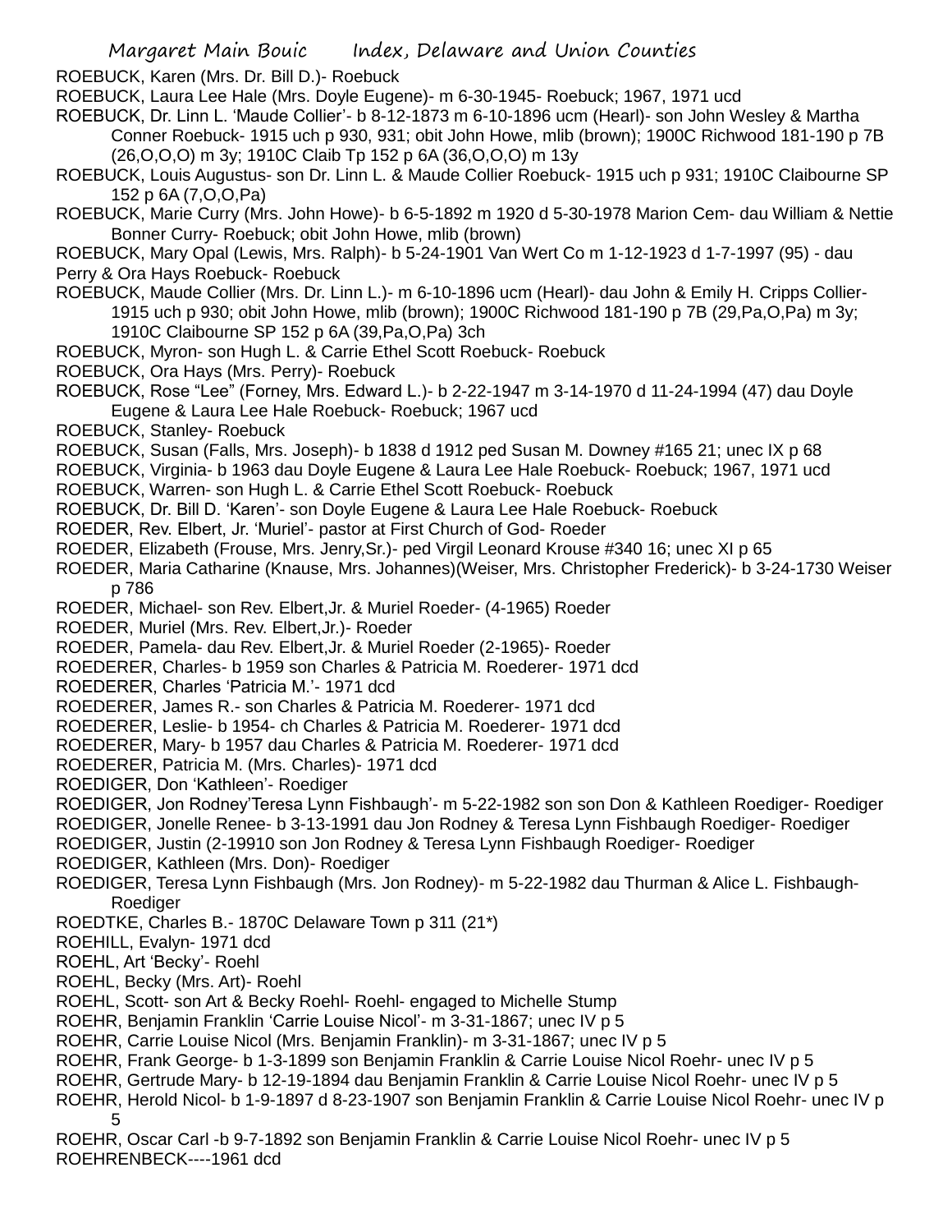ROEBUCK, Karen (Mrs. Dr. Bill D.)- Roebuck

ROEBUCK, Laura Lee Hale (Mrs. Doyle Eugene)- m 6-30-1945- Roebuck; 1967, 1971 ucd

ROEBUCK, Dr. Linn L. 'Maude Collier'- b 8-12-1873 m 6-10-1896 ucm (Hearl)- son John Wesley & Martha Conner Roebuck- 1915 uch p 930, 931; obit John Howe, mlib (brown); 1900C Richwood 181-190 p 7B (26,O,O,O) m 3y; 1910C Claib Tp 152 p 6A (36,O,O,O) m 13y

ROEBUCK, Louis Augustus- son Dr. Linn L. & Maude Collier Roebuck- 1915 uch p 931; 1910C Claibourne SP 152 p 6A (7,O,O,Pa)

ROEBUCK, Marie Curry (Mrs. John Howe)- b 6-5-1892 m 1920 d 5-30-1978 Marion Cem- dau William & Nettie Bonner Curry- Roebuck; obit John Howe, mlib (brown)

ROEBUCK, Mary Opal (Lewis, Mrs. Ralph)- b 5-24-1901 Van Wert Co m 1-12-1923 d 1-7-1997 (95) - dau Perry & Ora Hays Roebuck- Roebuck

ROEBUCK, Maude Collier (Mrs. Dr. Linn L.)- m 6-10-1896 ucm (Hearl)- dau John & Emily H. Cripps Collier- 1915 uch p 930; obit John Howe, mlib (brown); 1900C Richwood 181-190 p 7B (29,Pa,O,Pa) m 3y; 1910C Claibourne SP 152 p 6A (39,Pa,O,Pa) 3ch

ROEBUCK, Myron- son Hugh L. & Carrie Ethel Scott Roebuck- Roebuck

ROEBUCK, Ora Hays (Mrs. Perry)- Roebuck

ROEBUCK, Rose "Lee" (Forney, Mrs. Edward L.)- b 2-22-1947 m 3-14-1970 d 11-24-1994 (47) dau Doyle Eugene & Laura Lee Hale Roebuck- Roebuck; 1967 ucd

ROEBUCK, Stanley- Roebuck

ROEBUCK, Susan (Falls, Mrs. Joseph)- b 1838 d 1912 ped Susan M. Downey #165 21; unec IX p 68

ROEBUCK, Virginia- b 1963 dau Doyle Eugene & Laura Lee Hale Roebuck- Roebuck; 1967, 1971 ucd

ROEBUCK, Warren- son Hugh L. & Carrie Ethel Scott Roebuck- Roebuck

ROEBUCK, Dr. Bill D. 'Karen'- son Doyle Eugene & Laura Lee Hale Roebuck- Roebuck

ROEDER, Rev. Elbert, Jr. 'Muriel'- pastor at First Church of God- Roeder

ROEDER, Elizabeth (Frouse, Mrs. Jenry,Sr.)- ped Virgil Leonard Krouse #340 16; unec XI p 65

ROEDER, Maria Catharine (Knause, Mrs. Johannes)(Weiser, Mrs. Christopher Frederick)- b 3-24-1730 Weiser p 786

ROEDER, Michael- son Rev. Elbert,Jr. & Muriel Roeder- (4-1965) Roeder

ROEDER, Muriel (Mrs. Rev. Elbert,Jr.)- Roeder

ROEDER, Pamela- dau Rev. Elbert,Jr. & Muriel Roeder (2-1965)- Roeder

ROEDERER, Charles- b 1959 son Charles & Patricia M. Roederer- 1971 dcd

ROEDERER, Charles 'Patricia M.'- 1971 dcd

ROEDERER, James R.- son Charles & Patricia M. Roederer- 1971 dcd

ROEDERER, Leslie- b 1954- ch Charles & Patricia M. Roederer- 1971 dcd

ROEDERER, Mary- b 1957 dau Charles & Patricia M. Roederer- 1971 dcd

ROEDERER, Patricia M. (Mrs. Charles)- 1971 dcd

ROEDIGER, Don 'Kathleen'- Roediger

ROEDIGER, Jon Rodney'Teresa Lynn Fishbaugh'- m 5-22-1982 son son Don & Kathleen Roediger- Roediger

ROEDIGER, Jonelle Renee- b 3-13-1991 dau Jon Rodney & Teresa Lynn Fishbaugh Roediger- Roediger

ROEDIGER, Justin (2-19910 son Jon Rodney & Teresa Lynn Fishbaugh Roediger- Roediger

ROEDIGER, Kathleen (Mrs. Don)- Roediger

ROEDIGER, Teresa Lynn Fishbaugh (Mrs. Jon Rodney)- m 5-22-1982 dau Thurman & Alice L. Fishbaugh- Roediger

ROEDTKE, Charles B.- 1870C Delaware Town p 311 (21*)

ROEHILL, Evalyn- 1971 dcd

ROEHL, Art 'Becky'- Roehl

ROEHL, Becky (Mrs. Art)- Roehl

ROEHL, Scott- son Art & Becky Roehl- Roehl- engaged to Michelle Stump

ROEHR, Benjamin Franklin 'Carrie Louise Nicol'- m 3-31-1867; unec IV p 5

ROEHR, Carrie Louise Nicol (Mrs. Benjamin Franklin)- m 3-31-1867; unec IV p 5

ROEHR, Frank George- b 1-3-1899 son Benjamin Franklin & Carrie Louise Nicol Roehr- unec IV p 5

ROEHR, Gertrude Mary- b 12-19-1894 dau Benjamin Franklin & Carrie Louise Nicol Roehr- unec IV p 5

ROEHR, Herold Nicol- b 1-9-1897 d 8-23-1907 son Benjamin Franklin & Carrie Louise Nicol Roehr- unec IV p 5

ROEHR, Oscar Carl -b 9-7-1892 son Benjamin Franklin & Carrie Louise Nicol Roehr- unec IV p 5

ROEHRENBECK----1961 dcd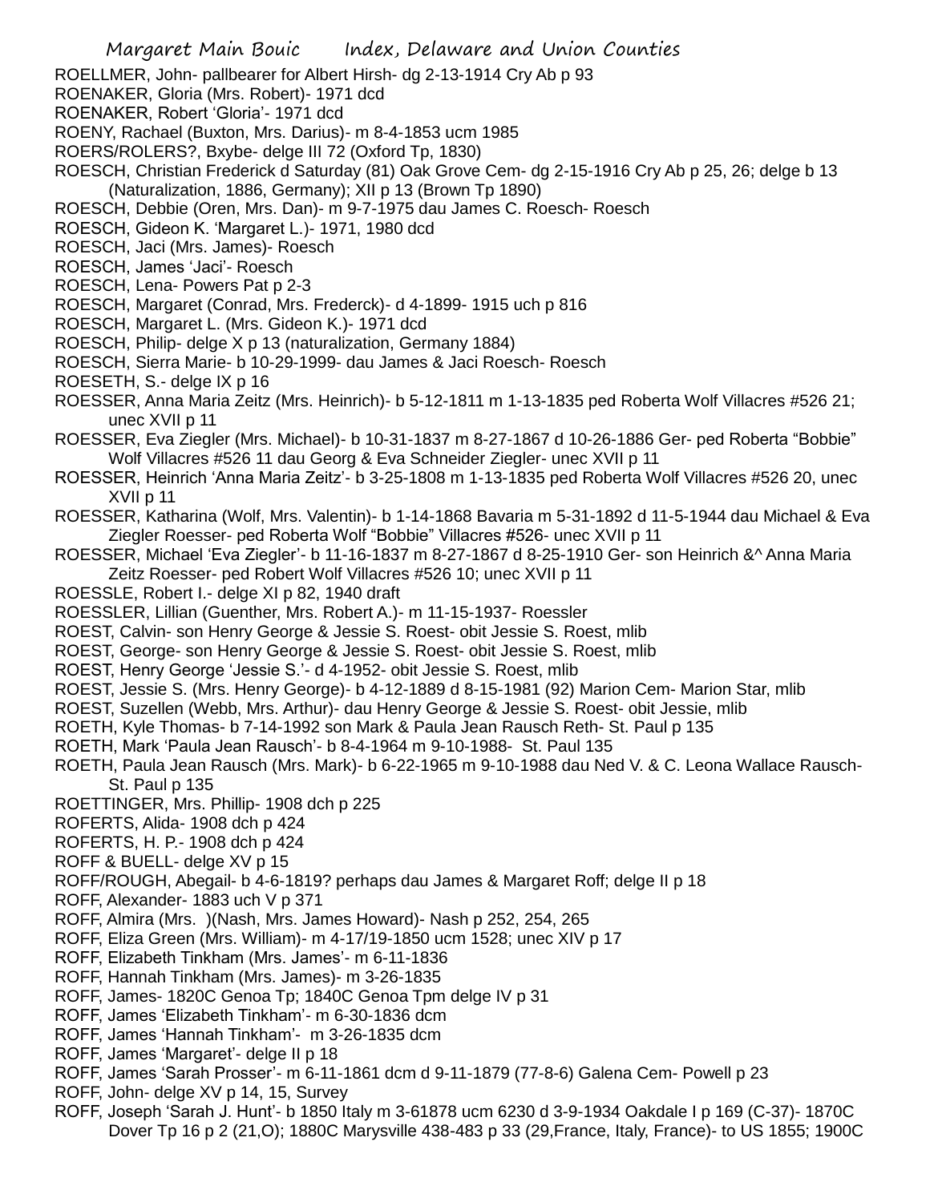ROELLMER, John- pallbearer for Albert Hirsh- dg 2-13-1914 Cry Ab p 93
ROENAKER, Gloria (Mrs. Robert)- 1971 dcd
ROENAKER, Robert 'Gloria'- 1971 dcd
ROENY, Rachael (Buxton, Mrs. Darius)- m 8-4-1853 ucm 1985
ROERS/ROLERS?, Bxybe- delge III 72 (Oxford Tp, 1830)
ROESCH, Christian Frederick d Saturday (81) Oak Grove Cem- dg 2-15-1916 Cry Ab p 25, 26; delge b 13 (Naturalization, 1886, Germany); XII p 13 (Brown Tp 1890)
ROESCH, Debbie (Oren, Mrs. Dan)- m 9-7-1975 dau James C. Roesch- Roesch
ROESCH, Gideon K. 'Margaret L.)- 1971, 1980 dcd
ROESCH, Jaci (Mrs. James)- Roesch
ROESCH, James 'Jaci'- Roesch
ROESCH, Lena- Powers Pat p 2-3
ROESCH, Margaret (Conrad, Mrs. Frederck)- d 4-1899- 1915 uch p 816
ROESCH, Margaret L. (Mrs. Gideon K.)- 1971 dcd
ROESCH, Philip- delge X p 13 (naturalization, Germany 1884)
ROESCH, Sierra Marie- b 10-29-1999- dau James & Jaci Roesch- Roesch
ROESETH, S.- delge IX p 16
ROESSER, Anna Maria Zeitz (Mrs. Heinrich)- b 5-12-1811 m 1-13-1835 ped Roberta Wolf Villacres #526 21; unec XVII p 11
ROESSER, Eva Ziegler (Mrs. Michael)- b 10-31-1837 m 8-27-1867 d 10-26-1886 Ger- ped Roberta "Bobbie" Wolf Villacres #526 11 dau Georg & Eva Schneider Ziegler- unec XVII p 11
ROESSER, Heinrich 'Anna Maria Zeitz'- b 3-25-1808 m 1-13-1835 ped Roberta Wolf Villacres #526 20, unec XVII p 11
ROESSER, Katharina (Wolf, Mrs. Valentin)- b 1-14-1868 Bavaria m 5-31-1892 d 11-5-1944 dau Michael & Eva Ziegler Roesser- ped Roberta Wolf "Bobbie" Villacres #526- unec XVII p 11
ROESSER, Michael 'Eva Ziegler'- b 11-16-1837 m 8-27-1867 d 8-25-1910 Ger- son Heinrich &^ Anna Maria Zeitz Roesser- ped Robert Wolf Villacres #526 10; unec XVII p 11
ROESSLE, Robert I.- delge XI p 82, 1940 draft
ROESSLER, Lillian (Guenther, Mrs. Robert A.)- m 11-15-1937- Roessler
ROEST, Calvin- son Henry George & Jessie S. Roest- obit Jessie S. Roest, mlib
ROEST, George- son Henry George & Jessie S. Roest- obit Jessie S. Roest, mlib
ROEST, Henry George 'Jessie S.'- d 4-1952- obit Jessie S. Roest, mlib
ROEST, Jessie S. (Mrs. Henry George)- b 4-12-1889 d 8-15-1981 (92) Marion Cem- Marion Star, mlib
ROEST, Suzellen (Webb, Mrs. Arthur)- dau Henry George & Jessie S. Roest- obit Jessie, mlib
ROETH, Kyle Thomas- b 7-14-1992 son Mark & Paula Jean Rausch Reth- St. Paul p 135
ROETH, Mark 'Paula Jean Rausch'- b 8-4-1964 m 9-10-1988- St. Paul 135
ROETH, Paula Jean Rausch (Mrs. Mark)- b 6-22-1965 m 9-10-1988 dau Ned V. & C. Leona Wallace Rausch- St. Paul p 135
ROETTINGER, Mrs. Phillip- 1908 dch p 225
ROFERTS, Alida- 1908 dch p 424
ROFERTS, H. P.- 1908 dch p 424
ROFF & BUELL- delge XV p 15
ROFF/ROUGH, Abegail- b 4-6-1819? perhaps dau James & Margaret Roff; delge II p 18
ROFF, Alexander- 1883 uch V p 371
ROFF, Almira (Mrs. )(Nash, Mrs. James Howard)- Nash p 252, 254, 265
ROFF, Eliza Green (Mrs. William)- m 4-17/19-1850 ucm 1528; unec XIV p 17
ROFF, Elizabeth Tinkham (Mrs. James'- m 6-11-1836
ROFF, Hannah Tinkham (Mrs. James)- m 3-26-1835
ROFF, James- 1820C Genoa Tp; 1840C Genoa Tpm delge IV p 31
ROFF, James 'Elizabeth Tinkham'- m 6-30-1836 dcm
ROFF, James 'Hannah Tinkham'- m 3-26-1835 dcm
ROFF, James 'Margaret'- delge II p 18
ROFF, James 'Sarah Prosser'- m 6-11-1861 dcm d 9-11-1879 (77-8-6) Galena Cem- Powell p 23
ROFF, John- delge XV p 14, 15, Survey
ROFF, Joseph 'Sarah J. Hunt'- b 1850 Italy m 3-61878 ucm 6230 d 3-9-1934 Oakdale I p 169 (C-37)- 1870C Dover Tp 16 p 2 (21,O); 1880C Marysville 438-483 p 33 (29,France, Italy, France)- to US 1855; 1900C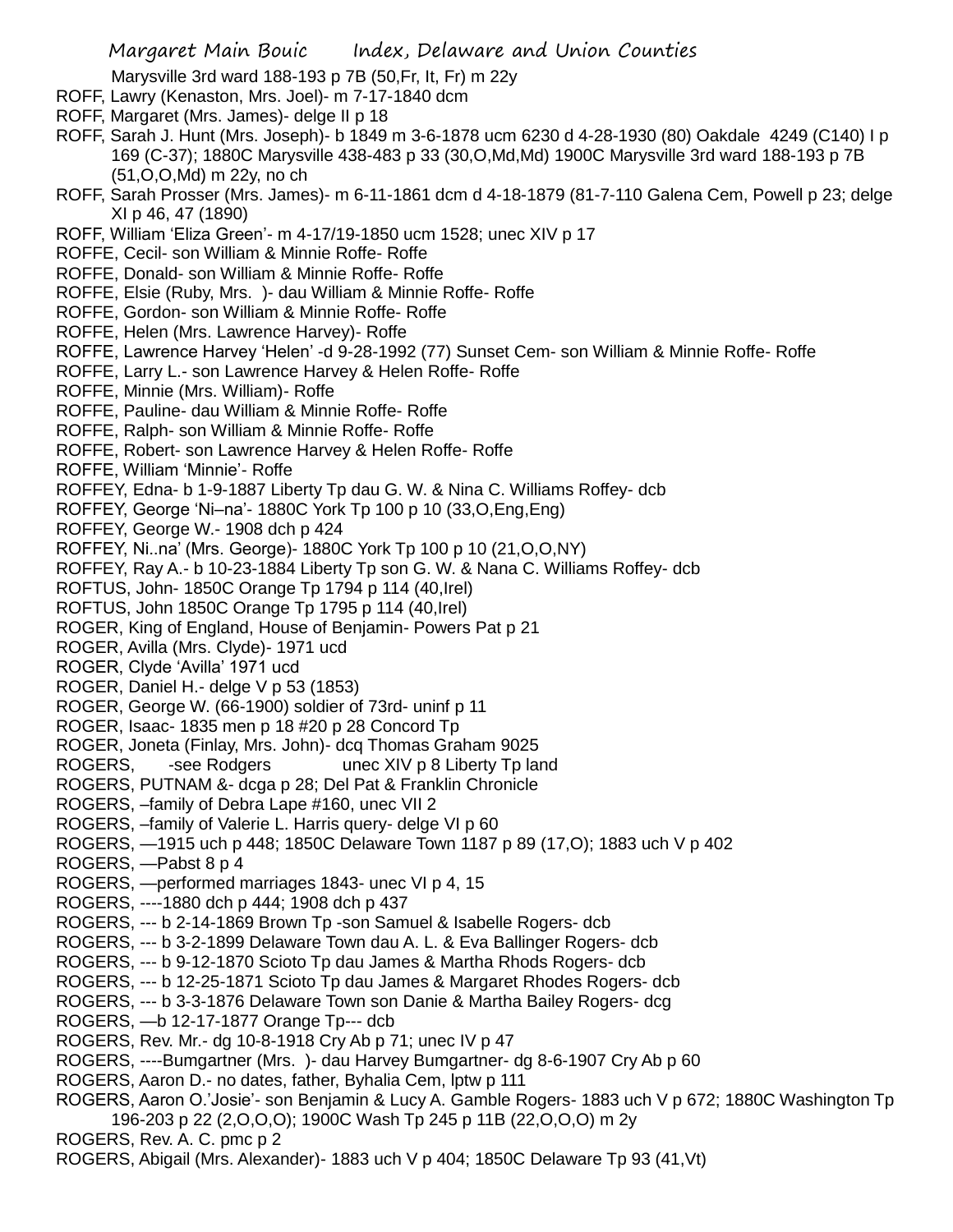Marysville 3rd ward 188-193 p 7B (50,Fr, It, Fr) m 22y

ROFF, Lawry (Kenaston, Mrs. Joel)- m 7-17-1840 dcm

ROFF, Margaret (Mrs. James)- delge II p 18

ROFF, Sarah J. Hunt (Mrs. Joseph)- b 1849 m 3-6-1878 ucm 6230 d 4-28-1930 (80) Oakdale 4249 (C140) I p 169 (C-37); 1880C Marysville 438-483 p 33 (30,O,Md,Md) 1900C Marysville 3rd ward 188-193 p 7B (51,O,O,Md) m 22y, no ch

ROFF, Sarah Prosser (Mrs. James)- m 6-11-1861 dcm d 4-18-1879 (81-7-110 Galena Cem, Powell p 23; delge XI p 46, 47 (1890)

ROFF, William 'Eliza Green'- m 4-17/19-1850 ucm 1528; unec XIV p 17

ROFFE, Cecil- son William & Minnie Roffe- Roffe

ROFFE, Donald- son William & Minnie Roffe- Roffe

ROFFE, Elsie (Ruby, Mrs. )- dau William & Minnie Roffe- Roffe

ROFFE, Gordon- son William & Minnie Roffe- Roffe

ROFFE, Helen (Mrs. Lawrence Harvey)- Roffe

ROFFE, Lawrence Harvey 'Helen' -d 9-28-1992 (77) Sunset Cem- son William & Minnie Roffe- Roffe

ROFFE, Larry L.- son Lawrence Harvey & Helen Roffe- Roffe

ROFFE, Minnie (Mrs. William)- Roffe

ROFFE, Pauline- dau William & Minnie Roffe- Roffe

ROFFE, Ralph- son William & Minnie Roffe- Roffe

ROFFE, Robert- son Lawrence Harvey & Helen Roffe- Roffe

ROFFE, William 'Minnie'- Roffe

ROFFEY, Edna- b 1-9-1887 Liberty Tp dau G. W. & Nina C. Williams Roffey- dcb

ROFFEY, George 'Ni–na'- 1880C York Tp 100 p 10 (33,O,Eng,Eng)

ROFFEY, George W.- 1908 dch p 424

ROFFEY, Ni..na' (Mrs. George)- 1880C York Tp 100 p 10 (21,O,O,NY)

ROFFEY, Ray A.- b 10-23-1884 Liberty Tp son G. W. & Nana C. Williams Roffey- dcb

ROFTUS, John- 1850C Orange Tp 1794 p 114 (40,Irel)

ROFTUS, John 1850C Orange Tp 1795 p 114 (40,Irel)

ROGER, King of England, House of Benjamin- Powers Pat p 21

ROGER, Avilla (Mrs. Clyde)- 1971 ucd

ROGER, Clyde 'Avilla' 1971 ucd

ROGER, Daniel H.- delge V p 53 (1853)

ROGER, George W. (66-1900) soldier of 73rd- uninf p 11

ROGER, Isaac- 1835 men p 18 #20 p 28 Concord Tp

ROGER, Joneta (Finlay, Mrs. John)- dcq Thomas Graham 9025

ROGERS, -see Rodgers unec XIV p 8 Liberty Tp land

ROGERS, PUTNAM &- dcga p 28; Del Pat & Franklin Chronicle

ROGERS, –family of Debra Lape #160, unec VII 2

ROGERS, –family of Valerie L. Harris query- delge VI p 60

ROGERS, —1915 uch p 448; 1850C Delaware Town 1187 p 89 (17,O); 1883 uch V p 402

ROGERS, —Pabst 8 p 4

ROGERS, —performed marriages 1843- unec VI p 4, 15

ROGERS, ----1880 dch p 444; 1908 dch p 437

ROGERS, --- b 2-14-1869 Brown Tp -son Samuel & Isabelle Rogers- dcb

ROGERS, --- b 3-2-1899 Delaware Town dau A. L. & Eva Ballinger Rogers- dcb

ROGERS, --- b 9-12-1870 Scioto Tp dau James & Martha Rhods Rogers- dcb

ROGERS, --- b 12-25-1871 Scioto Tp dau James & Margaret Rhodes Rogers- dcb

ROGERS, --- b 3-3-1876 Delaware Town son Danie & Martha Bailey Rogers- dcg

ROGERS, —b 12-17-1877 Orange Tp--- dcb

ROGERS, Rev. Mr.- dg 10-8-1918 Cry Ab p 71; unec IV p 47

ROGERS, ----Bumgartner (Mrs. )- dau Harvey Bumgartner- dg 8-6-1907 Cry Ab p 60

ROGERS, Aaron D.- no dates, father, Byhalia Cem, lptw p 111

ROGERS, Aaron O.'Josie'- son Benjamin & Lucy A. Gamble Rogers- 1883 uch V p 672; 1880C Washington Tp 196-203 p 22 (2,O,O,O); 1900C Wash Tp 245 p 11B (22,O,O,O) m 2y

ROGERS, Rev. A. C. pmc p 2

ROGERS, Abigail (Mrs. Alexander)- 1883 uch V p 404; 1850C Delaware Tp 93 (41,Vt)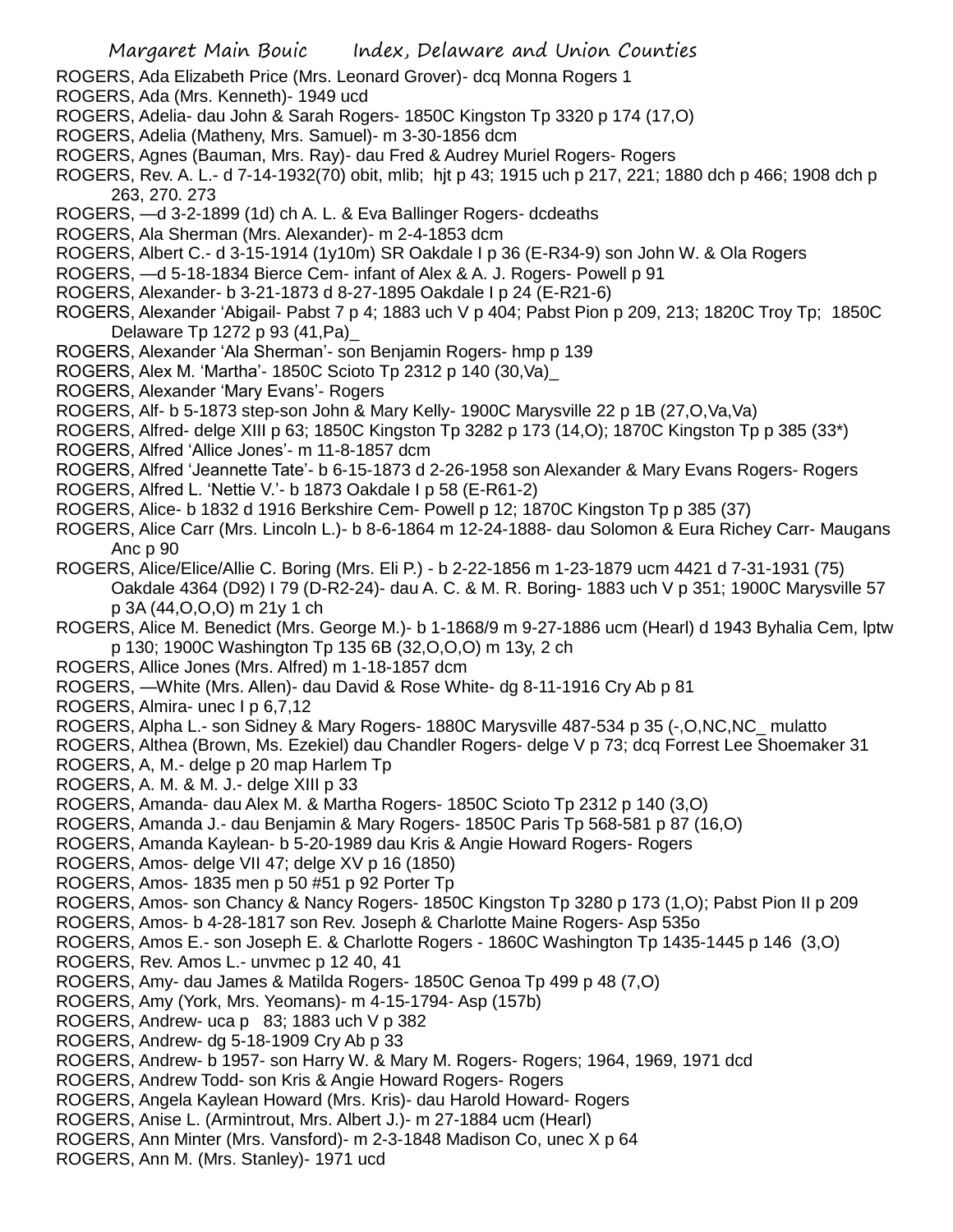ROGERS, Ada Elizabeth Price (Mrs. Leonard Grover)- dcq Monna Rogers 1
ROGERS, Ada (Mrs. Kenneth)- 1949 ucd
ROGERS, Adelia- dau John & Sarah Rogers- 1850C Kingston Tp 3320 p 174 (17,O)
ROGERS, Adelia (Matheny, Mrs. Samuel)- m 3-30-1856 dcm
ROGERS, Agnes (Bauman, Mrs. Ray)- dau Fred & Audrey Muriel Rogers- Rogers
ROGERS, Rev. A. L.- d 7-14-1932(70) obit, mlib; hjt p 43; 1915 uch p 217, 221; 1880 dch p 466; 1908 dch p 263, 270. 273
ROGERS, —d 3-2-1899 (1d) ch A. L. & Eva Ballinger Rogers- dcdeaths
ROGERS, Ala Sherman (Mrs. Alexander)- m 2-4-1853 dcm
ROGERS, Albert C.- d 3-15-1914 (1y10m) SR Oakdale I p 36 (E-R34-9) son John W. & Ola Rogers
ROGERS, —d 5-18-1834 Bierce Cem- infant of Alex & A. J. Rogers- Powell p 91
ROGERS, Alexander- b 3-21-1873 d 8-27-1895 Oakdale I p 24 (E-R21-6)
ROGERS, Alexander 'Abigail- Pabst 7 p 4; 1883 uch V p 404; Pabst Pion p 209, 213; 1820C Troy Tp; 1850C Delaware Tp 1272 p 93 (41,Pa)_
ROGERS, Alexander 'Ala Sherman'- son Benjamin Rogers- hmp p 139
ROGERS, Alex M. 'Martha'- 1850C Scioto Tp 2312 p 140 (30,Va)_
ROGERS, Alexander 'Mary Evans'- Rogers
ROGERS, Alf- b 5-1873 step-son John & Mary Kelly- 1900C Marysville 22 p 1B (27,O,Va,Va)
ROGERS, Alfred- delge XIII p 63; 1850C Kingston Tp 3282 p 173 (14,O); 1870C Kingston Tp p 385 (33*)
ROGERS, Alfred 'Allice Jones'- m 11-8-1857 dcm
ROGERS, Alfred 'Jeannette Tate'- b 6-15-1873 d 2-26-1958 son Alexander & Mary Evans Rogers- Rogers
ROGERS, Alfred L. 'Nettie V.'- b 1873 Oakdale I p 58 (E-R61-2)
ROGERS, Alice- b 1832 d 1916 Berkshire Cem- Powell p 12; 1870C Kingston Tp p 385 (37)
ROGERS, Alice Carr (Mrs. Lincoln L.)- b 8-6-1864 m 12-24-1888- dau Solomon & Eura Richey Carr- Maugans Anc p 90
ROGERS, Alice/Elice/Allie C. Boring (Mrs. Eli P.) - b 2-22-1856 m 1-23-1879 ucm 4421 d 7-31-1931 (75) Oakdale 4364 (D92) I 79 (D-R2-24)- dau A. C. & M. R. Boring- 1883 uch V p 351; 1900C Marysville 57 p 3A (44,O,O,O) m 21y 1 ch
ROGERS, Alice M. Benedict (Mrs. George M.)- b 1-1868/9 m 9-27-1886 ucm (Hearl) d 1943 Byhalia Cem, lptw p 130; 1900C Washington Tp 135 6B (32,O,O,O) m 13y, 2 ch
ROGERS, Allice Jones (Mrs. Alfred) m 1-18-1857 dcm
ROGERS, —White (Mrs. Allen)- dau David & Rose White- dg 8-11-1916 Cry Ab p 81
ROGERS, Almira- unec I p 6,7,12
ROGERS, Alpha L.- son Sidney & Mary Rogers- 1880C Marysville 487-534 p 35 (-,O,NC,NC_ mulatto
ROGERS, Althea (Brown, Ms. Ezekiel) dau Chandler Rogers- delge V p 73; dcq Forrest Lee Shoemaker 31
ROGERS, A, M.- delge p 20 map Harlem Tp
ROGERS, A. M. & M. J.- delge XIII p 33
ROGERS, Amanda- dau Alex M. & Martha Rogers- 1850C Scioto Tp 2312 p 140 (3,O)
ROGERS, Amanda J.- dau Benjamin & Mary Rogers- 1850C Paris Tp 568-581 p 87 (16,O)
ROGERS, Amanda Kaylean- b 5-20-1989 dau Kris & Angie Howard Rogers- Rogers
ROGERS, Amos- delge VII 47; delge XV p 16 (1850)
ROGERS, Amos- 1835 men p 50 #51 p 92 Porter Tp
ROGERS, Amos- son Chancy & Nancy Rogers- 1850C Kingston Tp 3280 p 173 (1,O); Pabst Pion II p 209
ROGERS, Amos- b 4-28-1817 son Rev. Joseph & Charlotte Maine Rogers- Asp 535o
ROGERS, Amos E.- son Joseph E. & Charlotte Rogers - 1860C Washington Tp 1435-1445 p 146 (3,O)
ROGERS, Rev. Amos L.- unvmec p 12 40, 41
ROGERS, Amy- dau James & Matilda Rogers- 1850C Genoa Tp 499 p 48 (7,O)
ROGERS, Amy (York, Mrs. Yeomans)- m 4-15-1794- Asp (157b)
ROGERS, Andrew- uca p 83; 1883 uch V p 382
ROGERS, Andrew- dg 5-18-1909 Cry Ab p 33
ROGERS, Andrew- b 1957- son Harry W. & Mary M. Rogers- Rogers; 1964, 1969, 1971 dcd
ROGERS, Andrew Todd- son Kris & Angie Howard Rogers- Rogers
ROGERS, Angela Kaylean Howard (Mrs. Kris)- dau Harold Howard- Rogers
ROGERS, Anise L. (Armintrout, Mrs. Albert J.)- m 27-1884 ucm (Hearl)
ROGERS, Ann Minter (Mrs. Vansford)- m 2-3-1848 Madison Co, unec X p 64
ROGERS, Ann M. (Mrs. Stanley)- 1971 ucd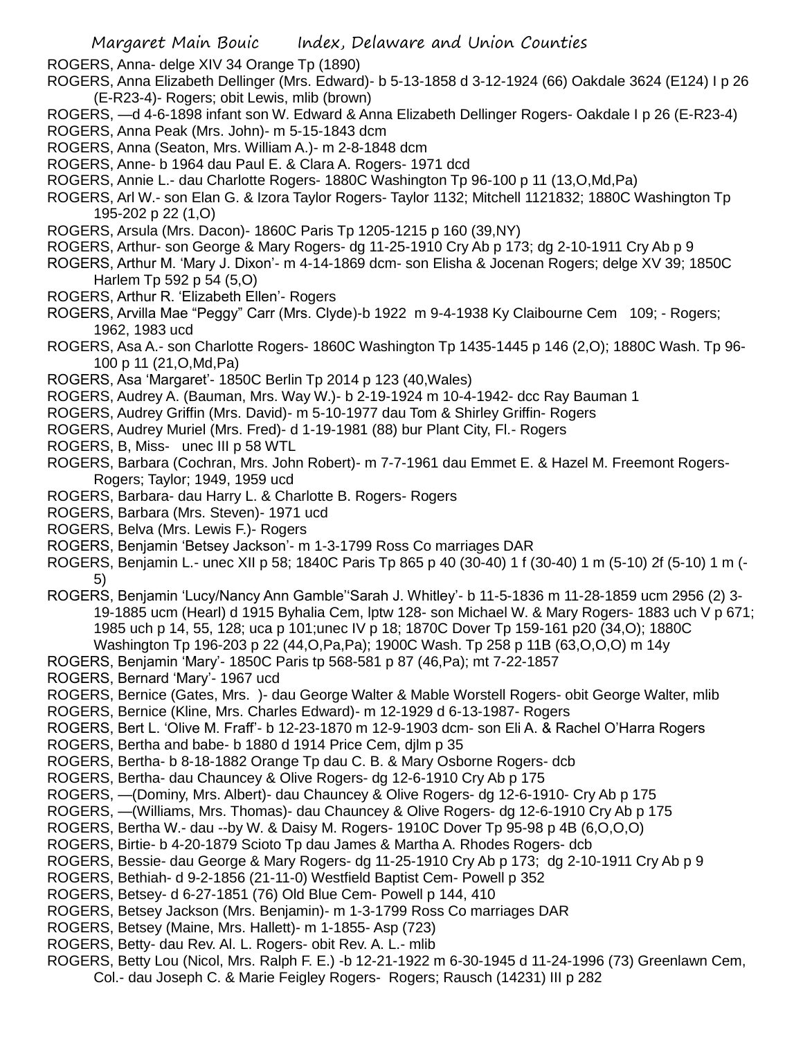ROGERS, Anna- delge XIV 34 Orange Tp (1890)

ROGERS, Anna Elizabeth Dellinger (Mrs. Edward)- b 5-13-1858 d 3-12-1924 (66) Oakdale 3624 (E124) I p 26 (E-R23-4)- Rogers; obit Lewis, mlib (brown)

ROGERS, —d 4-6-1898 infant son W. Edward & Anna Elizabeth Dellinger Rogers- Oakdale I p 26 (E-R23-4)

ROGERS, Anna Peak (Mrs. John)- m 5-15-1843 dcm

ROGERS, Anna (Seaton, Mrs. William A.)- m 2-8-1848 dcm

ROGERS, Anne- b 1964 dau Paul E. & Clara A. Rogers- 1971 dcd

ROGERS, Annie L.- dau Charlotte Rogers- 1880C Washington Tp 96-100 p 11 (13,O,Md,Pa)

ROGERS, Arl W.- son Elan G. & Izora Taylor Rogers- Taylor 1132; Mitchell 1121832; 1880C Washington Tp 195-202 p 22 (1,O)

ROGERS, Arsula (Mrs. Dacon)- 1860C Paris Tp 1205-1215 p 160 (39,NY)

ROGERS, Arthur- son George & Mary Rogers- dg 11-25-1910 Cry Ab p 173; dg 2-10-1911 Cry Ab p 9

ROGERS, Arthur M. 'Mary J. Dixon'- m 4-14-1869 dcm- son Elisha & Jocenan Rogers; delge XV 39; 1850C Harlem Tp 592 p 54 (5,O)

ROGERS, Arthur R. 'Elizabeth Ellen'- Rogers

ROGERS, Arvilla Mae "Peggy" Carr (Mrs. Clyde)-b 1922 m 9-4-1938 Ky Claibourne Cem 109; - Rogers; 1962, 1983 ucd

ROGERS, Asa A.- son Charlotte Rogers- 1860C Washington Tp 1435-1445 p 146 (2,O); 1880C Wash. Tp 96-100 p 11 (21,O,Md,Pa)

ROGERS, Asa 'Margaret'- 1850C Berlin Tp 2014 p 123 (40,Wales)

ROGERS, Audrey A. (Bauman, Mrs. Way W.)- b 2-19-1924 m 10-4-1942- dcc Ray Bauman 1

ROGERS, Audrey Griffin (Mrs. David)- m 5-10-1977 dau Tom & Shirley Griffin- Rogers

ROGERS, Audrey Muriel (Mrs. Fred)- d 1-19-1981 (88) bur Plant City, Fl.- Rogers

ROGERS, B, Miss- unec III p 58 WTL

ROGERS, Barbara (Cochran, Mrs. John Robert)- m 7-7-1961 dau Emmet E. & Hazel M. Freemont Rogers- Rogers; Taylor; 1949, 1959 ucd

ROGERS, Barbara- dau Harry L. & Charlotte B. Rogers- Rogers

ROGERS, Barbara (Mrs. Steven)- 1971 ucd

ROGERS, Belva (Mrs. Lewis F.)- Rogers

ROGERS, Benjamin 'Betsey Jackson'- m 1-3-1799 Ross Co marriages DAR

ROGERS, Benjamin L.- unec XII p 58; 1840C Paris Tp 865 p 40 (30-40) 1 f (30-40) 1 m (5-10) 2f (5-10) 1 m (-5)

ROGERS, Benjamin 'Lucy/Nancy Ann Gamble''Sarah J. Whitley'- b 11-5-1836 m 11-28-1859 ucm 2956 (2) 3-19-1885 ucm (Hearl) d 1915 Byhalia Cem, lptw 128- son Michael W. & Mary Rogers- 1883 uch V p 671; 1985 uch p 14, 55, 128; uca p 101;unec IV p 18; 1870C Dover Tp 159-161 p20 (34,O); 1880C Washington Tp 196-203 p 22 (44,O,Pa,Pa); 1900C Wash. Tp 258 p 11B (63,O,O,O) m 14y

ROGERS, Benjamin 'Mary'- 1850C Paris tp 568-581 p 87 (46,Pa); mt 7-22-1857

ROGERS, Bernard 'Mary'- 1967 ucd

ROGERS, Bernice (Gates, Mrs. )- dau George Walter & Mable Worstell Rogers- obit George Walter, mlib

ROGERS, Bernice (Kline, Mrs. Charles Edward)- m 12-1929 d 6-13-1987- Rogers

ROGERS, Bert L. 'Olive M. Fraff'- b 12-23-1870 m 12-9-1903 dcm- son Eli A. & Rachel O'Harra Rogers

ROGERS, Bertha and babe- b 1880 d 1914 Price Cem, djlm p 35

ROGERS, Bertha- b 8-18-1882 Orange Tp dau C. B. & Mary Osborne Rogers- dcb

ROGERS, Bertha- dau Chauncey & Olive Rogers- dg 12-6-1910 Cry Ab p 175

ROGERS, —(Dominy, Mrs. Albert)- dau Chauncey & Olive Rogers- dg 12-6-1910- Cry Ab p 175

ROGERS, —(Williams, Mrs. Thomas)- dau Chauncey & Olive Rogers- dg 12-6-1910 Cry Ab p 175

ROGERS, Bertha W.- dau --by W. & Daisy M. Rogers- 1910C Dover Tp 95-98 p 4B (6,O,O,O)

ROGERS, Birtie- b 4-20-1879 Scioto Tp dau James & Martha A. Rhodes Rogers- dcb

ROGERS, Bessie- dau George & Mary Rogers- dg 11-25-1910 Cry Ab p 173; dg 2-10-1911 Cry Ab p 9

ROGERS, Bethiah- d 9-2-1856 (21-11-0) Westfield Baptist Cem- Powell p 352

ROGERS, Betsey- d 6-27-1851 (76) Old Blue Cem- Powell p 144, 410

ROGERS, Betsey Jackson (Mrs. Benjamin)- m 1-3-1799 Ross Co marriages DAR

ROGERS, Betsey (Maine, Mrs. Hallett)- m 1-1855- Asp (723)

ROGERS, Betty- dau Rev. Al. L. Rogers- obit Rev. A. L.- mlib

ROGERS, Betty Lou (Nicol, Mrs. Ralph F. E.) -b 12-21-1922 m 6-30-1945 d 11-24-1996 (73) Greenlawn Cem, Col.- dau Joseph C. & Marie Feigley Rogers- Rogers; Rausch (14231) III p 282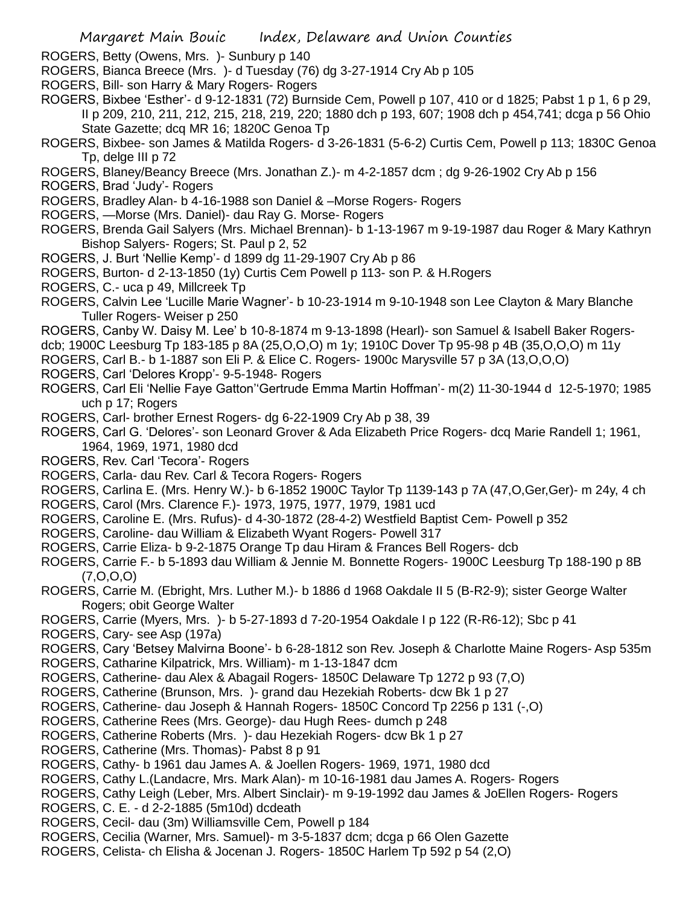ROGERS, Betty (Owens, Mrs. )- Sunbury p 140

ROGERS, Bianca Breece (Mrs. )- d Tuesday (76) dg 3-27-1914 Cry Ab p 105

ROGERS, Bill- son Harry & Mary Rogers- Rogers

ROGERS, Bixbee 'Esther'- d 9-12-1831 (72) Burnside Cem, Powell p 107, 410 or d 1825; Pabst 1 p 1, 6 p 29, II p 209, 210, 211, 212, 215, 218, 219, 220; 1880 dch p 193, 607; 1908 dch p 454,741; dcga p 56 Ohio State Gazette; dcq MR 16; 1820C Genoa Tp

ROGERS, Bixbee- son James & Matilda Rogers- d 3-26-1831 (5-6-2) Curtis Cem, Powell p 113; 1830C Genoa Tp, delge III p 72

ROGERS, Blaney/Beancy Breece (Mrs. Jonathan Z.)- m 4-2-1857 dcm ; dg 9-26-1902 Cry Ab p 156

ROGERS, Brad 'Judy'- Rogers

ROGERS, Bradley Alan- b 4-16-1988 son Daniel & –Morse Rogers- Rogers

ROGERS, —Morse (Mrs. Daniel)- dau Ray G. Morse- Rogers

ROGERS, Brenda Gail Salyers (Mrs. Michael Brennan)- b 1-13-1967 m 9-19-1987 dau Roger & Mary Kathryn Bishop Salyers- Rogers; St. Paul p 2, 52

ROGERS, J. Burt 'Nellie Kemp'- d 1899 dg 11-29-1907 Cry Ab p 86

ROGERS, Burton- d 2-13-1850 (1y) Curtis Cem Powell p 113- son P. & H.Rogers

ROGERS, C.- uca p 49, Millcreek Tp

ROGERS, Calvin Lee 'Lucille Marie Wagner'- b 10-23-1914 m 9-10-1948 son Lee Clayton & Mary Blanche Tuller Rogers- Weiser p 250

ROGERS, Canby W. Daisy M. Lee' b 10-8-1874 m 9-13-1898 (Hearl)- son Samuel & Isabell Baker Rogers- dcb; 1900C Leesburg Tp 183-185 p 8A (25,O,O,O) m 1y; 1910C Dover Tp 95-98 p 4B (35,O,O,O) m 11y

ROGERS, Carl B.- b 1-1887 son Eli P. & Elice C. Rogers- 1900c Marysville 57 p 3A (13,O,O,O)

ROGERS, Carl 'Delores Kropp'- 9-5-1948- Rogers

ROGERS, Carl Eli 'Nellie Faye Gatton''Gertrude Emma Martin Hoffman'- m(2) 11-30-1944 d 12-5-1970; 1985 uch p 17; Rogers

ROGERS, Carl- brother Ernest Rogers- dg 6-22-1909 Cry Ab p 38, 39

ROGERS, Carl G. 'Delores'- son Leonard Grover & Ada Elizabeth Price Rogers- dcq Marie Randell 1; 1961, 1964, 1969, 1971, 1980 dcd

ROGERS, Rev. Carl 'Tecora'- Rogers

ROGERS, Carla- dau Rev. Carl & Tecora Rogers- Rogers

ROGERS, Carlina E. (Mrs. Henry W.)- b 6-1852 1900C Taylor Tp 1139-143 p 7A (47,O,Ger,Ger)- m 24y, 4 ch

ROGERS, Carol (Mrs. Clarence F.)- 1973, 1975, 1977, 1979, 1981 ucd

ROGERS, Caroline E. (Mrs. Rufus)- d 4-30-1872 (28-4-2) Westfield Baptist Cem- Powell p 352

ROGERS, Caroline- dau William & Elizabeth Wyant Rogers- Powell 317

ROGERS, Carrie Eliza- b 9-2-1875 Orange Tp dau Hiram & Frances Bell Rogers- dcb

ROGERS, Carrie F.- b 5-1893 dau William & Jennie M. Bonnette Rogers- 1900C Leesburg Tp 188-190 p 8B (7,O,O,O)

ROGERS, Carrie M. (Ebright, Mrs. Luther M.)- b 1886 d 1968 Oakdale II 5 (B-R2-9); sister George Walter Rogers; obit George Walter

ROGERS, Carrie (Myers, Mrs. )- b 5-27-1893 d 7-20-1954 Oakdale I p 122 (R-R6-12); Sbc p 41

ROGERS, Cary- see Asp (197a)

ROGERS, Cary 'Betsey Malvirna Boone'- b 6-28-1812 son Rev. Joseph & Charlotte Maine Rogers- Asp 535m

ROGERS, Catharine Kilpatrick, Mrs. William)- m 1-13-1847 dcm

ROGERS, Catherine- dau Alex & Abagail Rogers- 1850C Delaware Tp 1272 p 93 (7,O)

ROGERS, Catherine (Brunson, Mrs. )- grand dau Hezekiah Roberts- dcw Bk 1 p 27

ROGERS, Catherine- dau Joseph & Hannah Rogers- 1850C Concord Tp 2256 p 131 (-,O)

ROGERS, Catherine Rees (Mrs. George)- dau Hugh Rees- dumch p 248

ROGERS, Catherine Roberts (Mrs. )- dau Hezekiah Rogers- dcw Bk 1 p 27

ROGERS, Catherine (Mrs. Thomas)- Pabst 8 p 91

ROGERS, Cathy- b 1961 dau James A. & Joellen Rogers- 1969, 1971, 1980 dcd

ROGERS, Cathy L.(Landacre, Mrs. Mark Alan)- m 10-16-1981 dau James A. Rogers- Rogers

ROGERS, Cathy Leigh (Leber, Mrs. Albert Sinclair)- m 9-19-1992 dau James & JoEllen Rogers- Rogers

ROGERS, C. E. - d 2-2-1885 (5m10d) dcdeath

ROGERS, Cecil- dau (3m) Williamsville Cem, Powell p 184

ROGERS, Cecilia (Warner, Mrs. Samuel)- m 3-5-1837 dcm; dcga p 66 Olen Gazette

ROGERS, Celista- ch Elisha & Jocenan J. Rogers- 1850C Harlem Tp 592 p 54 (2,O)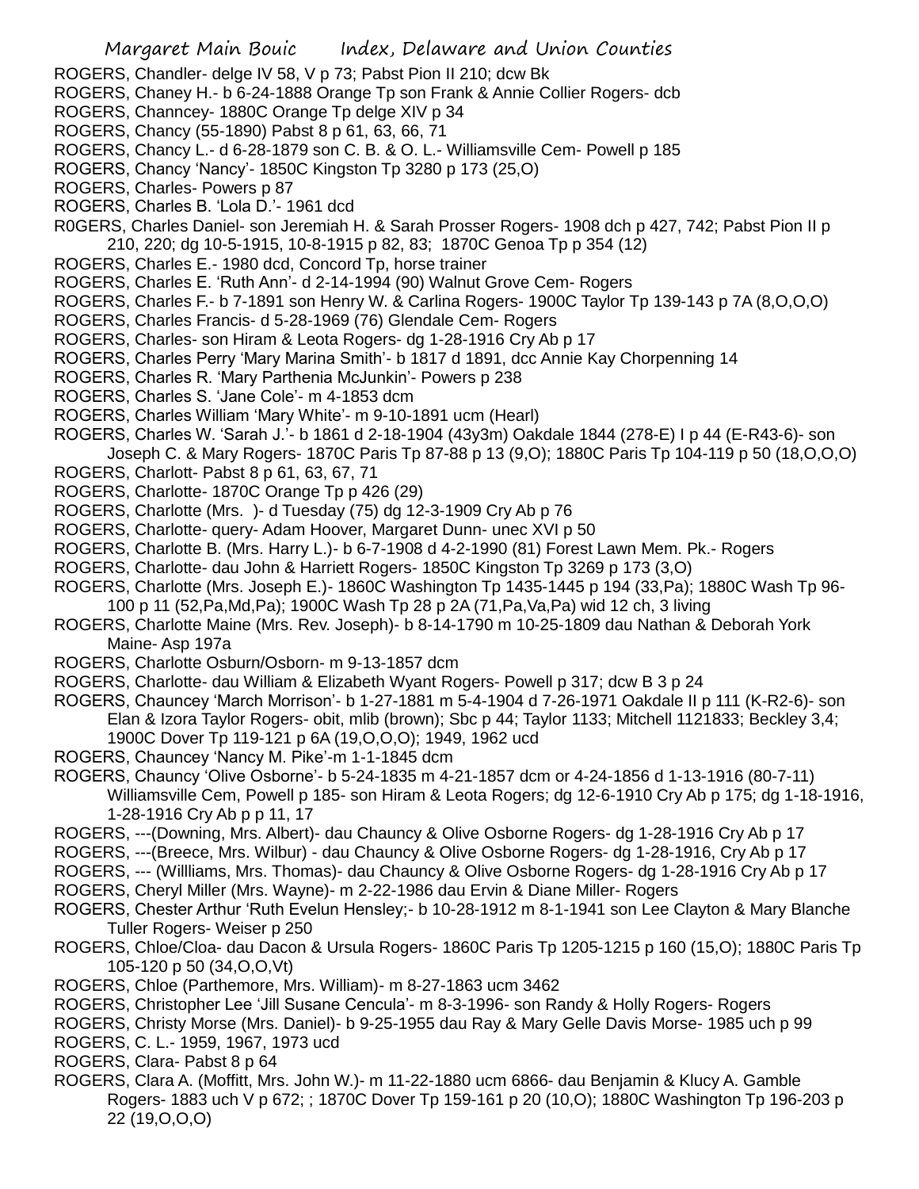ROGERS, Chandler- delge IV 58, V p 73; Pabst Pion II 210; dcw Bk

ROGERS, Chaney H.- b 6-24-1888 Orange Tp son Frank & Annie Collier Rogers- dcb

ROGERS, Channcey- 1880C Orange Tp delge XIV p 34

ROGERS, Chancy (55-1890) Pabst 8 p 61, 63, 66, 71

ROGERS, Chancy L.- d 6-28-1879 son C. B. & O. L.- Williamsville Cem- Powell p 185

ROGERS, Chancy 'Nancy'- 1850C Kingston Tp 3280 p 173 (25,O)

ROGERS, Charles- Powers p 87

ROGERS, Charles B. 'Lola D.'- 1961 dcd

R0GERS, Charles Daniel- son Jeremiah H. & Sarah Prosser Rogers- 1908 dch p 427, 742; Pabst Pion II p 210, 220; dg 10-5-1915, 10-8-1915 p 82, 83; 1870C Genoa Tp p 354 (12)

ROGERS, Charles E.- 1980 dcd, Concord Tp, horse trainer

ROGERS, Charles E. 'Ruth Ann'- d 2-14-1994 (90) Walnut Grove Cem- Rogers

ROGERS, Charles F.- b 7-1891 son Henry W. & Carlina Rogers- 1900C Taylor Tp 139-143 p 7A (8,O,O,O)

ROGERS, Charles Francis- d 5-28-1969 (76) Glendale Cem- Rogers

ROGERS, Charles- son Hiram & Leota Rogers- dg 1-28-1916 Cry Ab p 17

ROGERS, Charles Perry 'Mary Marina Smith'- b 1817 d 1891, dcc Annie Kay Chorpenning 14

ROGERS, Charles R. 'Mary Parthenia McJunkin'- Powers p 238

ROGERS, Charles S. 'Jane Cole'- m 4-1853 dcm

ROGERS, Charles William 'Mary White'- m 9-10-1891 ucm (Hearl)

ROGERS, Charles W. 'Sarah J.'- b 1861 d 2-18-1904 (43y3m) Oakdale 1844 (278-E) I p 44 (E-R43-6)- son Joseph C. & Mary Rogers- 1870C Paris Tp 87-88 p 13 (9,O); 1880C Paris Tp 104-119 p 50 (18,O,O,O)

ROGERS, Charlott- Pabst 8 p 61, 63, 67, 71

ROGERS, Charlotte- 1870C Orange Tp p 426 (29)

ROGERS, Charlotte (Mrs. )- d Tuesday (75) dg 12-3-1909 Cry Ab p 76

ROGERS, Charlotte- query- Adam Hoover, Margaret Dunn- unec XVI p 50

ROGERS, Charlotte B. (Mrs. Harry L.)- b 6-7-1908 d 4-2-1990 (81) Forest Lawn Mem. Pk.- Rogers

ROGERS, Charlotte- dau John & Harriett Rogers- 1850C Kingston Tp 3269 p 173 (3,O)

ROGERS, Charlotte (Mrs. Joseph E.)- 1860C Washington Tp 1435-1445 p 194 (33,Pa); 1880C Wash Tp 96-100 p 11 (52,Pa,Md,Pa); 1900C Wash Tp 28 p 2A (71,Pa,Va,Pa) wid 12 ch, 3 living

ROGERS, Charlotte Maine (Mrs. Rev. Joseph)- b 8-14-1790 m 10-25-1809 dau Nathan & Deborah York Maine- Asp 197a

ROGERS, Charlotte Osburn/Osborn- m 9-13-1857 dcm

ROGERS, Charlotte- dau William & Elizabeth Wyant Rogers- Powell p 317; dcw B 3 p 24

ROGERS, Chauncey 'March Morrison'- b 1-27-1881 m 5-4-1904 d 7-26-1971 Oakdale II p 111 (K-R2-6)- son Elan & Izora Taylor Rogers- obit, mlib (brown); Sbc p 44; Taylor 1133; Mitchell 1121833; Beckley 3,4; 1900C Dover Tp 119-121 p 6A (19,O,O,O); 1949, 1962 ucd

ROGERS, Chauncey 'Nancy M. Pike'-m 1-1-1845 dcm

ROGERS, Chauncy 'Olive Osborne'- b 5-24-1835 m 4-21-1857 dcm or 4-24-1856 d 1-13-1916 (80-7-11) Williamsville Cem, Powell p 185- son Hiram & Leota Rogers; dg 12-6-1910 Cry Ab p 175; dg 1-18-1916, 1-28-1916 Cry Ab p p 11, 17

ROGERS, ---(Downing, Mrs. Albert)- dau Chauncy & Olive Osborne Rogers- dg 1-28-1916 Cry Ab p 17

ROGERS, ---(Breece, Mrs. Wilbur) - dau Chauncy & Olive Osborne Rogers- dg 1-28-1916, Cry Ab p 17

ROGERS, --- (Willliams, Mrs. Thomas)- dau Chauncy & Olive Osborne Rogers- dg 1-28-1916 Cry Ab p 17

ROGERS, Cheryl Miller (Mrs. Wayne)- m 2-22-1986 dau Ervin & Diane Miller- Rogers

ROGERS, Chester Arthur 'Ruth Evelun Hensley;- b 10-28-1912 m 8-1-1941 son Lee Clayton & Mary Blanche Tuller Rogers- Weiser p 250

ROGERS, Chloe/Cloa- dau Dacon & Ursula Rogers- 1860C Paris Tp 1205-1215 p 160 (15,O); 1880C Paris Tp 105-120 p 50 (34,O,O,Vt)

ROGERS, Chloe (Parthemore, Mrs. William)- m 8-27-1863 ucm 3462

ROGERS, Christopher Lee 'Jill Susane Cencula'- m 8-3-1996- son Randy & Holly Rogers- Rogers

ROGERS, Christy Morse (Mrs. Daniel)- b 9-25-1955 dau Ray & Mary Gelle Davis Morse- 1985 uch p 99

ROGERS, C. L.- 1959, 1967, 1973 ucd

ROGERS, Clara- Pabst 8 p 64

ROGERS, Clara A. (Moffitt, Mrs. John W.)- m 11-22-1880 ucm 6866- dau Benjamin & Klucy A. Gamble Rogers- 1883 uch V p 672; ; 1870C Dover Tp 159-161 p 20 (10,O); 1880C Washington Tp 196-203 p 22 (19,O,O,O)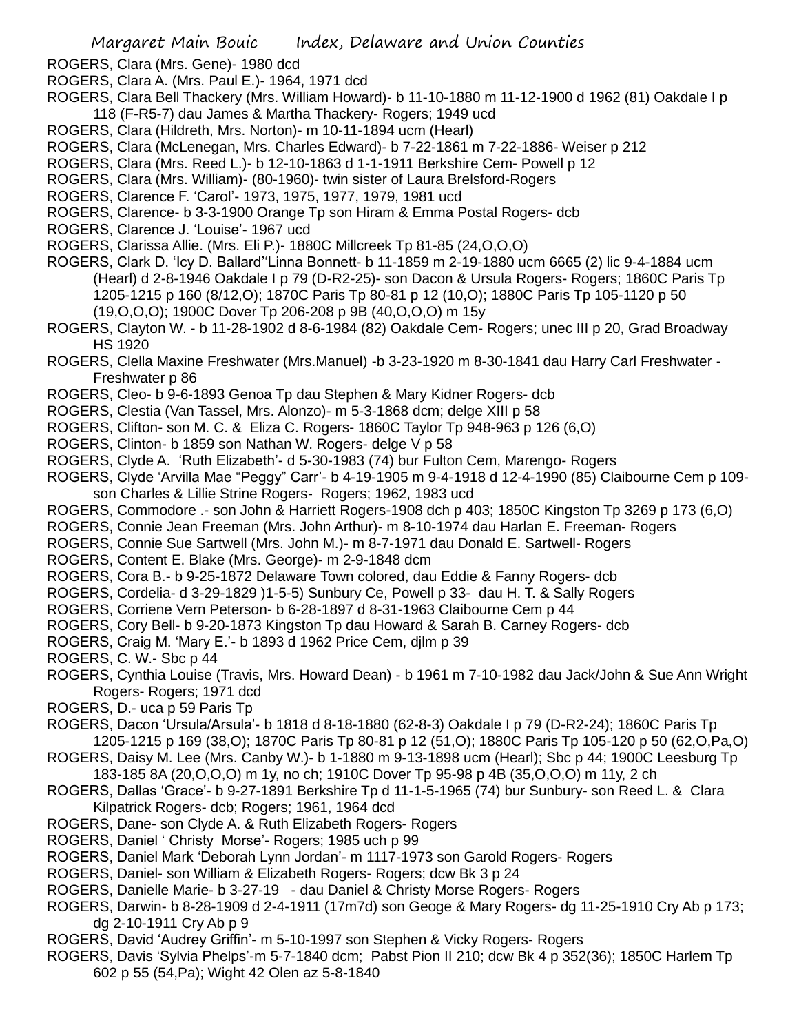ROGERS, Clara (Mrs. Gene)- 1980 dcd

ROGERS, Clara A. (Mrs. Paul E.)- 1964, 1971 dcd

ROGERS, Clara Bell Thackery (Mrs. William Howard)- b 11-10-1880 m 11-12-1900 d 1962 (81) Oakdale I p 118 (F-R5-7) dau James & Martha Thackery- Rogers; 1949 ucd

ROGERS, Clara (Hildreth, Mrs. Norton)- m 10-11-1894 ucm (Hearl)

ROGERS, Clara (McLenegan, Mrs. Charles Edward)- b 7-22-1861 m 7-22-1886- Weiser p 212

ROGERS, Clara (Mrs. Reed L.)- b 12-10-1863 d 1-1-1911 Berkshire Cem- Powell p 12

ROGERS, Clara (Mrs. William)- (80-1960)- twin sister of Laura Brelsford-Rogers

ROGERS, Clarence F. 'Carol'- 1973, 1975, 1977, 1979, 1981 ucd

ROGERS, Clarence- b 3-3-1900 Orange Tp son Hiram & Emma Postal Rogers- dcb

ROGERS, Clarence J. 'Louise'- 1967 ucd

ROGERS, Clarissa Allie. (Mrs. Eli P.)- 1880C Millcreek Tp 81-85 (24,O,O,O)

ROGERS, Clark D. 'Icy D. Ballard''Linna Bonnett- b 11-1859 m 2-19-1880 ucm 6665 (2) lic 9-4-1884 ucm (Hearl) d 2-8-1946 Oakdale I p 79 (D-R2-25)- son Dacon & Ursula Rogers- Rogers; 1860C Paris Tp 1205-1215 p 160 (8/12,O); 1870C Paris Tp 80-81 p 12 (10,O); 1880C Paris Tp 105-1120 p 50 (19,O,O,O); 1900C Dover Tp 206-208 p 9B (40,O,O,O) m 15y

ROGERS, Clayton W. - b 11-28-1902 d 8-6-1984 (82) Oakdale Cem- Rogers; unec III p 20, Grad Broadway HS 1920

ROGERS, Clella Maxine Freshwater (Mrs.Manuel) -b 3-23-1920 m 8-30-1841 dau Harry Carl Freshwater - Freshwater p 86

ROGERS, Cleo- b 9-6-1893 Genoa Tp dau Stephen & Mary Kidner Rogers- dcb

ROGERS, Clestia (Van Tassel, Mrs. Alonzo)- m 5-3-1868 dcm; delge XIII p 58

ROGERS, Clifton- son M. C. & Eliza C. Rogers- 1860C Taylor Tp 948-963 p 126 (6,O)

ROGERS, Clinton- b 1859 son Nathan W. Rogers- delge V p 58

ROGERS, Clyde A. 'Ruth Elizabeth'- d 5-30-1983 (74) bur Fulton Cem, Marengo- Rogers

ROGERS, Clyde 'Arvilla Mae "Peggy" Carr'- b 4-19-1905 m 9-4-1918 d 12-4-1990 (85) Claibourne Cem p 109- son Charles & Lillie Strine Rogers- Rogers; 1962, 1983 ucd

ROGERS, Commodore .- son John & Harriett Rogers-1908 dch p 403; 1850C Kingston Tp 3269 p 173 (6,O)

ROGERS, Connie Jean Freeman (Mrs. John Arthur)- m 8-10-1974 dau Harlan E. Freeman- Rogers

ROGERS, Connie Sue Sartwell (Mrs. John M.)- m 8-7-1971 dau Donald E. Sartwell- Rogers

ROGERS, Content E. Blake (Mrs. George)- m 2-9-1848 dcm

ROGERS, Cora B.- b 9-25-1872 Delaware Town colored, dau Eddie & Fanny Rogers- dcb

ROGERS, Cordelia- d 3-29-1829 )1-5-5) Sunbury Ce, Powell p 33- dau H. T. & Sally Rogers

ROGERS, Corriene Vern Peterson- b 6-28-1897 d 8-31-1963 Claibourne Cem p 44

ROGERS, Cory Bell- b 9-20-1873 Kingston Tp dau Howard & Sarah B. Carney Rogers- dcb

ROGERS, Craig M. 'Mary E.'- b 1893 d 1962 Price Cem, djlm p 39

ROGERS, C. W.- Sbc p 44

ROGERS, Cynthia Louise (Travis, Mrs. Howard Dean) - b 1961 m 7-10-1982 dau Jack/John & Sue Ann Wright Rogers- Rogers; 1971 dcd

ROGERS, D.- uca p 59 Paris Tp

ROGERS, Dacon 'Ursula/Arsula'- b 1818 d 8-18-1880 (62-8-3) Oakdale I p 79 (D-R2-24); 1860C Paris Tp 1205-1215 p 169 (38,O); 1870C Paris Tp 80-81 p 12 (51,O); 1880C Paris Tp 105-120 p 50 (62,O,Pa,O)

ROGERS, Daisy M. Lee (Mrs. Canby W.)- b 1-1880 m 9-13-1898 ucm (Hearl); Sbc p 44; 1900C Leesburg Tp 183-185 8A (20,O,O,O) m 1y, no ch; 1910C Dover Tp 95-98 p 4B (35,O,O,O) m 11y, 2 ch

ROGERS, Dallas 'Grace'- b 9-27-1891 Berkshire Tp d 11-1-5-1965 (74) bur Sunbury- son Reed L. & Clara Kilpatrick Rogers- dcb; Rogers; 1961, 1964 dcd

ROGERS, Dane- son Clyde A. & Ruth Elizabeth Rogers- Rogers

ROGERS, Daniel ' Christy Morse'- Rogers; 1985 uch p 99

ROGERS, Daniel Mark 'Deborah Lynn Jordan'- m 1117-1973 son Garold Rogers- Rogers

ROGERS, Daniel- son William & Elizabeth Rogers- Rogers; dcw Bk 3 p 24

ROGERS, Danielle Marie- b 3-27-19 - dau Daniel & Christy Morse Rogers- Rogers

ROGERS, Darwin- b 8-28-1909 d 2-4-1911 (17m7d) son Geoge & Mary Rogers- dg 11-25-1910 Cry Ab p 173; dg 2-10-1911 Cry Ab p 9

ROGERS, David 'Audrey Griffin'- m 5-10-1997 son Stephen & Vicky Rogers- Rogers

ROGERS, Davis 'Sylvia Phelps'-m 5-7-1840 dcm; Pabst Pion II 210; dcw Bk 4 p 352(36); 1850C Harlem Tp 602 p 55 (54,Pa); Wight 42 Olen az 5-8-1840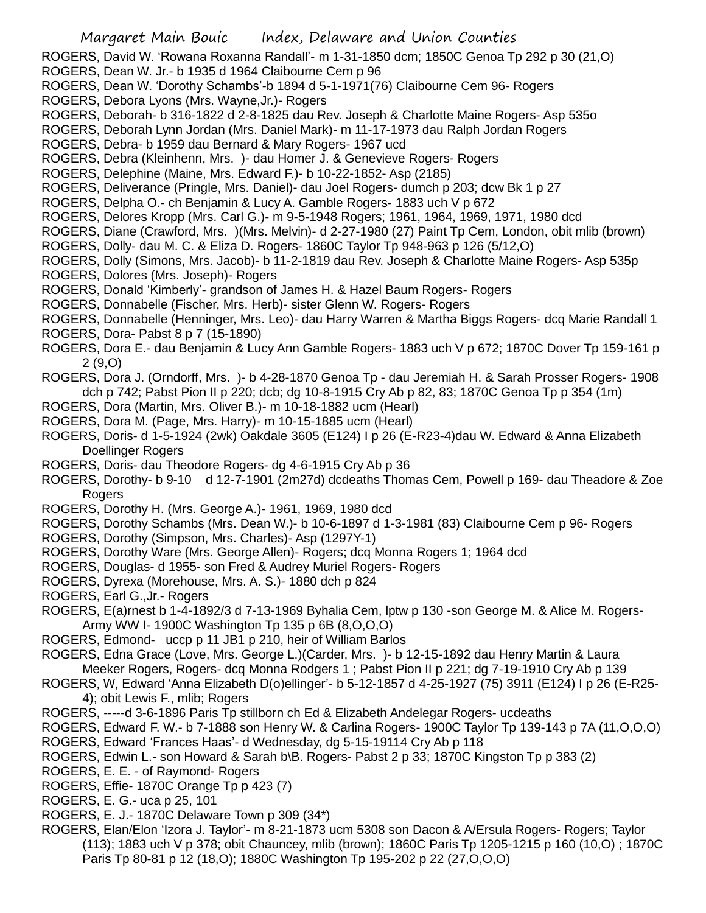ROGERS, David W. 'Rowana Roxanna Randall'- m 1-31-1850 dcm; 1850C Genoa Tp 292 p 30 (21,O)
ROGERS, Dean W. Jr.- b 1935 d 1964 Claibourne Cem p 96
ROGERS, Dean W. 'Dorothy Schambs'-b 1894 d 5-1-1971(76) Claibourne Cem 96- Rogers
ROGERS, Debora Lyons (Mrs. Wayne,Jr.)- Rogers
ROGERS, Deborah- b 316-1822 d 2-8-1825 dau Rev. Joseph & Charlotte Maine Rogers- Asp 535o
ROGERS, Deborah Lynn Jordan (Mrs. Daniel Mark)- m 11-17-1973 dau Ralph Jordan Rogers
ROGERS, Debra- b 1959 dau Bernard & Mary Rogers- 1967 ucd
ROGERS, Debra (Kleinhenn, Mrs. )- dau Homer J. & Genevieve Rogers- Rogers
ROGERS, Delephine (Maine, Mrs. Edward F.)- b 10-22-1852- Asp (2185)
ROGERS, Deliverance (Pringle, Mrs. Daniel)- dau Joel Rogers- dumch p 203; dcw Bk 1 p 27
ROGERS, Delpha O.- ch Benjamin & Lucy A. Gamble Rogers- 1883 uch V p 672
ROGERS, Delores Kropp (Mrs. Carl G.)- m 9-5-1948 Rogers; 1961, 1964, 1969, 1971, 1980 dcd
ROGERS, Diane (Crawford, Mrs. )(Mrs. Melvin)- d 2-27-1980 (27) Paint Tp Cem, London, obit mlib (brown)
ROGERS, Dolly- dau M. C. & Eliza D. Rogers- 1860C Taylor Tp 948-963 p 126 (5/12,O)
ROGERS, Dolly (Simons, Mrs. Jacob)- b 11-2-1819 dau Rev. Joseph & Charlotte Maine Rogers- Asp 535p
ROGERS, Dolores (Mrs. Joseph)- Rogers
ROGERS, Donald 'Kimberly'- grandson of James H. & Hazel Baum Rogers- Rogers
ROGERS, Donnabelle (Fischer, Mrs. Herb)- sister Glenn W. Rogers- Rogers
ROGERS, Donnabelle (Henninger, Mrs. Leo)- dau Harry Warren & Martha Biggs Rogers- dcq Marie Randall 1
ROGERS, Dora- Pabst 8 p 7 (15-1890)
ROGERS, Dora E.- dau Benjamin & Lucy Ann Gamble Rogers- 1883 uch V p 672; 1870C Dover Tp 159-161 p 2 (9,O)
ROGERS, Dora J. (Orndorff, Mrs. )- b 4-28-1870 Genoa Tp - dau Jeremiah H. & Sarah Prosser Rogers- 1908 dch p 742; Pabst Pion II p 220; dcb; dg 10-8-1915 Cry Ab p 82, 83; 1870C Genoa Tp p 354 (1m)
ROGERS, Dora (Martin, Mrs. Oliver B.)- m 10-18-1882 ucm (Hearl)
ROGERS, Dora M. (Page, Mrs. Harry)- m 10-15-1885 ucm (Hearl)
ROGERS, Doris- d 1-5-1924 (2wk) Oakdale 3605 (E124) I p 26 (E-R23-4)dau W. Edward & Anna Elizabeth Doellinger Rogers
ROGERS, Doris- dau Theodore Rogers- dg 4-6-1915 Cry Ab p 36
ROGERS, Dorothy- b 9-10 d 12-7-1901 (2m27d) dcdeaths Thomas Cem, Powell p 169- dau Theadore & Zoe Rogers
ROGERS, Dorothy H. (Mrs. George A.)- 1961, 1969, 1980 dcd
ROGERS, Dorothy Schambs (Mrs. Dean W.)- b 10-6-1897 d 1-3-1981 (83) Claibourne Cem p 96- Rogers
ROGERS, Dorothy (Simpson, Mrs. Charles)- Asp (1297Y-1)
ROGERS, Dorothy Ware (Mrs. George Allen)- Rogers; dcq Monna Rogers 1; 1964 dcd
ROGERS, Douglas- d 1955- son Fred & Audrey Muriel Rogers- Rogers
ROGERS, Dyrexa (Morehouse, Mrs. A. S.)- 1880 dch p 824
ROGERS, Earl G.,Jr.- Rogers
ROGERS, E(a)rnest b 1-4-1892/3 d 7-13-1969 Byhalia Cem, lptw p 130 -son George M. & Alice M. Rogers- Army WW I- 1900C Washington Tp 135 p 6B (8,O,O,O)
ROGERS, Edmond- uccp p 11 JB1 p 210, heir of William Barlos
ROGERS, Edna Grace (Love, Mrs. George L.)(Carder, Mrs. )- b 12-15-1892 dau Henry Martin & Laura Meeker Rogers, Rogers- dcq Monna Rodgers 1 ; Pabst Pion II p 221; dg 7-19-1910 Cry Ab p 139
ROGERS, W, Edward 'Anna Elizabeth D(o)ellinger'- b 5-12-1857 d 4-25-1927 (75) 3911 (E124) I p 26 (E-R25-4); obit Lewis F., mlib; Rogers
ROGERS, -----d 3-6-1896 Paris Tp stillborn ch Ed & Elizabeth Andelegar Rogers- ucdeaths
ROGERS, Edward F. W.- b 7-1888 son Henry W. & Carlina Rogers- 1900C Taylor Tp 139-143 p 7A (11,O,O,O)
ROGERS, Edward 'Frances Haas'- d Wednesday, dg 5-15-19114 Cry Ab p 118
ROGERS, Edwin L.- son Howard & Sarah b\B. Rogers- Pabst 2 p 33; 1870C Kingston Tp p 383 (2)
ROGERS, E. E. - of Raymond- Rogers
ROGERS, Effie- 1870C Orange Tp p 423 (7)
ROGERS, E. G.- uca p 25, 101
ROGERS, E. J.- 1870C Delaware Town p 309 (34*)
ROGERS, Elan/Elon 'Izora J. Taylor'- m 8-21-1873 ucm 5308 son Dacon & A/Ersula Rogers- Rogers; Taylor (113); 1883 uch V p 378; obit Chauncey, mlib (brown); 1860C Paris Tp 1205-1215 p 160 (10,O) ; 1870C Paris Tp 80-81 p 12 (18,O); 1880C Washington Tp 195-202 p 22 (27,O,O,O)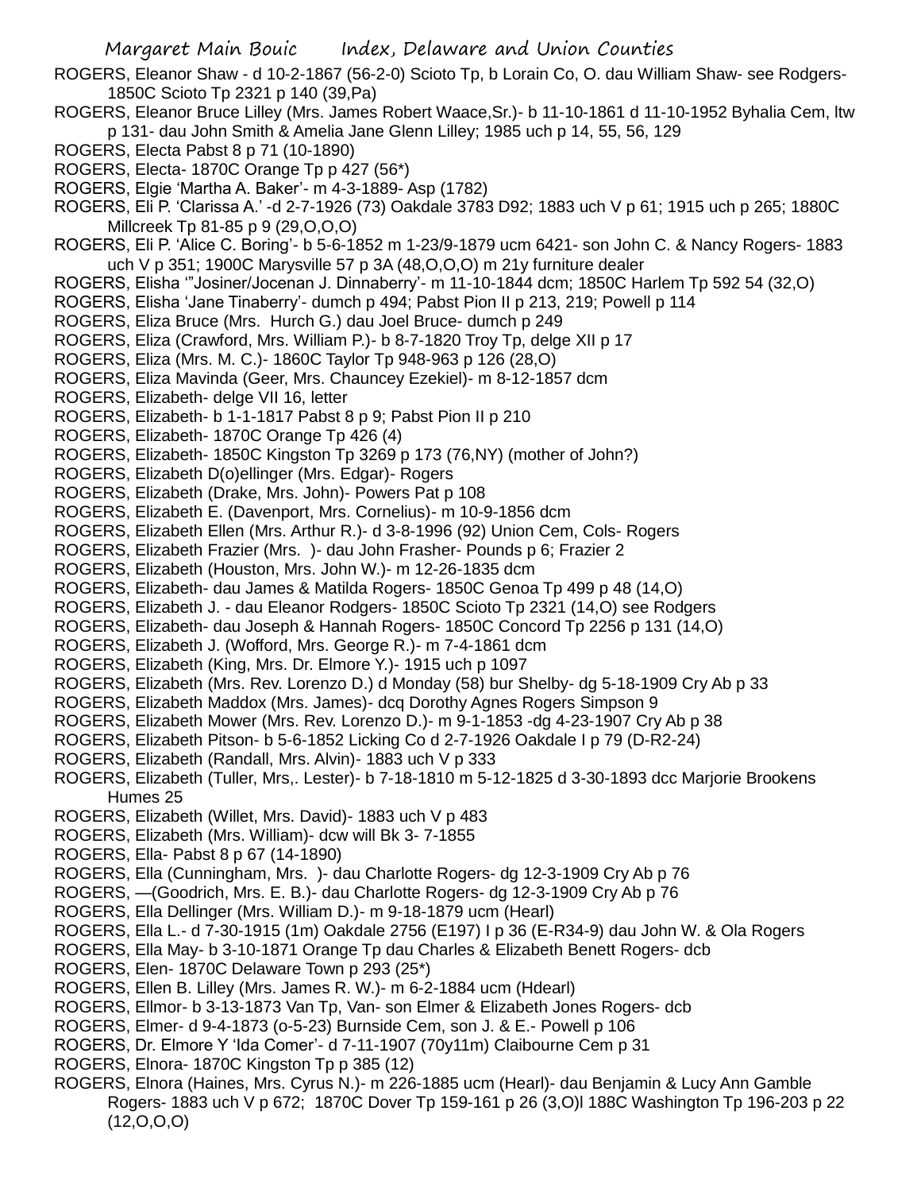ROGERS, Eleanor Shaw - d 10-2-1867 (56-2-0) Scioto Tp, b Lorain Co, O. dau William Shaw- see Rodgers- 1850C Scioto Tp 2321 p 140 (39,Pa)

ROGERS, Eleanor Bruce Lilley (Mrs. James Robert Waace,Sr.)- b 11-10-1861 d 11-10-1952 Byhalia Cem, ltw p 131- dau John Smith & Amelia Jane Glenn Lilley; 1985 uch p 14, 55, 56, 129

ROGERS, Electa Pabst 8 p 71 (10-1890)

ROGERS, Electa- 1870C Orange Tp p 427 (56*)

ROGERS, Elgie 'Martha A. Baker'- m 4-3-1889- Asp (1782)

ROGERS, Eli P. 'Clarissa A.' -d 2-7-1926 (73) Oakdale 3783 D92; 1883 uch V p 61; 1915 uch p 265; 1880C Millcreek Tp 81-85 p 9 (29,O,O,O)

ROGERS, Eli P. 'Alice C. Boring'- b 5-6-1852 m 1-23/9-1879 ucm 6421- son John C. & Nancy Rogers- 1883 uch V p 351; 1900C Marysville 57 p 3A (48,O,O,O) m 21y furniture dealer

ROGERS, Elisha '"Josiner/Jocenan J. Dinnaberry'- m 11-10-1844 dcm; 1850C Harlem Tp 592 54 (32,O)

ROGERS, Elisha 'Jane Tinaberry'- dumch p 494; Pabst Pion II p 213, 219; Powell p 114

ROGERS, Eliza Bruce (Mrs. Hurch G.) dau Joel Bruce- dumch p 249

ROGERS, Eliza (Crawford, Mrs. William P.)- b 8-7-1820 Troy Tp, delge XII p 17

ROGERS, Eliza (Mrs. M. C.)- 1860C Taylor Tp 948-963 p 126 (28,O)

ROGERS, Eliza Mavinda (Geer, Mrs. Chauncey Ezekiel)- m 8-12-1857 dcm

ROGERS, Elizabeth- delge VII 16, letter

ROGERS, Elizabeth- b 1-1-1817 Pabst 8 p 9; Pabst Pion II p 210

ROGERS, Elizabeth- 1870C Orange Tp 426 (4)

ROGERS, Elizabeth- 1850C Kingston Tp 3269 p 173 (76,NY) (mother of John?)

ROGERS, Elizabeth D(o)ellinger (Mrs. Edgar)- Rogers

ROGERS, Elizabeth (Drake, Mrs. John)- Powers Pat p 108

ROGERS, Elizabeth E. (Davenport, Mrs. Cornelius)- m 10-9-1856 dcm

ROGERS, Elizabeth Ellen (Mrs. Arthur R.)- d 3-8-1996 (92) Union Cem, Cols- Rogers

ROGERS, Elizabeth Frazier (Mrs. )- dau John Frasher- Pounds p 6; Frazier 2

ROGERS, Elizabeth (Houston, Mrs. John W.)- m 12-26-1835 dcm

ROGERS, Elizabeth- dau James & Matilda Rogers- 1850C Genoa Tp 499 p 48 (14,O)

ROGERS, Elizabeth J. - dau Eleanor Rodgers- 1850C Scioto Tp 2321 (14,O) see Rodgers

ROGERS, Elizabeth- dau Joseph & Hannah Rogers- 1850C Concord Tp 2256 p 131 (14,O)

ROGERS, Elizabeth J. (Wofford, Mrs. George R.)- m 7-4-1861 dcm

ROGERS, Elizabeth (King, Mrs. Dr. Elmore Y.)- 1915 uch p 1097

ROGERS, Elizabeth (Mrs. Rev. Lorenzo D.) d Monday (58) bur Shelby- dg 5-18-1909 Cry Ab p 33

ROGERS, Elizabeth Maddox (Mrs. James)- dcq Dorothy Agnes Rogers Simpson 9

ROGERS, Elizabeth Mower (Mrs. Rev. Lorenzo D.)- m 9-1-1853 -dg 4-23-1907 Cry Ab p 38

ROGERS, Elizabeth Pitson- b 5-6-1852 Licking Co d 2-7-1926 Oakdale I p 79 (D-R2-24)

ROGERS, Elizabeth (Randall, Mrs. Alvin)- 1883 uch V p 333

ROGERS, Elizabeth (Tuller, Mrs,. Lester)- b 7-18-1810 m 5-12-1825 d 3-30-1893 dcc Marjorie Brookens Humes 25

ROGERS, Elizabeth (Willet, Mrs. David)- 1883 uch V p 483

ROGERS, Elizabeth (Mrs. William)- dcw will Bk 3- 7-1855

ROGERS, Ella- Pabst 8 p 67 (14-1890)

ROGERS, Ella (Cunningham, Mrs. )- dau Charlotte Rogers- dg 12-3-1909 Cry Ab p 76

ROGERS, —(Goodrich, Mrs. E. B.)- dau Charlotte Rogers- dg 12-3-1909 Cry Ab p 76

ROGERS, Ella Dellinger (Mrs. William D.)- m 9-18-1879 ucm (Hearl)

ROGERS, Ella L.- d 7-30-1915 (1m) Oakdale 2756 (E197) I p 36 (E-R34-9) dau John W. & Ola Rogers

ROGERS, Ella May- b 3-10-1871 Orange Tp dau Charles & Elizabeth Benett Rogers- dcb

ROGERS, Elen- 1870C Delaware Town p 293 (25*)

ROGERS, Ellen B. Lilley (Mrs. James R. W.)- m 6-2-1884 ucm (Hdearl)

ROGERS, Ellmor- b 3-13-1873 Van Tp, Van- son Elmer & Elizabeth Jones Rogers- dcb

ROGERS, Elmer- d 9-4-1873 (o-5-23) Burnside Cem, son J. & E.- Powell p 106

ROGERS, Dr. Elmore Y 'Ida Comer'- d 7-11-1907 (70y11m) Claibourne Cem p 31

ROGERS, Elnora- 1870C Kingston Tp p 385 (12)

ROGERS, Elnora (Haines, Mrs. Cyrus N.)- m 226-1885 ucm (Hearl)- dau Benjamin & Lucy Ann Gamble Rogers- 1883 uch V p 672; 1870C Dover Tp 159-161 p 26 (3,O)l 188C Washington Tp 196-203 p 22 (12,O,O,O)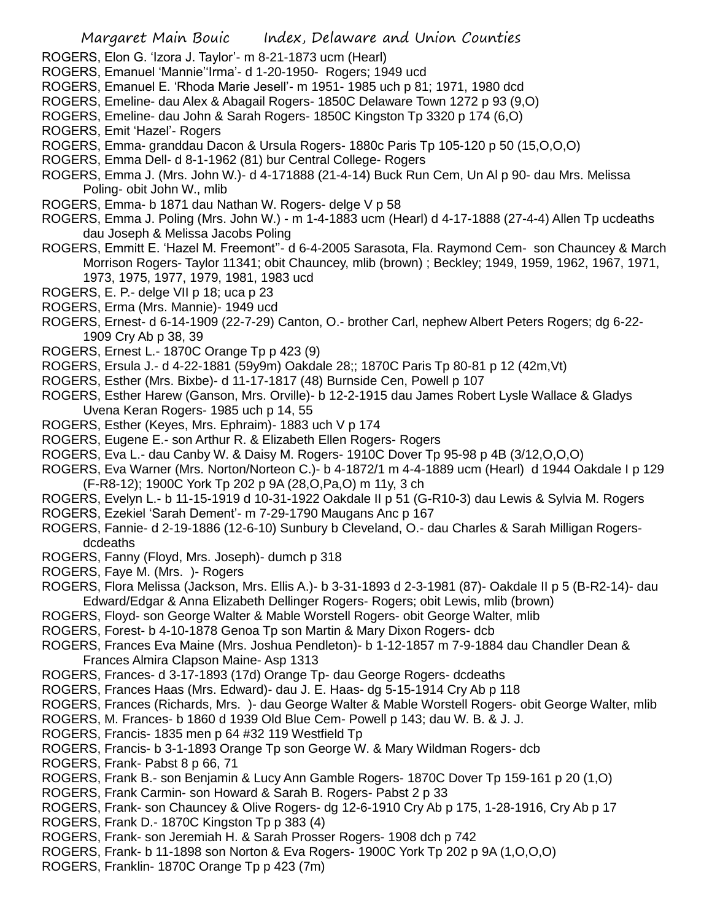ROGERS, Elon G. 'Izora J. Taylor'- m 8-21-1873 ucm (Hearl)

ROGERS, Emanuel 'Mannie''Irma'- d 1-20-1950- Rogers; 1949 ucd

ROGERS, Emanuel E. 'Rhoda Marie Jesell'- m 1951- 1985 uch p 81; 1971, 1980 dcd

ROGERS, Emeline- dau Alex & Abagail Rogers- 1850C Delaware Town 1272 p 93 (9,O)

ROGERS, Emeline- dau John & Sarah Rogers- 1850C Kingston Tp 3320 p 174 (6,O)

ROGERS, Emit 'Hazel'- Rogers

ROGERS, Emma- granddau Dacon & Ursula Rogers- 1880c Paris Tp 105-120 p 50 (15,O,O,O)

ROGERS, Emma Dell- d 8-1-1962 (81) bur Central College- Rogers

ROGERS, Emma J. (Mrs. John W.)- d 4-171888 (21-4-14) Buck Run Cem, Un Al p 90- dau Mrs. Melissa Poling- obit John W., mlib

ROGERS, Emma- b 1871 dau Nathan W. Rogers- delge V p 58

ROGERS, Emma J. Poling (Mrs. John W.) - m 1-4-1883 ucm (Hearl) d 4-17-1888 (27-4-4) Allen Tp ucdeaths dau Joseph & Melissa Jacobs Poling

ROGERS, Emmitt E. 'Hazel M. Freemont''- d 6-4-2005 Sarasota, Fla. Raymond Cem- son Chauncey & March Morrison Rogers- Taylor 11341; obit Chauncey, mlib (brown) ; Beckley; 1949, 1959, 1962, 1967, 1971, 1973, 1975, 1977, 1979, 1981, 1983 ucd

ROGERS, E. P.- delge VII p 18; uca p 23

ROGERS, Erma (Mrs. Mannie)- 1949 ucd

ROGERS, Ernest- d 6-14-1909 (22-7-29) Canton, O.- brother Carl, nephew Albert Peters Rogers; dg 6-22-1909 Cry Ab p 38, 39

ROGERS, Ernest L.- 1870C Orange Tp p 423 (9)

ROGERS, Ersula J.- d 4-22-1881 (59y9m) Oakdale 28;; 1870C Paris Tp 80-81 p 12 (42m,Vt)

ROGERS, Esther (Mrs. Bixbe)- d 11-17-1817 (48) Burnside Cen, Powell p 107

ROGERS, Esther Harew (Ganson, Mrs. Orville)- b 12-2-1915 dau James Robert Lysle Wallace & Gladys Uvena Keran Rogers- 1985 uch p 14, 55

ROGERS, Esther (Keyes, Mrs. Ephraim)- 1883 uch V p 174

ROGERS, Eugene E.- son Arthur R. & Elizabeth Ellen Rogers- Rogers

ROGERS, Eva L.- dau Canby W. & Daisy M. Rogers- 1910C Dover Tp 95-98 p 4B (3/12,O,O,O)

ROGERS, Eva Warner (Mrs. Norton/Norteon C.)- b 4-1872/1 m 4-4-1889 ucm (Hearl) d 1944 Oakdale I p 129 (F-R8-12); 1900C York Tp 202 p 9A (28,O,Pa,O) m 11y, 3 ch

ROGERS, Evelyn L.- b 11-15-1919 d 10-31-1922 Oakdale II p 51 (G-R10-3) dau Lewis & Sylvia M. Rogers

ROGERS, Ezekiel 'Sarah Dement'- m 7-29-1790 Maugans Anc p 167

ROGERS, Fannie- d 2-19-1886 (12-6-10) Sunbury b Cleveland, O.- dau Charles & Sarah Milligan Rogers- dcdeaths

ROGERS, Fanny (Floyd, Mrs. Joseph)- dumch p 318

ROGERS, Faye M. (Mrs. )- Rogers

ROGERS, Flora Melissa (Jackson, Mrs. Ellis A.)- b 3-31-1893 d 2-3-1981 (87)- Oakdale II p 5 (B-R2-14)- dau Edward/Edgar & Anna Elizabeth Dellinger Rogers- Rogers; obit Lewis, mlib (brown)

ROGERS, Floyd- son George Walter & Mable Worstell Rogers- obit George Walter, mlib

ROGERS, Forest- b 4-10-1878 Genoa Tp son Martin & Mary Dixon Rogers- dcb

ROGERS, Frances Eva Maine (Mrs. Joshua Pendleton)- b 1-12-1857 m 7-9-1884 dau Chandler Dean & Frances Almira Clapson Maine- Asp 1313

ROGERS, Frances- d 3-17-1893 (17d) Orange Tp- dau George Rogers- dcdeaths

ROGERS, Frances Haas (Mrs. Edward)- dau J. E. Haas- dg 5-15-1914 Cry Ab p 118

ROGERS, Frances (Richards, Mrs. )- dau George Walter & Mable Worstell Rogers- obit George Walter, mlib

ROGERS, M. Frances- b 1860 d 1939 Old Blue Cem- Powell p 143; dau W. B. & J. J.

ROGERS, Francis- 1835 men p 64 #32 119 Westfield Tp

ROGERS, Francis- b 3-1-1893 Orange Tp son George W. & Mary Wildman Rogers- dcb

ROGERS, Frank- Pabst 8 p 66, 71

ROGERS, Frank B.- son Benjamin & Lucy Ann Gamble Rogers- 1870C Dover Tp 159-161 p 20 (1,O)

ROGERS, Frank Carmin- son Howard & Sarah B. Rogers- Pabst 2 p 33

ROGERS, Frank- son Chauncey & Olive Rogers- dg 12-6-1910 Cry Ab p 175, 1-28-1916, Cry Ab p 17

ROGERS, Frank D.- 1870C Kingston Tp p 383 (4)

ROGERS, Frank- son Jeremiah H. & Sarah Prosser Rogers- 1908 dch p 742

ROGERS, Frank- b 11-1898 son Norton & Eva Rogers- 1900C York Tp 202 p 9A (1,O,O,O)

ROGERS, Franklin- 1870C Orange Tp p 423 (7m)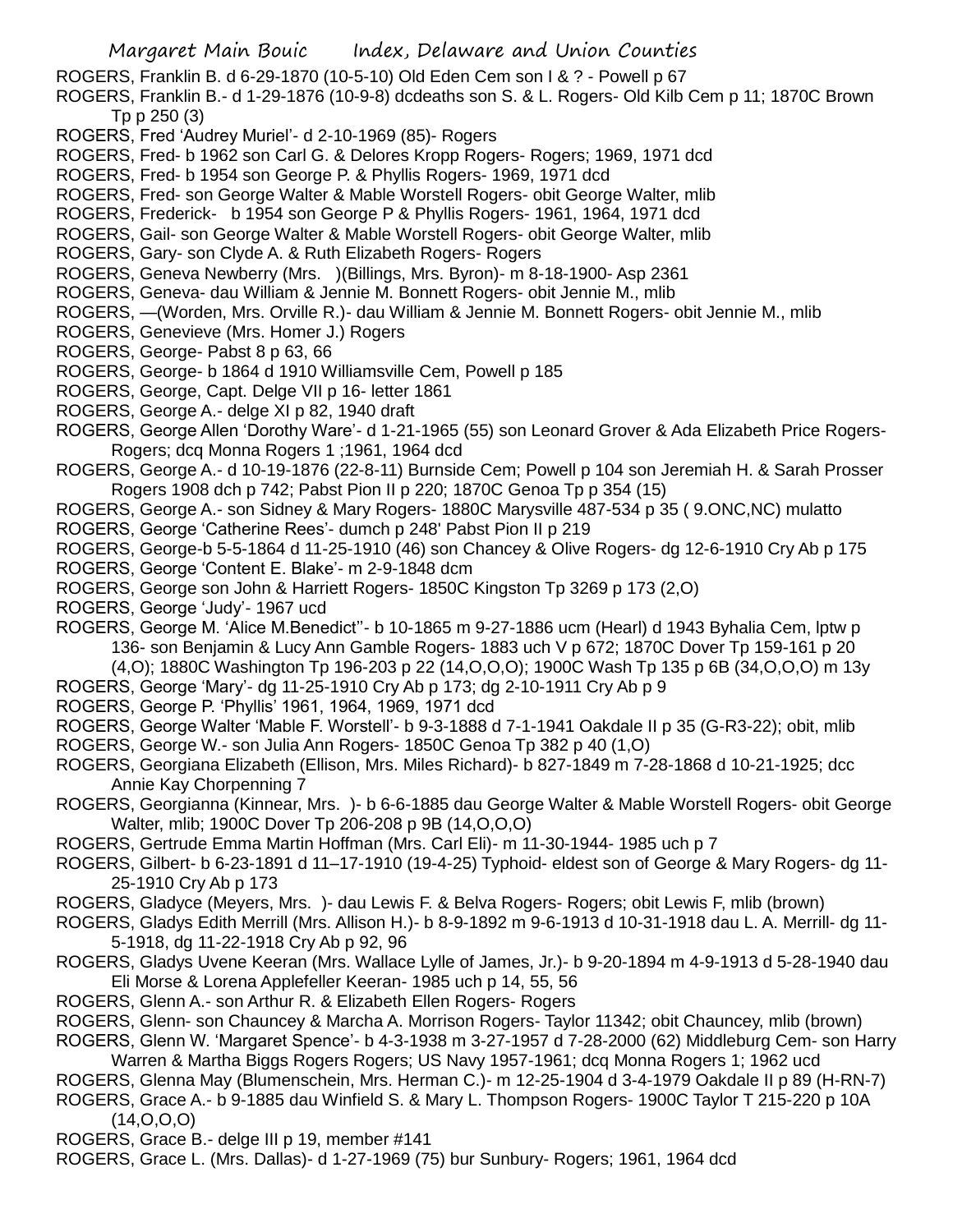ROGERS, Franklin B. d 6-29-1870 (10-5-10) Old Eden Cem son I & ? - Powell p 67

ROGERS, Franklin B.- d 1-29-1876 (10-9-8) dcdeaths son S. & L. Rogers- Old Kilb Cem p 11; 1870C Brown Tp p 250 (3)

ROGERS, Fred 'Audrey Muriel'- d 2-10-1969 (85)- Rogers

ROGERS, Fred- b 1962 son Carl G. & Delores Kropp Rogers- Rogers; 1969, 1971 dcd

ROGERS, Fred- b 1954 son George P. & Phyllis Rogers- 1969, 1971 dcd

ROGERS, Fred- son George Walter & Mable Worstell Rogers- obit George Walter, mlib

ROGERS, Frederick- b 1954 son George P & Phyllis Rogers- 1961, 1964, 1971 dcd

ROGERS, Gail- son George Walter & Mable Worstell Rogers- obit George Walter, mlib

ROGERS, Gary- son Clyde A. & Ruth Elizabeth Rogers- Rogers

ROGERS, Geneva Newberry (Mrs. )(Billings, Mrs. Byron)- m 8-18-1900- Asp 2361

ROGERS, Geneva- dau William & Jennie M. Bonnett Rogers- obit Jennie M., mlib

ROGERS, —(Worden, Mrs. Orville R.)- dau William & Jennie M. Bonnett Rogers- obit Jennie M., mlib

ROGERS, Genevieve (Mrs. Homer J.) Rogers

ROGERS, George- Pabst 8 p 63, 66

ROGERS, George- b 1864 d 1910 Williamsville Cem, Powell p 185

ROGERS, George, Capt. Delge VII p 16- letter 1861

ROGERS, George A.- delge XI p 82, 1940 draft

ROGERS, George Allen 'Dorothy Ware'- d 1-21-1965 (55) son Leonard Grover & Ada Elizabeth Price Rogers- Rogers; dcq Monna Rogers 1 ;1961, 1964 dcd

ROGERS, George A.- d 10-19-1876 (22-8-11) Burnside Cem; Powell p 104 son Jeremiah H. & Sarah Prosser Rogers 1908 dch p 742; Pabst Pion II p 220; 1870C Genoa Tp p 354 (15)

ROGERS, George A.- son Sidney & Mary Rogers- 1880C Marysville 487-534 p 35 ( 9.ONC,NC) mulatto

ROGERS, George 'Catherine Rees'- dumch p 248' Pabst Pion II p 219

ROGERS, George-b 5-5-1864 d 11-25-1910 (46) son Chancey & Olive Rogers- dg 12-6-1910 Cry Ab p 175

ROGERS, George 'Content E. Blake'- m 2-9-1848 dcm

ROGERS, George son John & Harriett Rogers- 1850C Kingston Tp 3269 p 173 (2,O)

ROGERS, George 'Judy'- 1967 ucd

ROGERS, George M. 'Alice M.Benedict''- b 10-1865 m 9-27-1886 ucm (Hearl) d 1943 Byhalia Cem, lptw p 136- son Benjamin & Lucy Ann Gamble Rogers- 1883 uch V p 672; 1870C Dover Tp 159-161 p 20 (4,O); 1880C Washington Tp 196-203 p 22 (14,O,O,O); 1900C Wash Tp 135 p 6B (34,O,O,O) m 13y

ROGERS, George 'Mary'- dg 11-25-1910 Cry Ab p 173; dg 2-10-1911 Cry Ab p 9

ROGERS, George P. 'Phyllis' 1961, 1964, 1969, 1971 dcd

ROGERS, George Walter 'Mable F. Worstell'- b 9-3-1888 d 7-1-1941 Oakdale II p 35 (G-R3-22); obit, mlib

ROGERS, George W.- son Julia Ann Rogers- 1850C Genoa Tp 382 p 40 (1,O)

ROGERS, Georgiana Elizabeth (Ellison, Mrs. Miles Richard)- b 827-1849 m 7-28-1868 d 10-21-1925; dcc Annie Kay Chorpenning 7

ROGERS, Georgianna (Kinnear, Mrs. )- b 6-6-1885 dau George Walter & Mable Worstell Rogers- obit George Walter, mlib; 1900C Dover Tp 206-208 p 9B (14,O,O,O)

ROGERS, Gertrude Emma Martin Hoffman (Mrs. Carl Eli)- m 11-30-1944- 1985 uch p 7

ROGERS, Gilbert- b 6-23-1891 d 11–17-1910 (19-4-25) Typhoid- eldest son of George & Mary Rogers- dg 11-25-1910 Cry Ab p 173

ROGERS, Gladyce (Meyers, Mrs. )- dau Lewis F. & Belva Rogers- Rogers; obit Lewis F, mlib (brown)

ROGERS, Gladys Edith Merrill (Mrs. Allison H.)- b 8-9-1892 m 9-6-1913 d 10-31-1918 dau L. A. Merrill- dg 11-5-1918, dg 11-22-1918 Cry Ab p 92, 96

ROGERS, Gladys Uvene Keeran (Mrs. Wallace Lylle of James, Jr.)- b 9-20-1894 m 4-9-1913 d 5-28-1940 dau Eli Morse & Lorena Applefeller Keeran- 1985 uch p 14, 55, 56

ROGERS, Glenn A.- son Arthur R. & Elizabeth Ellen Rogers- Rogers

ROGERS, Glenn- son Chauncey & Marcha A. Morrison Rogers- Taylor 11342; obit Chauncey, mlib (brown)

ROGERS, Glenn W. 'Margaret Spence'- b 4-3-1938 m 3-27-1957 d 7-28-2000 (62) Middleburg Cem- son Harry Warren & Martha Biggs Rogers Rogers; US Navy 1957-1961; dcq Monna Rogers 1; 1962 ucd

ROGERS, Glenna May (Blumenschein, Mrs. Herman C.)- m 12-25-1904 d 3-4-1979 Oakdale II p 89 (H-RN-7)

ROGERS, Grace A.- b 9-1885 dau Winfield S. & Mary L. Thompson Rogers- 1900C Taylor T 215-220 p 10A (14,O,O,O)

ROGERS, Grace B.- delge III p 19, member #141

ROGERS, Grace L. (Mrs. Dallas)- d 1-27-1969 (75) bur Sunbury- Rogers; 1961, 1964 dcd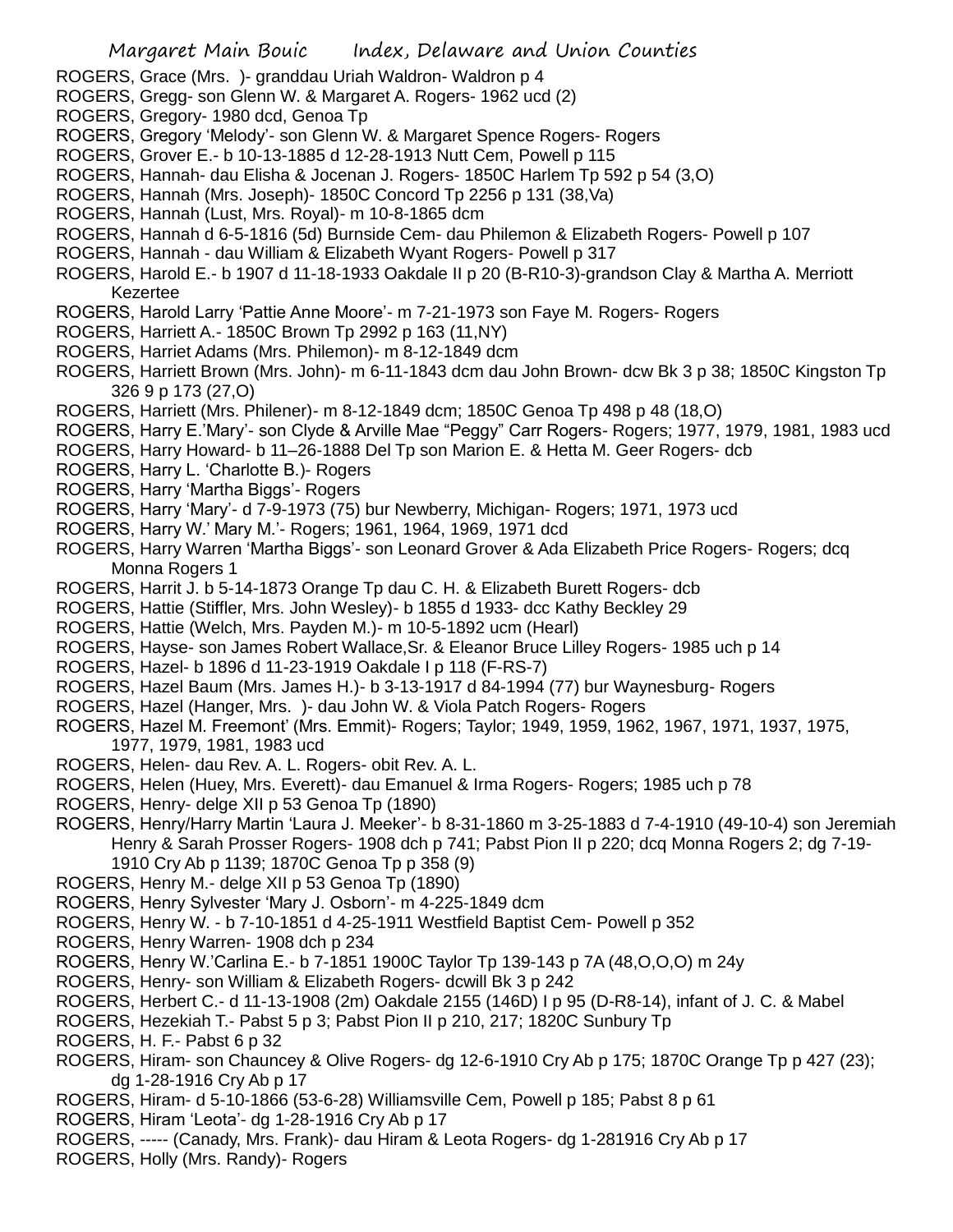ROGERS, Grace (Mrs. )- granddau Uriah Waldron- Waldron p 4

ROGERS, Gregg- son Glenn W. & Margaret A. Rogers- 1962 ucd (2)

ROGERS, Gregory- 1980 dcd, Genoa Tp

ROGERS, Gregory 'Melody'- son Glenn W. & Margaret Spence Rogers- Rogers

ROGERS, Grover E.- b 10-13-1885 d 12-28-1913 Nutt Cem, Powell p 115

ROGERS, Hannah- dau Elisha & Jocenan J. Rogers- 1850C Harlem Tp 592 p 54 (3,O)

ROGERS, Hannah (Mrs. Joseph)- 1850C Concord Tp 2256 p 131 (38,Va)

ROGERS, Hannah (Lust, Mrs. Royal)- m 10-8-1865 dcm

ROGERS, Hannah d 6-5-1816 (5d) Burnside Cem- dau Philemon & Elizabeth Rogers- Powell p 107

ROGERS, Hannah - dau William & Elizabeth Wyant Rogers- Powell p 317

ROGERS, Harold E.- b 1907 d 11-18-1933 Oakdale II p 20 (B-R10-3)-grandson Clay & Martha A. Merriott Kezertee

ROGERS, Harold Larry 'Pattie Anne Moore'- m 7-21-1973 son Faye M. Rogers- Rogers

ROGERS, Harriett A.- 1850C Brown Tp 2992 p 163 (11,NY)

ROGERS, Harriet Adams (Mrs. Philemon)- m 8-12-1849 dcm

ROGERS, Harriett Brown (Mrs. John)- m 6-11-1843 dcm dau John Brown- dcw Bk 3 p 38; 1850C Kingston Tp 326 9 p 173 (27,O)

ROGERS, Harriett (Mrs. Philener)- m 8-12-1849 dcm; 1850C Genoa Tp 498 p 48 (18,O)

ROGERS, Harry E.'Mary'- son Clyde & Arville Mae "Peggy" Carr Rogers- Rogers; 1977, 1979, 1981, 1983 ucd

ROGERS, Harry Howard- b 11–26-1888 Del Tp son Marion E. & Hetta M. Geer Rogers- dcb

ROGERS, Harry L. 'Charlotte B.)- Rogers

ROGERS, Harry 'Martha Biggs'- Rogers

ROGERS, Harry 'Mary'- d 7-9-1973 (75) bur Newberry, Michigan- Rogers; 1971, 1973 ucd

ROGERS, Harry W.' Mary M.'- Rogers; 1961, 1964, 1969, 1971 dcd

ROGERS, Harry Warren 'Martha Biggs'- son Leonard Grover & Ada Elizabeth Price Rogers- Rogers; dcq Monna Rogers 1

ROGERS, Harrit J. b 5-14-1873 Orange Tp dau C. H. & Elizabeth Burett Rogers- dcb

ROGERS, Hattie (Stiffler, Mrs. John Wesley)- b 1855 d 1933- dcc Kathy Beckley 29

ROGERS, Hattie (Welch, Mrs. Payden M.)- m 10-5-1892 ucm (Hearl)

ROGERS, Hayse- son James Robert Wallace,Sr. & Eleanor Bruce Lilley Rogers- 1985 uch p 14

ROGERS, Hazel- b 1896 d 11-23-1919 Oakdale I p 118 (F-RS-7)

ROGERS, Hazel Baum (Mrs. James H.)- b 3-13-1917 d 84-1994 (77) bur Waynesburg- Rogers

ROGERS, Hazel (Hanger, Mrs. )- dau John W. & Viola Patch Rogers- Rogers

ROGERS, Hazel M. Freemont' (Mrs. Emmit)- Rogers; Taylor; 1949, 1959, 1962, 1967, 1971, 1937, 1975, 1977, 1979, 1981, 1983 ucd

ROGERS, Helen- dau Rev. A. L. Rogers- obit Rev. A. L.

ROGERS, Helen (Huey, Mrs. Everett)- dau Emanuel & Irma Rogers- Rogers; 1985 uch p 78

ROGERS, Henry- delge XII p 53 Genoa Tp (1890)

ROGERS, Henry/Harry Martin 'Laura J. Meeker'- b 8-31-1860 m 3-25-1883 d 7-4-1910 (49-10-4) son Jeremiah Henry & Sarah Prosser Rogers- 1908 dch p 741; Pabst Pion II p 220; dcq Monna Rogers 2; dg 7-19-1910 Cry Ab p 1139; 1870C Genoa Tp p 358 (9)

ROGERS, Henry M.- delge XII p 53 Genoa Tp (1890)

ROGERS, Henry Sylvester 'Mary J. Osborn'- m 4-225-1849 dcm

ROGERS, Henry W. - b 7-10-1851 d 4-25-1911 Westfield Baptist Cem- Powell p 352

ROGERS, Henry Warren- 1908 dch p 234

ROGERS, Henry W.'Carlina E.- b 7-1851 1900C Taylor Tp 139-143 p 7A (48,O,O,O) m 24y

ROGERS, Henry- son William & Elizabeth Rogers- dcwill Bk 3 p 242

ROGERS, Herbert C.- d 11-13-1908 (2m) Oakdale 2155 (146D) I p 95 (D-R8-14), infant of J. C. & Mabel

ROGERS, Hezekiah T.- Pabst 5 p 3; Pabst Pion II p 210, 217; 1820C Sunbury Tp

ROGERS, H. F.- Pabst 6 p 32

ROGERS, Hiram- son Chauncey & Olive Rogers- dg 12-6-1910 Cry Ab p 175; 1870C Orange Tp p 427 (23); dg 1-28-1916 Cry Ab p 17

ROGERS, Hiram- d 5-10-1866 (53-6-28) Williamsville Cem, Powell p 185; Pabst 8 p 61

ROGERS, Hiram 'Leota'- dg 1-28-1916 Cry Ab p 17

ROGERS, ----- (Canady, Mrs. Frank)- dau Hiram & Leota Rogers- dg 1-281916 Cry Ab p 17

ROGERS, Holly (Mrs. Randy)- Rogers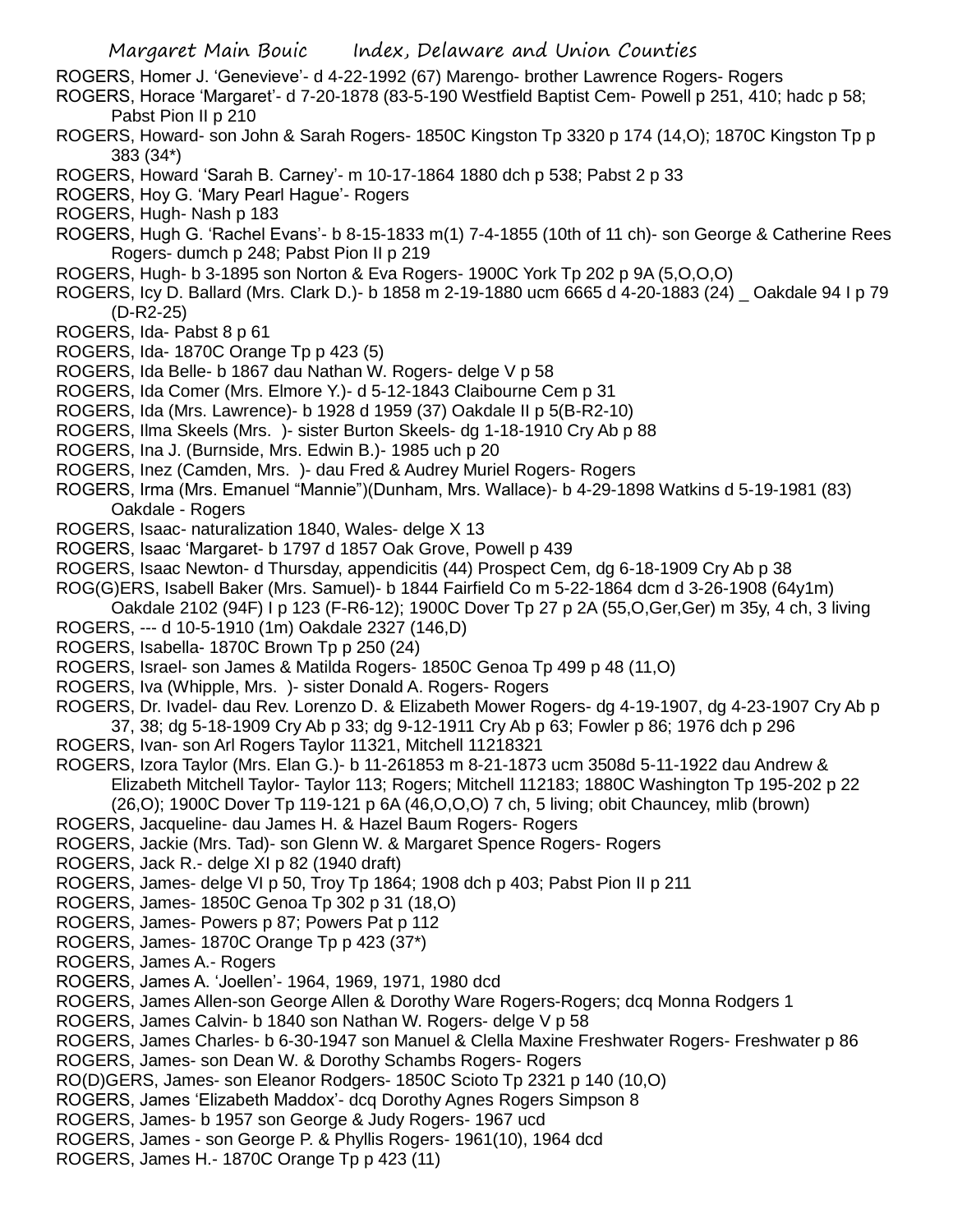ROGERS, Homer J. 'Genevieve'- d 4-22-1992 (67) Marengo- brother Lawrence Rogers- Rogers

ROGERS, Horace 'Margaret'- d 7-20-1878 (83-5-190 Westfield Baptist Cem- Powell p 251, 410; hadc p 58; Pabst Pion II p 210

ROGERS, Howard- son John & Sarah Rogers- 1850C Kingston Tp 3320 p 174 (14,O); 1870C Kingston Tp p 383 (34*)

ROGERS, Howard 'Sarah B. Carney'- m 10-17-1864 1880 dch p 538; Pabst 2 p 33

ROGERS, Hoy G. 'Mary Pearl Hague'- Rogers

ROGERS, Hugh- Nash p 183

ROGERS, Hugh G. 'Rachel Evans'- b 8-15-1833 m(1) 7-4-1855 (10th of 11 ch)- son George & Catherine Rees Rogers- dumch p 248; Pabst Pion II p 219

ROGERS, Hugh- b 3-1895 son Norton & Eva Rogers- 1900C York Tp 202 p 9A (5,O,O,O)

ROGERS, Icy D. Ballard (Mrs. Clark D.)- b 1858 m 2-19-1880 ucm 6665 d 4-20-1883 (24) _ Oakdale 94 I p 79 (D-R2-25)

ROGERS, Ida- Pabst 8 p 61

ROGERS, Ida- 1870C Orange Tp p 423 (5)

ROGERS, Ida Belle- b 1867 dau Nathan W. Rogers- delge V p 58

ROGERS, Ida Comer (Mrs. Elmore Y.)- d 5-12-1843 Claibourne Cem p 31

ROGERS, Ida (Mrs. Lawrence)- b 1928 d 1959 (37) Oakdale II p 5(B-R2-10)

ROGERS, Ilma Skeels (Mrs. )- sister Burton Skeels- dg 1-18-1910 Cry Ab p 88

ROGERS, Ina J. (Burnside, Mrs. Edwin B.)- 1985 uch p 20

ROGERS, Inez (Camden, Mrs. )- dau Fred & Audrey Muriel Rogers- Rogers

ROGERS, Irma (Mrs. Emanuel "Mannie")(Dunham, Mrs. Wallace)- b 4-29-1898 Watkins d 5-19-1981 (83) Oakdale - Rogers

ROGERS, Isaac- naturalization 1840, Wales- delge X 13

ROGERS, Isaac 'Margaret- b 1797 d 1857 Oak Grove, Powell p 439

ROGERS, Isaac Newton- d Thursday, appendicitis (44) Prospect Cem, dg 6-18-1909 Cry Ab p 38

ROG(G)ERS, Isabell Baker (Mrs. Samuel)- b 1844 Fairfield Co m 5-22-1864 dcm d 3-26-1908 (64y1m) Oakdale 2102 (94F) I p 123 (F-R6-12); 1900C Dover Tp 27 p 2A (55,O,Ger,Ger) m 35y, 4 ch, 3 living

ROGERS, --- d 10-5-1910 (1m) Oakdale 2327 (146,D)

ROGERS, Isabella- 1870C Brown Tp p 250 (24)

ROGERS, Israel- son James & Matilda Rogers- 1850C Genoa Tp 499 p 48 (11,O)

ROGERS, Iva (Whipple, Mrs. )- sister Donald A. Rogers- Rogers

ROGERS, Dr. Ivadel- dau Rev. Lorenzo D. & Elizabeth Mower Rogers- dg 4-19-1907, dg 4-23-1907 Cry Ab p 37, 38; dg 5-18-1909 Cry Ab p 33; dg 9-12-1911 Cry Ab p 63; Fowler p 86; 1976 dch p 296

ROGERS, Ivan- son Arl Rogers Taylor 11321, Mitchell 11218321

ROGERS, Izora Taylor (Mrs. Elan G.)- b 11-261853 m 8-21-1873 ucm 3508d d 5-11-1922 dau Andrew & Elizabeth Mitchell Taylor- Taylor 113; Rogers; Mitchell 112183; 1880C Washington Tp 195-202 p 22 (26,O); 1900C Dover Tp 119-121 p 6A (46,O,O,O) 7 ch, 5 living; obit Chauncey, mlib (brown)

ROGERS, Jacqueline- dau James H. & Hazel Baum Rogers- Rogers

ROGERS, Jackie (Mrs. Tad)- son Glenn W. & Margaret Spence Rogers- Rogers

ROGERS, Jack R.- delge XI p 82 (1940 draft)

ROGERS, James- delge VI p 50, Troy Tp 1864; 1908 dch p 403; Pabst Pion II p 211

ROGERS, James- 1850C Genoa Tp 302 p 31 (18,O)

ROGERS, James- Powers p 87; Powers Pat p 112

ROGERS, James- 1870C Orange Tp p 423 (37*)

ROGERS, James A.- Rogers

ROGERS, James A. 'Joellen'- 1964, 1969, 1971, 1980 dcd

ROGERS, James Allen-son George Allen & Dorothy Ware Rogers-Rogers; dcq Monna Rodgers 1

ROGERS, James Calvin- b 1840 son Nathan W. Rogers- delge V p 58

ROGERS, James Charles- b 6-30-1947 son Manuel & Clella Maxine Freshwater Rogers- Freshwater p 86

ROGERS, James- son Dean W. & Dorothy Schambs Rogers- Rogers

RO(D)GERS, James- son Eleanor Rodgers- 1850C Scioto Tp 2321 p 140 (10,O)

ROGERS, James 'Elizabeth Maddox'- dcq Dorothy Agnes Rogers Simpson 8

ROGERS, James- b 1957 son George & Judy Rogers- 1967 ucd

ROGERS, James - son George P. & Phyllis Rogers- 1961(10), 1964 dcd

ROGERS, James H.- 1870C Orange Tp p 423 (11)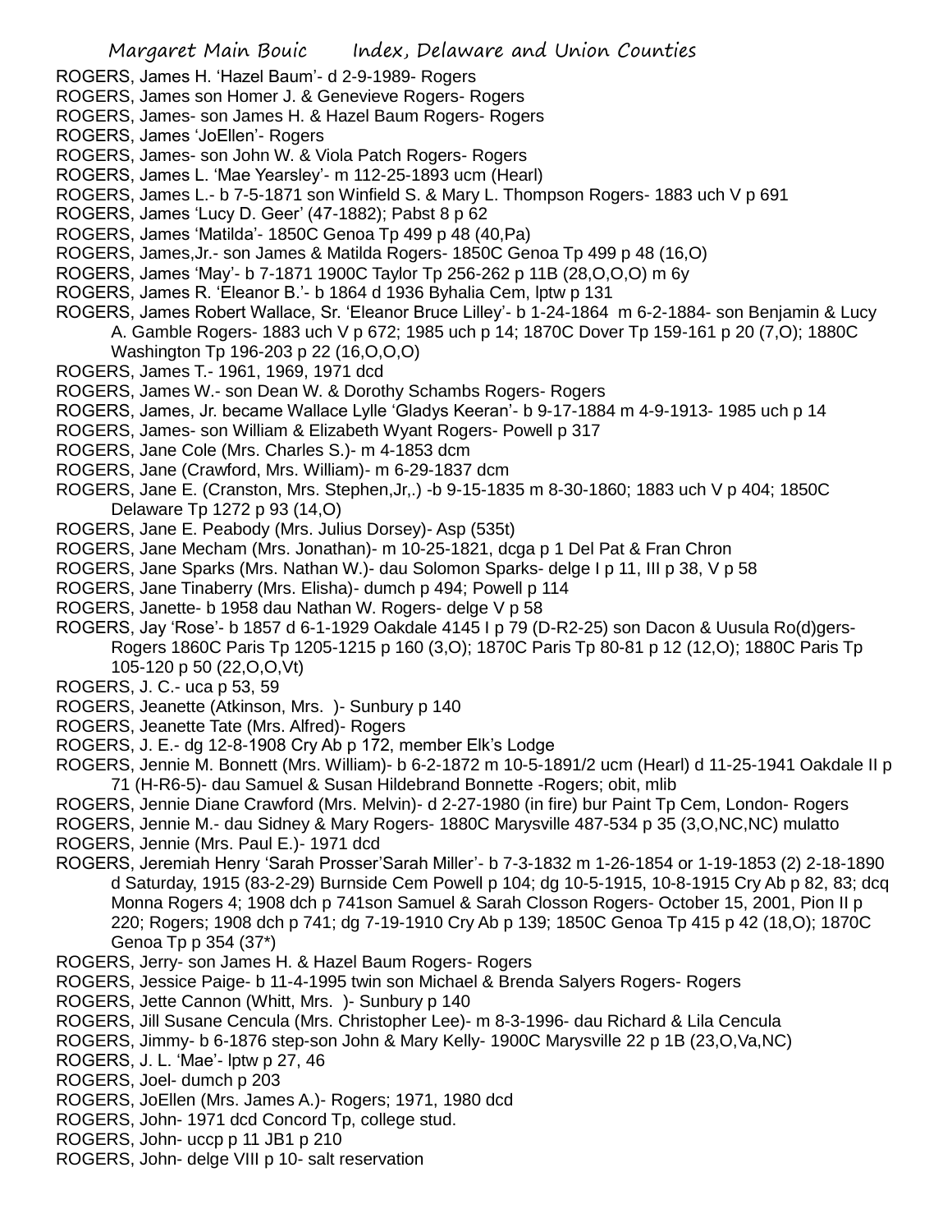ROGERS, James H. 'Hazel Baum'- d 2-9-1989- Rogers

ROGERS, James son Homer J. & Genevieve Rogers- Rogers

ROGERS, James- son James H. & Hazel Baum Rogers- Rogers

ROGERS, James 'JoEllen'- Rogers

ROGERS, James- son John W. & Viola Patch Rogers- Rogers

ROGERS, James L. 'Mae Yearsley'- m 112-25-1893 ucm (Hearl)

ROGERS, James L.- b 7-5-1871 son Winfield S. & Mary L. Thompson Rogers- 1883 uch V p 691

ROGERS, James 'Lucy D. Geer' (47-1882); Pabst 8 p 62

ROGERS, James 'Matilda'- 1850C Genoa Tp 499 p 48 (40,Pa)

ROGERS, James,Jr.- son James & Matilda Rogers- 1850C Genoa Tp 499 p 48 (16,O)

ROGERS, James 'May'- b 7-1871 1900C Taylor Tp 256-262 p 11B (28,O,O,O) m 6y

ROGERS, James R. 'Eleanor B.'- b 1864 d 1936 Byhalia Cem, lptw p 131

ROGERS, James Robert Wallace, Sr. 'Eleanor Bruce Lilley'- b 1-24-1864 m 6-2-1884- son Benjamin & Lucy A. Gamble Rogers- 1883 uch V p 672; 1985 uch p 14; 1870C Dover Tp 159-161 p 20 (7,O); 1880C Washington Tp 196-203 p 22 (16,O,O,O)

ROGERS, James T.- 1961, 1969, 1971 dcd

ROGERS, James W.- son Dean W. & Dorothy Schambs Rogers- Rogers

ROGERS, James, Jr. became Wallace Lylle 'Gladys Keeran'- b 9-17-1884 m 4-9-1913- 1985 uch p 14

ROGERS, James- son William & Elizabeth Wyant Rogers- Powell p 317

ROGERS, Jane Cole (Mrs. Charles S.)- m 4-1853 dcm

ROGERS, Jane (Crawford, Mrs. William)- m 6-29-1837 dcm

ROGERS, Jane E. (Cranston, Mrs. Stephen,Jr,.) -b 9-15-1835 m 8-30-1860; 1883 uch V p 404; 1850C Delaware Tp 1272 p 93 (14,O)

ROGERS, Jane E. Peabody (Mrs. Julius Dorsey)- Asp (535t)

ROGERS, Jane Mecham (Mrs. Jonathan)- m 10-25-1821, dcga p 1 Del Pat & Fran Chron

ROGERS, Jane Sparks (Mrs. Nathan W.)- dau Solomon Sparks- delge I p 11, III p 38, V p 58

ROGERS, Jane Tinaberry (Mrs. Elisha)- dumch p 494; Powell p 114

ROGERS, Janette- b 1958 dau Nathan W. Rogers- delge V p 58

ROGERS, Jay 'Rose'- b 1857 d 6-1-1929 Oakdale 4145 I p 79 (D-R2-25) son Dacon & Uusula Ro(d)gers-Rogers 1860C Paris Tp 1205-1215 p 160 (3,O); 1870C Paris Tp 80-81 p 12 (12,O); 1880C Paris Tp 105-120 p 50 (22,O,O,Vt)

ROGERS, J. C.- uca p 53, 59

ROGERS, Jeanette (Atkinson, Mrs. )- Sunbury p 140

ROGERS, Jeanette Tate (Mrs. Alfred)- Rogers

ROGERS, J. E.- dg 12-8-1908 Cry Ab p 172, member Elk's Lodge

ROGERS, Jennie M. Bonnett (Mrs. William)- b 6-2-1872 m 10-5-1891/2 ucm (Hearl) d 11-25-1941 Oakdale II p 71 (H-R6-5)- dau Samuel & Susan Hildebrand Bonnette -Rogers; obit, mlib

ROGERS, Jennie Diane Crawford (Mrs. Melvin)- d 2-27-1980 (in fire) bur Paint Tp Cem, London- Rogers

ROGERS, Jennie M.- dau Sidney & Mary Rogers- 1880C Marysville 487-534 p 35 (3,O,NC,NC) mulatto

ROGERS, Jennie (Mrs. Paul E.)- 1971 dcd

ROGERS, Jeremiah Henry 'Sarah Prosser'Sarah Miller'- b 7-3-1832 m 1-26-1854 or 1-19-1853 (2) 2-18-1890 d Saturday, 1915 (83-2-29) Burnside Cem Powell p 104; dg 10-5-1915, 10-8-1915 Cry Ab p 82, 83; dcq Monna Rogers 4; 1908 dch p 741son Samuel & Sarah Closson Rogers- October 15, 2001, Pion II p 220; Rogers; 1908 dch p 741; dg 7-19-1910 Cry Ab p 139; 1850C Genoa Tp 415 p 42 (18,O); 1870C Genoa Tp p 354 (37*)

ROGERS, Jerry- son James H. & Hazel Baum Rogers- Rogers

ROGERS, Jessice Paige- b 11-4-1995 twin son Michael & Brenda Salyers Rogers- Rogers

ROGERS, Jette Cannon (Whitt, Mrs. )- Sunbury p 140

ROGERS, Jill Susane Cencula (Mrs. Christopher Lee)- m 8-3-1996- dau Richard & Lila Cencula

ROGERS, Jimmy- b 6-1876 step-son John & Mary Kelly- 1900C Marysville 22 p 1B (23,O,Va,NC)

ROGERS, J. L. 'Mae'- lptw p 27, 46

ROGERS, Joel- dumch p 203

ROGERS, JoEllen (Mrs. James A.)- Rogers; 1971, 1980 dcd

ROGERS, John- 1971 dcd Concord Tp, college stud.

ROGERS, John- uccp p 11 JB1 p 210

ROGERS, John- delge VIII p 10- salt reservation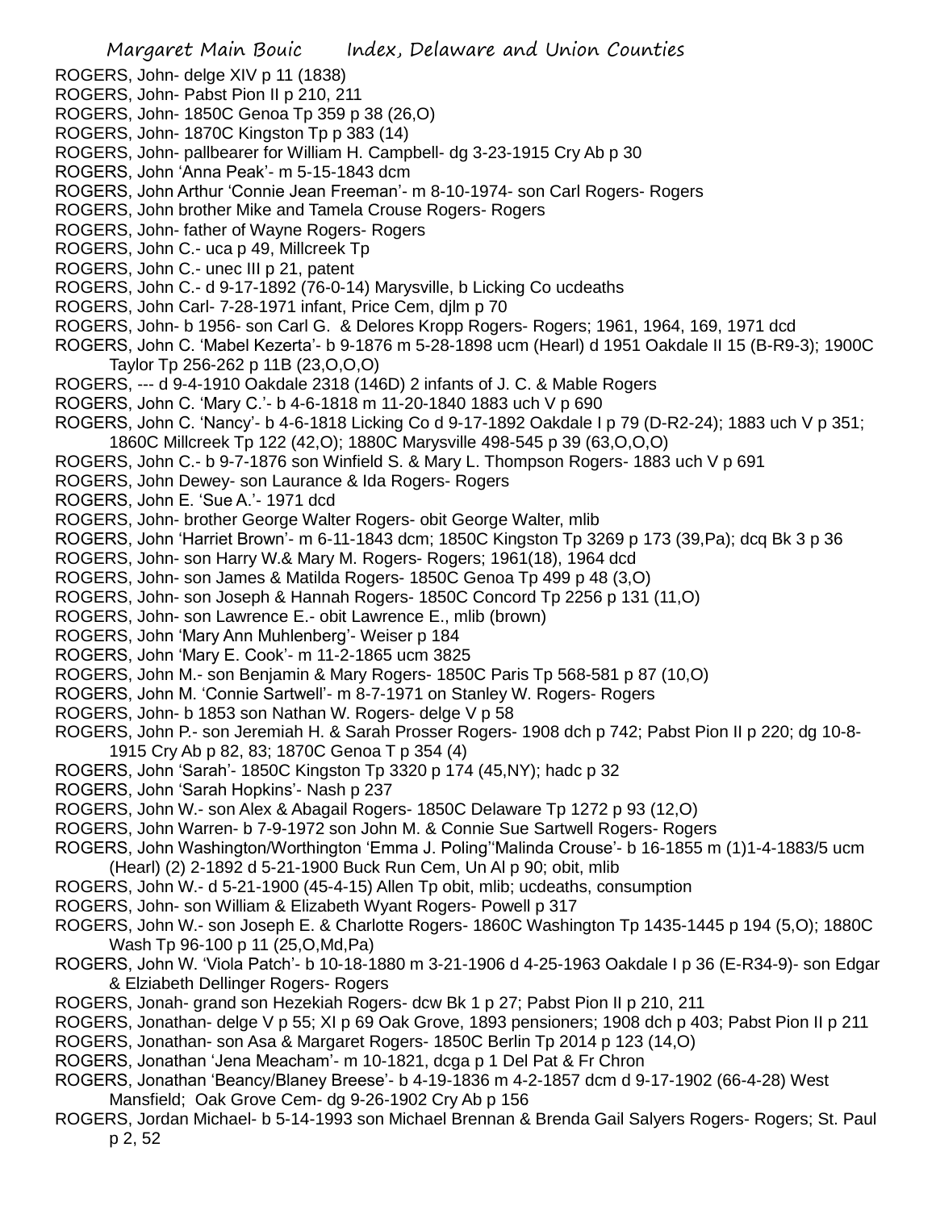ROGERS, John- delge XIV p 11 (1838)
ROGERS, John- Pabst Pion II p 210, 211
ROGERS, John- 1850C Genoa Tp 359 p 38 (26,O)
ROGERS, John- 1870C Kingston Tp p 383 (14)
ROGERS, John- pallbearer for William H. Campbell- dg 3-23-1915 Cry Ab p 30
ROGERS, John 'Anna Peak'- m 5-15-1843 dcm
ROGERS, John Arthur 'Connie Jean Freeman'- m 8-10-1974- son Carl Rogers- Rogers
ROGERS, John brother Mike and Tamela Crouse Rogers- Rogers
ROGERS, John- father of Wayne Rogers- Rogers
ROGERS, John C.- uca p 49, Millcreek Tp
ROGERS, John C.- unec III p 21, patent
ROGERS, John C.- d 9-17-1892 (76-0-14) Marysville, b Licking Co ucdeaths
ROGERS, John Carl- 7-28-1971 infant, Price Cem, djlm p 70
ROGERS, John- b 1956- son Carl G. & Delores Kropp Rogers- Rogers; 1961, 1964, 169, 1971 dcd
ROGERS, John C. 'Mabel Kezerta'- b 9-1876 m 5-28-1898 ucm (Hearl) d 1951 Oakdale II 15 (B-R9-3); 1900C Taylor Tp 256-262 p 11B (23,O,O,O)
ROGERS, --- d 9-4-1910 Oakdale 2318 (146D) 2 infants of J. C. & Mable Rogers
ROGERS, John C. 'Mary C.'- b 4-6-1818 m 11-20-1840 1883 uch V p 690
ROGERS, John C. 'Nancy'- b 4-6-1818 Licking Co d 9-17-1892 Oakdale I p 79 (D-R2-24); 1883 uch V p 351; 1860C Millcreek Tp 122 (42,O); 1880C Marysville 498-545 p 39 (63,O,O,O)
ROGERS, John C.- b 9-7-1876 son Winfield S. & Mary L. Thompson Rogers- 1883 uch V p 691
ROGERS, John Dewey- son Laurance & Ida Rogers- Rogers
ROGERS, John E. 'Sue A.'- 1971 dcd
ROGERS, John- brother George Walter Rogers- obit George Walter, mlib
ROGERS, John 'Harriet Brown'- m 6-11-1843 dcm; 1850C Kingston Tp 3269 p 173 (39,Pa); dcq Bk 3 p 36
ROGERS, John- son Harry W.& Mary M. Rogers- Rogers; 1961(18), 1964 dcd
ROGERS, John- son James & Matilda Rogers- 1850C Genoa Tp 499 p 48 (3,O)
ROGERS, John- son Joseph & Hannah Rogers- 1850C Concord Tp 2256 p 131 (11,O)
ROGERS, John- son Lawrence E.- obit Lawrence E., mlib (brown)
ROGERS, John 'Mary Ann Muhlenberg'- Weiser p 184
ROGERS, John 'Mary E. Cook'- m 11-2-1865 ucm 3825
ROGERS, John M.- son Benjamin & Mary Rogers- 1850C Paris Tp 568-581 p 87 (10,O)
ROGERS, John M. 'Connie Sartwell'- m 8-7-1971 on Stanley W. Rogers- Rogers
ROGERS, John- b 1853 son Nathan W. Rogers- delge V p 58
ROGERS, John P.- son Jeremiah H. & Sarah Prosser Rogers- 1908 dch p 742; Pabst Pion II p 220; dg 10-8-1915 Cry Ab p 82, 83; 1870C Genoa T p 354 (4)
ROGERS, John 'Sarah'- 1850C Kingston Tp 3320 p 174 (45,NY); hadc p 32
ROGERS, John 'Sarah Hopkins'- Nash p 237
ROGERS, John W.- son Alex & Abagail Rogers- 1850C Delaware Tp 1272 p 93 (12,O)
ROGERS, John Warren- b 7-9-1972 son John M. & Connie Sue Sartwell Rogers- Rogers
ROGERS, John Washington/Worthington 'Emma J. Poling''Malinda Crouse'- b 16-1855 m (1)1-4-1883/5 ucm (Hearl) (2) 2-1892 d 5-21-1900 Buck Run Cem, Un Al p 90; obit, mlib
ROGERS, John W.- d 5-21-1900 (45-4-15) Allen Tp obit, mlib; ucdeaths, consumption
ROGERS, John- son William & Elizabeth Wyant Rogers- Powell p 317
ROGERS, John W.- son Joseph E. & Charlotte Rogers- 1860C Washington Tp 1435-1445 p 194 (5,O); 1880C Wash Tp 96-100 p 11 (25,O,Md,Pa)
ROGERS, John W. 'Viola Patch'- b 10-18-1880 m 3-21-1906 d 4-25-1963 Oakdale I p 36 (E-R34-9)- son Edgar & Elziabeth Dellinger Rogers- Rogers
ROGERS, Jonah- grand son Hezekiah Rogers- dcw Bk 1 p 27; Pabst Pion II p 210, 211
ROGERS, Jonathan- delge V p 55; XI p 69 Oak Grove, 1893 pensioners; 1908 dch p 403; Pabst Pion II p 211
ROGERS, Jonathan- son Asa & Margaret Rogers- 1850C Berlin Tp 2014 p 123 (14,O)
ROGERS, Jonathan 'Jena Meacham'- m 10-1821, dcga p 1 Del Pat & Fr Chron
ROGERS, Jonathan 'Beancy/Blaney Breese'- b 4-19-1836 m 4-2-1857 dcm d 9-17-1902 (66-4-28) West Mansfield; Oak Grove Cem- dg 9-26-1902 Cry Ab p 156
ROGERS, Jordan Michael- b 5-14-1993 son Michael Brennan & Brenda Gail Salyers Rogers- Rogers; St. Paul p 2, 52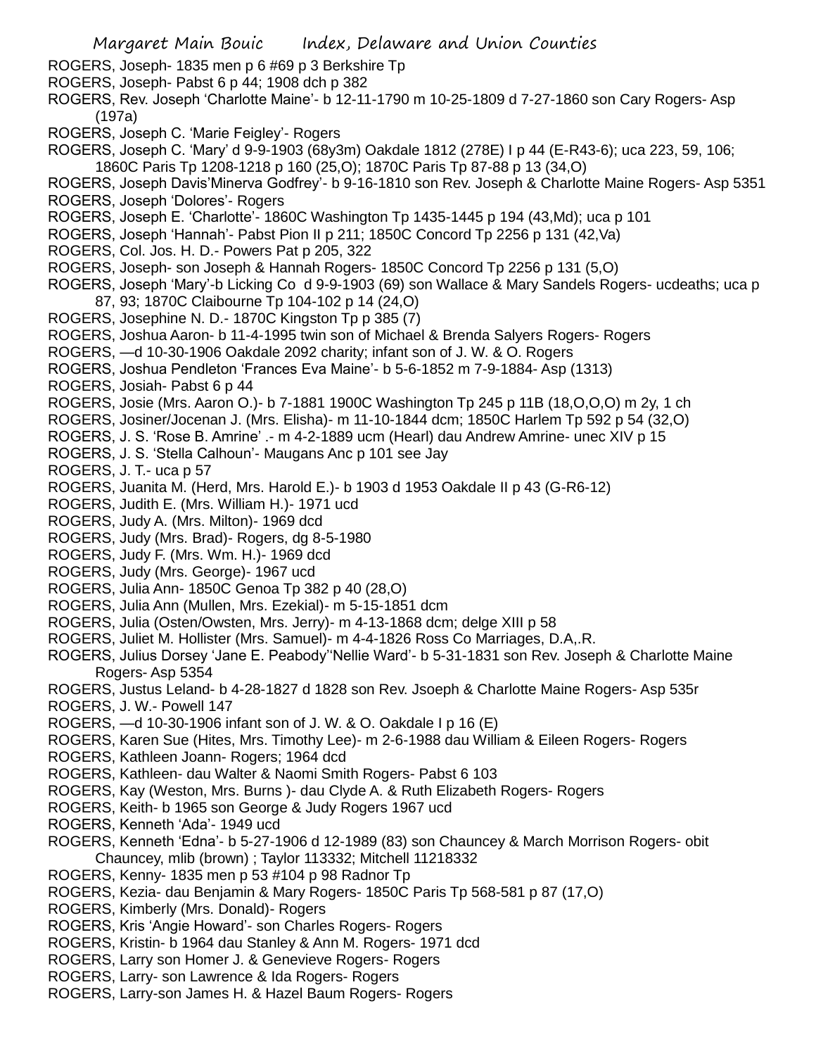ROGERS, Joseph- 1835 men p 6 #69 p 3 Berkshire Tp
ROGERS, Joseph- Pabst 6 p 44; 1908 dch p 382
ROGERS, Rev. Joseph 'Charlotte Maine'- b 12-11-1790 m 10-25-1809 d 7-27-1860 son Cary Rogers- Asp (197a)
ROGERS, Joseph C. 'Marie Feigley'- Rogers
ROGERS, Joseph C. 'Mary' d 9-9-1903 (68y3m) Oakdale 1812 (278E) I p 44 (E-R43-6); uca 223, 59, 106; 1860C Paris Tp 1208-1218 p 160 (25,O); 1870C Paris Tp 87-88 p 13 (34,O)
ROGERS, Joseph Davis'Minerva Godfrey'- b 9-16-1810 son Rev. Joseph & Charlotte Maine Rogers- Asp 5351
ROGERS, Joseph 'Dolores'- Rogers
ROGERS, Joseph E. 'Charlotte'- 1860C Washington Tp 1435-1445 p 194 (43,Md); uca p 101
ROGERS, Joseph 'Hannah'- Pabst Pion II p 211; 1850C Concord Tp 2256 p 131 (42,Va)
ROGERS, Col. Jos. H. D.- Powers Pat p 205, 322
ROGERS, Joseph- son Joseph & Hannah Rogers- 1850C Concord Tp 2256 p 131 (5,O)
ROGERS, Joseph 'Mary'-b Licking Co d 9-9-1903 (69) son Wallace & Mary Sandels Rogers- ucdeaths; uca p 87, 93; 1870C Claibourne Tp 104-102 p 14 (24,O)
ROGERS, Josephine N. D.- 1870C Kingston Tp p 385 (7)
ROGERS, Joshua Aaron- b 11-4-1995 twin son of Michael & Brenda Salyers Rogers- Rogers
ROGERS, —d 10-30-1906 Oakdale 2092 charity; infant son of J. W. & O. Rogers
ROGERS, Joshua Pendleton 'Frances Eva Maine'- b 5-6-1852 m 7-9-1884- Asp (1313)
ROGERS, Josiah- Pabst 6 p 44
ROGERS, Josie (Mrs. Aaron O.)- b 7-1881 1900C Washington Tp 245 p 11B (18,O,O,O) m 2y, 1 ch
ROGERS, Josiner/Jocenan J. (Mrs. Elisha)- m 11-10-1844 dcm; 1850C Harlem Tp 592 p 54 (32,O)
ROGERS, J. S. 'Rose B. Amrine' .- m 4-2-1889 ucm (Hearl) dau Andrew Amrine- unec XIV p 15
ROGERS, J. S. 'Stella Calhoun'- Maugans Anc p 101 see Jay
ROGERS, J. T.- uca p 57
ROGERS, Juanita M. (Herd, Mrs. Harold E.)- b 1903 d 1953 Oakdale II p 43 (G-R6-12)
ROGERS, Judith E. (Mrs. William H.)- 1971 ucd
ROGERS, Judy A. (Mrs. Milton)- 1969 dcd
ROGERS, Judy (Mrs. Brad)- Rogers, dg 8-5-1980
ROGERS, Judy F. (Mrs. Wm. H.)- 1969 dcd
ROGERS, Judy (Mrs. George)- 1967 ucd
ROGERS, Julia Ann- 1850C Genoa Tp 382 p 40 (28,O)
ROGERS, Julia Ann (Mullen, Mrs. Ezekial)- m 5-15-1851 dcm
ROGERS, Julia (Osten/Owsten, Mrs. Jerry)- m 4-13-1868 dcm; delge XIII p 58
ROGERS, Juliet M. Hollister (Mrs. Samuel)- m 4-4-1826 Ross Co Marriages, D.A,.R.
ROGERS, Julius Dorsey 'Jane E. Peabody''Nellie Ward'- b 5-31-1831 son Rev. Joseph & Charlotte Maine Rogers- Asp 5354
ROGERS, Justus Leland- b 4-28-1827 d 1828 son Rev. Jsoeph & Charlotte Maine Rogers- Asp 535r
ROGERS, J. W.- Powell 147
ROGERS, —d 10-30-1906 infant son of J. W. & O. Oakdale I p 16 (E)
ROGERS, Karen Sue (Hites, Mrs. Timothy Lee)- m 2-6-1988 dau William & Eileen Rogers- Rogers
ROGERS, Kathleen Joann- Rogers; 1964 dcd
ROGERS, Kathleen- dau Walter & Naomi Smith Rogers- Pabst 6 103
ROGERS, Kay (Weston, Mrs. Burns )- dau Clyde A. & Ruth Elizabeth Rogers- Rogers
ROGERS, Keith- b 1965 son George & Judy Rogers 1967 ucd
ROGERS, Kenneth 'Ada'- 1949 ucd
ROGERS, Kenneth 'Edna'- b 5-27-1906 d 12-1989 (83) son Chauncey & March Morrison Rogers- obit Chauncey, mlib (brown) ; Taylor 113332; Mitchell 11218332
ROGERS, Kenny- 1835 men p 53 #104 p 98 Radnor Tp
ROGERS, Kezia- dau Benjamin & Mary Rogers- 1850C Paris Tp 568-581 p 87 (17,O)
ROGERS, Kimberly (Mrs. Donald)- Rogers
ROGERS, Kris 'Angie Howard'- son Charles Rogers- Rogers
ROGERS, Kristin- b 1964 dau Stanley & Ann M. Rogers- 1971 dcd
ROGERS, Larry son Homer J. & Genevieve Rogers- Rogers
ROGERS, Larry- son Lawrence & Ida Rogers- Rogers
ROGERS, Larry-son James H. & Hazel Baum Rogers- Rogers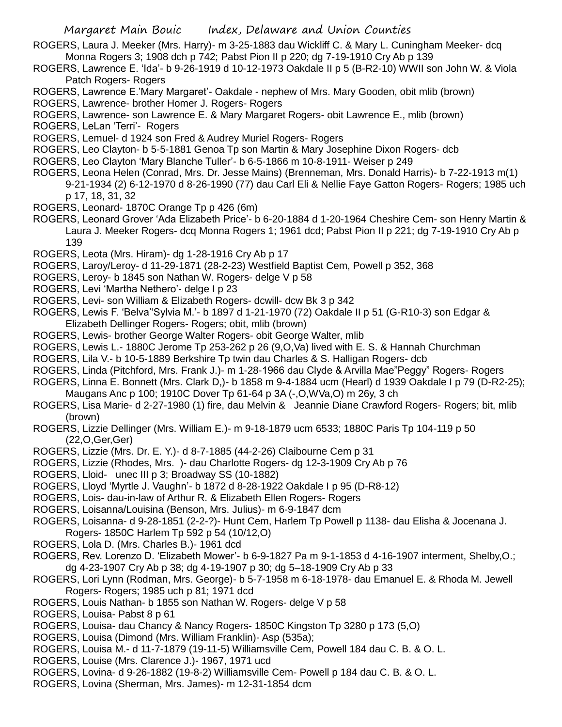ROGERS, Laura J. Meeker (Mrs. Harry)- m 3-25-1883 dau Wickliff C. & Mary L. Cuningham Meeker- dcq Monna Rogers 3; 1908 dch p 742; Pabst Pion II p 220; dg 7-19-1910 Cry Ab p 139

ROGERS, Lawrence E. 'Ida'- b 9-26-1919 d 10-12-1973 Oakdale II p 5 (B-R2-10) WWII son John W. & Viola Patch Rogers- Rogers

ROGERS, Lawrence E.'Mary Margaret'- Oakdale - nephew of Mrs. Mary Gooden, obit mlib (brown)

ROGERS, Lawrence- brother Homer J. Rogers- Rogers

ROGERS, Lawrence- son Lawrence E. & Mary Margaret Rogers- obit Lawrence E., mlib (brown)

ROGERS, LeLan 'Terri'- Rogers

ROGERS, Lemuel- d 1924 son Fred & Audrey Muriel Rogers- Rogers

ROGERS, Leo Clayton- b 5-5-1881 Genoa Tp son Martin & Mary Josephine Dixon Rogers- dcb

ROGERS, Leo Clayton 'Mary Blanche Tuller'- b 6-5-1866 m 10-8-1911- Weiser p 249

ROGERS, Leona Helen (Conrad, Mrs. Dr. Jesse Mains) (Brenneman, Mrs. Donald Harris)- b 7-22-1913 m(1) 9-21-1934 (2) 6-12-1970 d 8-26-1990 (77) dau Carl Eli & Nellie Faye Gatton Rogers- Rogers; 1985 uch p 17, 18, 31, 32

ROGERS, Leonard- 1870C Orange Tp p 426 (6m)

ROGERS, Leonard Grover 'Ada Elizabeth Price'- b 6-20-1884 d 1-20-1964 Cheshire Cem- son Henry Martin & Laura J. Meeker Rogers- dcq Monna Rogers 1; 1961 dcd; Pabst Pion II p 221; dg 7-19-1910 Cry Ab p 139

ROGERS, Leota (Mrs. Hiram)- dg 1-28-1916 Cry Ab p 17

ROGERS, Laroy/Leroy- d 11-29-1871 (28-2-23) Westfield Baptist Cem, Powell p 352, 368

ROGERS, Leroy- b 1845 son Nathan W. Rogers- delge V p 58

ROGERS, Levi 'Martha Nethero'- delge I p 23

ROGERS, Levi- son William & Elizabeth Rogers- dcwill- dcw Bk 3 p 342

ROGERS, Lewis F. 'Belva''Sylvia M.'- b 1897 d 1-21-1970 (72) Oakdale II p 51 (G-R10-3) son Edgar & Elizabeth Dellinger Rogers- Rogers; obit, mlib (brown)

ROGERS, Lewis- brother George Walter Rogers- obit George Walter, mlib

ROGERS, Lewis L.- 1880C Jerome Tp 253-262 p 26 (9,O,Va) lived with E. S. & Hannah Churchman

ROGERS, Lila V.- b 10-5-1889 Berkshire Tp twin dau Charles & S. Halligan Rogers- dcb

ROGERS, Linda (Pitchford, Mrs. Frank J.)- m 1-28-1966 dau Clyde & Arvilla Mae"Peggy" Rogers- Rogers

ROGERS, Linna E. Bonnett (Mrs. Clark D,)- b 1858 m 9-4-1884 ucm (Hearl) d 1939 Oakdale I p 79 (D-R2-25); Maugans Anc p 100; 1910C Dover Tp 61-64 p 3A (-,O,WVa,O) m 26y, 3 ch

ROGERS, Lisa Marie- d 2-27-1980 (1) fire, dau Melvin & Jeannie Diane Crawford Rogers- Rogers; bit, mlib (brown)

ROGERS, Lizzie Dellinger (Mrs. William E.)- m 9-18-1879 ucm 6533; 1880C Paris Tp 104-119 p 50 (22,O,Ger,Ger)

ROGERS, Lizzie (Mrs. Dr. E. Y.)- d 8-7-1885 (44-2-26) Claibourne Cem p 31

ROGERS, Lizzie (Rhodes, Mrs. )- dau Charlotte Rogers- dg 12-3-1909 Cry Ab p 76

ROGERS, Lloid- unec III p 3; Broadway SS (10-1882)

ROGERS, Lloyd 'Myrtle J. Vaughn'- b 1872 d 8-28-1922 Oakdale I p 95 (D-R8-12)

ROGERS, Lois- dau-in-law of Arthur R. & Elizabeth Ellen Rogers- Rogers

ROGERS, Loisanna/Louisina (Benson, Mrs. Julius)- m 6-9-1847 dcm

ROGERS, Loisanna- d 9-28-1851 (2-2-?)- Hunt Cem, Harlem Tp Powell p 1138- dau Elisha & Jocenana J. Rogers- 1850C Harlem Tp 592 p 54 (10/12,O)

ROGERS, Lola D. (Mrs. Charles B.)- 1961 dcd

ROGERS, Rev. Lorenzo D. 'Elizabeth Mower'- b 6-9-1827 Pa m 9-1-1853 d 4-16-1907 interment, Shelby,O.; dg 4-23-1907 Cry Ab p 38; dg 4-19-1907 p 30; dg 5–18-1909 Cry Ab p 33

ROGERS, Lori Lynn (Rodman, Mrs. George)- b 5-7-1958 m 6-18-1978- dau Emanuel E. & Rhoda M. Jewell Rogers- Rogers; 1985 uch p 81; 1971 dcd

ROGERS, Louis Nathan- b 1855 son Nathan W. Rogers- delge V p 58

ROGERS, Louisa- Pabst 8 p 61

ROGERS, Louisa- dau Chancy & Nancy Rogers- 1850C Kingston Tp 3280 p 173 (5,O)

ROGERS, Louisa (Dimond (Mrs. William Franklin)- Asp (535a);

ROGERS, Louisa M.- d 11-7-1879 (19-11-5) Williamsville Cem, Powell 184 dau C. B. & O. L.

ROGERS, Louise (Mrs. Clarence J.)- 1967, 1971 ucd

ROGERS, Lovina- d 9-26-1882 (19-8-2) Williamsville Cem- Powell p 184 dau C. B. & O. L.

ROGERS, Lovina (Sherman, Mrs. James)- m 12-31-1854 dcm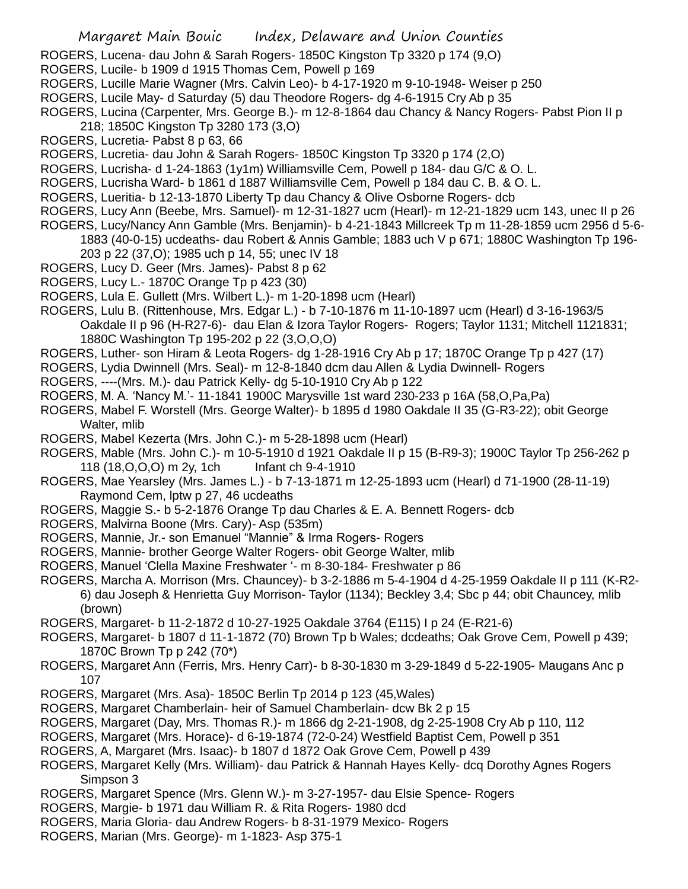ROGERS, Lucena- dau John & Sarah Rogers- 1850C Kingston Tp 3320 p 174 (9,O)
ROGERS, Lucile- b 1909 d 1915 Thomas Cem, Powell p 169
ROGERS, Lucille Marie Wagner (Mrs. Calvin Leo)- b 4-17-1920 m 9-10-1948- Weiser p 250
ROGERS, Lucile May- d Saturday (5) dau Theodore Rogers- dg 4-6-1915 Cry Ab p 35
ROGERS, Lucina (Carpenter, Mrs. George B.)- m 12-8-1864 dau Chancy & Nancy Rogers- Pabst Pion II p 218; 1850C Kingston Tp 3280 173 (3,O)
ROGERS, Lucretia- Pabst 8 p 63, 66
ROGERS, Lucretia- dau John & Sarah Rogers- 1850C Kingston Tp 3320 p 174 (2,O)
ROGERS, Lucrisha- d 1-24-1863 (1y1m) Williamsville Cem, Powell p 184- dau G/C & O. L.
ROGERS, Lucrisha Ward- b 1861 d 1887 Williamsville Cem, Powell p 184 dau C. B. & O. L.
ROGERS, Lueritia- b 12-13-1870 Liberty Tp dau Chancy & Olive Osborne Rogers- dcb
ROGERS, Lucy Ann (Beebe, Mrs. Samuel)- m 12-31-1827 ucm (Hearl)- m 12-21-1829 ucm 143, unec II p 26
ROGERS, Lucy/Nancy Ann Gamble (Mrs. Benjamin)- b 4-21-1843 Millcreek Tp m 11-28-1859 ucm 2956 d 5-6-1883 (40-0-15) ucdeaths- dau Robert & Annis Gamble; 1883 uch V p 671; 1880C Washington Tp 196-203 p 22 (37,O); 1985 uch p 14, 55; unec IV 18
ROGERS, Lucy D. Geer (Mrs. James)- Pabst 8 p 62
ROGERS, Lucy L.- 1870C Orange Tp p 423 (30)
ROGERS, Lula E. Gullett (Mrs. Wilbert L.)- m 1-20-1898 ucm (Hearl)
ROGERS, Lulu B. (Rittenhouse, Mrs. Edgar L.) - b 7-10-1876 m 11-10-1897 ucm (Hearl) d 3-16-1963/5 Oakdale II p 96 (H-R27-6)- dau Elan & Izora Taylor Rogers- Rogers; Taylor 1131; Mitchell 1121831; 1880C Washington Tp 195-202 p 22 (3,O,O,O)
ROGERS, Luther- son Hiram & Leota Rogers- dg 1-28-1916 Cry Ab p 17; 1870C Orange Tp p 427 (17)
ROGERS, Lydia Dwinnell (Mrs. Seal)- m 12-8-1840 dcm dau Allen & Lydia Dwinnell- Rogers
ROGERS, ----(Mrs. M.)- dau Patrick Kelly- dg 5-10-1910 Cry Ab p 122
ROGERS, M. A. 'Nancy M.'- 11-1841 1900C Marysville 1st ward 230-233 p 16A (58,O,Pa,Pa)
ROGERS, Mabel F. Worstell (Mrs. George Walter)- b 1895 d 1980 Oakdale II 35 (G-R3-22); obit George Walter, mlib
ROGERS, Mabel Kezerta (Mrs. John C.)- m 5-28-1898 ucm (Hearl)
ROGERS, Mable (Mrs. John C.)- m 10-5-1910 d 1921 Oakdale II p 15 (B-R9-3); 1900C Taylor Tp 256-262 p 118 (18,O,O,O) m 2y, 1ch Infant ch 9-4-1910
ROGERS, Mae Yearsley (Mrs. James L.) - b 7-13-1871 m 12-25-1893 ucm (Hearl) d 71-1900 (28-11-19) Raymond Cem, lptw p 27, 46 ucdeaths
ROGERS, Maggie S.- b 5-2-1876 Orange Tp dau Charles & E. A. Bennett Rogers- dcb
ROGERS, Malvirna Boone (Mrs. Cary)- Asp (535m)
ROGERS, Mannie, Jr.- son Emanuel "Mannie" & Irma Rogers- Rogers
ROGERS, Mannie- brother George Walter Rogers- obit George Walter, mlib
ROGERS, Manuel 'Clella Maxine Freshwater '- m 8-30-184- Freshwater p 86
ROGERS, Marcha A. Morrison (Mrs. Chauncey)- b 3-2-1886 m 5-4-1904 d 4-25-1959 Oakdale II p 111 (K-R2-6) dau Joseph & Henrietta Guy Morrison- Taylor (1134); Beckley 3,4; Sbc p 44; obit Chauncey, mlib (brown)
ROGERS, Margaret- b 11-2-1872 d 10-27-1925 Oakdale 3764 (E115) I p 24 (E-R21-6)
ROGERS, Margaret- b 1807 d 11-1-1872 (70) Brown Tp b Wales; dcdeaths; Oak Grove Cem, Powell p 439; 1870C Brown Tp p 242 (70*)
ROGERS, Margaret Ann (Ferris, Mrs. Henry Carr)- b 8-30-1830 m 3-29-1849 d 5-22-1905- Maugans Anc p 107
ROGERS, Margaret (Mrs. Asa)- 1850C Berlin Tp 2014 p 123 (45,Wales)
ROGERS, Margaret Chamberlain- heir of Samuel Chamberlain- dcw Bk 2 p 15
ROGERS, Margaret (Day, Mrs. Thomas R.)- m 1866 dg 2-21-1908, dg 2-25-1908 Cry Ab p 110, 112
ROGERS, Margaret (Mrs. Horace)- d 6-19-1874 (72-0-24) Westfield Baptist Cem, Powell p 351
ROGERS, A, Margaret (Mrs. Isaac)- b 1807 d 1872 Oak Grove Cem, Powell p 439
ROGERS, Margaret Kelly (Mrs. William)- dau Patrick & Hannah Hayes Kelly- dcq Dorothy Agnes Rogers Simpson 3
ROGERS, Margaret Spence (Mrs. Glenn W.)- m 3-27-1957- dau Elsie Spence- Rogers
ROGERS, Margie- b 1971 dau William R. & Rita Rogers- 1980 dcd
ROGERS, Maria Gloria- dau Andrew Rogers- b 8-31-1979 Mexico- Rogers
ROGERS, Marian (Mrs. George)- m 1-1823- Asp 375-1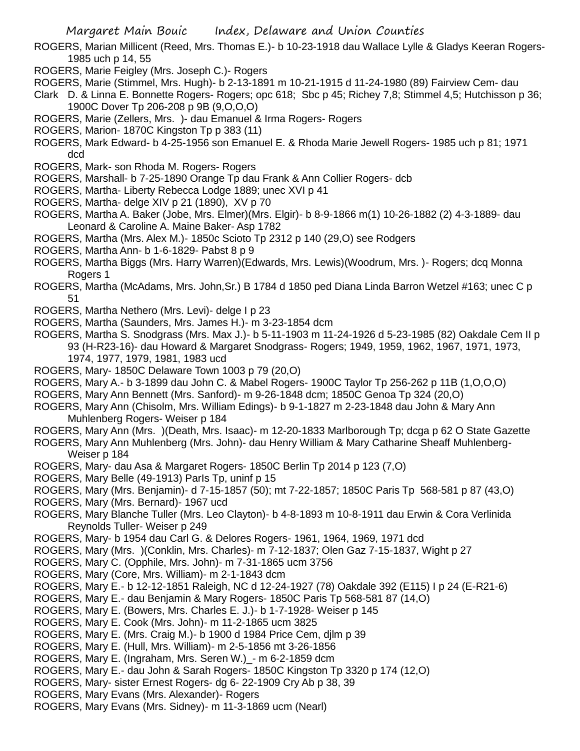ROGERS, Marian Millicent (Reed, Mrs. Thomas E.)- b 10-23-1918 dau Wallace Lylle & Gladys Keeran Rogers- 1985 uch p 14, 55

ROGERS, Marie Feigley (Mrs. Joseph C.)- Rogers

ROGERS, Marie (Stimmel, Mrs. Hugh)- b 2-13-1891 m 10-21-1915 d 11-24-1980 (89) Fairview Cem- dau Clark D. & Linna E. Bonnette Rogers- Rogers; opc 618; Sbc p 45; Richey 7,8; Stimmel 4,5; Hutchisson p 36; 1900C Dover Tp 206-208 p 9B (9,O,O,O)

ROGERS, Marie (Zellers, Mrs. )- dau Emanuel & Irma Rogers- Rogers

ROGERS, Marion- 1870C Kingston Tp p 383 (11)

ROGERS, Mark Edward- b 4-25-1956 son Emanuel E. & Rhoda Marie Jewell Rogers- 1985 uch p 81; 1971 dcd

ROGERS, Mark- son Rhoda M. Rogers- Rogers

ROGERS, Marshall- b 7-25-1890 Orange Tp dau Frank & Ann Collier Rogers- dcb

ROGERS, Martha- Liberty Rebecca Lodge 1889; unec XVI p 41

ROGERS, Martha- delge XIV p 21 (1890), XV p 70

ROGERS, Martha A. Baker (Jobe, Mrs. Elmer)(Mrs. Elgir)- b 8-9-1866 m(1) 10-26-1882 (2) 4-3-1889- dau Leonard & Caroline A. Maine Baker- Asp 1782

ROGERS, Martha (Mrs. Alex M.)- 1850c Scioto Tp 2312 p 140 (29,O) see Rodgers

ROGERS, Martha Ann- b 1-6-1829- Pabst 8 p 9

ROGERS, Martha Biggs (Mrs. Harry Warren)(Edwards, Mrs. Lewis)(Woodrum, Mrs. )- Rogers; dcq Monna Rogers 1

ROGERS, Martha (McAdams, Mrs. John,Sr.) B 1784 d 1850 ped Diana Linda Barron Wetzel #163; unec C p 51

ROGERS, Martha Nethero (Mrs. Levi)- delge I p 23

ROGERS, Martha (Saunders, Mrs. James H.)- m 3-23-1854 dcm

ROGERS, Martha S. Snodgrass (Mrs. Max J.)- b 5-11-1903 m 11-24-1926 d 5-23-1985 (82) Oakdale Cem II p 93 (H-R23-16)- dau Howard & Margaret Snodgrass- Rogers; 1949, 1959, 1962, 1967, 1971, 1973, 1974, 1977, 1979, 1981, 1983 ucd

ROGERS, Mary- 1850C Delaware Town 1003 p 79 (20,O)

ROGERS, Mary A.- b 3-1899 dau John C. & Mabel Rogers- 1900C Taylor Tp 256-262 p 11B (1,O,O,O)

ROGERS, Mary Ann Bennett (Mrs. Sanford)- m 9-26-1848 dcm; 1850C Genoa Tp 324 (20,O)

ROGERS, Mary Ann (Chisolm, Mrs. William Edings)- b 9-1-1827 m 2-23-1848 dau John & Mary Ann Muhlenberg Rogers- Weiser p 184

ROGERS, Mary Ann (Mrs. )(Death, Mrs. Isaac)- m 12-20-1833 Marlborough Tp; dcga p 62 O State Gazette

ROGERS, Mary Ann Muhlenberg (Mrs. John)- dau Henry William & Mary Catharine Sheaff Muhlenberg- Weiser p 184

ROGERS, Mary- dau Asa & Margaret Rogers- 1850C Berlin Tp 2014 p 123 (7,O)

ROGERS, Mary Belle (49-1913) Parls Tp, uninf p 15

ROGERS, Mary (Mrs. Benjamin)- d 7-15-1857 (50); mt 7-22-1857; 1850C Paris Tp 568-581 p 87 (43,O)

ROGERS, Mary (Mrs. Bernard)- 1967 ucd

ROGERS, Mary Blanche Tuller (Mrs. Leo Clayton)- b 4-8-1893 m 10-8-1911 dau Erwin & Cora Verlinida Reynolds Tuller- Weiser p 249

ROGERS, Mary- b 1954 dau Carl G. & Delores Rogers- 1961, 1964, 1969, 1971 dcd

ROGERS, Mary (Mrs. )(Conklin, Mrs. Charles)- m 7-12-1837; Olen Gaz 7-15-1837, Wight p 27

ROGERS, Mary C. (Opphile, Mrs. John)- m 7-31-1865 ucm 3756

ROGERS, Mary (Core, Mrs. William)- m 2-1-1843 dcm

ROGERS, Mary E.- b 12-12-1851 Raleigh, NC d 12-24-1927 (78) Oakdale 392 (E115) I p 24 (E-R21-6)

ROGERS, Mary E.- dau Benjamin & Mary Rogers- 1850C Paris Tp 568-581 87 (14,O)

ROGERS, Mary E. (Bowers, Mrs. Charles E. J.)- b 1-7-1928- Weiser p 145

ROGERS, Mary E. Cook (Mrs. John)- m 11-2-1865 ucm 3825

ROGERS, Mary E. (Mrs. Craig M.)- b 1900 d 1984 Price Cem, djlm p 39

ROGERS, Mary E. (Hull, Mrs. William)- m 2-5-1856 mt 3-26-1856

ROGERS, Mary E. (Ingraham, Mrs. Seren W.)_- m 6-2-1859 dcm

ROGERS, Mary E.- dau John & Sarah Rogers- 1850C Kingston Tp 3320 p 174 (12,O)

ROGERS, Mary- sister Ernest Rogers- dg 6- 22-1909 Cry Ab p 38, 39

ROGERS, Mary Evans (Mrs. Alexander)- Rogers

ROGERS, Mary Evans (Mrs. Sidney)- m 11-3-1869 ucm (Nearl)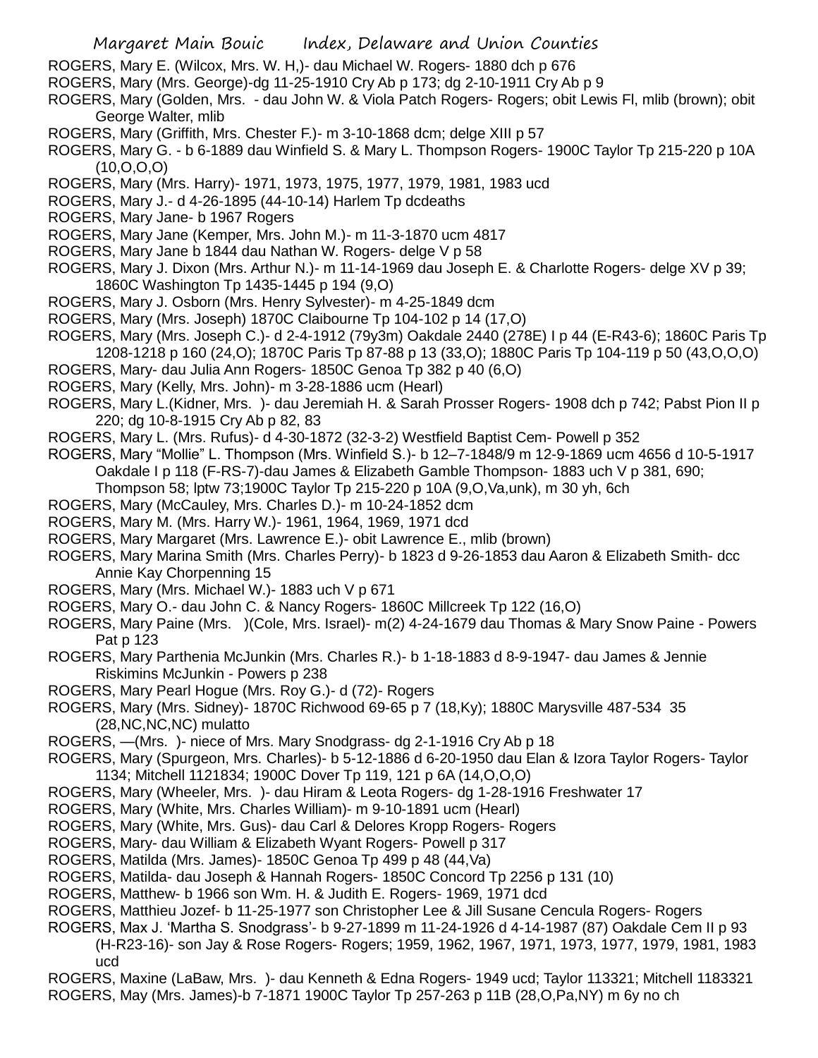ROGERS, Mary E. (Wilcox, Mrs. W. H,)- dau Michael W. Rogers- 1880 dch p 676

ROGERS, Mary (Mrs. George)-dg 11-25-1910 Cry Ab p 173; dg 2-10-1911 Cry Ab p 9

ROGERS, Mary (Golden, Mrs. - dau John W. & Viola Patch Rogers- Rogers; obit Lewis Fl, mlib (brown); obit George Walter, mlib

ROGERS, Mary (Griffith, Mrs. Chester F.)- m 3-10-1868 dcm; delge XIII p 57

ROGERS, Mary G. - b 6-1889 dau Winfield S. & Mary L. Thompson Rogers- 1900C Taylor Tp 215-220 p 10A (10,O,O,O)

ROGERS, Mary (Mrs. Harry)- 1971, 1973, 1975, 1977, 1979, 1981, 1983 ucd

ROGERS, Mary J.- d 4-26-1895 (44-10-14) Harlem Tp dcdeaths

ROGERS, Mary Jane- b 1967 Rogers

ROGERS, Mary Jane (Kemper, Mrs. John M.)- m 11-3-1870 ucm 4817

ROGERS, Mary Jane b 1844 dau Nathan W. Rogers- delge V p 58

ROGERS, Mary J. Dixon (Mrs. Arthur N.)- m 11-14-1969 dau Joseph E. & Charlotte Rogers- delge XV p 39; 1860C Washington Tp 1435-1445 p 194 (9,O)

ROGERS, Mary J. Osborn (Mrs. Henry Sylvester)- m 4-25-1849 dcm

ROGERS, Mary (Mrs. Joseph) 1870C Claibourne Tp 104-102 p 14 (17,O)

ROGERS, Mary (Mrs. Joseph C.)- d 2-4-1912 (79y3m) Oakdale 2440 (278E) I p 44 (E-R43-6); 1860C Paris Tp 1208-1218 p 160 (24,O); 1870C Paris Tp 87-88 p 13 (33,O); 1880C Paris Tp 104-119 p 50 (43,O,O,O)

ROGERS, Mary- dau Julia Ann Rogers- 1850C Genoa Tp 382 p 40 (6,O)

ROGERS, Mary (Kelly, Mrs. John)- m 3-28-1886 ucm (Hearl)

ROGERS, Mary L.(Kidner, Mrs. )- dau Jeremiah H. & Sarah Prosser Rogers- 1908 dch p 742; Pabst Pion II p 220; dg 10-8-1915 Cry Ab p 82, 83

ROGERS, Mary L. (Mrs. Rufus)- d 4-30-1872 (32-3-2) Westfield Baptist Cem- Powell p 352

ROGERS, Mary "Mollie" L. Thompson (Mrs. Winfield S.)- b 12–7-1848/9 m 12-9-1869 ucm 4656 d 10-5-1917 Oakdale I p 118 (F-RS-7)-dau James & Elizabeth Gamble Thompson- 1883 uch V p 381, 690; Thompson 58; lptw 73;1900C Taylor Tp 215-220 p 10A (9,O,Va,unk), m 30 yh, 6ch

ROGERS, Mary (McCauley, Mrs. Charles D.)- m 10-24-1852 dcm

ROGERS, Mary M. (Mrs. Harry W.)- 1961, 1964, 1969, 1971 dcd

ROGERS, Mary Margaret (Mrs. Lawrence E.)- obit Lawrence E., mlib (brown)

ROGERS, Mary Marina Smith (Mrs. Charles Perry)- b 1823 d 9-26-1853 dau Aaron & Elizabeth Smith- dcc Annie Kay Chorpenning 15

ROGERS, Mary (Mrs. Michael W.)- 1883 uch V p 671

ROGERS, Mary O.- dau John C. & Nancy Rogers- 1860C Millcreek Tp 122 (16,O)

ROGERS, Mary Paine (Mrs. )(Cole, Mrs. Israel)- m(2) 4-24-1679 dau Thomas & Mary Snow Paine - Powers Pat p 123

ROGERS, Mary Parthenia McJunkin (Mrs. Charles R.)- b 1-18-1883 d 8-9-1947- dau James & Jennie Riskimins McJunkin - Powers p 238

ROGERS, Mary Pearl Hogue (Mrs. Roy G.)- d (72)- Rogers

ROGERS, Mary (Mrs. Sidney)- 1870C Richwood 69-65 p 7 (18,Ky); 1880C Marysville 487-534 35 (28,NC,NC,NC) mulatto

ROGERS, —(Mrs. )- niece of Mrs. Mary Snodgrass- dg 2-1-1916 Cry Ab p 18

ROGERS, Mary (Spurgeon, Mrs. Charles)- b 5-12-1886 d 6-20-1950 dau Elan & Izora Taylor Rogers- Taylor 1134; Mitchell 1121834; 1900C Dover Tp 119, 121 p 6A (14,O,O,O)

ROGERS, Mary (Wheeler, Mrs. )- dau Hiram & Leota Rogers- dg 1-28-1916 Freshwater 17

ROGERS, Mary (White, Mrs. Charles William)- m 9-10-1891 ucm (Hearl)

ROGERS, Mary (White, Mrs. Gus)- dau Carl & Delores Kropp Rogers- Rogers

ROGERS, Mary- dau William & Elizabeth Wyant Rogers- Powell p 317

ROGERS, Matilda (Mrs. James)- 1850C Genoa Tp 499 p 48 (44,Va)

ROGERS, Matilda- dau Joseph & Hannah Rogers- 1850C Concord Tp 2256 p 131 (10)

ROGERS, Matthew- b 1966 son Wm. H. & Judith E. Rogers- 1969, 1971 dcd

ROGERS, Matthieu Jozef- b 11-25-1977 son Christopher Lee & Jill Susane Cencula Rogers- Rogers

ROGERS, Max J. 'Martha S. Snodgrass'- b 9-27-1899 m 11-24-1926 d 4-14-1987 (87) Oakdale Cem II p 93 (H-R23-16)- son Jay & Rose Rogers- Rogers; 1959, 1962, 1967, 1971, 1973, 1977, 1979, 1981, 1983 ucd

ROGERS, Maxine (LaBaw, Mrs. )- dau Kenneth & Edna Rogers- 1949 ucd; Taylor 113321; Mitchell 1183321

ROGERS, May (Mrs. James)-b 7-1871 1900C Taylor Tp 257-263 p 11B (28,O,Pa,NY) m 6y no ch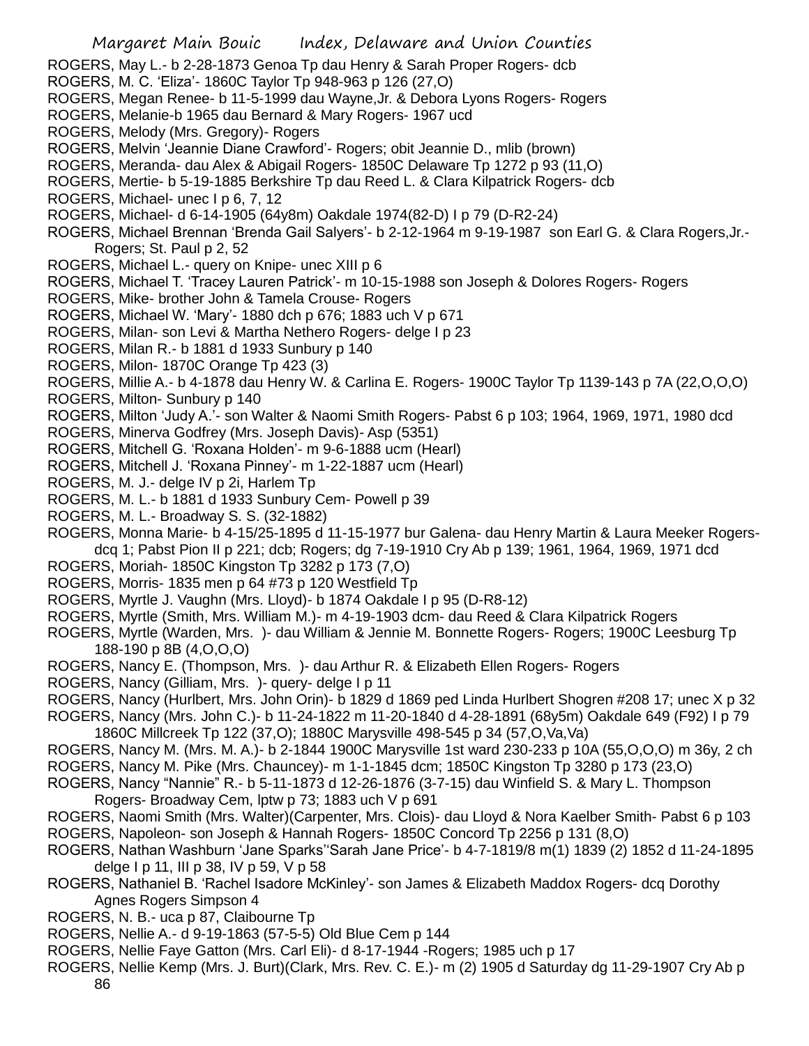ROGERS, May L.- b 2-28-1873 Genoa Tp dau Henry & Sarah Proper Rogers- dcb
ROGERS, M. C. 'Eliza'- 1860C Taylor Tp 948-963 p 126 (27,O)
ROGERS, Megan Renee- b 11-5-1999 dau Wayne,Jr. & Debora Lyons Rogers- Rogers
ROGERS, Melanie-b 1965 dau Bernard & Mary Rogers- 1967 ucd
ROGERS, Melody (Mrs. Gregory)- Rogers
ROGERS, Melvin 'Jeannie Diane Crawford'- Rogers; obit Jeannie D., mlib (brown)
ROGERS, Meranda- dau Alex & Abigail Rogers- 1850C Delaware Tp 1272 p 93 (11,O)
ROGERS, Mertie- b 5-19-1885 Berkshire Tp dau Reed L. & Clara Kilpatrick Rogers- dcb
ROGERS, Michael- unec I p 6, 7, 12
ROGERS, Michael- d 6-14-1905 (64y8m) Oakdale 1974(82-D) I p 79 (D-R2-24)
ROGERS, Michael Brennan 'Brenda Gail Salyers'- b 2-12-1964 m 9-19-1987 son Earl G. & Clara Rogers,Jr.- Rogers; St. Paul p 2, 52
ROGERS, Michael L.- query on Knipe- unec XIII p 6
ROGERS, Michael T. 'Tracey Lauren Patrick'- m 10-15-1988 son Joseph & Dolores Rogers- Rogers
ROGERS, Mike- brother John & Tamela Crouse- Rogers
ROGERS, Michael W. 'Mary'- 1880 dch p 676; 1883 uch V p 671
ROGERS, Milan- son Levi & Martha Nethero Rogers- delge I p 23
ROGERS, Milan R.- b 1881 d 1933 Sunbury p 140
ROGERS, Milon- 1870C Orange Tp 423 (3)
ROGERS, Millie A.- b 4-1878 dau Henry W. & Carlina E. Rogers- 1900C Taylor Tp 1139-143 p 7A (22,O,O,O)
ROGERS, Milton- Sunbury p 140
ROGERS, Milton 'Judy A.'- son Walter & Naomi Smith Rogers- Pabst 6 p 103; 1964, 1969, 1971, 1980 dcd
ROGERS, Minerva Godfrey (Mrs. Joseph Davis)- Asp (5351)
ROGERS, Mitchell G. 'Roxana Holden'- m 9-6-1888 ucm (Hearl)
ROGERS, Mitchell J. 'Roxana Pinney'- m 1-22-1887 ucm (Hearl)
ROGERS, M. J.- delge IV p 2i, Harlem Tp
ROGERS, M. L.- b 1881 d 1933 Sunbury Cem- Powell p 39
ROGERS, M. L.- Broadway S. S. (32-1882)
ROGERS, Monna Marie- b 4-15/25-1895 d 11-15-1977 bur Galena- dau Henry Martin & Laura Meeker Rogers- dcq 1; Pabst Pion II p 221; dcb; Rogers; dg 7-19-1910 Cry Ab p 139; 1961, 1964, 1969, 1971 dcd
ROGERS, Moriah- 1850C Kingston Tp 3282 p 173 (7,O)
ROGERS, Morris- 1835 men p 64 #73 p 120 Westfield Tp
ROGERS, Myrtle J. Vaughn (Mrs. Lloyd)- b 1874 Oakdale I p 95 (D-R8-12)
ROGERS, Myrtle (Smith, Mrs. William M.)- m 4-19-1903 dcm- dau Reed & Clara Kilpatrick Rogers
ROGERS, Myrtle (Warden, Mrs. )- dau William & Jennie M. Bonnette Rogers- Rogers; 1900C Leesburg Tp 188-190 p 8B (4,O,O,O)
ROGERS, Nancy E. (Thompson, Mrs. )- dau Arthur R. & Elizabeth Ellen Rogers- Rogers
ROGERS, Nancy (Gilliam, Mrs. )- query- delge I p 11
ROGERS, Nancy (Hurlbert, Mrs. John Orin)- b 1829 d 1869 ped Linda Hurlbert Shogren #208 17; unec X p 32
ROGERS, Nancy (Mrs. John C.)- b 11-24-1822 m 11-20-1840 d 4-28-1891 (68y5m) Oakdale 649 (F92) I p 79 1860C Millcreek Tp 122 (37,O); 1880C Marysville 498-545 p 34 (57,O,Va,Va)
ROGERS, Nancy M. (Mrs. M. A.)- b 2-1844 1900C Marysville 1st ward 230-233 p 10A (55,O,O,O) m 36y, 2 ch
ROGERS, Nancy M. Pike (Mrs. Chauncey)- m 1-1-1845 dcm; 1850C Kingston Tp 3280 p 173 (23,O)
ROGERS, Nancy "Nannie" R.- b 5-11-1873 d 12-26-1876 (3-7-15) dau Winfield S. & Mary L. Thompson Rogers- Broadway Cem, lptw p 73; 1883 uch V p 691
ROGERS, Naomi Smith (Mrs. Walter)(Carpenter, Mrs. Clois)- dau Lloyd & Nora Kaelber Smith- Pabst 6 p 103
ROGERS, Napoleon- son Joseph & Hannah Rogers- 1850C Concord Tp 2256 p 131 (8,O)
ROGERS, Nathan Washburn 'Jane Sparks''Sarah Jane Price'- b 4-7-1819/8 m(1) 1839 (2) 1852 d 11-24-1895 delge I p 11, III p 38, IV p 59, V p 58
ROGERS, Nathaniel B. 'Rachel Isadore McKinley'- son James & Elizabeth Maddox Rogers- dcq Dorothy Agnes Rogers Simpson 4
ROGERS, N. B.- uca p 87, Claibourne Tp
ROGERS, Nellie A.- d 9-19-1863 (57-5-5) Old Blue Cem p 144
ROGERS, Nellie Faye Gatton (Mrs. Carl Eli)- d 8-17-1944 -Rogers; 1985 uch p 17
ROGERS, Nellie Kemp (Mrs. J. Burt)(Clark, Mrs. Rev. C. E.)- m (2) 1905 d Saturday dg 11-29-1907 Cry Ab p 86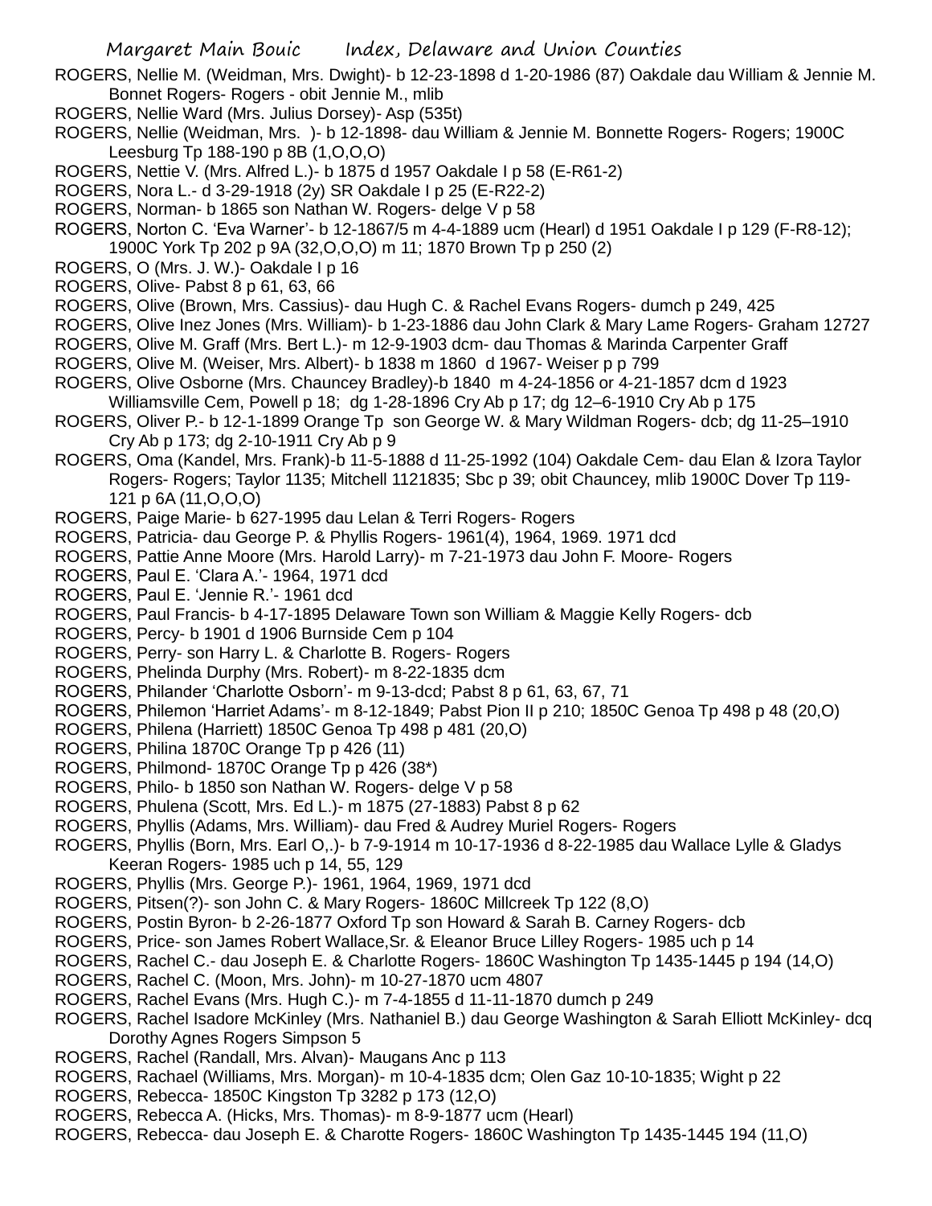ROGERS, Nellie M. (Weidman, Mrs. Dwight)- b 12-23-1898 d 1-20-1986 (87) Oakdale dau William & Jennie M. Bonnet Rogers- Rogers - obit Jennie M., mlib

ROGERS, Nellie Ward (Mrs. Julius Dorsey)- Asp (535t)

ROGERS, Nellie (Weidman, Mrs. )- b 12-1898- dau William & Jennie M. Bonnette Rogers- Rogers; 1900C Leesburg Tp 188-190 p 8B (1,O,O,O)

ROGERS, Nettie V. (Mrs. Alfred L.)- b 1875 d 1957 Oakdale I p 58 (E-R61-2)

ROGERS, Nora L.- d 3-29-1918 (2y) SR Oakdale I p 25 (E-R22-2)

ROGERS, Norman- b 1865 son Nathan W. Rogers- delge V p 58

ROGERS, Norton C. 'Eva Warner'- b 12-1867/5 m 4-4-1889 ucm (Hearl) d 1951 Oakdale I p 129 (F-R8-12); 1900C York Tp 202 p 9A (32,O,O,O) m 11; 1870 Brown Tp p 250 (2)

ROGERS, O (Mrs. J. W.)- Oakdale I p 16

ROGERS, Olive- Pabst 8 p 61, 63, 66

ROGERS, Olive (Brown, Mrs. Cassius)- dau Hugh C. & Rachel Evans Rogers- dumch p 249, 425

ROGERS, Olive Inez Jones (Mrs. William)- b 1-23-1886 dau John Clark & Mary Lame Rogers- Graham 12727

ROGERS, Olive M. Graff (Mrs. Bert L.)- m 12-9-1903 dcm- dau Thomas & Marinda Carpenter Graff

ROGERS, Olive M. (Weiser, Mrs. Albert)- b 1838 m 1860 d 1967- Weiser p p 799

ROGERS, Olive Osborne (Mrs. Chauncey Bradley)-b 1840 m 4-24-1856 or 4-21-1857 dcm d 1923 Williamsville Cem, Powell p 18; dg 1-28-1896 Cry Ab p 17; dg 12–6-1910 Cry Ab p 175

ROGERS, Oliver P.- b 12-1-1899 Orange Tp son George W. & Mary Wildman Rogers- dcb; dg 11-25–1910 Cry Ab p 173; dg 2-10-1911 Cry Ab p 9

ROGERS, Oma (Kandel, Mrs. Frank)-b 11-5-1888 d 11-25-1992 (104) Oakdale Cem- dau Elan & Izora Taylor Rogers- Rogers; Taylor 1135; Mitchell 1121835; Sbc p 39; obit Chauncey, mlib 1900C Dover Tp 119-121 p 6A (11,O,O,O)

ROGERS, Paige Marie- b 627-1995 dau Lelan & Terri Rogers- Rogers

ROGERS, Patricia- dau George P. & Phyllis Rogers- 1961(4), 1964, 1969. 1971 dcd

ROGERS, Pattie Anne Moore (Mrs. Harold Larry)- m 7-21-1973 dau John F. Moore- Rogers

ROGERS, Paul E. 'Clara A.'- 1964, 1971 dcd

ROGERS, Paul E. 'Jennie R.'- 1961 dcd

ROGERS, Paul Francis- b 4-17-1895 Delaware Town son William & Maggie Kelly Rogers- dcb

ROGERS, Percy- b 1901 d 1906 Burnside Cem p 104

ROGERS, Perry- son Harry L. & Charlotte B. Rogers- Rogers

ROGERS, Phelinda Durphy (Mrs. Robert)- m 8-22-1835 dcm

ROGERS, Philander 'Charlotte Osborn'- m 9-13-dcd; Pabst 8 p 61, 63, 67, 71

ROGERS, Philemon 'Harriet Adams'- m 8-12-1849; Pabst Pion II p 210; 1850C Genoa Tp 498 p 48 (20,O)

ROGERS, Philena (Harriett) 1850C Genoa Tp 498 p 481 (20,O)

ROGERS, Philina 1870C Orange Tp p 426 (11)

ROGERS, Philmond- 1870C Orange Tp p 426 (38*)

ROGERS, Philo- b 1850 son Nathan W. Rogers- delge V p 58

ROGERS, Phulena (Scott, Mrs. Ed L.)- m 1875 (27-1883) Pabst 8 p 62

ROGERS, Phyllis (Adams, Mrs. William)- dau Fred & Audrey Muriel Rogers- Rogers

ROGERS, Phyllis (Born, Mrs. Earl O,.)- b 7-9-1914 m 10-17-1936 d 8-22-1985 dau Wallace Lylle & Gladys Keeran Rogers- 1985 uch p 14, 55, 129

ROGERS, Phyllis (Mrs. George P.)- 1961, 1964, 1969, 1971 dcd

ROGERS, Pitsen(?)- son John C. & Mary Rogers- 1860C Millcreek Tp 122 (8,O)

ROGERS, Postin Byron- b 2-26-1877 Oxford Tp son Howard & Sarah B. Carney Rogers- dcb

ROGERS, Price- son James Robert Wallace,Sr. & Eleanor Bruce Lilley Rogers- 1985 uch p 14

ROGERS, Rachel C.- dau Joseph E. & Charlotte Rogers- 1860C Washington Tp 1435-1445 p 194 (14,O)

ROGERS, Rachel C. (Moon, Mrs. John)- m 10-27-1870 ucm 4807

ROGERS, Rachel Evans (Mrs. Hugh C.)- m 7-4-1855 d 11-11-1870 dumch p 249

ROGERS, Rachel Isadore McKinley (Mrs. Nathaniel B.) dau George Washington & Sarah Elliott McKinley- dcq Dorothy Agnes Rogers Simpson 5

ROGERS, Rachel (Randall, Mrs. Alvan)- Maugans Anc p 113

ROGERS, Rachael (Williams, Mrs. Morgan)- m 10-4-1835 dcm; Olen Gaz 10-10-1835; Wight p 22

ROGERS, Rebecca- 1850C Kingston Tp 3282 p 173 (12,O)

ROGERS, Rebecca A. (Hicks, Mrs. Thomas)- m 8-9-1877 ucm (Hearl)

ROGERS, Rebecca- dau Joseph E. & Charotte Rogers- 1860C Washington Tp 1435-1445 194 (11,O)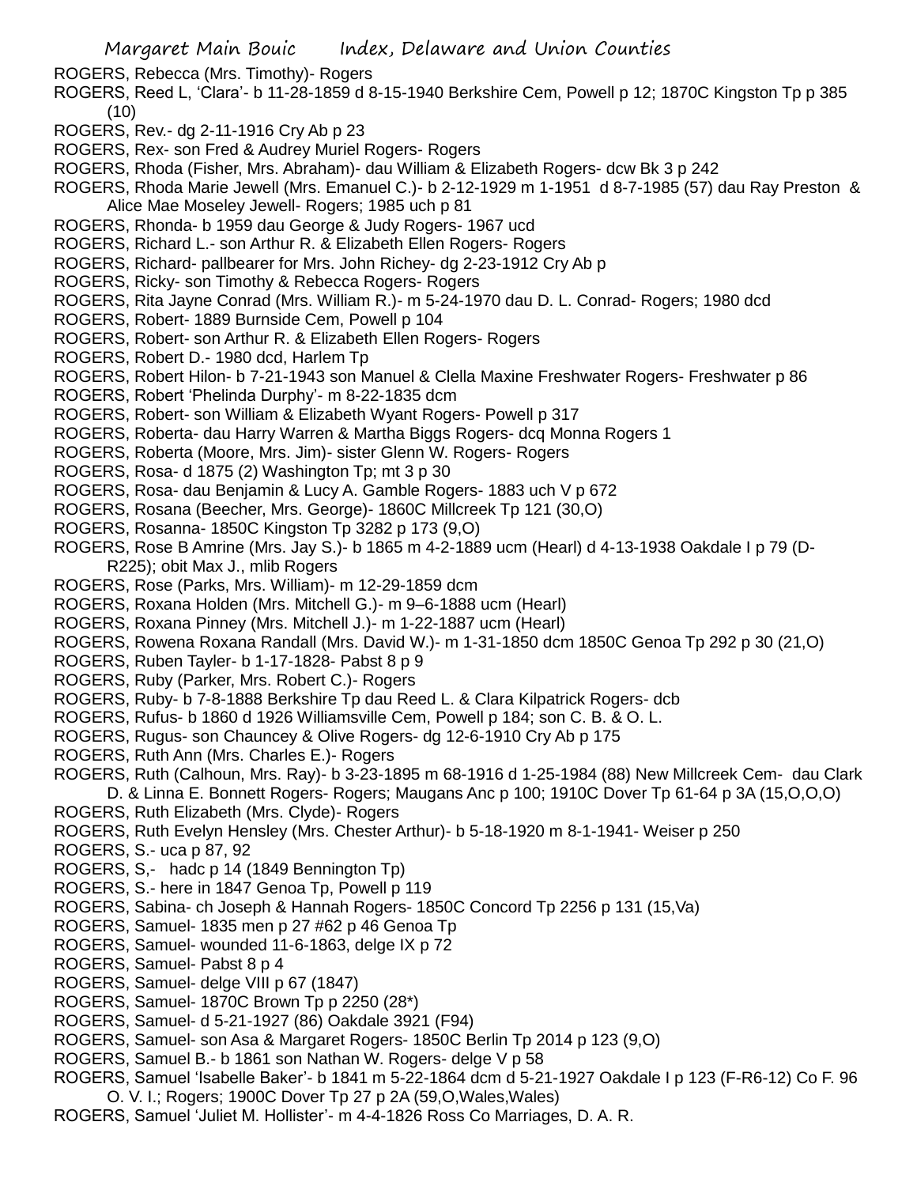ROGERS, Rebecca (Mrs. Timothy)- Rogers

ROGERS, Reed L, 'Clara'- b 11-28-1859 d 8-15-1940 Berkshire Cem, Powell p 12; 1870C Kingston Tp p 385 (10)

ROGERS, Rev.- dg 2-11-1916 Cry Ab p 23

ROGERS, Rex- son Fred & Audrey Muriel Rogers- Rogers

ROGERS, Rhoda (Fisher, Mrs. Abraham)- dau William & Elizabeth Rogers- dcw Bk 3 p 242

ROGERS, Rhoda Marie Jewell (Mrs. Emanuel C.)- b 2-12-1929 m 1-1951 d 8-7-1985 (57) dau Ray Preston & Alice Mae Moseley Jewell- Rogers; 1985 uch p 81

ROGERS, Rhonda- b 1959 dau George & Judy Rogers- 1967 ucd

ROGERS, Richard L.- son Arthur R. & Elizabeth Ellen Rogers- Rogers

ROGERS, Richard- pallbearer for Mrs. John Richey- dg 2-23-1912 Cry Ab p

ROGERS, Ricky- son Timothy & Rebecca Rogers- Rogers

ROGERS, Rita Jayne Conrad (Mrs. William R.)- m 5-24-1970 dau D. L. Conrad- Rogers; 1980 dcd

ROGERS, Robert- 1889 Burnside Cem, Powell p 104

ROGERS, Robert- son Arthur R. & Elizabeth Ellen Rogers- Rogers

ROGERS, Robert D.- 1980 dcd, Harlem Tp

ROGERS, Robert Hilon- b 7-21-1943 son Manuel & Clella Maxine Freshwater Rogers- Freshwater p 86

ROGERS, Robert 'Phelinda Durphy'- m 8-22-1835 dcm

ROGERS, Robert- son William & Elizabeth Wyant Rogers- Powell p 317

ROGERS, Roberta- dau Harry Warren & Martha Biggs Rogers- dcq Monna Rogers 1

ROGERS, Roberta (Moore, Mrs. Jim)- sister Glenn W. Rogers- Rogers

ROGERS, Rosa- d 1875 (2) Washington Tp; mt 3 p 30

ROGERS, Rosa- dau Benjamin & Lucy A. Gamble Rogers- 1883 uch V p 672

ROGERS, Rosana (Beecher, Mrs. George)- 1860C Millcreek Tp 121 (30,O)

ROGERS, Rosanna- 1850C Kingston Tp 3282 p 173 (9,O)

ROGERS, Rose B Amrine (Mrs. Jay S.)- b 1865 m 4-2-1889 ucm (Hearl) d 4-13-1938 Oakdale I p 79 (D-R225); obit Max J., mlib Rogers

ROGERS, Rose (Parks, Mrs. William)- m 12-29-1859 dcm

ROGERS, Roxana Holden (Mrs. Mitchell G.)- m 9–6-1888 ucm (Hearl)

ROGERS, Roxana Pinney (Mrs. Mitchell J.)- m 1-22-1887 ucm (Hearl)

ROGERS, Rowena Roxana Randall (Mrs. David W.)- m 1-31-1850 dcm 1850C Genoa Tp 292 p 30 (21,O)

ROGERS, Ruben Tayler- b 1-17-1828- Pabst 8 p 9

ROGERS, Ruby (Parker, Mrs. Robert C.)- Rogers

ROGERS, Ruby- b 7-8-1888 Berkshire Tp dau Reed L. & Clara Kilpatrick Rogers- dcb

ROGERS, Rufus- b 1860 d 1926 Williamsville Cem, Powell p 184; son C. B. & O. L.

ROGERS, Rugus- son Chauncey & Olive Rogers- dg 12-6-1910 Cry Ab p 175

ROGERS, Ruth Ann (Mrs. Charles E.)- Rogers

ROGERS, Ruth (Calhoun, Mrs. Ray)- b 3-23-1895 m 68-1916 d 1-25-1984 (88) New Millcreek Cem- dau Clark D. & Linna E. Bonnett Rogers- Rogers; Maugans Anc p 100; 1910C Dover Tp 61-64 p 3A (15,O,O,O)

ROGERS, Ruth Elizabeth (Mrs. Clyde)- Rogers

ROGERS, Ruth Evelyn Hensley (Mrs. Chester Arthur)- b 5-18-1920 m 8-1-1941- Weiser p 250

ROGERS, S.- uca p 87, 92

ROGERS, S,- hadc p 14 (1849 Bennington Tp)

ROGERS, S.- here in 1847 Genoa Tp, Powell p 119

ROGERS, Sabina- ch Joseph & Hannah Rogers- 1850C Concord Tp 2256 p 131 (15,Va)

ROGERS, Samuel- 1835 men p 27 #62 p 46 Genoa Tp

ROGERS, Samuel- wounded 11-6-1863, delge IX p 72

ROGERS, Samuel- Pabst 8 p 4

ROGERS, Samuel- delge VIII p 67 (1847)

ROGERS, Samuel- 1870C Brown Tp p 2250 (28*)

ROGERS, Samuel- d 5-21-1927 (86) Oakdale 3921 (F94)

ROGERS, Samuel- son Asa & Margaret Rogers- 1850C Berlin Tp 2014 p 123 (9,O)

ROGERS, Samuel B.- b 1861 son Nathan W. Rogers- delge V p 58

ROGERS, Samuel 'Isabelle Baker'- b 1841 m 5-22-1864 dcm d 5-21-1927 Oakdale I p 123 (F-R6-12) Co F. 96 O. V. I.; Rogers; 1900C Dover Tp 27 p 2A (59,O,Wales,Wales)

ROGERS, Samuel 'Juliet M. Hollister'- m 4-4-1826 Ross Co Marriages, D. A. R.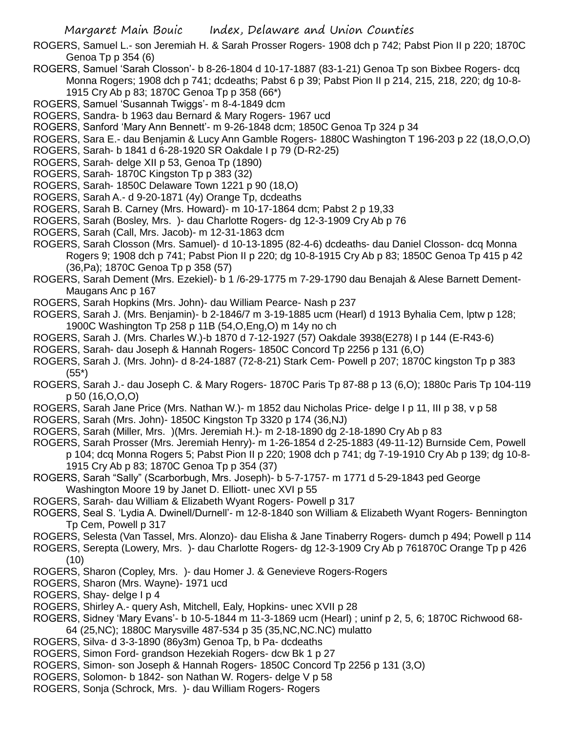ROGERS, Samuel L.- son Jeremiah H. & Sarah Prosser Rogers- 1908 dch p 742; Pabst Pion II p 220; 1870C Genoa Tp p 354 (6)

ROGERS, Samuel 'Sarah Closson'- b 8-26-1804 d 10-17-1887 (83-1-21) Genoa Tp son Bixbee Rogers- dcq Monna Rogers; 1908 dch p 741; dcdeaths; Pabst 6 p 39; Pabst Pion II p 214, 215, 218, 220; dg 10-8-1915 Cry Ab p 83; 1870C Genoa Tp p 358 (66*)

ROGERS, Samuel 'Susannah Twiggs'- m 8-4-1849 dcm

ROGERS, Sandra- b 1963 dau Bernard & Mary Rogers- 1967 ucd

ROGERS, Sanford 'Mary Ann Bennett'- m 9-26-1848 dcm; 1850C Genoa Tp 324 p 34

ROGERS, Sara E.- dau Benjamin & Lucy Ann Gamble Rogers- 1880C Washington T 196-203 p 22 (18,O,O,O)

ROGERS, Sarah- b 1841 d 6-28-1920 SR Oakdale I p 79 (D-R2-25)

ROGERS, Sarah- delge XII p 53, Genoa Tp (1890)

ROGERS, Sarah- 1870C Kingston Tp p 383 (32)

ROGERS, Sarah- 1850C Delaware Town 1221 p 90 (18,O)

ROGERS, Sarah A.- d 9-20-1871 (4y) Orange Tp, dcdeaths

ROGERS, Sarah B. Carney (Mrs. Howard)- m 10-17-1864 dcm; Pabst 2 p 19,33

ROGERS, Sarah (Bosley, Mrs. )- dau Charlotte Rogers- dg 12-3-1909 Cry Ab p 76

ROGERS, Sarah (Call, Mrs. Jacob)- m 12-31-1863 dcm

ROGERS, Sarah Closson (Mrs. Samuel)- d 10-13-1895 (82-4-6) dcdeaths- dau Daniel Closson- dcq Monna Rogers 9; 1908 dch p 741; Pabst Pion II p 220; dg 10-8-1915 Cry Ab p 83; 1850C Genoa Tp 415 p 42 (36,Pa); 1870C Genoa Tp p 358 (57)

ROGERS, Sarah Dement (Mrs. Ezekiel)- b 1 /6-29-1775 m 7-29-1790 dau Benajah & Alese Barnett Dement- Maugans Anc p 167

ROGERS, Sarah Hopkins (Mrs. John)- dau William Pearce- Nash p 237

ROGERS, Sarah J. (Mrs. Benjamin)- b 2-1846/7 m 3-19-1885 ucm (Hearl) d 1913 Byhalia Cem, lptw p 128; 1900C Washington Tp 258 p 11B (54,O,Eng,O) m 14y no ch

ROGERS, Sarah J. (Mrs. Charles W.)-b 1870 d 7-12-1927 (57) Oakdale 3938(E278) I p 144 (E-R43-6)

ROGERS, Sarah- dau Joseph & Hannah Rogers- 1850C Concord Tp 2256 p 131 (6,O)

ROGERS, Sarah J. (Mrs. John)- d 8-24-1887 (72-8-21) Stark Cem- Powell p 207; 1870C kingston Tp p 383 (55*)

ROGERS, Sarah J.- dau Joseph C. & Mary Rogers- 1870C Paris Tp 87-88 p 13 (6,O); 1880c Paris Tp 104-119 p 50 (16,O,O,O)

ROGERS, Sarah Jane Price (Mrs. Nathan W.)- m 1852 dau Nicholas Price- delge I p 11, III p 38, v p 58

ROGERS, Sarah (Mrs. John)- 1850C Kingston Tp 3320 p 174 (36,NJ)

ROGERS, Sarah (Miller, Mrs. )(Mrs. Jeremiah H.)- m 2-18-1890 dg 2-18-1890 Cry Ab p 83

ROGERS, Sarah Prosser (Mrs. Jeremiah Henry)- m 1-26-1854 d 2-25-1883 (49-11-12) Burnside Cem, Powell p 104; dcq Monna Rogers 5; Pabst Pion II p 220; 1908 dch p 741; dg 7-19-1910 Cry Ab p 139; dg 10-8-1915 Cry Ab p 83; 1870C Genoa Tp p 354 (37)

ROGERS, Sarah "Sally" (Scarborbugh, Mrs. Joseph)- b 5-7-1757- m 1771 d 5-29-1843 ped George Washington Moore 19 by Janet D. Elliott- unec XVI p 55

ROGERS, Sarah- dau William & Elizabeth Wyant Rogers- Powell p 317

ROGERS, Seal S. 'Lydia A. Dwinell/Durnell'- m 12-8-1840 son William & Elizabeth Wyant Rogers- Bennington Tp Cem, Powell p 317

ROGERS, Selesta (Van Tassel, Mrs. Alonzo)- dau Elisha & Jane Tinaberry Rogers- dumch p 494; Powell p 114

ROGERS, Serepta (Lowery, Mrs. )- dau Charlotte Rogers- dg 12-3-1909 Cry Ab p 761870C Orange Tp p 426 (10)

ROGERS, Sharon (Copley, Mrs. )- dau Homer J. & Genevieve Rogers-Rogers

ROGERS, Sharon (Mrs. Wayne)- 1971 ucd

ROGERS, Shay- delge I p 4

ROGERS, Shirley A.- query Ash, Mitchell, Ealy, Hopkins- unec XVII p 28

ROGERS, Sidney 'Mary Evans'- b 10-5-1844 m 11-3-1869 ucm (Hearl) ; uninf p 2, 5, 6; 1870C Richwood 68-64 (25,NC); 1880C Marysville 487-534 p 35 (35,NC,NC.NC) mulatto

ROGERS, Silva- d 3-3-1890 (86y3m) Genoa Tp, b Pa- dcdeaths

ROGERS, Simon Ford- grandson Hezekiah Rogers- dcw Bk 1 p 27

ROGERS, Simon- son Joseph & Hannah Rogers- 1850C Concord Tp 2256 p 131 (3,O)

ROGERS, Solomon- b 1842- son Nathan W. Rogers- delge V p 58

ROGERS, Sonja (Schrock, Mrs. )- dau William Rogers- Rogers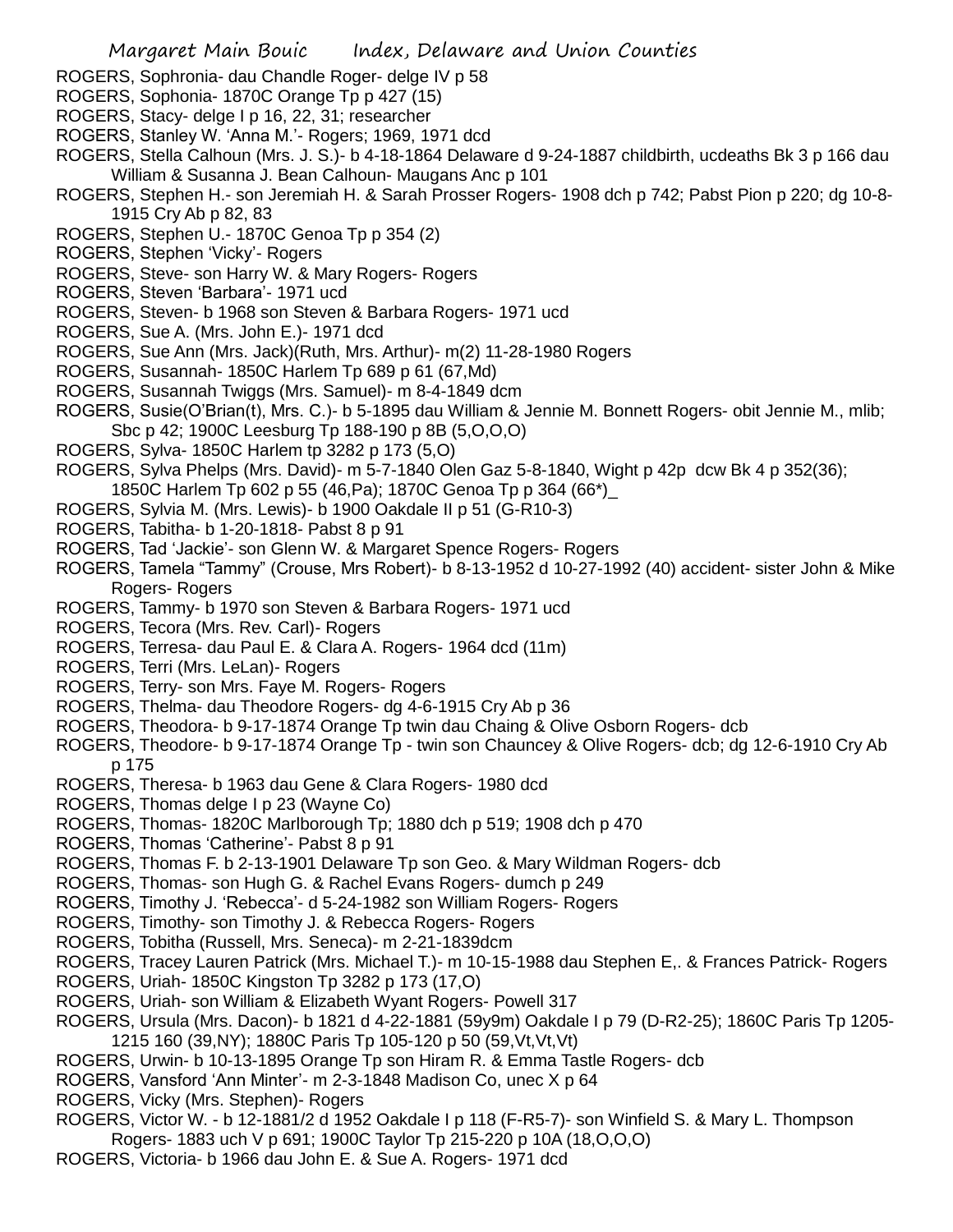ROGERS, Sophronia- dau Chandle Roger- delge IV p 58

ROGERS, Sophonia- 1870C Orange Tp p 427 (15)

ROGERS, Stacy- delge I p 16, 22, 31; researcher

ROGERS, Stanley W. 'Anna M.'- Rogers; 1969, 1971 dcd

ROGERS, Stella Calhoun (Mrs. J. S.)- b 4-18-1864 Delaware d 9-24-1887 childbirth, ucdeaths Bk 3 p 166 dau William & Susanna J. Bean Calhoun- Maugans Anc p 101

ROGERS, Stephen H.- son Jeremiah H. & Sarah Prosser Rogers- 1908 dch p 742; Pabst Pion p 220; dg 10-8-1915 Cry Ab p 82, 83

ROGERS, Stephen U.- 1870C Genoa Tp p 354 (2)

ROGERS, Stephen 'Vicky'- Rogers

ROGERS, Steve- son Harry W. & Mary Rogers- Rogers

ROGERS, Steven 'Barbara'- 1971 ucd

ROGERS, Steven- b 1968 son Steven & Barbara Rogers- 1971 ucd

ROGERS, Sue A. (Mrs. John E.)- 1971 dcd

ROGERS, Sue Ann (Mrs. Jack)(Ruth, Mrs. Arthur)- m(2) 11-28-1980 Rogers

ROGERS, Susannah- 1850C Harlem Tp 689 p 61 (67,Md)

ROGERS, Susannah Twiggs (Mrs. Samuel)- m 8-4-1849 dcm

ROGERS, Susie(O'Brian(t), Mrs. C.)- b 5-1895 dau William & Jennie M. Bonnett Rogers- obit Jennie M., mlib; Sbc p 42; 1900C Leesburg Tp 188-190 p 8B (5,O,O,O)

ROGERS, Sylva- 1850C Harlem tp 3282 p 173 (5,O)

ROGERS, Sylva Phelps (Mrs. David)- m 5-7-1840 Olen Gaz 5-8-1840, Wight p 42p dcw Bk 4 p 352(36); 1850C Harlem Tp 602 p 55 (46,Pa); 1870C Genoa Tp p 364 (66*)_

ROGERS, Sylvia M. (Mrs. Lewis)- b 1900 Oakdale II p 51 (G-R10-3)

ROGERS, Tabitha- b 1-20-1818- Pabst 8 p 91

ROGERS, Tad 'Jackie'- son Glenn W. & Margaret Spence Rogers- Rogers

ROGERS, Tamela "Tammy" (Crouse, Mrs Robert)- b 8-13-1952 d 10-27-1992 (40) accident- sister John & Mike Rogers- Rogers

ROGERS, Tammy- b 1970 son Steven & Barbara Rogers- 1971 ucd

ROGERS, Tecora (Mrs. Rev. Carl)- Rogers

ROGERS, Terresa- dau Paul E. & Clara A. Rogers- 1964 dcd (11m)

ROGERS, Terri (Mrs. LeLan)- Rogers

ROGERS, Terry- son Mrs. Faye M. Rogers- Rogers

ROGERS, Thelma- dau Theodore Rogers- dg 4-6-1915 Cry Ab p 36

ROGERS, Theodora- b 9-17-1874 Orange Tp twin dau Chaing & Olive Osborn Rogers- dcb

ROGERS, Theodore- b 9-17-1874 Orange Tp - twin son Chauncey & Olive Rogers- dcb; dg 12-6-1910 Cry Ab p 175

ROGERS, Theresa- b 1963 dau Gene & Clara Rogers- 1980 dcd

ROGERS, Thomas delge I p 23 (Wayne Co)

ROGERS, Thomas- 1820C Marlborough Tp; 1880 dch p 519; 1908 dch p 470

ROGERS, Thomas 'Catherine'- Pabst 8 p 91

ROGERS, Thomas F. b 2-13-1901 Delaware Tp son Geo. & Mary Wildman Rogers- dcb

ROGERS, Thomas- son Hugh G. & Rachel Evans Rogers- dumch p 249

ROGERS, Timothy J. 'Rebecca'- d 5-24-1982 son William Rogers- Rogers

ROGERS, Timothy- son Timothy J. & Rebecca Rogers- Rogers

ROGERS, Tobitha (Russell, Mrs. Seneca)- m 2-21-1839dcm

ROGERS, Tracey Lauren Patrick (Mrs. Michael T.)- m 10-15-1988 dau Stephen E,. & Frances Patrick- Rogers

ROGERS, Uriah- 1850C Kingston Tp 3282 p 173 (17,O)

ROGERS, Uriah- son William & Elizabeth Wyant Rogers- Powell 317

ROGERS, Ursula (Mrs. Dacon)- b 1821 d 4-22-1881 (59y9m) Oakdale I p 79 (D-R2-25); 1860C Paris Tp 1205-1215 160 (39,NY); 1880C Paris Tp 105-120 p 50 (59,Vt,Vt,Vt)

ROGERS, Urwin- b 10-13-1895 Orange Tp son Hiram R. & Emma Tastle Rogers- dcb

ROGERS, Vansford 'Ann Minter'- m 2-3-1848 Madison Co, unec X p 64

ROGERS, Vicky (Mrs. Stephen)- Rogers

ROGERS, Victor W. - b 12-1881/2 d 1952 Oakdale I p 118 (F-R5-7)- son Winfield S. & Mary L. Thompson Rogers- 1883 uch V p 691; 1900C Taylor Tp 215-220 p 10A (18,O,O,O)

ROGERS, Victoria- b 1966 dau John E. & Sue A. Rogers- 1971 dcd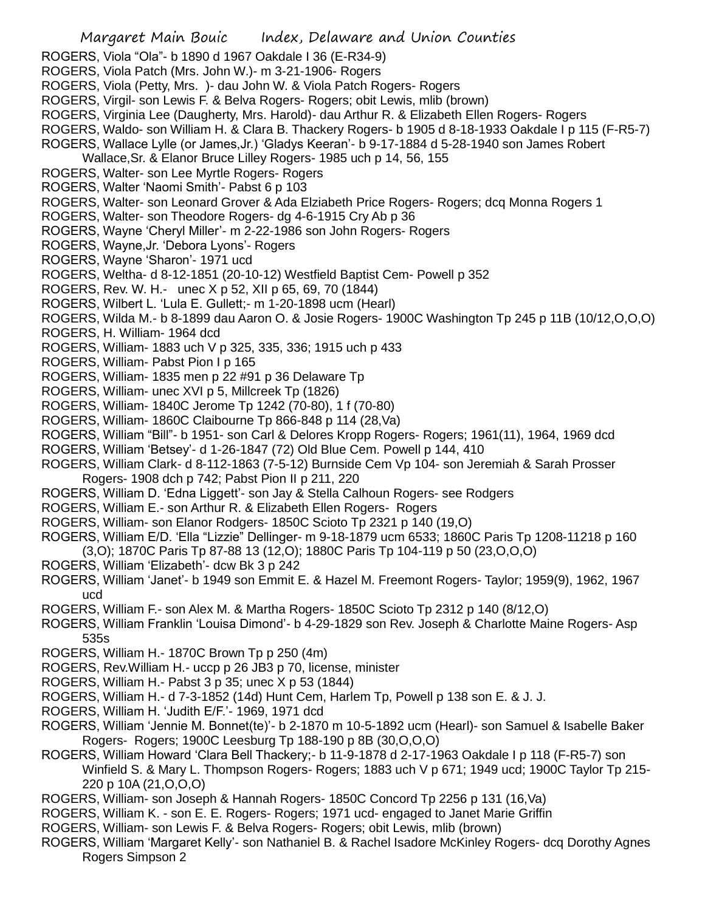ROGERS, Viola "Ola"- b 1890 d 1967 Oakdale I 36 (E-R34-9)

ROGERS, Viola Patch (Mrs. John W.)- m 3-21-1906- Rogers

ROGERS, Viola (Petty, Mrs. )- dau John W. & Viola Patch Rogers- Rogers

ROGERS, Virgil- son Lewis F. & Belva Rogers- Rogers; obit Lewis, mlib (brown)

ROGERS, Virginia Lee (Daugherty, Mrs. Harold)- dau Arthur R. & Elizabeth Ellen Rogers- Rogers

ROGERS, Waldo- son William H. & Clara B. Thackery Rogers- b 1905 d 8-18-1933 Oakdale I p 115 (F-R5-7)

ROGERS, Wallace Lylle (or James,Jr.) 'Gladys Keeran'- b 9-17-1884 d 5-28-1940 son James Robert Wallace,Sr. & Elanor Bruce Lilley Rogers- 1985 uch p 14, 56, 155

ROGERS, Walter- son Lee Myrtle Rogers- Rogers

ROGERS, Walter 'Naomi Smith'- Pabst 6 p 103

ROGERS, Walter- son Leonard Grover & Ada Elziabeth Price Rogers- Rogers; dcq Monna Rogers 1

ROGERS, Walter- son Theodore Rogers- dg 4-6-1915 Cry Ab p 36

ROGERS, Wayne 'Cheryl Miller'- m 2-22-1986 son John Rogers- Rogers

ROGERS, Wayne,Jr. 'Debora Lyons'- Rogers

ROGERS, Wayne 'Sharon'- 1971 ucd

ROGERS, Weltha- d 8-12-1851 (20-10-12) Westfield Baptist Cem- Powell p 352

ROGERS, Rev. W. H.- unec X p 52, XII p 65, 69, 70 (1844)

ROGERS, Wilbert L. 'Lula E. Gullett;- m 1-20-1898 ucm (Hearl)

ROGERS, Wilda M.- b 8-1899 dau Aaron O. & Josie Rogers- 1900C Washington Tp 245 p 11B (10/12,O,O,O)

ROGERS, H. William- 1964 dcd

ROGERS, William- 1883 uch V p 325, 335, 336; 1915 uch p 433

ROGERS, William- Pabst Pion I p 165

ROGERS, William- 1835 men p 22 #91 p 36 Delaware Tp

ROGERS, William- unec XVI p 5, Millcreek Tp (1826)

ROGERS, William- 1840C Jerome Tp 1242 (70-80), 1 f (70-80)

ROGERS, William- 1860C Claibourne Tp 866-848 p 114 (28,Va)

ROGERS, William "Bill"- b 1951- son Carl & Delores Kropp Rogers- Rogers; 1961(11), 1964, 1969 dcd

ROGERS, William 'Betsey'- d 1-26-1847 (72) Old Blue Cem. Powell p 144, 410

ROGERS, William Clark- d 8-112-1863 (7-5-12) Burnside Cem Vp 104- son Jeremiah & Sarah Prosser Rogers- 1908 dch p 742; Pabst Pion II p 211, 220

ROGERS, William D. 'Edna Liggett'- son Jay & Stella Calhoun Rogers- see Rodgers

ROGERS, William E.- son Arthur R. & Elizabeth Ellen Rogers- Rogers

ROGERS, William- son Elanor Rodgers- 1850C Scioto Tp 2321 p 140 (19,O)

ROGERS, William E/D. 'Ella "Lizzie" Dellinger- m 9-18-1879 ucm 6533; 1860C Paris Tp 1208-11218 p 160 (3,O); 1870C Paris Tp 87-88 13 (12,O); 1880C Paris Tp 104-119 p 50 (23,O,O,O)

ROGERS, William 'Elizabeth'- dcw Bk 3 p 242

ROGERS, William 'Janet'- b 1949 son Emmit E. & Hazel M. Freemont Rogers- Taylor; 1959(9), 1962, 1967 ucd

ROGERS, William F.- son Alex M. & Martha Rogers- 1850C Scioto Tp 2312 p 140 (8/12,O)

ROGERS, William Franklin 'Louisa Dimond'- b 4-29-1829 son Rev. Joseph & Charlotte Maine Rogers- Asp 535s

ROGERS, William H.- 1870C Brown Tp p 250 (4m)

ROGERS, Rev.William H.- uccp p 26 JB3 p 70, license, minister

ROGERS, William H.- Pabst 3 p 35; unec X p 53 (1844)

ROGERS, William H.- d 7-3-1852 (14d) Hunt Cem, Harlem Tp, Powell p 138 son E. & J. J.

ROGERS, William H. 'Judith E/F.'- 1969, 1971 dcd

ROGERS, William 'Jennie M. Bonnet(te)'- b 2-1870 m 10-5-1892 ucm (Hearl)- son Samuel & Isabelle Baker Rogers- Rogers; 1900C Leesburg Tp 188-190 p 8B (30,O,O,O)

ROGERS, William Howard 'Clara Bell Thackery;- b 11-9-1878 d 2-17-1963 Oakdale I p 118 (F-R5-7) son Winfield S. & Mary L. Thompson Rogers- Rogers; 1883 uch V p 671; 1949 ucd; 1900C Taylor Tp 215-220 p 10A (21,O,O,O)

ROGERS, William- son Joseph & Hannah Rogers- 1850C Concord Tp 2256 p 131 (16,Va)

ROGERS, William K. - son E. E. Rogers- Rogers; 1971 ucd- engaged to Janet Marie Griffin

ROGERS, William- son Lewis F. & Belva Rogers- Rogers; obit Lewis, mlib (brown)

ROGERS, William 'Margaret Kelly'- son Nathaniel B. & Rachel Isadore McKinley Rogers- dcq Dorothy Agnes Rogers Simpson 2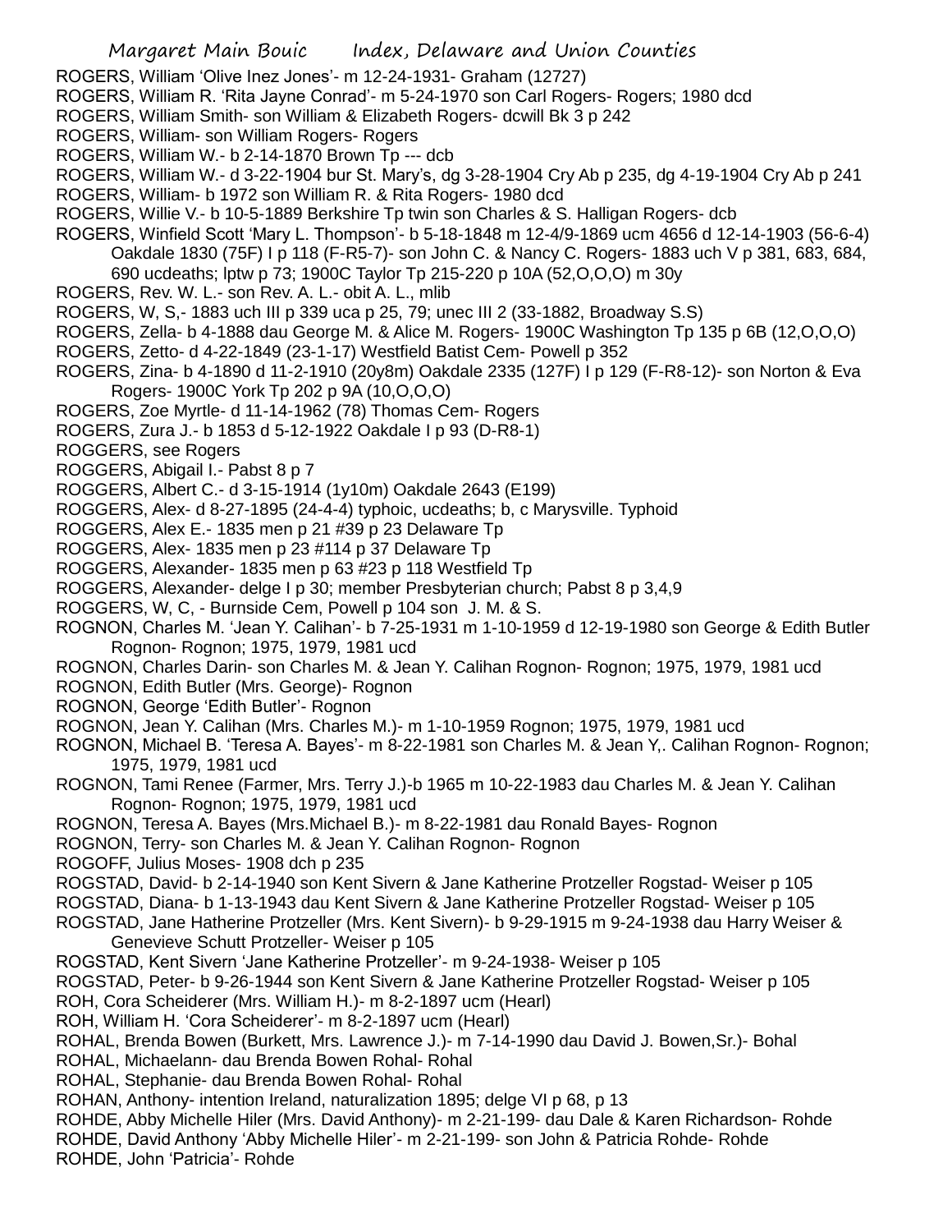ROGERS, William 'Olive Inez Jones'- m 12-24-1931- Graham (12727)
ROGERS, William R. 'Rita Jayne Conrad'- m 5-24-1970 son Carl Rogers- Rogers; 1980 dcd
ROGERS, William Smith- son William & Elizabeth Rogers- dcwill Bk 3 p 242
ROGERS, William- son William Rogers- Rogers
ROGERS, William W.- b 2-14-1870 Brown Tp --- dcb
ROGERS, William W.- d 3-22-1904 bur St. Mary's, dg 3-28-1904 Cry Ab p 235, dg 4-19-1904 Cry Ab p 241
ROGERS, William- b 1972 son William R. & Rita Rogers- 1980 dcd
ROGERS, Willie V.- b 10-5-1889 Berkshire Tp twin son Charles & S. Halligan Rogers- dcb
ROGERS, Winfield Scott 'Mary L. Thompson'- b 5-18-1848 m 12-4/9-1869 ucm 4656 d 12-14-1903 (56-6-4) Oakdale 1830 (75F) I p 118 (F-R5-7)- son John C. & Nancy C. Rogers- 1883 uch V p 381, 683, 684, 690 ucdeaths; lptw p 73; 1900C Taylor Tp 215-220 p 10A (52,O,O,O) m 30y
ROGERS, Rev. W. L.- son Rev. A. L.- obit A. L., mlib
ROGERS, W, S,- 1883 uch III p 339 uca p 25, 79; unec III 2 (33-1882, Broadway S.S)
ROGERS, Zella- b 4-1888 dau George M. & Alice M. Rogers- 1900C Washington Tp 135 p 6B (12,O,O,O)
ROGERS, Zetto- d 4-22-1849 (23-1-17) Westfield Batist Cem- Powell p 352
ROGERS, Zina- b 4-1890 d 11-2-1910 (20y8m) Oakdale 2335 (127F) I p 129 (F-R8-12)- son Norton & Eva Rogers- 1900C York Tp 202 p 9A (10,O,O,O)
ROGERS, Zoe Myrtle- d 11-14-1962 (78) Thomas Cem- Rogers
ROGERS, Zura J.- b 1853 d 5-12-1922 Oakdale I p 93 (D-R8-1)
ROGGERS, see Rogers
ROGGERS, Abigail I.- Pabst 8 p 7
ROGGERS, Albert C.- d 3-15-1914 (1y10m) Oakdale 2643 (E199)
ROGGERS, Alex- d 8-27-1895 (24-4-4) typhoic, ucdeaths; b, c Marysville. Typhoid
ROGGERS, Alex E.- 1835 men p 21 #39 p 23 Delaware Tp
ROGGERS, Alex- 1835 men p 23 #114 p 37 Delaware Tp
ROGGERS, Alexander- 1835 men p 63 #23 p 118 Westfield Tp
ROGGERS, Alexander- delge I p 30; member Presbyterian church; Pabst 8 p 3,4,9
ROGGERS, W, C, - Burnside Cem, Powell p 104 son J. M. & S.
ROGNON, Charles M. 'Jean Y. Calihan'- b 7-25-1931 m 1-10-1959 d 12-19-1980 son George & Edith Butler Rognon- Rognon; 1975, 1979, 1981 ucd
ROGNON, Charles Darin- son Charles M. & Jean Y. Calihan Rognon- Rognon; 1975, 1979, 1981 ucd
ROGNON, Edith Butler (Mrs. George)- Rognon
ROGNON, George 'Edith Butler'- Rognon
ROGNON, Jean Y. Calihan (Mrs. Charles M.)- m 1-10-1959 Rognon; 1975, 1979, 1981 ucd
ROGNON, Michael B. 'Teresa A. Bayes'- m 8-22-1981 son Charles M. & Jean Y,. Calihan Rognon- Rognon; 1975, 1979, 1981 ucd
ROGNON, Tami Renee (Farmer, Mrs. Terry J.)-b 1965 m 10-22-1983 dau Charles M. & Jean Y. Calihan Rognon- Rognon; 1975, 1979, 1981 ucd
ROGNON, Teresa A. Bayes (Mrs.Michael B.)- m 8-22-1981 dau Ronald Bayes- Rognon
ROGNON, Terry- son Charles M. & Jean Y. Calihan Rognon- Rognon
ROGOFF, Julius Moses- 1908 dch p 235
ROGSTAD, David- b 2-14-1940 son Kent Sivern & Jane Katherine Protzeller Rogstad- Weiser p 105
ROGSTAD, Diana- b 1-13-1943 dau Kent Sivern & Jane Katherine Protzeller Rogstad- Weiser p 105
ROGSTAD, Jane Hatherine Protzeller (Mrs. Kent Sivern)- b 9-29-1915 m 9-24-1938 dau Harry Weiser & Genevieve Schutt Protzeller- Weiser p 105
ROGSTAD, Kent Sivern 'Jane Katherine Protzeller'- m 9-24-1938- Weiser p 105
ROGSTAD, Peter- b 9-26-1944 son Kent Sivern & Jane Katherine Protzeller Rogstad- Weiser p 105
ROH, Cora Scheiderer (Mrs. William H.)- m 8-2-1897 ucm (Hearl)
ROH, William H. 'Cora Scheiderer'- m 8-2-1897 ucm (Hearl)
ROHAL, Brenda Bowen (Burkett, Mrs. Lawrence J.)- m 7-14-1990 dau David J. Bowen,Sr.)- Bohal
ROHAL, Michaelann- dau Brenda Bowen Rohal- Rohal
ROHAL, Stephanie- dau Brenda Bowen Rohal- Rohal
ROHAN, Anthony- intention Ireland, naturalization 1895; delge VI p 68, p 13
ROHDE, Abby Michelle Hiler (Mrs. David Anthony)- m 2-21-199- dau Dale & Karen Richardson- Rohde
ROHDE, David Anthony 'Abby Michelle Hiler'- m 2-21-199- son John & Patricia Rohde- Rohde
ROHDE, John 'Patricia'- Rohde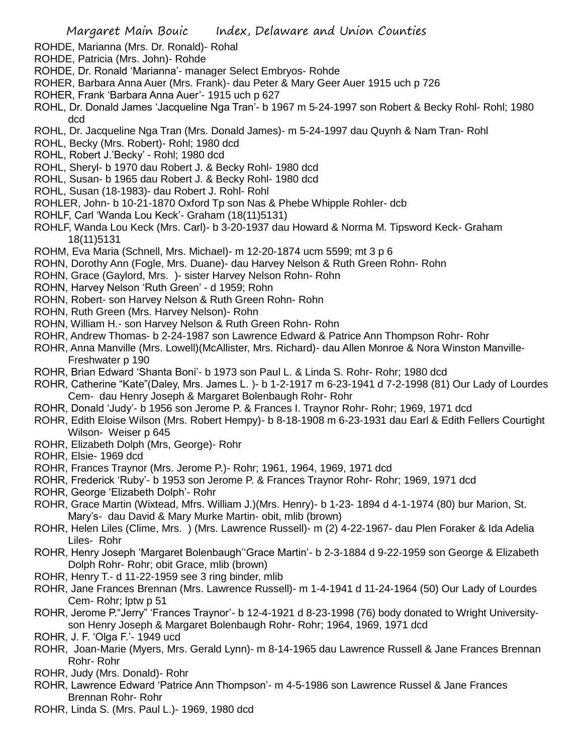ROHDE, Marianna (Mrs. Dr. Ronald)- Rohal

ROHDE, Patricia (Mrs. John)- Rohde

ROHDE, Dr. Ronald 'Marianna'- manager Select Embryos- Rohde

ROHER, Barbara Anna Auer (Mrs. Frank)- dau Peter & Mary Geer Auer 1915 uch p 726

ROHER, Frank 'Barbara Anna Auer'- 1915 uch p 627

ROHL, Dr. Donald James 'Jacqueline Nga Tran'- b 1967 m 5-24-1997 son Robert & Becky Rohl- Rohl; 1980 dcd

ROHL, Dr. Jacqueline Nga Tran (Mrs. Donald James)- m 5-24-1997 dau Quynh & Nam Tran- Rohl

ROHL, Becky (Mrs. Robert)- Rohl; 1980 dcd

ROHL, Robert J.'Becky' - Rohl; 1980 dcd

ROHL, Sheryl- b 1970 dau Robert J. & Becky Rohl- 1980 dcd

ROHL, Susan- b 1965 dau Robert J. & Becky Rohl- 1980 dcd

ROHL, Susan (18-1983)- dau Robert J. Rohl- Rohl

ROHLER, John- b 10-21-1870 Oxford Tp son Nas & Phebe Whipple Rohler- dcb

ROHLF, Carl 'Wanda Lou Keck'- Graham (18(11)5131)

ROHLF, Wanda Lou Keck (Mrs. Carl)- b 3-20-1937 dau Howard & Norma M. Tipsword Keck- Graham 18(11)5131

ROHM, Eva Maria (Schnell, Mrs. Michael)- m 12-20-1874 ucm 5599; mt 3 p 6

ROHN, Dorothy Ann (Fogle, Mrs. Duane)- dau Harvey Nelson & Ruth Green Rohn- Rohn

ROHN, Grace (Gaylord, Mrs. )- sister Harvey Nelson Rohn- Rohn

ROHN, Harvey Nelson 'Ruth Green' - d 1959; Rohn

ROHN, Robert- son Harvey Nelson & Ruth Green Rohn- Rohn

ROHN, Ruth Green (Mrs. Harvey Nelson)- Rohn

ROHN, William H.- son Harvey Nelson & Ruth Green Rohn- Rohn

ROHR, Andrew Thomas- b 2-24-1987 son Lawrence Edward & Patrice Ann Thompson Rohr- Rohr

ROHR, Anna Manville (Mrs. Lowell)(McAllister, Mrs. Richard)- dau Allen Monroe & Nora Winston Manville- Freshwater p 190

ROHR, Brian Edward 'Shanta Boni'- b 1973 son Paul L. & Linda S. Rohr- Rohr; 1980 dcd

ROHR, Catherine "Kate"(Daley, Mrs. James L. )- b 1-2-1917 m 6-23-1941 d 7-2-1998 (81) Our Lady of Lourdes Cem- dau Henry Joseph & Margaret Bolenbaugh Rohr- Rohr

ROHR, Donald 'Judy'- b 1956 son Jerome P. & Frances I. Traynor Rohr- Rohr; 1969, 1971 dcd

ROHR, Edith Eloise Wilson (Mrs. Robert Hempy)- b 8-18-1908 m 6-23-1931 dau Earl & Edith Fellers Courtight Wilson- Weiser p 645

ROHR, Elizabeth Dolph (Mrs, George)- Rohr

ROHR, Elsie- 1969 dcd

ROHR, Frances Traynor (Mrs. Jerome P.)- Rohr; 1961, 1964, 1969, 1971 dcd

ROHR, Frederick 'Ruby'- b 1953 son Jerome P. & Frances Traynor Rohr- Rohr; 1969, 1971 dcd

ROHR, George 'Elizabeth Dolph'- Rohr

ROHR, Grace Martin (Wixtead, Mfrs. William J.)(Mrs. Henry)- b 1-23- 1894 d 4-1-1974 (80) bur Marion, St. Mary's- dau David & Mary Murke Martin- obit, mlib (brown)

ROHR, Helen Liles (Clime, Mrs. ) (Mrs. Lawrence Russell)- m (2) 4-22-1967- dau Plen Foraker & Ida Adelia Liles- Rohr

ROHR, Henry Joseph 'Margaret Bolenbaugh''Grace Martin'- b 2-3-1884 d 9-22-1959 son George & Elizabeth Dolph Rohr- Rohr; obit Grace, mlib (brown)

ROHR, Henry T.- d 11-22-1959 see 3 ring binder, mlib

ROHR, Jane Frances Brennan (Mrs. Lawrence Russell)- m 1-4-1941 d 11-24-1964 (50) Our Lady of Lourdes Cem- Rohr; lptw p 51

ROHR, Jerome P."Jerry" 'Frances Traynor'- b 12-4-1921 d 8-23-1998 (76) body donated to Wright University- son Henry Joseph & Margaret Bolenbaugh Rohr- Rohr; 1964, 1969, 1971 dcd

ROHR, J. F. 'Olga F.'- 1949 ucd

ROHR, Joan-Marie (Myers, Mrs. Gerald Lynn)- m 8-14-1965 dau Lawrence Russell & Jane Frances Brennan Rohr- Rohr

ROHR, Judy (Mrs. Donald)- Rohr

ROHR, Lawrence Edward 'Patrice Ann Thompson'- m 4-5-1986 son Lawrence Russel & Jane Frances Brennan Rohr- Rohr

ROHR, Linda S. (Mrs. Paul L.)- 1969, 1980 dcd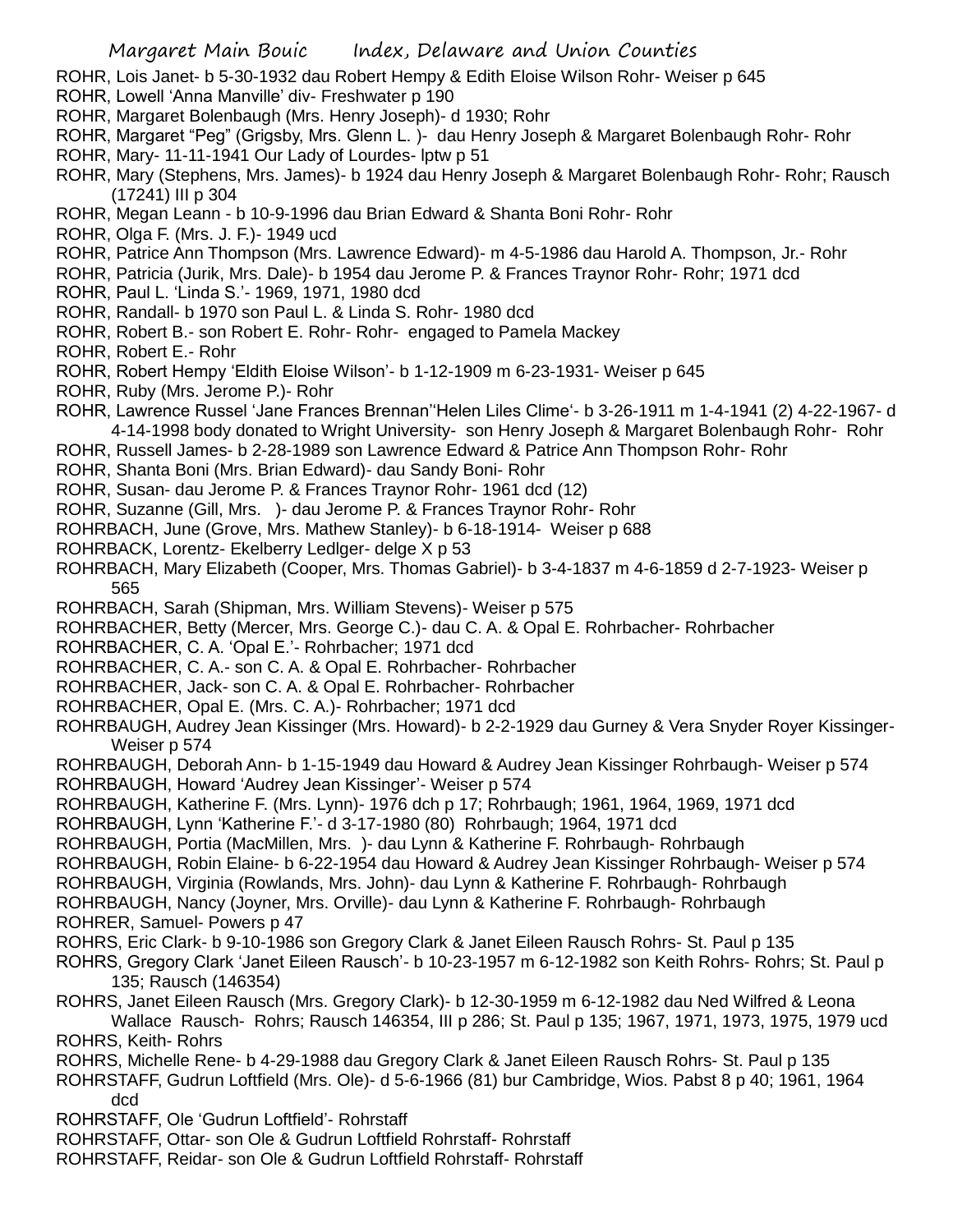ROHR, Lois Janet- b 5-30-1932 dau Robert Hempy & Edith Eloise Wilson Rohr- Weiser p 645
ROHR, Lowell 'Anna Manville' div- Freshwater p 190
ROHR, Margaret Bolenbaugh (Mrs. Henry Joseph)- d 1930; Rohr
ROHR, Margaret "Peg" (Grigsby, Mrs. Glenn L. )- dau Henry Joseph & Margaret Bolenbaugh Rohr- Rohr
ROHR, Mary- 11-11-1941 Our Lady of Lourdes- lptw p 51
ROHR, Mary (Stephens, Mrs. James)- b 1924 dau Henry Joseph & Margaret Bolenbaugh Rohr- Rohr; Rausch (17241) III p 304
ROHR, Megan Leann - b 10-9-1996 dau Brian Edward & Shanta Boni Rohr- Rohr
ROHR, Olga F. (Mrs. J. F.)- 1949 ucd
ROHR, Patrice Ann Thompson (Mrs. Lawrence Edward)- m 4-5-1986 dau Harold A. Thompson, Jr.- Rohr
ROHR, Patricia (Jurik, Mrs. Dale)- b 1954 dau Jerome P. & Frances Traynor Rohr- Rohr; 1971 dcd
ROHR, Paul L. 'Linda S.'- 1969, 1971, 1980 dcd
ROHR, Randall- b 1970 son Paul L. & Linda S. Rohr- 1980 dcd
ROHR, Robert B.- son Robert E. Rohr- Rohr- engaged to Pamela Mackey
ROHR, Robert E.- Rohr
ROHR, Robert Hempy 'Eldith Eloise Wilson'- b 1-12-1909 m 6-23-1931- Weiser p 645
ROHR, Ruby (Mrs. Jerome P.)- Rohr
ROHR, Lawrence Russel 'Jane Frances Brennan''Helen Liles Clime'- b 3-26-1911 m 1-4-1941 (2) 4-22-1967- d 4-14-1998 body donated to Wright University- son Henry Joseph & Margaret Bolenbaugh Rohr- Rohr
ROHR, Russell James- b 2-28-1989 son Lawrence Edward & Patrice Ann Thompson Rohr- Rohr
ROHR, Shanta Boni (Mrs. Brian Edward)- dau Sandy Boni- Rohr
ROHR, Susan- dau Jerome P. & Frances Traynor Rohr- 1961 dcd (12)
ROHR, Suzanne (Gill, Mrs. )- dau Jerome P. & Frances Traynor Rohr- Rohr
ROHRBACH, June (Grove, Mrs. Mathew Stanley)- b 6-18-1914- Weiser p 688
ROHRBACK, Lorentz- Ekelberry Ledlger- delge X p 53
ROHRBACH, Mary Elizabeth (Cooper, Mrs. Thomas Gabriel)- b 3-4-1837 m 4-6-1859 d 2-7-1923- Weiser p 565
ROHRBACH, Sarah (Shipman, Mrs. William Stevens)- Weiser p 575
ROHRBACHER, Betty (Mercer, Mrs. George C.)- dau C. A. & Opal E. Rohrbacher- Rohrbacher
ROHRBACHER, C. A. 'Opal E.'- Rohrbacher; 1971 dcd
ROHRBACHER, C. A.- son C. A. & Opal E. Rohrbacher- Rohrbacher
ROHRBACHER, Jack- son C. A. & Opal E. Rohrbacher- Rohrbacher
ROHRBACHER, Opal E. (Mrs. C. A.)- Rohrbacher; 1971 dcd
ROHRBAUGH, Audrey Jean Kissinger (Mrs. Howard)- b 2-2-1929 dau Gurney & Vera Snyder Royer Kissinger- Weiser p 574
ROHRBAUGH, Deborah Ann- b 1-15-1949 dau Howard & Audrey Jean Kissinger Rohrbaugh- Weiser p 574
ROHRBAUGH, Howard 'Audrey Jean Kissinger'- Weiser p 574
ROHRBAUGH, Katherine F. (Mrs. Lynn)- 1976 dch p 17; Rohrbaugh; 1961, 1964, 1969, 1971 dcd
ROHRBAUGH, Lynn 'Katherine F.'- d 3-17-1980 (80) Rohrbaugh; 1964, 1971 dcd
ROHRBAUGH, Portia (MacMillen, Mrs. )- dau Lynn & Katherine F. Rohrbaugh- Rohrbaugh
ROHRBAUGH, Robin Elaine- b 6-22-1954 dau Howard & Audrey Jean Kissinger Rohrbaugh- Weiser p 574
ROHRBAUGH, Virginia (Rowlands, Mrs. John)- dau Lynn & Katherine F. Rohrbaugh- Rohrbaugh
ROHRBAUGH, Nancy (Joyner, Mrs. Orville)- dau Lynn & Katherine F. Rohrbaugh- Rohrbaugh
ROHRER, Samuel- Powers p 47
ROHRS, Eric Clark- b 9-10-1986 son Gregory Clark & Janet Eileen Rausch Rohrs- St. Paul p 135
ROHRS, Gregory Clark 'Janet Eileen Rausch'- b 10-23-1957 m 6-12-1982 son Keith Rohrs- Rohrs; St. Paul p 135; Rausch (146354)
ROHRS, Janet Eileen Rausch (Mrs. Gregory Clark)- b 12-30-1959 m 6-12-1982 dau Ned Wilfred & Leona Wallace Rausch- Rohrs; Rausch 146354, III p 286; St. Paul p 135; 1967, 1971, 1973, 1975, 1979 ucd
ROHRS, Keith- Rohrs
ROHRS, Michelle Rene- b 4-29-1988 dau Gregory Clark & Janet Eileen Rausch Rohrs- St. Paul p 135
ROHRSTAFF, Gudrun Loftfield (Mrs. Ole)- d 5-6-1966 (81) bur Cambridge, Wios. Pabst 8 p 40; 1961, 1964 dcd
ROHRSTAFF, Ole 'Gudrun Loftfield'- Rohrstaff
ROHRSTAFF, Ottar- son Ole & Gudrun Loftfield Rohrstaff- Rohrstaff
ROHRSTAFF, Reidar- son Ole & Gudrun Loftfield Rohrstaff- Rohrstaff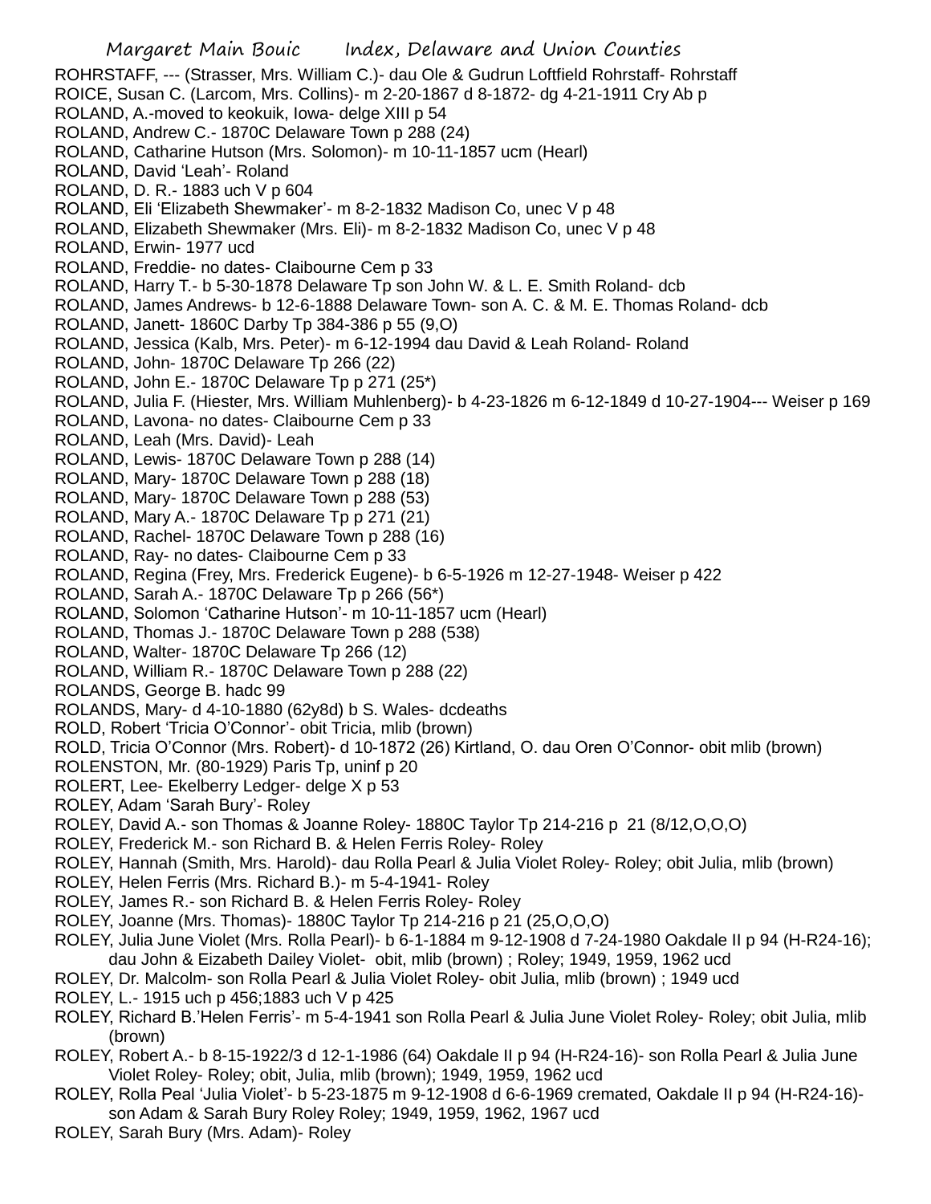ROHRSTAFF, --- (Strasser, Mrs. William C.)- dau Ole & Gudrun Loftfield Rohrstaff- Rohrstaff
ROICE, Susan C. (Larcom, Mrs. Collins)- m 2-20-1867 d 8-1872- dg 4-21-1911 Cry Ab p
ROLAND, A.-moved to keokuik, Iowa- delge XIII p 54
ROLAND, Andrew C.- 1870C Delaware Town p 288 (24)
ROLAND, Catharine Hutson (Mrs. Solomon)- m 10-11-1857 ucm (Hearl)
ROLAND, David 'Leah'- Roland
ROLAND, D. R.- 1883 uch V p 604
ROLAND, Eli 'Elizabeth Shewmaker'- m 8-2-1832 Madison Co, unec V p 48
ROLAND, Elizabeth Shewmaker (Mrs. Eli)- m 8-2-1832 Madison Co, unec V p 48
ROLAND, Erwin- 1977 ucd
ROLAND, Freddie- no dates- Claibourne Cem p 33
ROLAND, Harry T.- b 5-30-1878 Delaware Tp son John W. & L. E. Smith Roland- dcb
ROLAND, James Andrews- b 12-6-1888 Delaware Town- son A. C. & M. E. Thomas Roland- dcb
ROLAND, Janett- 1860C Darby Tp 384-386 p 55 (9,O)
ROLAND, Jessica (Kalb, Mrs. Peter)- m 6-12-1994 dau David & Leah Roland- Roland
ROLAND, John- 1870C Delaware Tp 266 (22)
ROLAND, John E.- 1870C Delaware Tp p 271 (25*)
ROLAND, Julia F. (Hiester, Mrs. William Muhlenberg)- b 4-23-1826 m 6-12-1849 d 10-27-1904--- Weiser p 169
ROLAND, Lavona- no dates- Claibourne Cem p 33
ROLAND, Leah (Mrs. David)- Leah
ROLAND, Lewis- 1870C Delaware Town p 288 (14)
ROLAND, Mary- 1870C Delaware Town p 288 (18)
ROLAND, Mary- 1870C Delaware Town p 288 (53)
ROLAND, Mary A.- 1870C Delaware Tp p 271 (21)
ROLAND, Rachel- 1870C Delaware Town p 288 (16)
ROLAND, Ray- no dates- Claibourne Cem p 33
ROLAND, Regina (Frey, Mrs. Frederick Eugene)- b 6-5-1926 m 12-27-1948- Weiser p 422
ROLAND, Sarah A.- 1870C Delaware Tp p 266 (56*)
ROLAND, Solomon 'Catharine Hutson'- m 10-11-1857 ucm (Hearl)
ROLAND, Thomas J.- 1870C Delaware Town p 288 (538)
ROLAND, Walter- 1870C Delaware Tp 266 (12)
ROLAND, William R.- 1870C Delaware Town p 288 (22)
ROLANDS, George B. hadc 99
ROLANDS, Mary- d 4-10-1880 (62y8d) b S. Wales- dcdeaths
ROLD, Robert 'Tricia O'Connor'- obit Tricia, mlib (brown)
ROLD, Tricia O'Connor (Mrs. Robert)- d 10-1872 (26) Kirtland, O. dau Oren O'Connor- obit mlib (brown)
ROLENSTON, Mr. (80-1929) Paris Tp, uninf p 20
ROLERT, Lee- Ekelberry Ledger- delge X p 53
ROLEY, Adam 'Sarah Bury'- Roley
ROLEY, David A.- son Thomas & Joanne Roley- 1880C Taylor Tp 214-216 p 21 (8/12,O,O,O)
ROLEY, Frederick M.- son Richard B. & Helen Ferris Roley- Roley
ROLEY, Hannah (Smith, Mrs. Harold)- dau Rolla Pearl & Julia Violet Roley- Roley; obit Julia, mlib (brown)
ROLEY, Helen Ferris (Mrs. Richard B.)- m 5-4-1941- Roley
ROLEY, James R.- son Richard B. & Helen Ferris Roley- Roley
ROLEY, Joanne (Mrs. Thomas)- 1880C Taylor Tp 214-216 p 21 (25,O,O,O)
ROLEY, Julia June Violet (Mrs. Rolla Pearl)- b 6-1-1884 m 9-12-1908 d 7-24-1980 Oakdale II p 94 (H-R24-16); dau John & Eizabeth Dailey Violet- obit, mlib (brown) ; Roley; 1949, 1959, 1962 ucd
ROLEY, Dr. Malcolm- son Rolla Pearl & Julia Violet Roley- obit Julia, mlib (brown) ; 1949 ucd
ROLEY, L.- 1915 uch p 456;1883 uch V p 425
ROLEY, Richard B.'Helen Ferris'- m 5-4-1941 son Rolla Pearl & Julia June Violet Roley- Roley; obit Julia, mlib (brown)
ROLEY, Robert A.- b 8-15-1922/3 d 12-1-1986 (64) Oakdale II p 94 (H-R24-16)- son Rolla Pearl & Julia June Violet Roley- Roley; obit, Julia, mlib (brown); 1949, 1959, 1962 ucd
ROLEY, Rolla Peal 'Julia Violet'- b 5-23-1875 m 9-12-1908 d 6-6-1969 cremated, Oakdale II p 94 (H-R24-16)- son Adam & Sarah Bury Roley Roley; 1949, 1959, 1962, 1967 ucd
ROLEY, Sarah Bury (Mrs. Adam)- Roley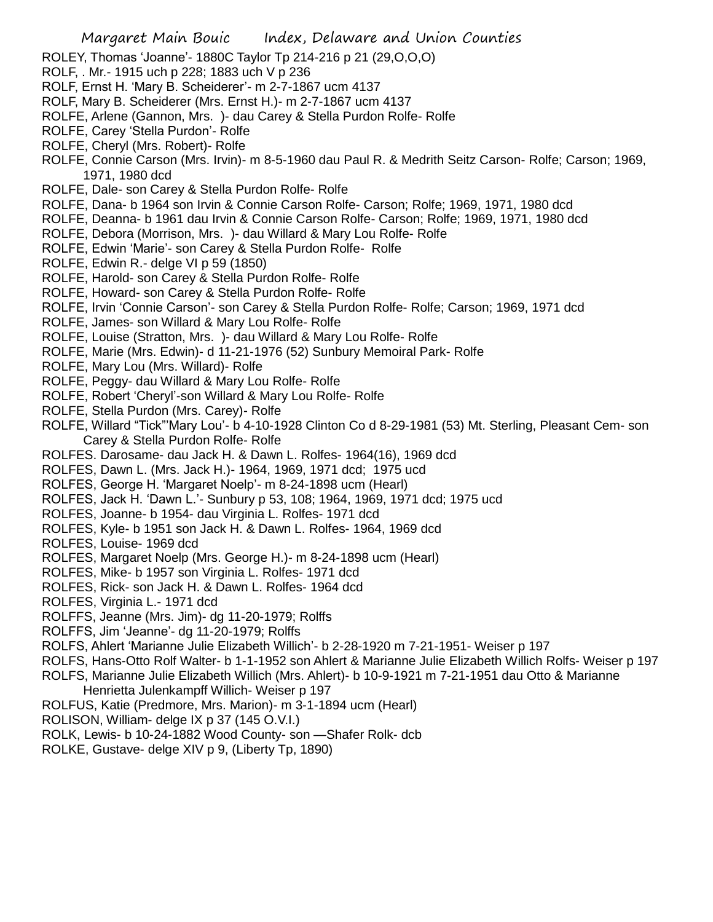ROLEY, Thomas 'Joanne'- 1880C Taylor Tp 214-216 p 21 (29,O,O,O)
ROLF, . Mr.- 1915 uch p 228; 1883 uch V p 236
ROLF, Ernst H. 'Mary B. Scheiderer'- m 2-7-1867 ucm 4137
ROLF, Mary B. Scheiderer (Mrs. Ernst H.)- m 2-7-1867 ucm 4137
ROLFE, Arlene (Gannon, Mrs. )- dau Carey & Stella Purdon Rolfe- Rolfe
ROLFE, Carey 'Stella Purdon'- Rolfe
ROLFE, Cheryl (Mrs. Robert)- Rolfe
ROLFE, Connie Carson (Mrs. Irvin)- m 8-5-1960 dau Paul R. & Medrith Seitz Carson- Rolfe; Carson; 1969, 1971, 1980 dcd
ROLFE, Dale- son Carey & Stella Purdon Rolfe- Rolfe
ROLFE, Dana- b 1964 son Irvin & Connie Carson Rolfe- Carson; Rolfe; 1969, 1971, 1980 dcd
ROLFE, Deanna- b 1961 dau Irvin & Connie Carson Rolfe- Carson; Rolfe; 1969, 1971, 1980 dcd
ROLFE, Debora (Morrison, Mrs. )- dau Willard & Mary Lou Rolfe- Rolfe
ROLFE, Edwin 'Marie'- son Carey & Stella Purdon Rolfe- Rolfe
ROLFE, Edwin R.- delge VI p 59 (1850)
ROLFE, Harold- son Carey & Stella Purdon Rolfe- Rolfe
ROLFE, Howard- son Carey & Stella Purdon Rolfe- Rolfe
ROLFE, Irvin 'Connie Carson'- son Carey & Stella Purdon Rolfe- Rolfe; Carson; 1969, 1971 dcd
ROLFE, James- son Willard & Mary Lou Rolfe- Rolfe
ROLFE, Louise (Stratton, Mrs. )- dau Willard & Mary Lou Rolfe- Rolfe
ROLFE, Marie (Mrs. Edwin)- d 11-21-1976 (52) Sunbury Memoiral Park- Rolfe
ROLFE, Mary Lou (Mrs. Willard)- Rolfe
ROLFE, Peggy- dau Willard & Mary Lou Rolfe- Rolfe
ROLFE, Robert 'Cheryl'-son Willard & Mary Lou Rolfe- Rolfe
ROLFE, Stella Purdon (Mrs. Carey)- Rolfe
ROLFE, Willard "Tick"'Mary Lou'- b 4-10-1928 Clinton Co d 8-29-1981 (53) Mt. Sterling, Pleasant Cem- son Carey & Stella Purdon Rolfe- Rolfe
ROLFES. Darosame- dau Jack H. & Dawn L. Rolfes- 1964(16), 1969 dcd
ROLFES, Dawn L. (Mrs. Jack H.)- 1964, 1969, 1971 dcd; 1975 ucd
ROLFES, George H. 'Margaret Noelp'- m 8-24-1898 ucm (Hearl)
ROLFES, Jack H. 'Dawn L.'- Sunbury p 53, 108; 1964, 1969, 1971 dcd; 1975 ucd
ROLFES, Joanne- b 1954- dau Virginia L. Rolfes- 1971 dcd
ROLFES, Kyle- b 1951 son Jack H. & Dawn L. Rolfes- 1964, 1969 dcd
ROLFES, Louise- 1969 dcd
ROLFES, Margaret Noelp (Mrs. George H.)- m 8-24-1898 ucm (Hearl)
ROLFES, Mike- b 1957 son Virginia L. Rolfes- 1971 dcd
ROLFES, Rick- son Jack H. & Dawn L. Rolfes- 1964 dcd
ROLFES, Virginia L.- 1971 dcd
ROLFFS, Jeanne (Mrs. Jim)- dg 11-20-1979; Rolffs
ROLFFS, Jim 'Jeanne'- dg 11-20-1979; Rolffs
ROLFS, Ahlert 'Marianne Julie Elizabeth Willich'- b 2-28-1920 m 7-21-1951- Weiser p 197
ROLFS, Hans-Otto Rolf Walter- b 1-1-1952 son Ahlert & Marianne Julie Elizabeth Willich Rolfs- Weiser p 197
ROLFS, Marianne Julie Elizabeth Willich (Mrs. Ahlert)- b 10-9-1921 m 7-21-1951 dau Otto & Marianne Henrietta Julenkampff Willich- Weiser p 197
ROLFUS, Katie (Predmore, Mrs. Marion)- m 3-1-1894 ucm (Hearl)
ROLISON, William- delge IX p 37 (145 O.V.I.)
ROLK, Lewis- b 10-24-1882 Wood County- son —Shafer Rolk- dcb
ROLKE, Gustave- delge XIV p 9, (Liberty Tp, 1890)